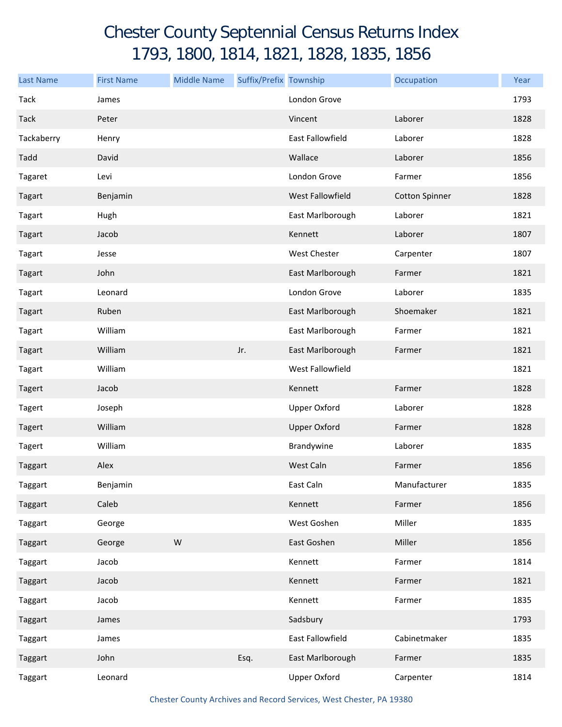# Chester County Septennial Census Returns Index
# 1793, 1800, 1814, 1821, 1828, 1835, 1856

| Last Name | First Name | Middle Name | Suffix/Prefix | Township | Occupation | Year |
|---|---|---|---|---|---|---|
| Tack | James | | | London Grove | | 1793 |
| Tack | Peter | | | Vincent | Laborer | 1828 |
| Tackaberry | Henry | | | East Fallowfield | Laborer | 1828 |
| Tadd | David | | | Wallace | Laborer | 1856 |
| Tagaret | Levi | | | London Grove | Farmer | 1856 |
| Tagart | Benjamin | | | West Fallowfield | Cotton Spinner | 1828 |
| Tagart | Hugh | | | East Marlborough | Laborer | 1821 |
| Tagart | Jacob | | | Kennett | Laborer | 1807 |
| Tagart | Jesse | | | West Chester | Carpenter | 1807 |
| Tagart | John | | | East Marlborough | Farmer | 1821 |
| Tagart | Leonard | | | London Grove | Laborer | 1835 |
| Tagart | Ruben | | | East Marlborough | Shoemaker | 1821 |
| Tagart | William | | | East Marlborough | Farmer | 1821 |
| Tagart | William | | Jr. | East Marlborough | Farmer | 1821 |
| Tagart | William | | | West Fallowfield | | 1821 |
| Tagert | Jacob | | | Kennett | Farmer | 1828 |
| Tagert | Joseph | | | Upper Oxford | Laborer | 1828 |
| Tagert | William | | | Upper Oxford | Farmer | 1828 |
| Tagert | William | | | Brandywine | Laborer | 1835 |
| Taggart | Alex | | | West Caln | Farmer | 1856 |
| Taggart | Benjamin | | | East Caln | Manufacturer | 1835 |
| Taggart | Caleb | | | Kennett | Farmer | 1856 |
| Taggart | George | | | West Goshen | Miller | 1835 |
| Taggart | George | W | | East Goshen | Miller | 1856 |
| Taggart | Jacob | | | Kennett | Farmer | 1814 |
| Taggart | Jacob | | | Kennett | Farmer | 1821 |
| Taggart | Jacob | | | Kennett | Farmer | 1835 |
| Taggart | James | | | Sadsbury | | 1793 |
| Taggart | James | | | East Fallowfield | Cabinetmaker | 1835 |
| Taggart | John | | Esq. | East Marlborough | Farmer | 1835 |
| Taggart | Leonard | | | Upper Oxford | Carpenter | 1814 |

Chester County Archives and Record Services, West Chester, PA 19380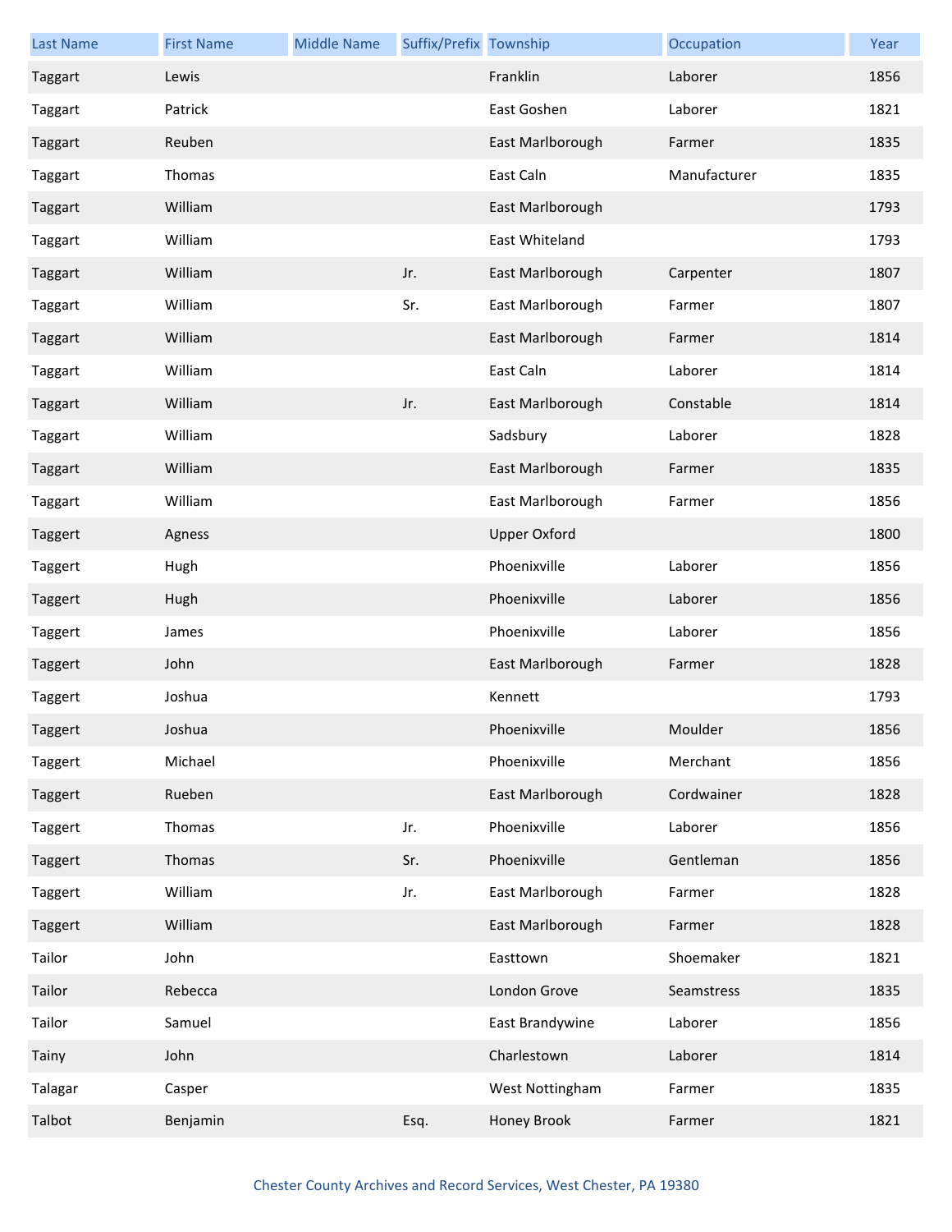| Last Name | First Name | Middle Name | Suffix/Prefix | Township | Occupation | Year |
|---|---|---|---|---|---|---|
| Taggart | Lewis | | | Franklin | Laborer | 1856 |
| Taggart | Patrick | | | East Goshen | Laborer | 1821 |
| Taggart | Reuben | | | East Marlborough | Farmer | 1835 |
| Taggart | Thomas | | | East Caln | Manufacturer | 1835 |
| Taggart | William | | | East Marlborough | | 1793 |
| Taggart | William | | | East Whiteland | | 1793 |
| Taggart | William | | Jr. | East Marlborough | Carpenter | 1807 |
| Taggart | William | | Sr. | East Marlborough | Farmer | 1807 |
| Taggart | William | | | East Marlborough | Farmer | 1814 |
| Taggart | William | | | East Caln | Laborer | 1814 |
| Taggart | William | | Jr. | East Marlborough | Constable | 1814 |
| Taggart | William | | | Sadsbury | Laborer | 1828 |
| Taggart | William | | | East Marlborough | Farmer | 1835 |
| Taggart | William | | | East Marlborough | Farmer | 1856 |
| Taggert | Agness | | | Upper Oxford | | 1800 |
| Taggert | Hugh | | | Phoenixville | Laborer | 1856 |
| Taggert | Hugh | | | Phoenixville | Laborer | 1856 |
| Taggert | James | | | Phoenixville | Laborer | 1856 |
| Taggert | John | | | East Marlborough | Farmer | 1828 |
| Taggert | Joshua | | | Kennett | | 1793 |
| Taggert | Joshua | | | Phoenixville | Moulder | 1856 |
| Taggert | Michael | | | Phoenixville | Merchant | 1856 |
| Taggert | Rueben | | | East Marlborough | Cordwainer | 1828 |
| Taggert | Thomas | | Jr. | Phoenixville | Laborer | 1856 |
| Taggert | Thomas | | Sr. | Phoenixville | Gentleman | 1856 |
| Taggert | William | | Jr. | East Marlborough | Farmer | 1828 |
| Taggert | William | | | East Marlborough | Farmer | 1828 |
| Tailor | John | | | Easttown | Shoemaker | 1821 |
| Tailor | Rebecca | | | London Grove | Seamstress | 1835 |
| Tailor | Samuel | | | East Brandywine | Laborer | 1856 |
| Tainy | John | | | Charlestown | Laborer | 1814 |
| Talagar | Casper | | | West Nottingham | Farmer | 1835 |
| Talbot | Benjamin | | Esq. | Honey Brook | Farmer | 1821 |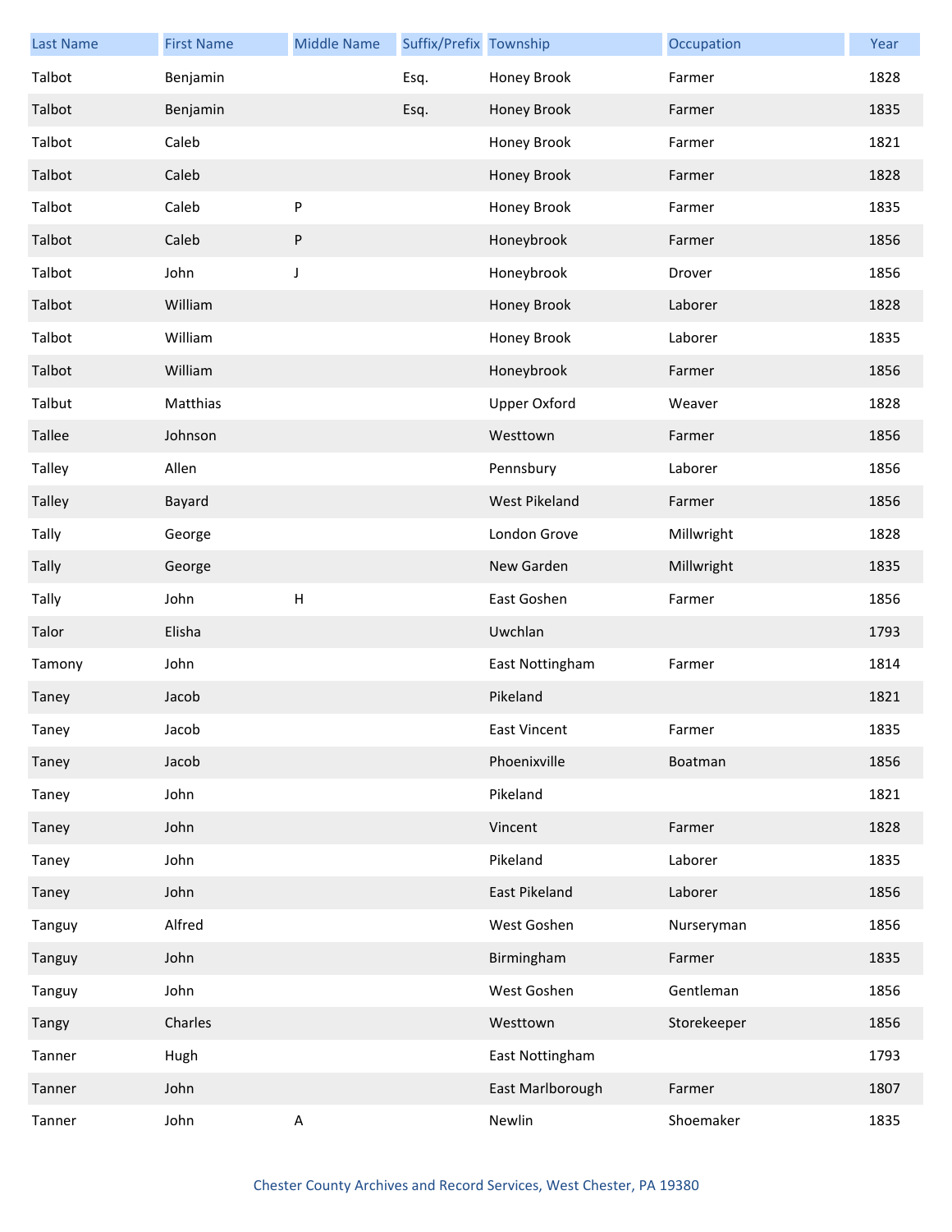| Last Name | First Name | Middle Name | Suffix/Prefix | Township | Occupation | Year |
|---|---|---|---|---|---|---|
| Talbot | Benjamin | | Esq. | Honey Brook | Farmer | 1828 |
| Talbot | Benjamin | | Esq. | Honey Brook | Farmer | 1835 |
| Talbot | Caleb | | | Honey Brook | Farmer | 1821 |
| Talbot | Caleb | | | Honey Brook | Farmer | 1828 |
| Talbot | Caleb | P | | Honey Brook | Farmer | 1835 |
| Talbot | Caleb | P | | Honeybrook | Farmer | 1856 |
| Talbot | John | J | | Honeybrook | Drover | 1856 |
| Talbot | William | | | Honey Brook | Laborer | 1828 |
| Talbot | William | | | Honey Brook | Laborer | 1835 |
| Talbot | William | | | Honeybrook | Farmer | 1856 |
| Talbut | Matthias | | | Upper Oxford | Weaver | 1828 |
| Tallee | Johnson | | | Westtown | Farmer | 1856 |
| Talley | Allen | | | Pennsbury | Laborer | 1856 |
| Talley | Bayard | | | West Pikeland | Farmer | 1856 |
| Tally | George | | | London Grove | Millwright | 1828 |
| Tally | George | | | New Garden | Millwright | 1835 |
| Tally | John | H | | East Goshen | Farmer | 1856 |
| Talor | Elisha | | | Uwchlan | | 1793 |
| Tamony | John | | | East Nottingham | Farmer | 1814 |
| Taney | Jacob | | | Pikeland | | 1821 |
| Taney | Jacob | | | East Vincent | Farmer | 1835 |
| Taney | Jacob | | | Phoenixville | Boatman | 1856 |
| Taney | John | | | Pikeland | | 1821 |
| Taney | John | | | Vincent | Farmer | 1828 |
| Taney | John | | | Pikeland | Laborer | 1835 |
| Taney | John | | | East Pikeland | Laborer | 1856 |
| Tanguy | Alfred | | | West Goshen | Nurseryman | 1856 |
| Tanguy | John | | | Birmingham | Farmer | 1835 |
| Tanguy | John | | | West Goshen | Gentleman | 1856 |
| Tangy | Charles | | | Westtown | Storekeeper | 1856 |
| Tanner | Hugh | | | East Nottingham | | 1793 |
| Tanner | John | | | East Marlborough | Farmer | 1807 |
| Tanner | John | A | | Newlin | Shoemaker | 1835 |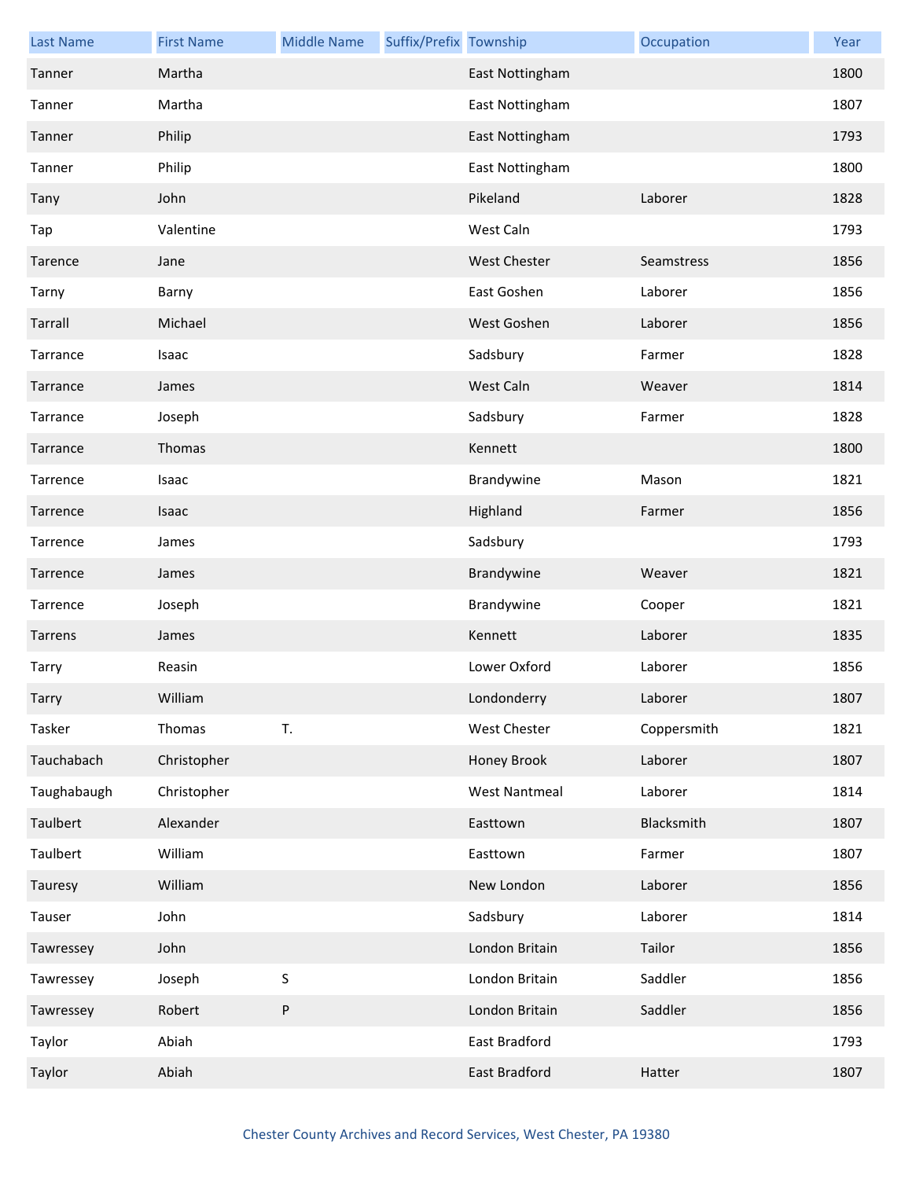| Last Name | First Name | Middle Name | Suffix/Prefix | Township | Occupation | Year |
| --- | --- | --- | --- | --- | --- | --- |
| Tanner | Martha | | | East Nottingham | | 1800 |
| Tanner | Martha | | | East Nottingham | | 1807 |
| Tanner | Philip | | | East Nottingham | | 1793 |
| Tanner | Philip | | | East Nottingham | | 1800 |
| Tany | John | | | Pikeland | Laborer | 1828 |
| Tap | Valentine | | | West Caln | | 1793 |
| Tarence | Jane | | | West Chester | Seamstress | 1856 |
| Tarny | Barny | | | East Goshen | Laborer | 1856 |
| Tarrall | Michael | | | West Goshen | Laborer | 1856 |
| Tarrance | Isaac | | | Sadsbury | Farmer | 1828 |
| Tarrance | James | | | West Caln | Weaver | 1814 |
| Tarrance | Joseph | | | Sadsbury | Farmer | 1828 |
| Tarrance | Thomas | | | Kennett | | 1800 |
| Tarrence | Isaac | | | Brandywine | Mason | 1821 |
| Tarrence | Isaac | | | Highland | Farmer | 1856 |
| Tarrence | James | | | Sadsbury | | 1793 |
| Tarrence | James | | | Brandywine | Weaver | 1821 |
| Tarrence | Joseph | | | Brandywine | Cooper | 1821 |
| Tarrens | James | | | Kennett | Laborer | 1835 |
| Tarry | Reasin | | | Lower Oxford | Laborer | 1856 |
| Tarry | William | | | Londonderry | Laborer | 1807 |
| Tasker | Thomas | T. | | West Chester | Coppersmith | 1821 |
| Tauchabach | Christopher | | | Honey Brook | Laborer | 1807 |
| Taughabaugh | Christopher | | | West Nantmeal | Laborer | 1814 |
| Taulbert | Alexander | | | Easttown | Blacksmith | 1807 |
| Taulbert | William | | | Easttown | Farmer | 1807 |
| Tauresy | William | | | New London | Laborer | 1856 |
| Tauser | John | | | Sadsbury | Laborer | 1814 |
| Tawressey | John | | | London Britain | Tailor | 1856 |
| Tawressey | Joseph | S | | London Britain | Saddler | 1856 |
| Tawressey | Robert | P | | London Britain | Saddler | 1856 |
| Taylor | Abiah | | | East Bradford | | 1793 |
| Taylor | Abiah | | | East Bradford | Hatter | 1807 |

Chester County Archives and Record Services, West Chester, PA 19380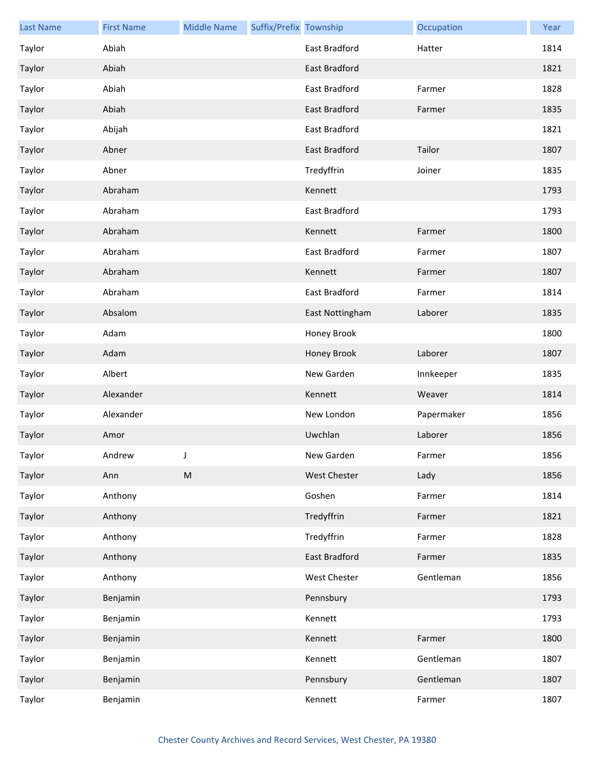| Last Name | First Name | Middle Name | Suffix/Prefix | Township | Occupation | Year |
|---|---|---|---|---|---|---|
| Taylor | Abiah | | | East Bradford | Hatter | 1814 |
| Taylor | Abiah | | | East Bradford | | 1821 |
| Taylor | Abiah | | | East Bradford | Farmer | 1828 |
| Taylor | Abiah | | | East Bradford | Farmer | 1835 |
| Taylor | Abijah | | | East Bradford | | 1821 |
| Taylor | Abner | | | East Bradford | Tailor | 1807 |
| Taylor | Abner | | | Tredyffrin | Joiner | 1835 |
| Taylor | Abraham | | | Kennett | | 1793 |
| Taylor | Abraham | | | East Bradford | | 1793 |
| Taylor | Abraham | | | Kennett | Farmer | 1800 |
| Taylor | Abraham | | | East Bradford | Farmer | 1807 |
| Taylor | Abraham | | | Kennett | Farmer | 1807 |
| Taylor | Abraham | | | East Bradford | Farmer | 1814 |
| Taylor | Absalom | | | East Nottingham | Laborer | 1835 |
| Taylor | Adam | | | Honey Brook | | 1800 |
| Taylor | Adam | | | Honey Brook | Laborer | 1807 |
| Taylor | Albert | | | New Garden | Innkeeper | 1835 |
| Taylor | Alexander | | | Kennett | Weaver | 1814 |
| Taylor | Alexander | | | New London | Papermaker | 1856 |
| Taylor | Amor | | | Uwchlan | Laborer | 1856 |
| Taylor | Andrew | J | | New Garden | Farmer | 1856 |
| Taylor | Ann | M | | West Chester | Lady | 1856 |
| Taylor | Anthony | | | Goshen | Farmer | 1814 |
| Taylor | Anthony | | | Tredyffrin | Farmer | 1821 |
| Taylor | Anthony | | | Tredyffrin | Farmer | 1828 |
| Taylor | Anthony | | | East Bradford | Farmer | 1835 |
| Taylor | Anthony | | | West Chester | Gentleman | 1856 |
| Taylor | Benjamin | | | Pennsbury | | 1793 |
| Taylor | Benjamin | | | Kennett | | 1793 |
| Taylor | Benjamin | | | Kennett | Farmer | 1800 |
| Taylor | Benjamin | | | Kennett | Gentleman | 1807 |
| Taylor | Benjamin | | | Pennsbury | Gentleman | 1807 |
| Taylor | Benjamin | | | Kennett | Farmer | 1807 |

Chester County Archives and Record Services, West Chester, PA 19380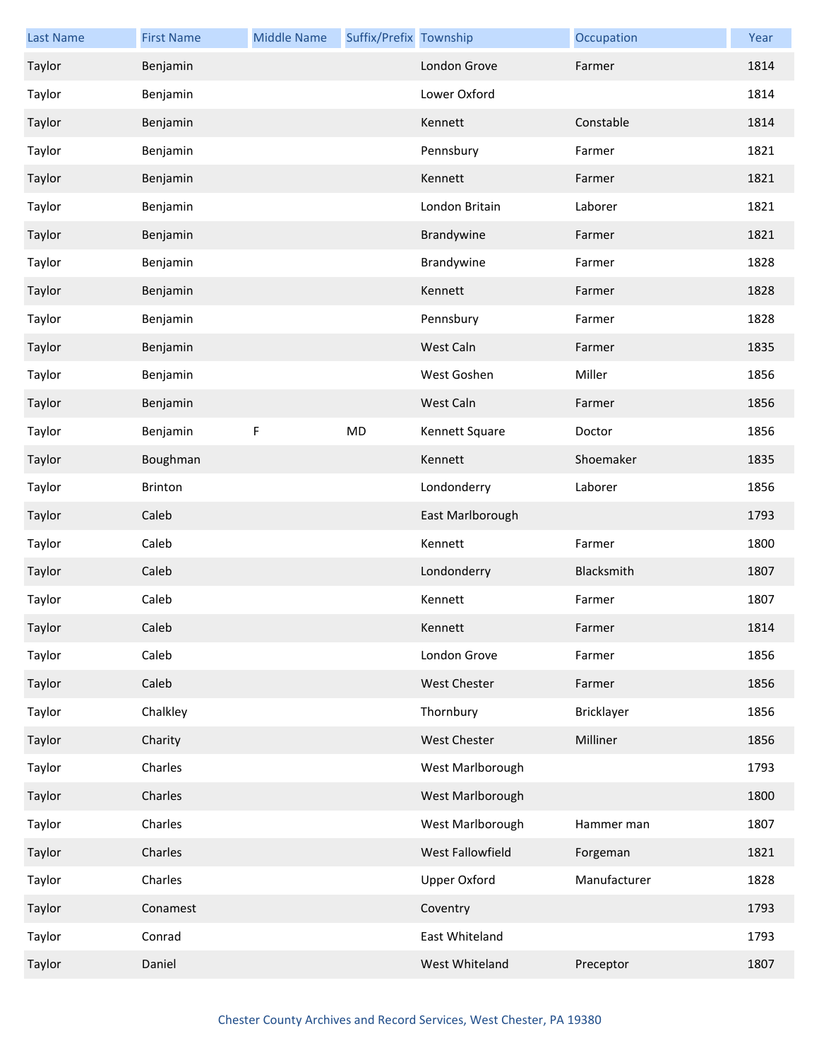| Last Name | First Name | Middle Name | Suffix/Prefix | Township | Occupation | Year |
|---|---|---|---|---|---|---|
| Taylor | Benjamin | | | London Grove | Farmer | 1814 |
| Taylor | Benjamin | | | Lower Oxford | | 1814 |
| Taylor | Benjamin | | | Kennett | Constable | 1814 |
| Taylor | Benjamin | | | Pennsbury | Farmer | 1821 |
| Taylor | Benjamin | | | Kennett | Farmer | 1821 |
| Taylor | Benjamin | | | London Britain | Laborer | 1821 |
| Taylor | Benjamin | | | Brandywine | Farmer | 1821 |
| Taylor | Benjamin | | | Brandywine | Farmer | 1828 |
| Taylor | Benjamin | | | Kennett | Farmer | 1828 |
| Taylor | Benjamin | | | Pennsbury | Farmer | 1828 |
| Taylor | Benjamin | | | West Caln | Farmer | 1835 |
| Taylor | Benjamin | | | West Goshen | Miller | 1856 |
| Taylor | Benjamin | | | West Caln | Farmer | 1856 |
| Taylor | Benjamin | F | MD | Kennett Square | Doctor | 1856 |
| Taylor | Boughman | | | Kennett | Shoemaker | 1835 |
| Taylor | Brinton | | | Londonderry | Laborer | 1856 |
| Taylor | Caleb | | | East Marlborough | | 1793 |
| Taylor | Caleb | | | Kennett | Farmer | 1800 |
| Taylor | Caleb | | | Londonderry | Blacksmith | 1807 |
| Taylor | Caleb | | | Kennett | Farmer | 1807 |
| Taylor | Caleb | | | Kennett | Farmer | 1814 |
| Taylor | Caleb | | | London Grove | Farmer | 1856 |
| Taylor | Caleb | | | West Chester | Farmer | 1856 |
| Taylor | Chalkley | | | Thornbury | Bricklayer | 1856 |
| Taylor | Charity | | | West Chester | Milliner | 1856 |
| Taylor | Charles | | | West Marlborough | | 1793 |
| Taylor | Charles | | | West Marlborough | | 1800 |
| Taylor | Charles | | | West Marlborough | Hammer man | 1807 |
| Taylor | Charles | | | West Fallowfield | Forgeman | 1821 |
| Taylor | Charles | | | Upper Oxford | Manufacturer | 1828 |
| Taylor | Conamest | | | Coventry | | 1793 |
| Taylor | Conrad | | | East Whiteland | | 1793 |
| Taylor | Daniel | | | West Whiteland | Preceptor | 1807 |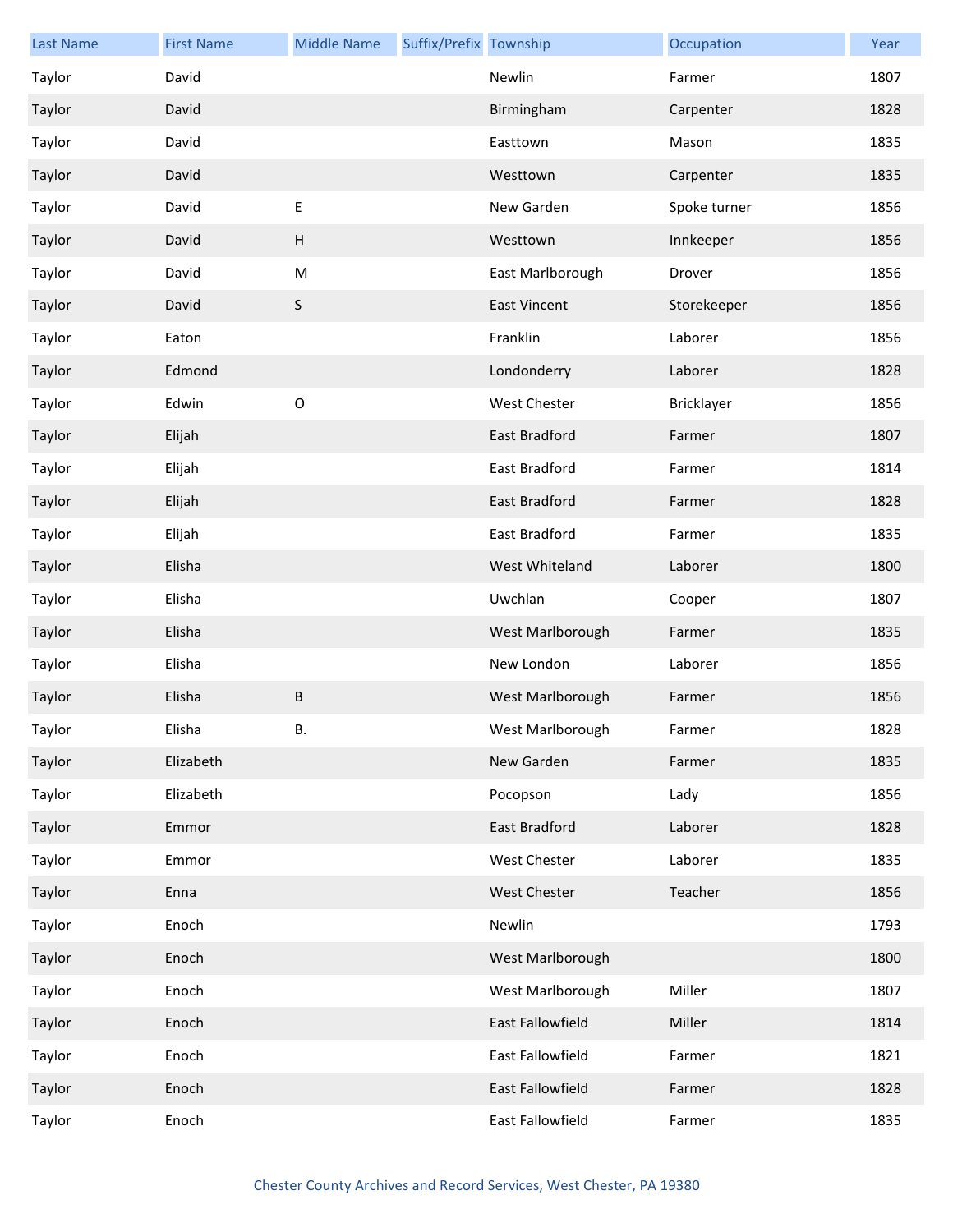| Last Name | First Name | Middle Name | Suffix/Prefix | Township | Occupation | Year |
| --- | --- | --- | --- | --- | --- | --- |
| Taylor | David | | | Newlin | Farmer | 1807 |
| Taylor | David | | | Birmingham | Carpenter | 1828 |
| Taylor | David | | | Easttown | Mason | 1835 |
| Taylor | David | | | Westtown | Carpenter | 1835 |
| Taylor | David | E | | New Garden | Spoke turner | 1856 |
| Taylor | David | H | | Westtown | Innkeeper | 1856 |
| Taylor | David | M | | East Marlborough | Drover | 1856 |
| Taylor | David | S | | East Vincent | Storekeeper | 1856 |
| Taylor | Eaton | | | Franklin | Laborer | 1856 |
| Taylor | Edmond | | | Londonderry | Laborer | 1828 |
| Taylor | Edwin | O | | West Chester | Bricklayer | 1856 |
| Taylor | Elijah | | | East Bradford | Farmer | 1807 |
| Taylor | Elijah | | | East Bradford | Farmer | 1814 |
| Taylor | Elijah | | | East Bradford | Farmer | 1828 |
| Taylor | Elijah | | | East Bradford | Farmer | 1835 |
| Taylor | Elisha | | | West Whiteland | Laborer | 1800 |
| Taylor | Elisha | | | Uwchlan | Cooper | 1807 |
| Taylor | Elisha | | | West Marlborough | Farmer | 1835 |
| Taylor | Elisha | | | New London | Laborer | 1856 |
| Taylor | Elisha | B | | West Marlborough | Farmer | 1856 |
| Taylor | Elisha | B. | | West Marlborough | Farmer | 1828 |
| Taylor | Elizabeth | | | New Garden | Farmer | 1835 |
| Taylor | Elizabeth | | | Pocopson | Lady | 1856 |
| Taylor | Emmor | | | East Bradford | Laborer | 1828 |
| Taylor | Emmor | | | West Chester | Laborer | 1835 |
| Taylor | Enna | | | West Chester | Teacher | 1856 |
| Taylor | Enoch | | | Newlin | | 1793 |
| Taylor | Enoch | | | West Marlborough | | 1800 |
| Taylor | Enoch | | | West Marlborough | Miller | 1807 |
| Taylor | Enoch | | | East Fallowfield | Miller | 1814 |
| Taylor | Enoch | | | East Fallowfield | Farmer | 1821 |
| Taylor | Enoch | | | East Fallowfield | Farmer | 1828 |
| Taylor | Enoch | | | East Fallowfield | Farmer | 1835 |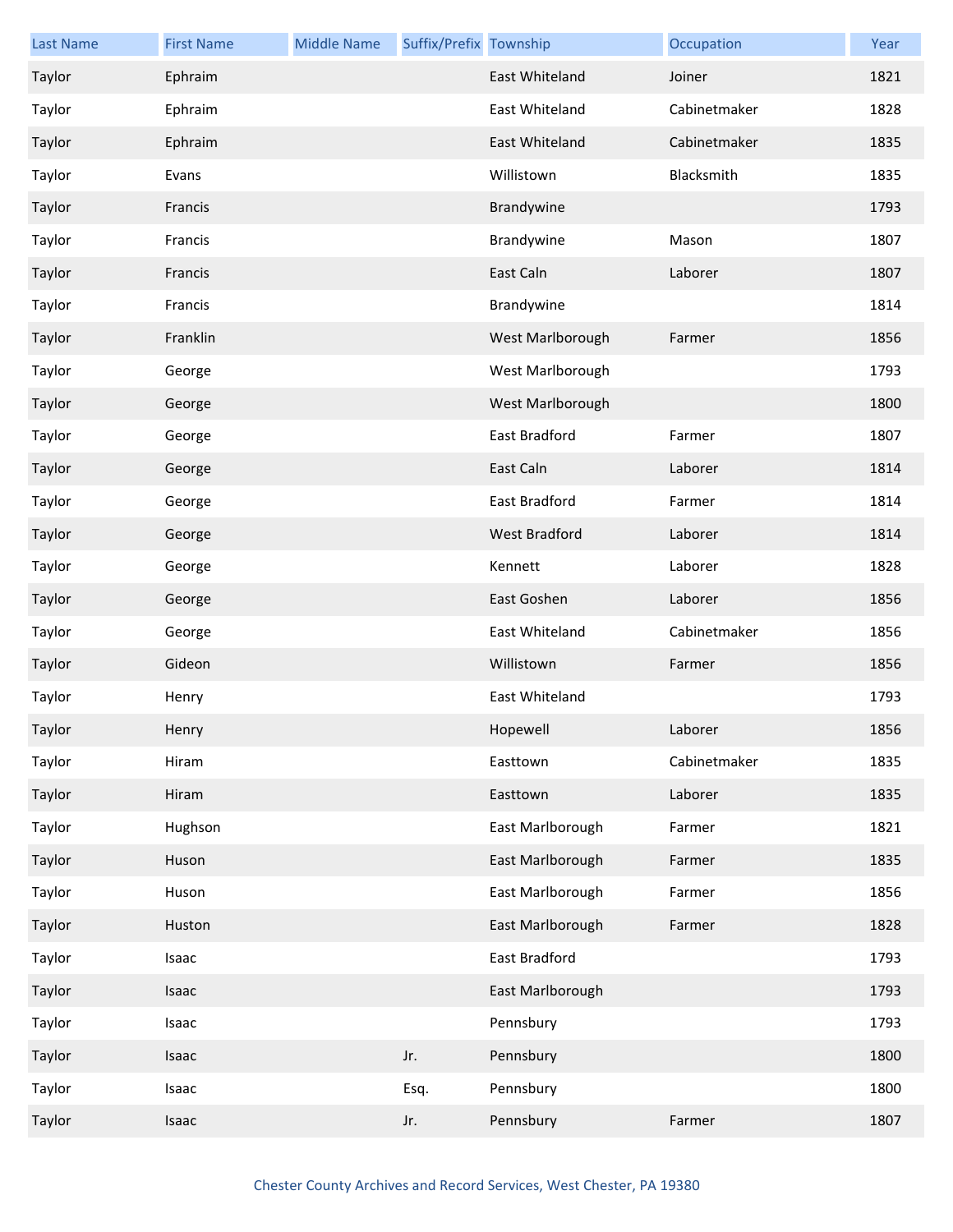| Last Name | First Name | Middle Name | Suffix/Prefix | Township | Occupation | Year |
|---|---|---|---|---|---|---|
| Taylor | Ephraim | | | East Whiteland | Joiner | 1821 |
| Taylor | Ephraim | | | East Whiteland | Cabinetmaker | 1828 |
| Taylor | Ephraim | | | East Whiteland | Cabinetmaker | 1835 |
| Taylor | Evans | | | Willistown | Blacksmith | 1835 |
| Taylor | Francis | | | Brandywine | | 1793 |
| Taylor | Francis | | | Brandywine | Mason | 1807 |
| Taylor | Francis | | | East Caln | Laborer | 1807 |
| Taylor | Francis | | | Brandywine | | 1814 |
| Taylor | Franklin | | | West Marlborough | Farmer | 1856 |
| Taylor | George | | | West Marlborough | | 1793 |
| Taylor | George | | | West Marlborough | | 1800 |
| Taylor | George | | | East Bradford | Farmer | 1807 |
| Taylor | George | | | East Caln | Laborer | 1814 |
| Taylor | George | | | East Bradford | Farmer | 1814 |
| Taylor | George | | | West Bradford | Laborer | 1814 |
| Taylor | George | | | Kennett | Laborer | 1828 |
| Taylor | George | | | East Goshen | Laborer | 1856 |
| Taylor | George | | | East Whiteland | Cabinetmaker | 1856 |
| Taylor | Gideon | | | Willistown | Farmer | 1856 |
| Taylor | Henry | | | East Whiteland | | 1793 |
| Taylor | Henry | | | Hopewell | Laborer | 1856 |
| Taylor | Hiram | | | Easttown | Cabinetmaker | 1835 |
| Taylor | Hiram | | | Easttown | Laborer | 1835 |
| Taylor | Hughson | | | East Marlborough | Farmer | 1821 |
| Taylor | Huson | | | East Marlborough | Farmer | 1835 |
| Taylor | Huson | | | East Marlborough | Farmer | 1856 |
| Taylor | Huston | | | East Marlborough | Farmer | 1828 |
| Taylor | Isaac | | | East Bradford | | 1793 |
| Taylor | Isaac | | | East Marlborough | | 1793 |
| Taylor | Isaac | | | Pennsbury | | 1793 |
| Taylor | Isaac | | Jr. | Pennsbury | | 1800 |
| Taylor | Isaac | | Esq. | Pennsbury | | 1800 |
| Taylor | Isaac | | Jr. | Pennsbury | Farmer | 1807 |

Chester County Archives and Record Services, West Chester, PA 19380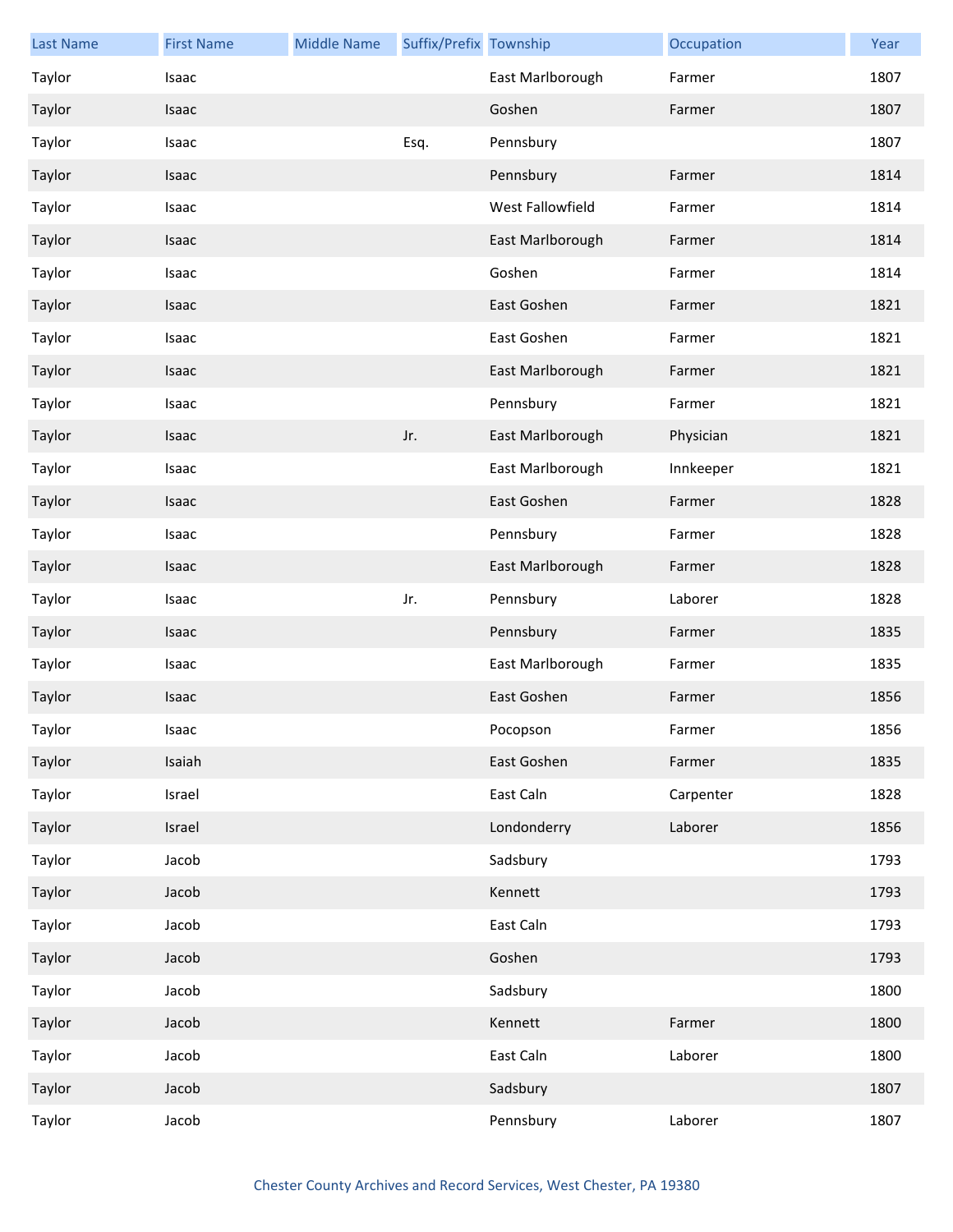| Last Name | First Name | Middle Name | Suffix/Prefix | Township | Occupation | Year |
|---|---|---|---|---|---|---|
| Taylor | Isaac | | | East Marlborough | Farmer | 1807 |
| Taylor | Isaac | | | Goshen | Farmer | 1807 |
| Taylor | Isaac | | Esq. | Pennsbury | | 1807 |
| Taylor | Isaac | | | Pennsbury | Farmer | 1814 |
| Taylor | Isaac | | | West Fallowfield | Farmer | 1814 |
| Taylor | Isaac | | | East Marlborough | Farmer | 1814 |
| Taylor | Isaac | | | Goshen | Farmer | 1814 |
| Taylor | Isaac | | | East Goshen | Farmer | 1821 |
| Taylor | Isaac | | | East Goshen | Farmer | 1821 |
| Taylor | Isaac | | | East Marlborough | Farmer | 1821 |
| Taylor | Isaac | | | Pennsbury | Farmer | 1821 |
| Taylor | Isaac | | Jr. | East Marlborough | Physician | 1821 |
| Taylor | Isaac | | | East Marlborough | Innkeeper | 1821 |
| Taylor | Isaac | | | East Goshen | Farmer | 1828 |
| Taylor | Isaac | | | Pennsbury | Farmer | 1828 |
| Taylor | Isaac | | | East Marlborough | Farmer | 1828 |
| Taylor | Isaac | | Jr. | Pennsbury | Laborer | 1828 |
| Taylor | Isaac | | | Pennsbury | Farmer | 1835 |
| Taylor | Isaac | | | East Marlborough | Farmer | 1835 |
| Taylor | Isaac | | | East Goshen | Farmer | 1856 |
| Taylor | Isaac | | | Pocopson | Farmer | 1856 |
| Taylor | Isaiah | | | East Goshen | Farmer | 1835 |
| Taylor | Israel | | | East Caln | Carpenter | 1828 |
| Taylor | Israel | | | Londonderry | Laborer | 1856 |
| Taylor | Jacob | | | Sadsbury | | 1793 |
| Taylor | Jacob | | | Kennett | | 1793 |
| Taylor | Jacob | | | East Caln | | 1793 |
| Taylor | Jacob | | | Goshen | | 1793 |
| Taylor | Jacob | | | Sadsbury | | 1800 |
| Taylor | Jacob | | | Kennett | Farmer | 1800 |
| Taylor | Jacob | | | East Caln | Laborer | 1800 |
| Taylor | Jacob | | | Sadsbury | | 1807 |
| Taylor | Jacob | | | Pennsbury | Laborer | 1807 |

Chester County Archives and Record Services, West Chester, PA 19380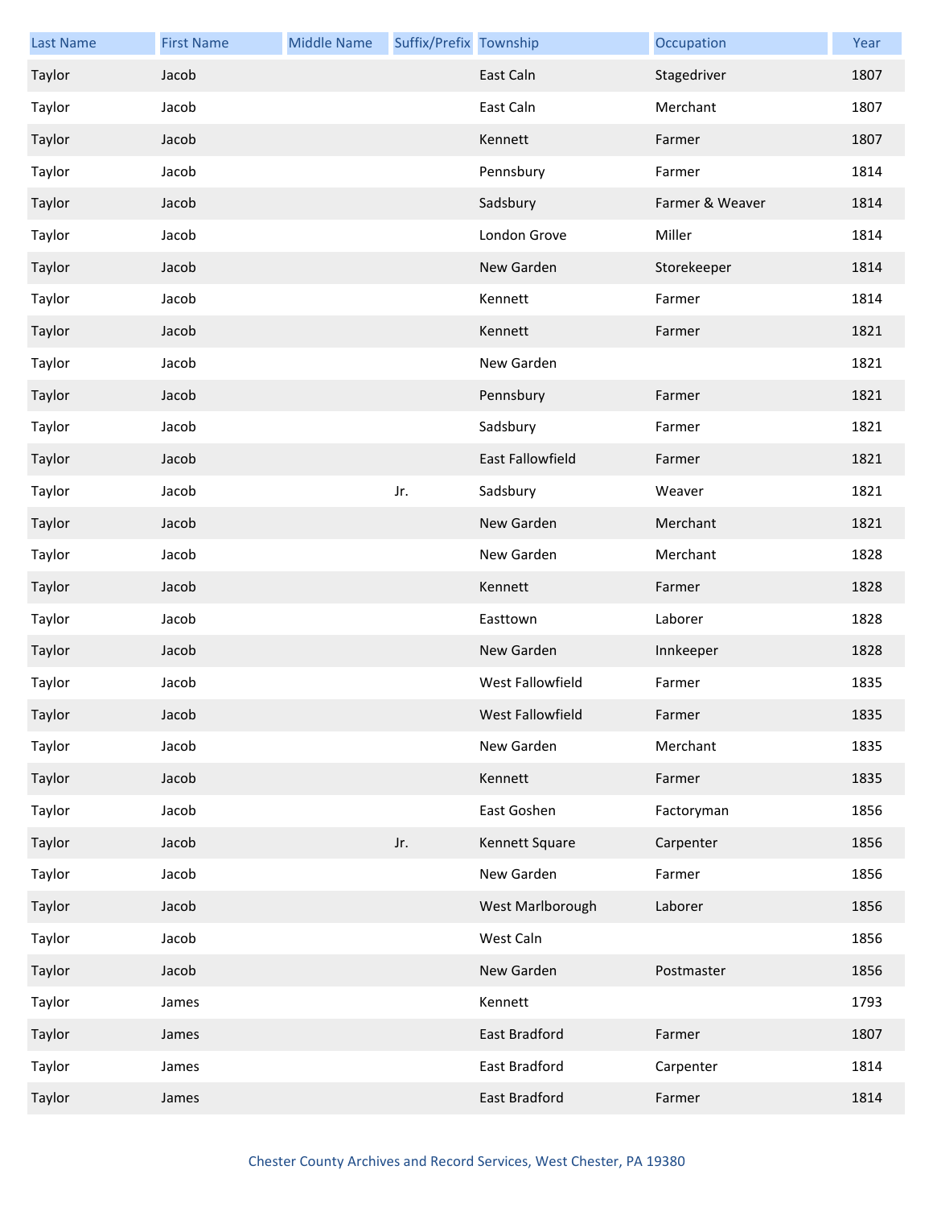| Last Name | First Name | Middle Name | Suffix/Prefix | Township | Occupation | Year |
|---|---|---|---|---|---|---|
| Taylor | Jacob | | | East Caln | Stagedriver | 1807 |
| Taylor | Jacob | | | East Caln | Merchant | 1807 |
| Taylor | Jacob | | | Kennett | Farmer | 1807 |
| Taylor | Jacob | | | Pennsbury | Farmer | 1814 |
| Taylor | Jacob | | | Sadsbury | Farmer & Weaver | 1814 |
| Taylor | Jacob | | | London Grove | Miller | 1814 |
| Taylor | Jacob | | | New Garden | Storekeeper | 1814 |
| Taylor | Jacob | | | Kennett | Farmer | 1814 |
| Taylor | Jacob | | | Kennett | Farmer | 1821 |
| Taylor | Jacob | | | New Garden | | 1821 |
| Taylor | Jacob | | | Pennsbury | Farmer | 1821 |
| Taylor | Jacob | | | Sadsbury | Farmer | 1821 |
| Taylor | Jacob | | | East Fallowfield | Farmer | 1821 |
| Taylor | Jacob | | Jr. | Sadsbury | Weaver | 1821 |
| Taylor | Jacob | | | New Garden | Merchant | 1821 |
| Taylor | Jacob | | | New Garden | Merchant | 1828 |
| Taylor | Jacob | | | Kennett | Farmer | 1828 |
| Taylor | Jacob | | | Easttown | Laborer | 1828 |
| Taylor | Jacob | | | New Garden | Innkeeper | 1828 |
| Taylor | Jacob | | | West Fallowfield | Farmer | 1835 |
| Taylor | Jacob | | | West Fallowfield | Farmer | 1835 |
| Taylor | Jacob | | | New Garden | Merchant | 1835 |
| Taylor | Jacob | | | Kennett | Farmer | 1835 |
| Taylor | Jacob | | | East Goshen | Factoryman | 1856 |
| Taylor | Jacob | | Jr. | Kennett Square | Carpenter | 1856 |
| Taylor | Jacob | | | New Garden | Farmer | 1856 |
| Taylor | Jacob | | | West Marlborough | Laborer | 1856 |
| Taylor | Jacob | | | West Caln | | 1856 |
| Taylor | Jacob | | | New Garden | Postmaster | 1856 |
| Taylor | James | | | Kennett | | 1793 |
| Taylor | James | | | East Bradford | Farmer | 1807 |
| Taylor | James | | | East Bradford | Carpenter | 1814 |
| Taylor | James | | | East Bradford | Farmer | 1814 |

Chester County Archives and Record Services, West Chester, PA 19380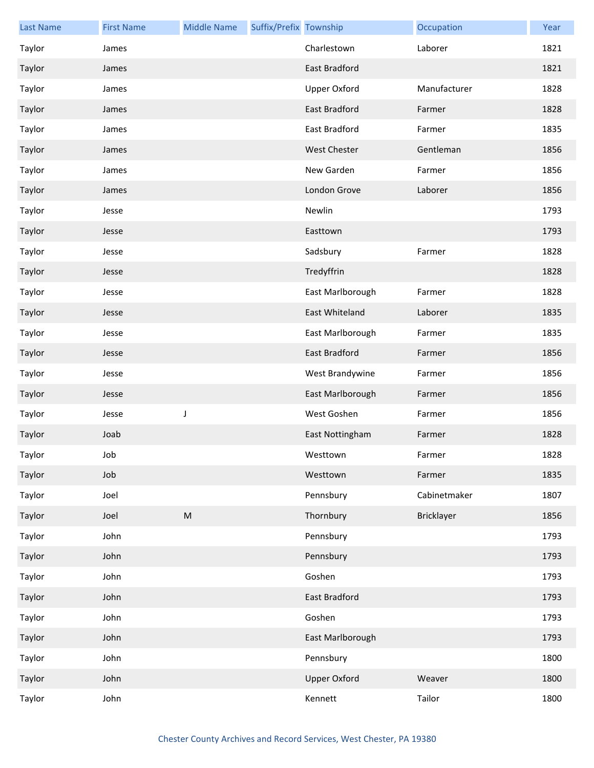| Last Name | First Name | Middle Name | Suffix/Prefix | Township | Occupation | Year |
|---|---|---|---|---|---|---|
| Taylor | James | | | Charlestown | Laborer | 1821 |
| Taylor | James | | | East Bradford | | 1821 |
| Taylor | James | | | Upper Oxford | Manufacturer | 1828 |
| Taylor | James | | | East Bradford | Farmer | 1828 |
| Taylor | James | | | East Bradford | Farmer | 1835 |
| Taylor | James | | | West Chester | Gentleman | 1856 |
| Taylor | James | | | New Garden | Farmer | 1856 |
| Taylor | James | | | London Grove | Laborer | 1856 |
| Taylor | Jesse | | | Newlin | | 1793 |
| Taylor | Jesse | | | Easttown | | 1793 |
| Taylor | Jesse | | | Sadsbury | Farmer | 1828 |
| Taylor | Jesse | | | Tredyffrin | | 1828 |
| Taylor | Jesse | | | East Marlborough | Farmer | 1828 |
| Taylor | Jesse | | | East Whiteland | Laborer | 1835 |
| Taylor | Jesse | | | East Marlborough | Farmer | 1835 |
| Taylor | Jesse | | | East Bradford | Farmer | 1856 |
| Taylor | Jesse | | | West Brandywine | Farmer | 1856 |
| Taylor | Jesse | | | East Marlborough | Farmer | 1856 |
| Taylor | Jesse | J | | West Goshen | Farmer | 1856 |
| Taylor | Joab | | | East Nottingham | Farmer | 1828 |
| Taylor | Job | | | Westtown | Farmer | 1828 |
| Taylor | Job | | | Westtown | Farmer | 1835 |
| Taylor | Joel | | | Pennsbury | Cabinetmaker | 1807 |
| Taylor | Joel | M | | Thornbury | Bricklayer | 1856 |
| Taylor | John | | | Pennsbury | | 1793 |
| Taylor | John | | | Pennsbury | | 1793 |
| Taylor | John | | | Goshen | | 1793 |
| Taylor | John | | | East Bradford | | 1793 |
| Taylor | John | | | Goshen | | 1793 |
| Taylor | John | | | East Marlborough | | 1793 |
| Taylor | John | | | Pennsbury | | 1800 |
| Taylor | John | | | Upper Oxford | Weaver | 1800 |
| Taylor | John | | | Kennett | Tailor | 1800 |

Chester County Archives and Record Services, West Chester, PA 19380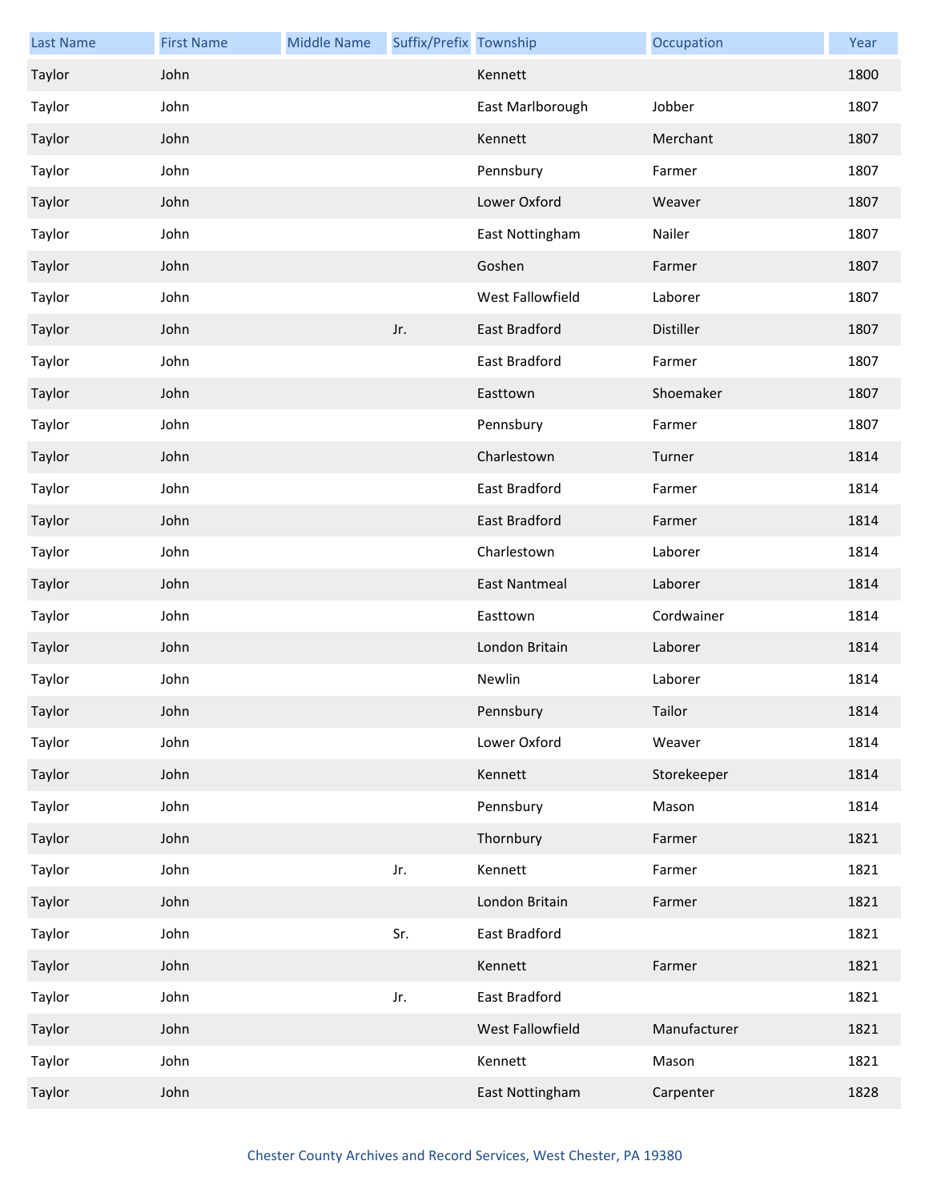| Last Name | First Name | Middle Name | Suffix/Prefix | Township | Occupation | Year |
|---|---|---|---|---|---|---|
| Taylor | John | | | Kennett | | 1800 |
| Taylor | John | | | East Marlborough | Jobber | 1807 |
| Taylor | John | | | Kennett | Merchant | 1807 |
| Taylor | John | | | Pennsbury | Farmer | 1807 |
| Taylor | John | | | Lower Oxford | Weaver | 1807 |
| Taylor | John | | | East Nottingham | Nailer | 1807 |
| Taylor | John | | | Goshen | Farmer | 1807 |
| Taylor | John | | | West Fallowfield | Laborer | 1807 |
| Taylor | John | | Jr. | East Bradford | Distiller | 1807 |
| Taylor | John | | | East Bradford | Farmer | 1807 |
| Taylor | John | | | Easttown | Shoemaker | 1807 |
| Taylor | John | | | Pennsbury | Farmer | 1807 |
| Taylor | John | | | Charlestown | Turner | 1814 |
| Taylor | John | | | East Bradford | Farmer | 1814 |
| Taylor | John | | | East Bradford | Farmer | 1814 |
| Taylor | John | | | Charlestown | Laborer | 1814 |
| Taylor | John | | | East Nantmeal | Laborer | 1814 |
| Taylor | John | | | Easttown | Cordwainer | 1814 |
| Taylor | John | | | London Britain | Laborer | 1814 |
| Taylor | John | | | Newlin | Laborer | 1814 |
| Taylor | John | | | Pennsbury | Tailor | 1814 |
| Taylor | John | | | Lower Oxford | Weaver | 1814 |
| Taylor | John | | | Kennett | Storekeeper | 1814 |
| Taylor | John | | | Pennsbury | Mason | 1814 |
| Taylor | John | | | Thornbury | Farmer | 1821 |
| Taylor | John | | Jr. | Kennett | Farmer | 1821 |
| Taylor | John | | | London Britain | Farmer | 1821 |
| Taylor | John | | Sr. | East Bradford | | 1821 |
| Taylor | John | | | Kennett | Farmer | 1821 |
| Taylor | John | | Jr. | East Bradford | | 1821 |
| Taylor | John | | | West Fallowfield | Manufacturer | 1821 |
| Taylor | John | | | Kennett | Mason | 1821 |
| Taylor | John | | | East Nottingham | Carpenter | 1828 |

Chester County Archives and Record Services, West Chester, PA 19380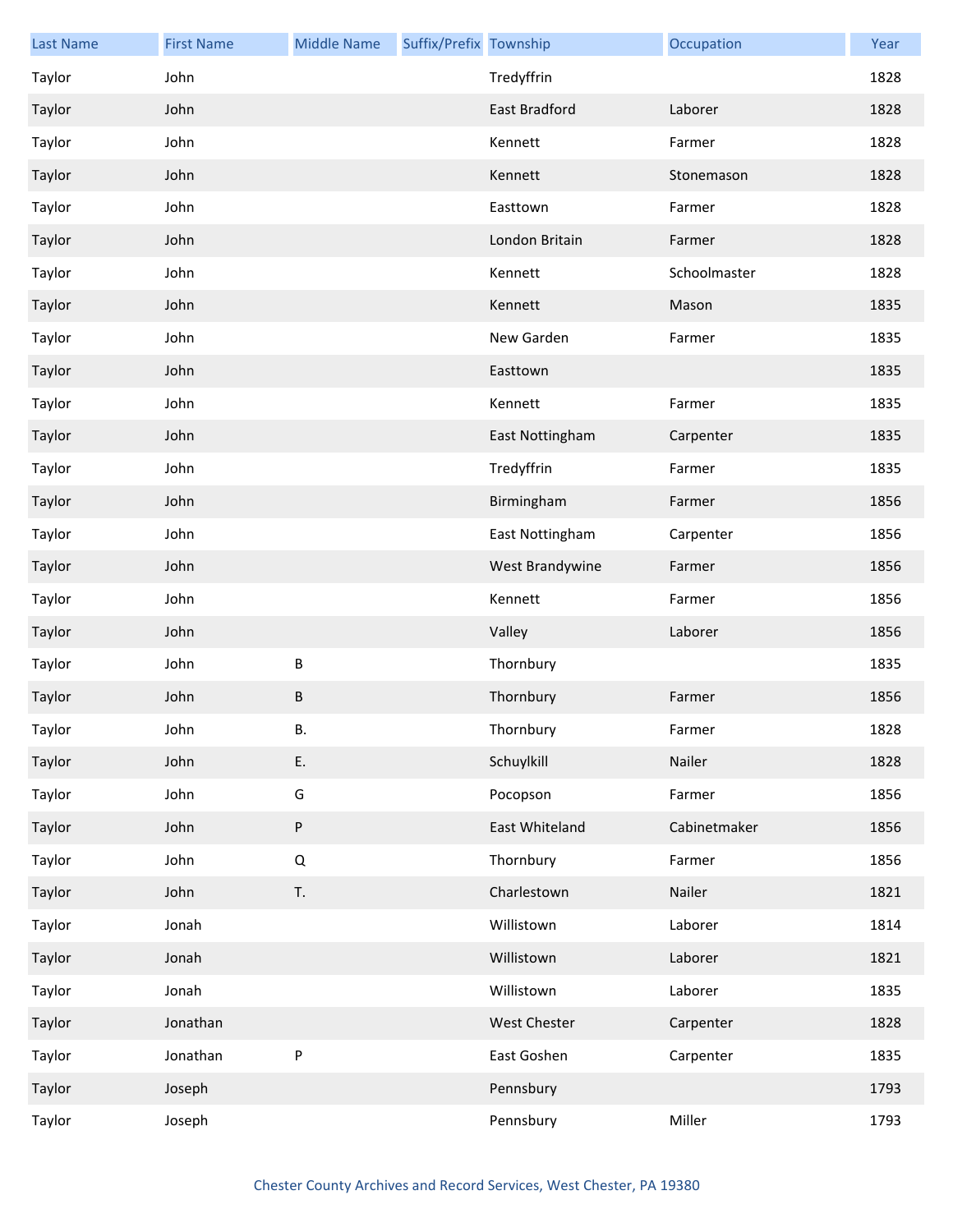| Last Name | First Name | Middle Name | Suffix/Prefix | Township | Occupation | Year |
| --- | --- | --- | --- | --- | --- | --- |
| Taylor | John | | | Tredyffrin | | 1828 |
| Taylor | John | | | East Bradford | Laborer | 1828 |
| Taylor | John | | | Kennett | Farmer | 1828 |
| Taylor | John | | | Kennett | Stonemason | 1828 |
| Taylor | John | | | Easttown | Farmer | 1828 |
| Taylor | John | | | London Britain | Farmer | 1828 |
| Taylor | John | | | Kennett | Schoolmaster | 1828 |
| Taylor | John | | | Kennett | Mason | 1835 |
| Taylor | John | | | New Garden | Farmer | 1835 |
| Taylor | John | | | Easttown | | 1835 |
| Taylor | John | | | Kennett | Farmer | 1835 |
| Taylor | John | | | East Nottingham | Carpenter | 1835 |
| Taylor | John | | | Tredyffrin | Farmer | 1835 |
| Taylor | John | | | Birmingham | Farmer | 1856 |
| Taylor | John | | | East Nottingham | Carpenter | 1856 |
| Taylor | John | | | West Brandywine | Farmer | 1856 |
| Taylor | John | | | Kennett | Farmer | 1856 |
| Taylor | John | | | Valley | Laborer | 1856 |
| Taylor | John | B | | Thornbury | | 1835 |
| Taylor | John | B | | Thornbury | Farmer | 1856 |
| Taylor | John | B. | | Thornbury | Farmer | 1828 |
| Taylor | John | E. | | Schuylkill | Nailer | 1828 |
| Taylor | John | G | | Pocopson | Farmer | 1856 |
| Taylor | John | P | | East Whiteland | Cabinetmaker | 1856 |
| Taylor | John | Q | | Thornbury | Farmer | 1856 |
| Taylor | John | T. | | Charlestown | Nailer | 1821 |
| Taylor | Jonah | | | Willistown | Laborer | 1814 |
| Taylor | Jonah | | | Willistown | Laborer | 1821 |
| Taylor | Jonah | | | Willistown | Laborer | 1835 |
| Taylor | Jonathan | | | West Chester | Carpenter | 1828 |
| Taylor | Jonathan | P | | East Goshen | Carpenter | 1835 |
| Taylor | Joseph | | | Pennsbury | | 1793 |
| Taylor | Joseph | | | Pennsbury | Miller | 1793 |

Chester County Archives and Record Services, West Chester, PA 19380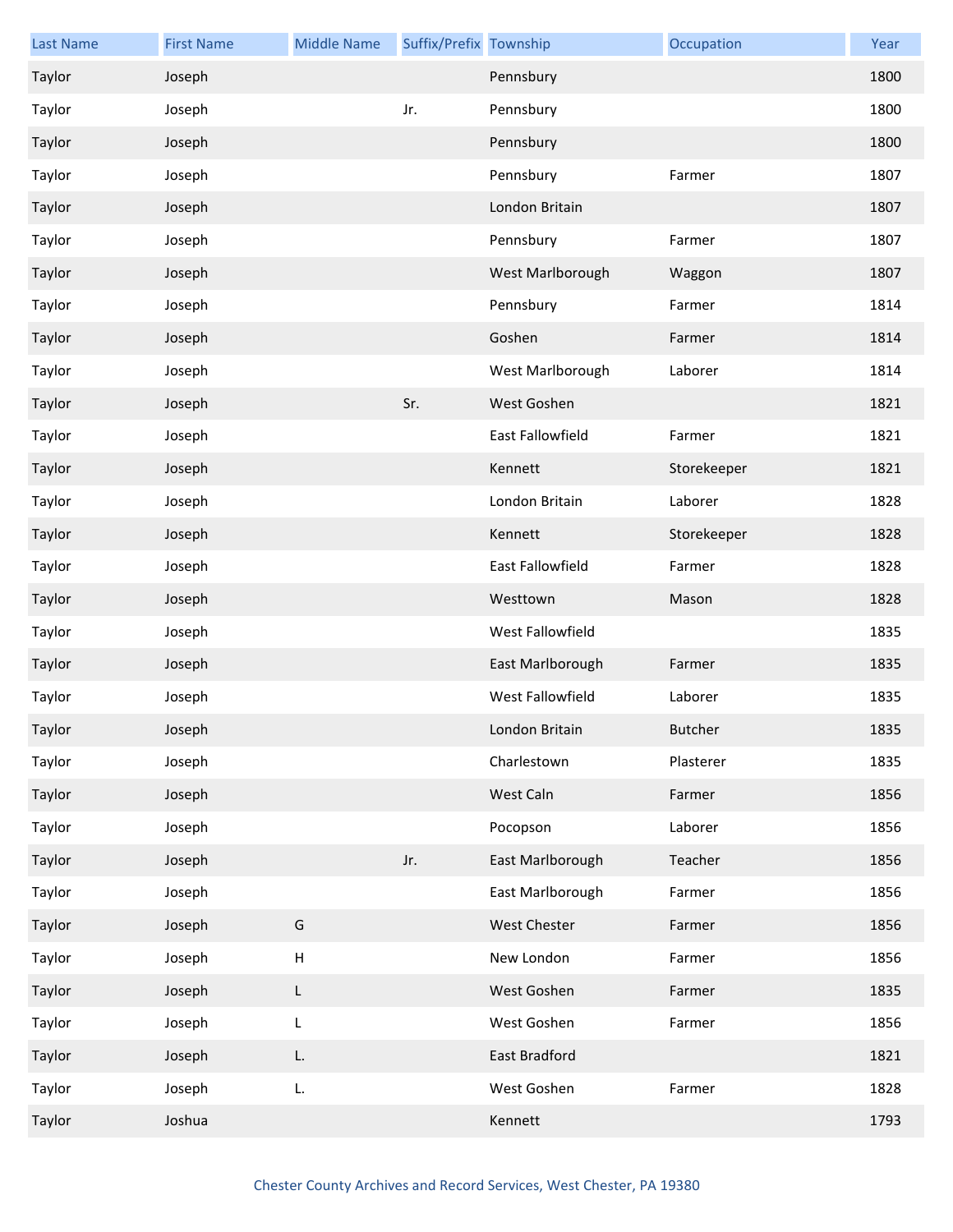| Last Name | First Name | Middle Name | Suffix/Prefix | Township | Occupation | Year |
|---|---|---|---|---|---|---|
| Taylor | Joseph | | | Pennsbury | | 1800 |
| Taylor | Joseph | | Jr. | Pennsbury | | 1800 |
| Taylor | Joseph | | | Pennsbury | | 1800 |
| Taylor | Joseph | | | Pennsbury | Farmer | 1807 |
| Taylor | Joseph | | | London Britain | | 1807 |
| Taylor | Joseph | | | Pennsbury | Farmer | 1807 |
| Taylor | Joseph | | | West Marlborough | Waggon | 1807 |
| Taylor | Joseph | | | Pennsbury | Farmer | 1814 |
| Taylor | Joseph | | | Goshen | Farmer | 1814 |
| Taylor | Joseph | | | West Marlborough | Laborer | 1814 |
| Taylor | Joseph | | Sr. | West Goshen | | 1821 |
| Taylor | Joseph | | | East Fallowfield | Farmer | 1821 |
| Taylor | Joseph | | | Kennett | Storekeeper | 1821 |
| Taylor | Joseph | | | London Britain | Laborer | 1828 |
| Taylor | Joseph | | | Kennett | Storekeeper | 1828 |
| Taylor | Joseph | | | East Fallowfield | Farmer | 1828 |
| Taylor | Joseph | | | Westtown | Mason | 1828 |
| Taylor | Joseph | | | West Fallowfield | | 1835 |
| Taylor | Joseph | | | East Marlborough | Farmer | 1835 |
| Taylor | Joseph | | | West Fallowfield | Laborer | 1835 |
| Taylor | Joseph | | | London Britain | Butcher | 1835 |
| Taylor | Joseph | | | Charlestown | Plasterer | 1835 |
| Taylor | Joseph | | | West Caln | Farmer | 1856 |
| Taylor | Joseph | | | Pocopson | Laborer | 1856 |
| Taylor | Joseph | | Jr. | East Marlborough | Teacher | 1856 |
| Taylor | Joseph | | | East Marlborough | Farmer | 1856 |
| Taylor | Joseph | G | | West Chester | Farmer | 1856 |
| Taylor | Joseph | H | | New London | Farmer | 1856 |
| Taylor | Joseph | L | | West Goshen | Farmer | 1835 |
| Taylor | Joseph | L | | West Goshen | Farmer | 1856 |
| Taylor | Joseph | L. | | East Bradford | | 1821 |
| Taylor | Joseph | L. | | West Goshen | Farmer | 1828 |
| Taylor | Joshua | | | Kennett | | 1793 |

Chester County Archives and Record Services, West Chester, PA 19380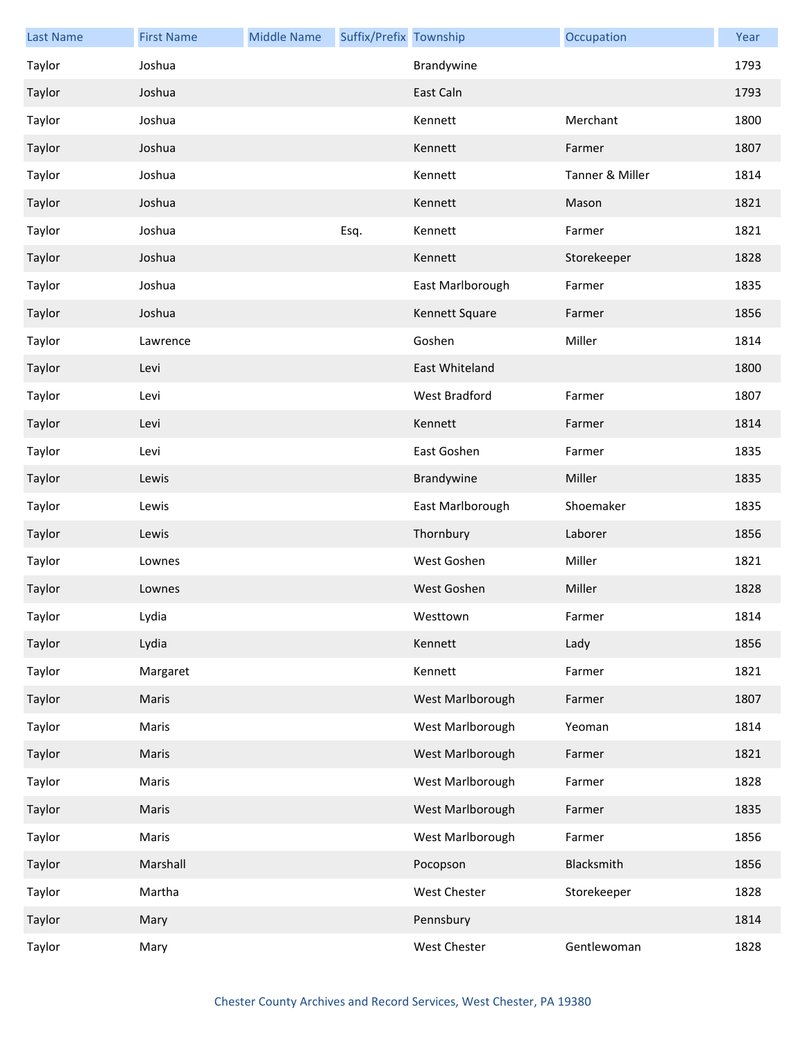| Last Name | First Name | Middle Name | Suffix/Prefix | Township | Occupation | Year |
|---|---|---|---|---|---|---|
| Taylor | Joshua | | | Brandywine | | 1793 |
| Taylor | Joshua | | | East Caln | | 1793 |
| Taylor | Joshua | | | Kennett | Merchant | 1800 |
| Taylor | Joshua | | | Kennett | Farmer | 1807 |
| Taylor | Joshua | | | Kennett | Tanner & Miller | 1814 |
| Taylor | Joshua | | | Kennett | Mason | 1821 |
| Taylor | Joshua | | Esq. | Kennett | Farmer | 1821 |
| Taylor | Joshua | | | Kennett | Storekeeper | 1828 |
| Taylor | Joshua | | | East Marlborough | Farmer | 1835 |
| Taylor | Joshua | | | Kennett Square | Farmer | 1856 |
| Taylor | Lawrence | | | Goshen | Miller | 1814 |
| Taylor | Levi | | | East Whiteland | | 1800 |
| Taylor | Levi | | | West Bradford | Farmer | 1807 |
| Taylor | Levi | | | Kennett | Farmer | 1814 |
| Taylor | Levi | | | East Goshen | Farmer | 1835 |
| Taylor | Lewis | | | Brandywine | Miller | 1835 |
| Taylor | Lewis | | | East Marlborough | Shoemaker | 1835 |
| Taylor | Lewis | | | Thornbury | Laborer | 1856 |
| Taylor | Lownes | | | West Goshen | Miller | 1821 |
| Taylor | Lownes | | | West Goshen | Miller | 1828 |
| Taylor | Lydia | | | Westtown | Farmer | 1814 |
| Taylor | Lydia | | | Kennett | Lady | 1856 |
| Taylor | Margaret | | | Kennett | Farmer | 1821 |
| Taylor | Maris | | | West Marlborough | Farmer | 1807 |
| Taylor | Maris | | | West Marlborough | Yeoman | 1814 |
| Taylor | Maris | | | West Marlborough | Farmer | 1821 |
| Taylor | Maris | | | West Marlborough | Farmer | 1828 |
| Taylor | Maris | | | West Marlborough | Farmer | 1835 |
| Taylor | Maris | | | West Marlborough | Farmer | 1856 |
| Taylor | Marshall | | | Pocopson | Blacksmith | 1856 |
| Taylor | Martha | | | West Chester | Storekeeper | 1828 |
| Taylor | Mary | | | Pennsbury | | 1814 |
| Taylor | Mary | | | West Chester | Gentlewoman | 1828 |

Chester County Archives and Record Services, West Chester, PA 19380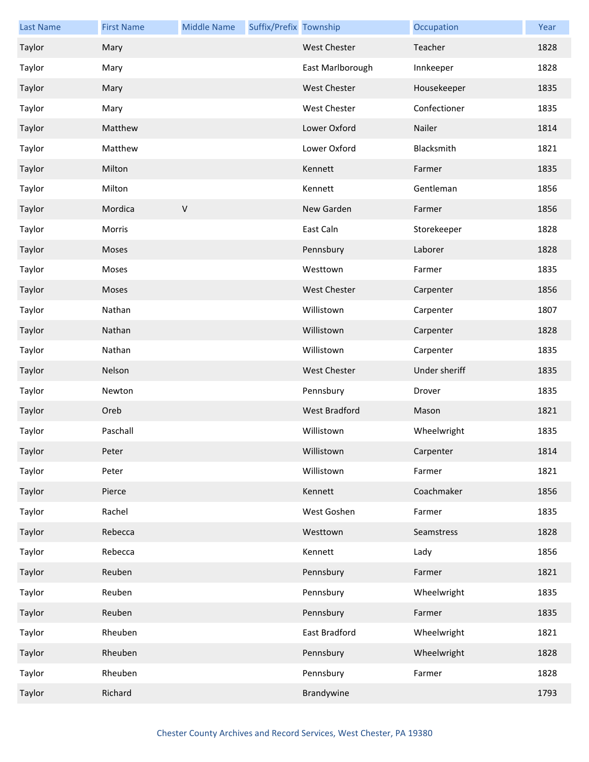| Last Name | First Name | Middle Name | Suffix/Prefix | Township | Occupation | Year |
| --- | --- | --- | --- | --- | --- | --- |
| Taylor | Mary | | | West Chester | Teacher | 1828 |
| Taylor | Mary | | | East Marlborough | Innkeeper | 1828 |
| Taylor | Mary | | | West Chester | Housekeeper | 1835 |
| Taylor | Mary | | | West Chester | Confectioner | 1835 |
| Taylor | Matthew | | | Lower Oxford | Nailer | 1814 |
| Taylor | Matthew | | | Lower Oxford | Blacksmith | 1821 |
| Taylor | Milton | | | Kennett | Farmer | 1835 |
| Taylor | Milton | | | Kennett | Gentleman | 1856 |
| Taylor | Mordica | V | | New Garden | Farmer | 1856 |
| Taylor | Morris | | | East Caln | Storekeeper | 1828 |
| Taylor | Moses | | | Pennsbury | Laborer | 1828 |
| Taylor | Moses | | | Westtown | Farmer | 1835 |
| Taylor | Moses | | | West Chester | Carpenter | 1856 |
| Taylor | Nathan | | | Willistown | Carpenter | 1807 |
| Taylor | Nathan | | | Willistown | Carpenter | 1828 |
| Taylor | Nathan | | | Willistown | Carpenter | 1835 |
| Taylor | Nelson | | | West Chester | Under sheriff | 1835 |
| Taylor | Newton | | | Pennsbury | Drover | 1835 |
| Taylor | Oreb | | | West Bradford | Mason | 1821 |
| Taylor | Paschall | | | Willistown | Wheelwright | 1835 |
| Taylor | Peter | | | Willistown | Carpenter | 1814 |
| Taylor | Peter | | | Willistown | Farmer | 1821 |
| Taylor | Pierce | | | Kennett | Coachmaker | 1856 |
| Taylor | Rachel | | | West Goshen | Farmer | 1835 |
| Taylor | Rebecca | | | Westtown | Seamstress | 1828 |
| Taylor | Rebecca | | | Kennett | Lady | 1856 |
| Taylor | Reuben | | | Pennsbury | Farmer | 1821 |
| Taylor | Reuben | | | Pennsbury | Wheelwright | 1835 |
| Taylor | Reuben | | | Pennsbury | Farmer | 1835 |
| Taylor | Rheuben | | | East Bradford | Wheelwright | 1821 |
| Taylor | Rheuben | | | Pennsbury | Wheelwright | 1828 |
| Taylor | Rheuben | | | Pennsbury | Farmer | 1828 |
| Taylor | Richard | | | Brandywine | | 1793 |

Chester County Archives and Record Services, West Chester, PA 19380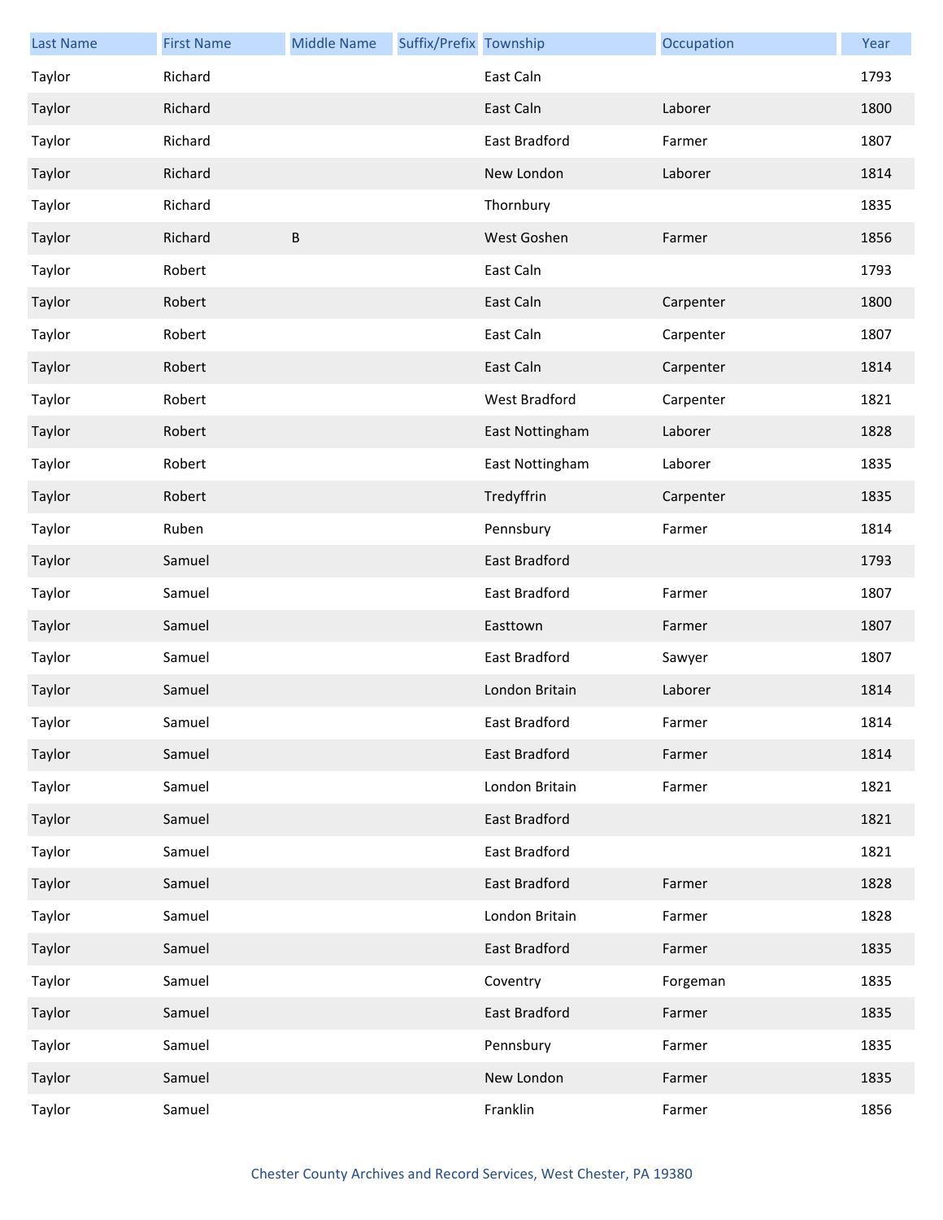| Last Name | First Name | Middle Name | Suffix/Prefix | Township | Occupation | Year |
|---|---|---|---|---|---|---|
| Taylor | Richard | | | East Caln | | 1793 |
| Taylor | Richard | | | East Caln | Laborer | 1800 |
| Taylor | Richard | | | East Bradford | Farmer | 1807 |
| Taylor | Richard | | | New London | Laborer | 1814 |
| Taylor | Richard | | | Thornbury | | 1835 |
| Taylor | Richard | B | | West Goshen | Farmer | 1856 |
| Taylor | Robert | | | East Caln | | 1793 |
| Taylor | Robert | | | East Caln | Carpenter | 1800 |
| Taylor | Robert | | | East Caln | Carpenter | 1807 |
| Taylor | Robert | | | East Caln | Carpenter | 1814 |
| Taylor | Robert | | | West Bradford | Carpenter | 1821 |
| Taylor | Robert | | | East Nottingham | Laborer | 1828 |
| Taylor | Robert | | | East Nottingham | Laborer | 1835 |
| Taylor | Robert | | | Tredyffrin | Carpenter | 1835 |
| Taylor | Ruben | | | Pennsbury | Farmer | 1814 |
| Taylor | Samuel | | | East Bradford | | 1793 |
| Taylor | Samuel | | | East Bradford | Farmer | 1807 |
| Taylor | Samuel | | | Easttown | Farmer | 1807 |
| Taylor | Samuel | | | East Bradford | Sawyer | 1807 |
| Taylor | Samuel | | | London Britain | Laborer | 1814 |
| Taylor | Samuel | | | East Bradford | Farmer | 1814 |
| Taylor | Samuel | | | East Bradford | Farmer | 1814 |
| Taylor | Samuel | | | London Britain | Farmer | 1821 |
| Taylor | Samuel | | | East Bradford | | 1821 |
| Taylor | Samuel | | | East Bradford | | 1821 |
| Taylor | Samuel | | | East Bradford | Farmer | 1828 |
| Taylor | Samuel | | | London Britain | Farmer | 1828 |
| Taylor | Samuel | | | East Bradford | Farmer | 1835 |
| Taylor | Samuel | | | Coventry | Forgeman | 1835 |
| Taylor | Samuel | | | East Bradford | Farmer | 1835 |
| Taylor | Samuel | | | Pennsbury | Farmer | 1835 |
| Taylor | Samuel | | | New London | Farmer | 1835 |
| Taylor | Samuel | | | Franklin | Farmer | 1856 |

Chester County Archives and Record Services, West Chester, PA 19380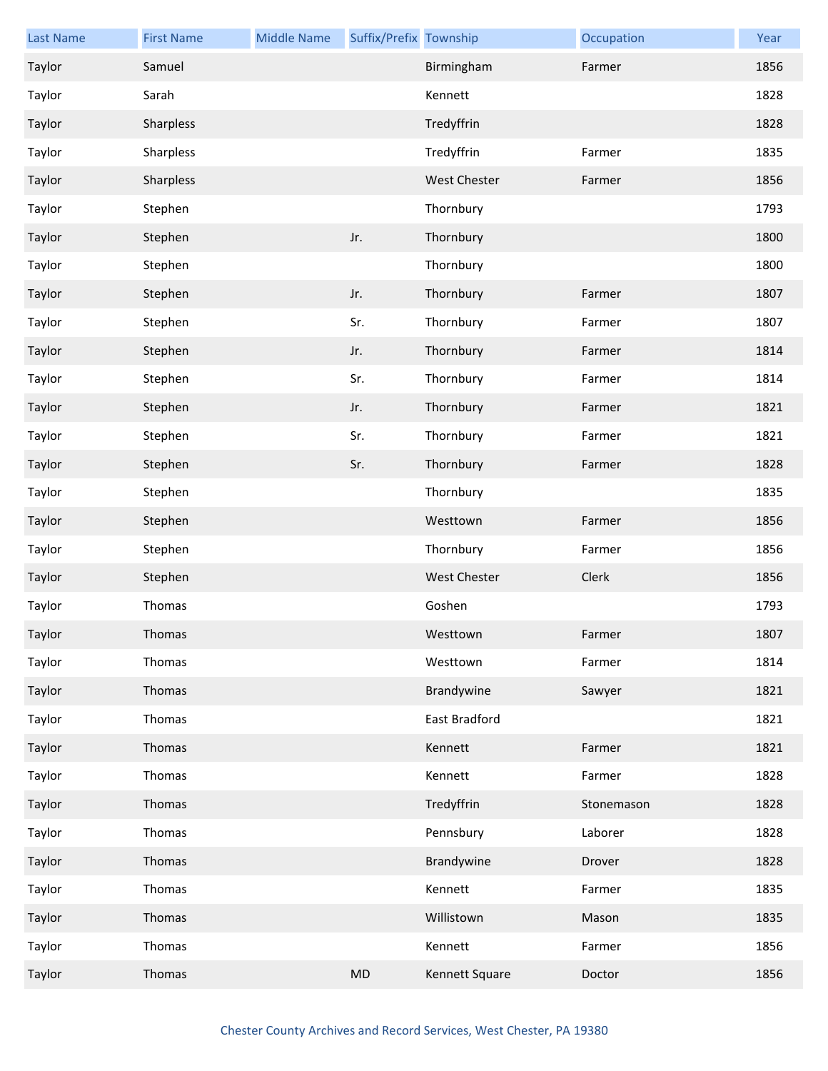| Last Name | First Name | Middle Name | Suffix/Prefix | Township | Occupation | Year |
| --- | --- | --- | --- | --- | --- | --- |
| Taylor | Samuel | | | Birmingham | Farmer | 1856 |
| Taylor | Sarah | | | Kennett | | 1828 |
| Taylor | Sharpless | | | Tredyffrin | | 1828 |
| Taylor | Sharpless | | | Tredyffrin | Farmer | 1835 |
| Taylor | Sharpless | | | West Chester | Farmer | 1856 |
| Taylor | Stephen | | | Thornbury | | 1793 |
| Taylor | Stephen | | Jr. | Thornbury | | 1800 |
| Taylor | Stephen | | | Thornbury | | 1800 |
| Taylor | Stephen | | Jr. | Thornbury | Farmer | 1807 |
| Taylor | Stephen | | Sr. | Thornbury | Farmer | 1807 |
| Taylor | Stephen | | Jr. | Thornbury | Farmer | 1814 |
| Taylor | Stephen | | Sr. | Thornbury | Farmer | 1814 |
| Taylor | Stephen | | Jr. | Thornbury | Farmer | 1821 |
| Taylor | Stephen | | Sr. | Thornbury | Farmer | 1821 |
| Taylor | Stephen | | Sr. | Thornbury | Farmer | 1828 |
| Taylor | Stephen | | | Thornbury | | 1835 |
| Taylor | Stephen | | | Westtown | Farmer | 1856 |
| Taylor | Stephen | | | Thornbury | Farmer | 1856 |
| Taylor | Stephen | | | West Chester | Clerk | 1856 |
| Taylor | Thomas | | | Goshen | | 1793 |
| Taylor | Thomas | | | Westtown | Farmer | 1807 |
| Taylor | Thomas | | | Westtown | Farmer | 1814 |
| Taylor | Thomas | | | Brandywine | Sawyer | 1821 |
| Taylor | Thomas | | | East Bradford | | 1821 |
| Taylor | Thomas | | | Kennett | Farmer | 1821 |
| Taylor | Thomas | | | Kennett | Farmer | 1828 |
| Taylor | Thomas | | | Tredyffrin | Stonemason | 1828 |
| Taylor | Thomas | | | Pennsbury | Laborer | 1828 |
| Taylor | Thomas | | | Brandywine | Drover | 1828 |
| Taylor | Thomas | | | Kennett | Farmer | 1835 |
| Taylor | Thomas | | | Willistown | Mason | 1835 |
| Taylor | Thomas | | | Kennett | Farmer | 1856 |
| Taylor | Thomas | | MD | Kennett Square | Doctor | 1856 |

Chester County Archives and Record Services, West Chester, PA 19380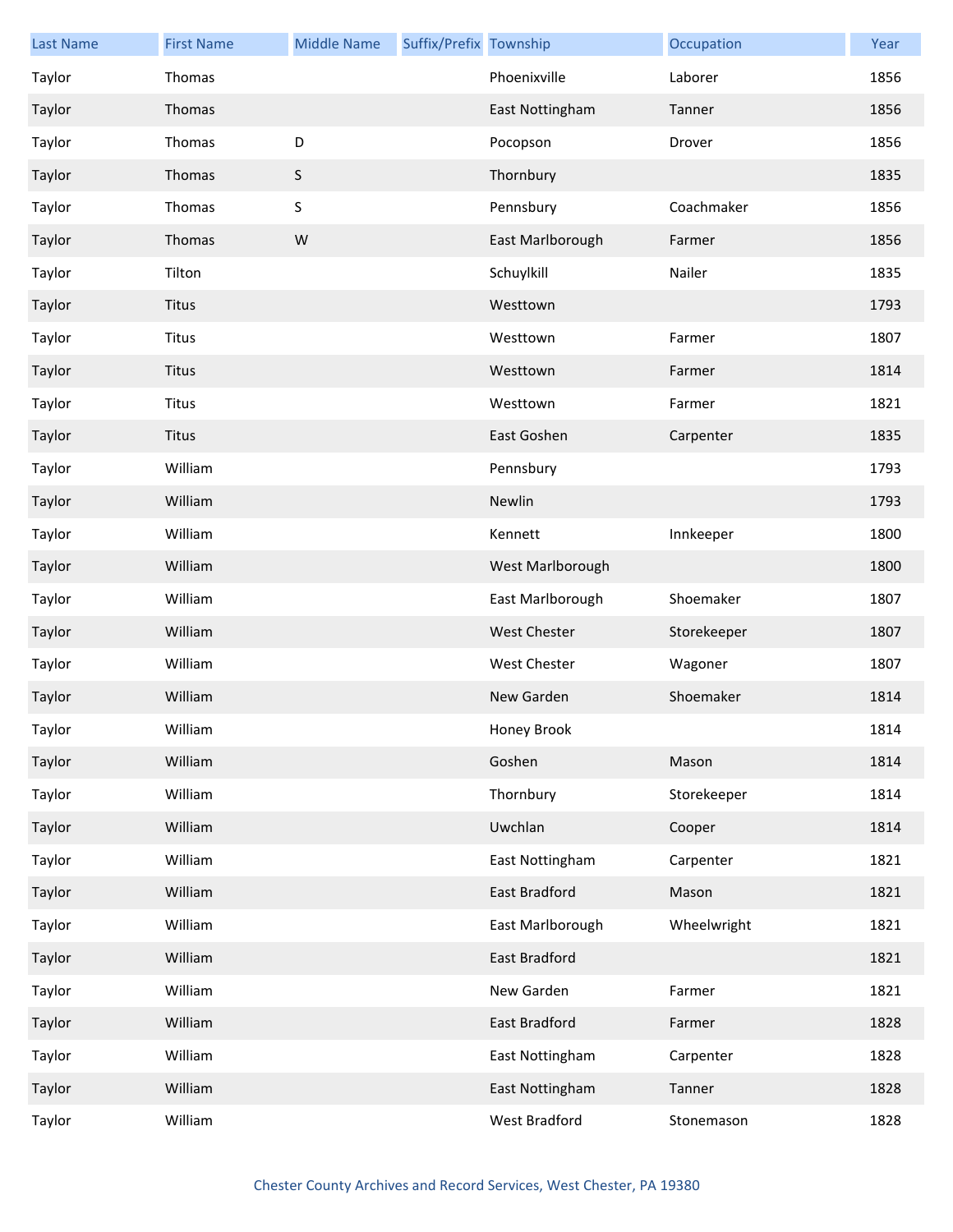| Last Name | First Name | Middle Name | Suffix/Prefix | Township | Occupation | Year |
|---|---|---|---|---|---|---|
| Taylor | Thomas | | | Phoenixville | Laborer | 1856 |
| Taylor | Thomas | | | East Nottingham | Tanner | 1856 |
| Taylor | Thomas | D | | Pocopson | Drover | 1856 |
| Taylor | Thomas | S | | Thornbury | | 1835 |
| Taylor | Thomas | S | | Pennsbury | Coachmaker | 1856 |
| Taylor | Thomas | W | | East Marlborough | Farmer | 1856 |
| Taylor | Tilton | | | Schuylkill | Nailer | 1835 |
| Taylor | Titus | | | Westtown | | 1793 |
| Taylor | Titus | | | Westtown | Farmer | 1807 |
| Taylor | Titus | | | Westtown | Farmer | 1814 |
| Taylor | Titus | | | Westtown | Farmer | 1821 |
| Taylor | Titus | | | East Goshen | Carpenter | 1835 |
| Taylor | William | | | Pennsbury | | 1793 |
| Taylor | William | | | Newlin | | 1793 |
| Taylor | William | | | Kennett | Innkeeper | 1800 |
| Taylor | William | | | West Marlborough | | 1800 |
| Taylor | William | | | East Marlborough | Shoemaker | 1807 |
| Taylor | William | | | West Chester | Storekeeper | 1807 |
| Taylor | William | | | West Chester | Wagoner | 1807 |
| Taylor | William | | | New Garden | Shoemaker | 1814 |
| Taylor | William | | | Honey Brook | | 1814 |
| Taylor | William | | | Goshen | Mason | 1814 |
| Taylor | William | | | Thornbury | Storekeeper | 1814 |
| Taylor | William | | | Uwchlan | Cooper | 1814 |
| Taylor | William | | | East Nottingham | Carpenter | 1821 |
| Taylor | William | | | East Bradford | Mason | 1821 |
| Taylor | William | | | East Marlborough | Wheelwright | 1821 |
| Taylor | William | | | East Bradford | | 1821 |
| Taylor | William | | | New Garden | Farmer | 1821 |
| Taylor | William | | | East Bradford | Farmer | 1828 |
| Taylor | William | | | East Nottingham | Carpenter | 1828 |
| Taylor | William | | | East Nottingham | Tanner | 1828 |
| Taylor | William | | | West Bradford | Stonemason | 1828 |

Chester County Archives and Record Services, West Chester, PA 19380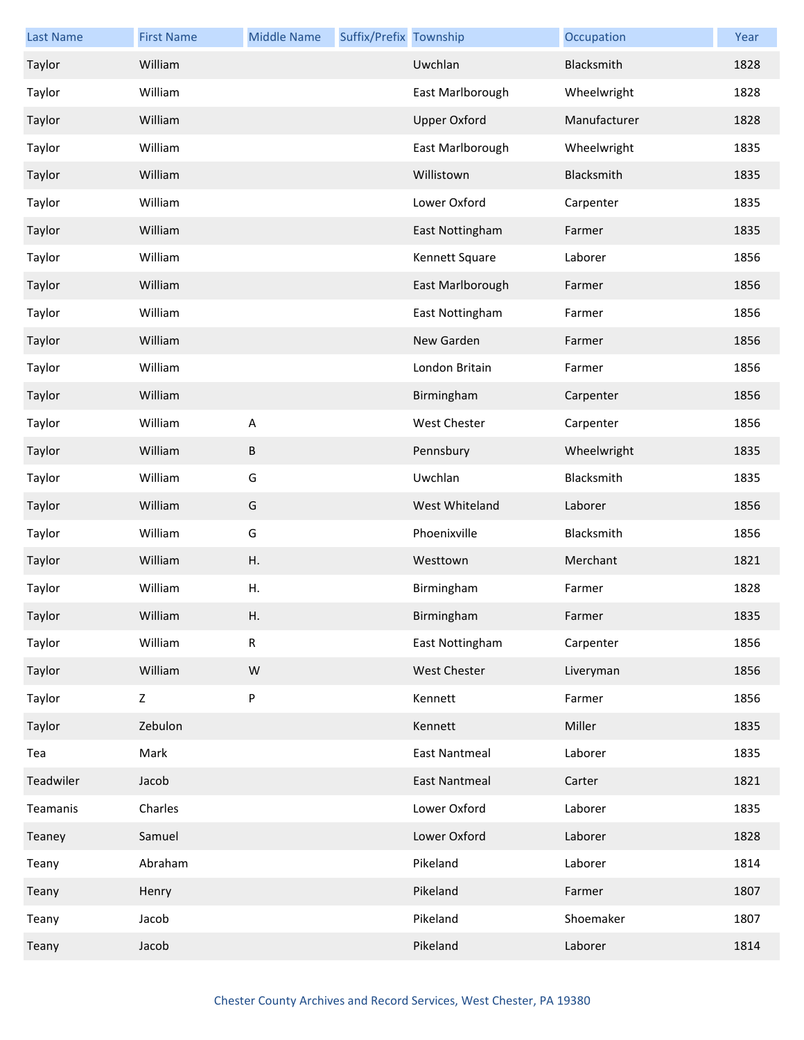| Last Name | First Name | Middle Name | Suffix/Prefix | Township | Occupation | Year |
| --- | --- | --- | --- | --- | --- | --- |
| Taylor | William | | | Uwchlan | Blacksmith | 1828 |
| Taylor | William | | | East Marlborough | Wheelwright | 1828 |
| Taylor | William | | | Upper Oxford | Manufacturer | 1828 |
| Taylor | William | | | East Marlborough | Wheelwright | 1835 |
| Taylor | William | | | Willistown | Blacksmith | 1835 |
| Taylor | William | | | Lower Oxford | Carpenter | 1835 |
| Taylor | William | | | East Nottingham | Farmer | 1835 |
| Taylor | William | | | Kennett Square | Laborer | 1856 |
| Taylor | William | | | East Marlborough | Farmer | 1856 |
| Taylor | William | | | East Nottingham | Farmer | 1856 |
| Taylor | William | | | New Garden | Farmer | 1856 |
| Taylor | William | | | London Britain | Farmer | 1856 |
| Taylor | William | | | Birmingham | Carpenter | 1856 |
| Taylor | William | A | | West Chester | Carpenter | 1856 |
| Taylor | William | B | | Pennsbury | Wheelwright | 1835 |
| Taylor | William | G | | Uwchlan | Blacksmith | 1835 |
| Taylor | William | G | | West Whiteland | Laborer | 1856 |
| Taylor | William | G | | Phoenixville | Blacksmith | 1856 |
| Taylor | William | H. | | Westtown | Merchant | 1821 |
| Taylor | William | H. | | Birmingham | Farmer | 1828 |
| Taylor | William | H. | | Birmingham | Farmer | 1835 |
| Taylor | William | R | | East Nottingham | Carpenter | 1856 |
| Taylor | William | W | | West Chester | Liveryman | 1856 |
| Taylor | Z | P | | Kennett | Farmer | 1856 |
| Taylor | Zebulon | | | Kennett | Miller | 1835 |
| Tea | Mark | | | East Nantmeal | Laborer | 1835 |
| Teadwiler | Jacob | | | East Nantmeal | Carter | 1821 |
| Teamanis | Charles | | | Lower Oxford | Laborer | 1835 |
| Teaney | Samuel | | | Lower Oxford | Laborer | 1828 |
| Teany | Abraham | | | Pikeland | Laborer | 1814 |
| Teany | Henry | | | Pikeland | Farmer | 1807 |
| Teany | Jacob | | | Pikeland | Shoemaker | 1807 |
| Teany | Jacob | | | Pikeland | Laborer | 1814 |

Chester County Archives and Record Services, West Chester, PA 19380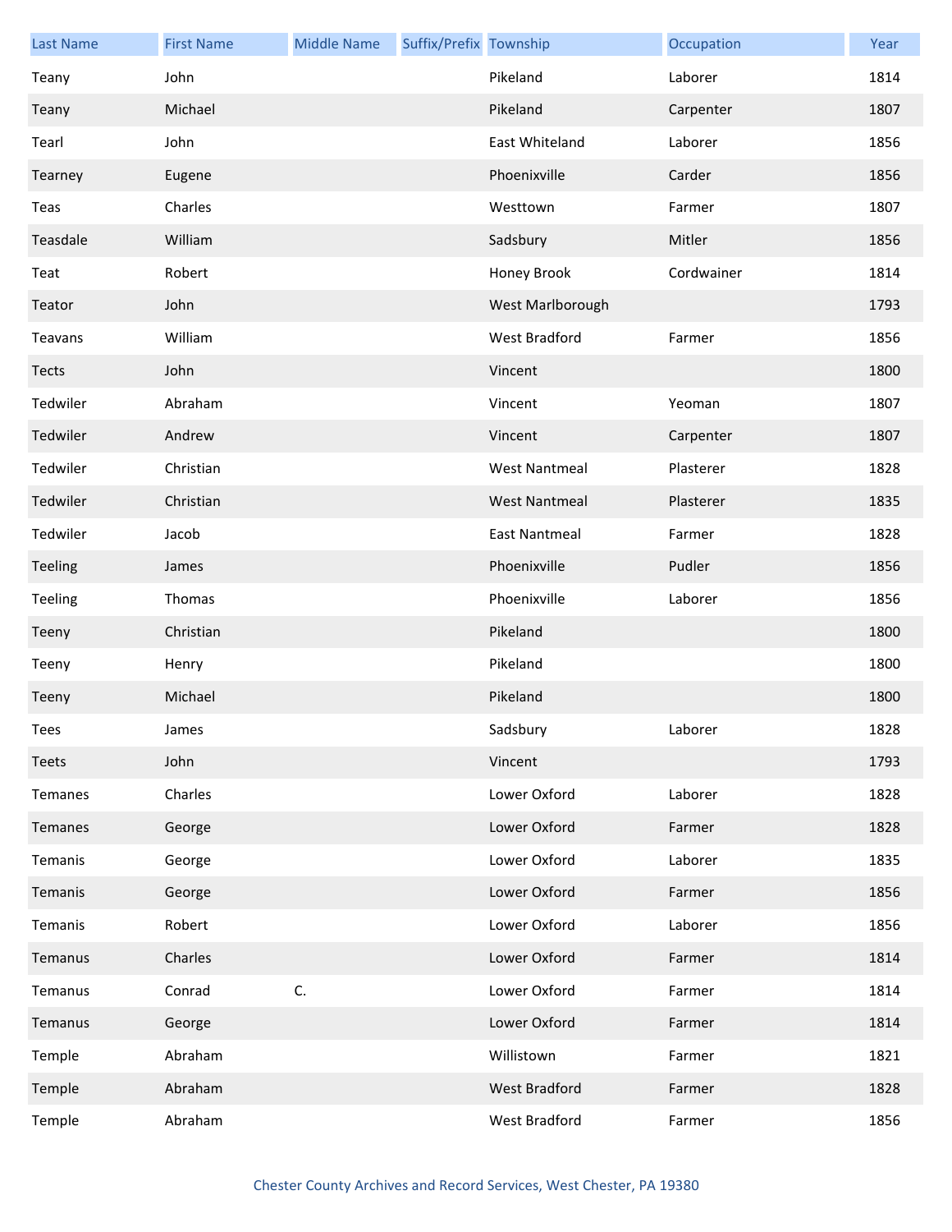| Last Name | First Name | Middle Name | Suffix/Prefix | Township | Occupation | Year |
|---|---|---|---|---|---|---|
| Teany | John | | | Pikeland | Laborer | 1814 |
| Teany | Michael | | | Pikeland | Carpenter | 1807 |
| Tearl | John | | | East Whiteland | Laborer | 1856 |
| Tearney | Eugene | | | Phoenixville | Carder | 1856 |
| Teas | Charles | | | Westtown | Farmer | 1807 |
| Teasdale | William | | | Sadsbury | Mitler | 1856 |
| Teat | Robert | | | Honey Brook | Cordwainer | 1814 |
| Teator | John | | | West Marlborough | | 1793 |
| Teavans | William | | | West Bradford | Farmer | 1856 |
| Tects | John | | | Vincent | | 1800 |
| Tedwiler | Abraham | | | Vincent | Yeoman | 1807 |
| Tedwiler | Andrew | | | Vincent | Carpenter | 1807 |
| Tedwiler | Christian | | | West Nantmeal | Plasterer | 1828 |
| Tedwiler | Christian | | | West Nantmeal | Plasterer | 1835 |
| Tedwiler | Jacob | | | East Nantmeal | Farmer | 1828 |
| Teeling | James | | | Phoenixville | Pudler | 1856 |
| Teeling | Thomas | | | Phoenixville | Laborer | 1856 |
| Teeny | Christian | | | Pikeland | | 1800 |
| Teeny | Henry | | | Pikeland | | 1800 |
| Teeny | Michael | | | Pikeland | | 1800 |
| Tees | James | | | Sadsbury | Laborer | 1828 |
| Teets | John | | | Vincent | | 1793 |
| Temanes | Charles | | | Lower Oxford | Laborer | 1828 |
| Temanes | George | | | Lower Oxford | Farmer | 1828 |
| Temanis | George | | | Lower Oxford | Laborer | 1835 |
| Temanis | George | | | Lower Oxford | Farmer | 1856 |
| Temanis | Robert | | | Lower Oxford | Laborer | 1856 |
| Temanus | Charles | | | Lower Oxford | Farmer | 1814 |
| Temanus | Conrad | C. | | Lower Oxford | Farmer | 1814 |
| Temanus | George | | | Lower Oxford | Farmer | 1814 |
| Temple | Abraham | | | Willistown | Farmer | 1821 |
| Temple | Abraham | | | West Bradford | Farmer | 1828 |
| Temple | Abraham | | | West Bradford | Farmer | 1856 |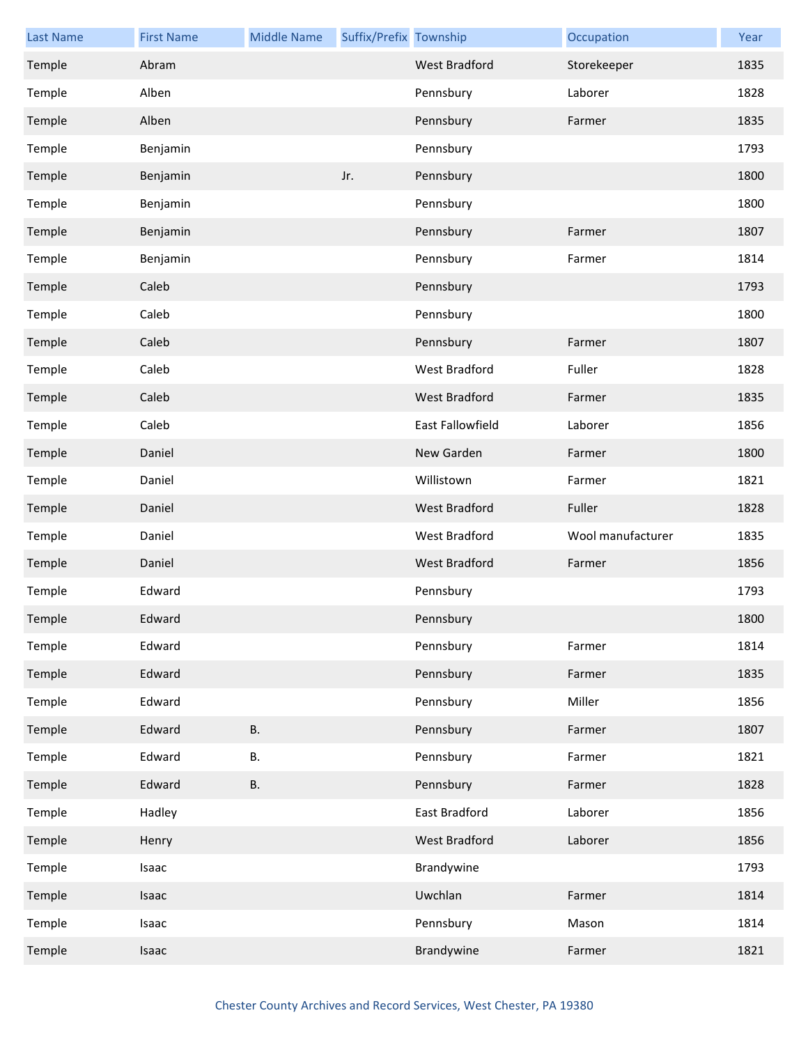| Last Name | First Name | Middle Name | Suffix/Prefix | Township | Occupation | Year |
| --- | --- | --- | --- | --- | --- | --- |
| Temple | Abram | | | West Bradford | Storekeeper | 1835 |
| Temple | Alben | | | Pennsbury | Laborer | 1828 |
| Temple | Alben | | | Pennsbury | Farmer | 1835 |
| Temple | Benjamin | | | Pennsbury | | 1793 |
| Temple | Benjamin | | Jr. | Pennsbury | | 1800 |
| Temple | Benjamin | | | Pennsbury | | 1800 |
| Temple | Benjamin | | | Pennsbury | Farmer | 1807 |
| Temple | Benjamin | | | Pennsbury | Farmer | 1814 |
| Temple | Caleb | | | Pennsbury | | 1793 |
| Temple | Caleb | | | Pennsbury | | 1800 |
| Temple | Caleb | | | Pennsbury | Farmer | 1807 |
| Temple | Caleb | | | West Bradford | Fuller | 1828 |
| Temple | Caleb | | | West Bradford | Farmer | 1835 |
| Temple | Caleb | | | East Fallowfield | Laborer | 1856 |
| Temple | Daniel | | | New Garden | Farmer | 1800 |
| Temple | Daniel | | | Willistown | Farmer | 1821 |
| Temple | Daniel | | | West Bradford | Fuller | 1828 |
| Temple | Daniel | | | West Bradford | Wool manufacturer | 1835 |
| Temple | Daniel | | | West Bradford | Farmer | 1856 |
| Temple | Edward | | | Pennsbury | | 1793 |
| Temple | Edward | | | Pennsbury | | 1800 |
| Temple | Edward | | | Pennsbury | Farmer | 1814 |
| Temple | Edward | | | Pennsbury | Farmer | 1835 |
| Temple | Edward | | | Pennsbury | Miller | 1856 |
| Temple | Edward | B. | | Pennsbury | Farmer | 1807 |
| Temple | Edward | B. | | Pennsbury | Farmer | 1821 |
| Temple | Edward | B. | | Pennsbury | Farmer | 1828 |
| Temple | Hadley | | | East Bradford | Laborer | 1856 |
| Temple | Henry | | | West Bradford | Laborer | 1856 |
| Temple | Isaac | | | Brandywine | | 1793 |
| Temple | Isaac | | | Uwchlan | Farmer | 1814 |
| Temple | Isaac | | | Pennsbury | Mason | 1814 |
| Temple | Isaac | | | Brandywine | Farmer | 1821 |

Chester County Archives and Record Services, West Chester, PA 19380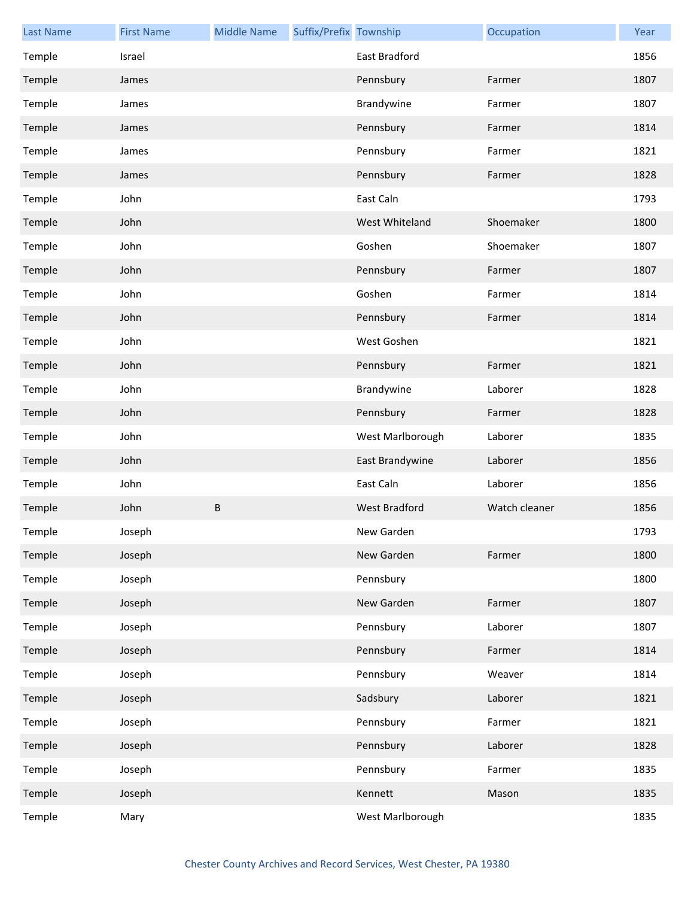| Last Name | First Name | Middle Name | Suffix/Prefix | Township | Occupation | Year |
|---|---|---|---|---|---|---|
| Temple | Israel | | | East Bradford | | 1856 |
| Temple | James | | | Pennsbury | Farmer | 1807 |
| Temple | James | | | Brandywine | Farmer | 1807 |
| Temple | James | | | Pennsbury | Farmer | 1814 |
| Temple | James | | | Pennsbury | Farmer | 1821 |
| Temple | James | | | Pennsbury | Farmer | 1828 |
| Temple | John | | | East Caln | | 1793 |
| Temple | John | | | West Whiteland | Shoemaker | 1800 |
| Temple | John | | | Goshen | Shoemaker | 1807 |
| Temple | John | | | Pennsbury | Farmer | 1807 |
| Temple | John | | | Goshen | Farmer | 1814 |
| Temple | John | | | Pennsbury | Farmer | 1814 |
| Temple | John | | | West Goshen | | 1821 |
| Temple | John | | | Pennsbury | Farmer | 1821 |
| Temple | John | | | Brandywine | Laborer | 1828 |
| Temple | John | | | Pennsbury | Farmer | 1828 |
| Temple | John | | | West Marlborough | Laborer | 1835 |
| Temple | John | | | East Brandywine | Laborer | 1856 |
| Temple | John | | | East Caln | Laborer | 1856 |
| Temple | John | B | | West Bradford | Watch cleaner | 1856 |
| Temple | Joseph | | | New Garden | | 1793 |
| Temple | Joseph | | | New Garden | Farmer | 1800 |
| Temple | Joseph | | | Pennsbury | | 1800 |
| Temple | Joseph | | | New Garden | Farmer | 1807 |
| Temple | Joseph | | | Pennsbury | Laborer | 1807 |
| Temple | Joseph | | | Pennsbury | Farmer | 1814 |
| Temple | Joseph | | | Pennsbury | Weaver | 1814 |
| Temple | Joseph | | | Sadsbury | Laborer | 1821 |
| Temple | Joseph | | | Pennsbury | Farmer | 1821 |
| Temple | Joseph | | | Pennsbury | Laborer | 1828 |
| Temple | Joseph | | | Pennsbury | Farmer | 1835 |
| Temple | Joseph | | | Kennett | Mason | 1835 |
| Temple | Mary | | | West Marlborough | | 1835 |

Chester County Archives and Record Services, West Chester, PA 19380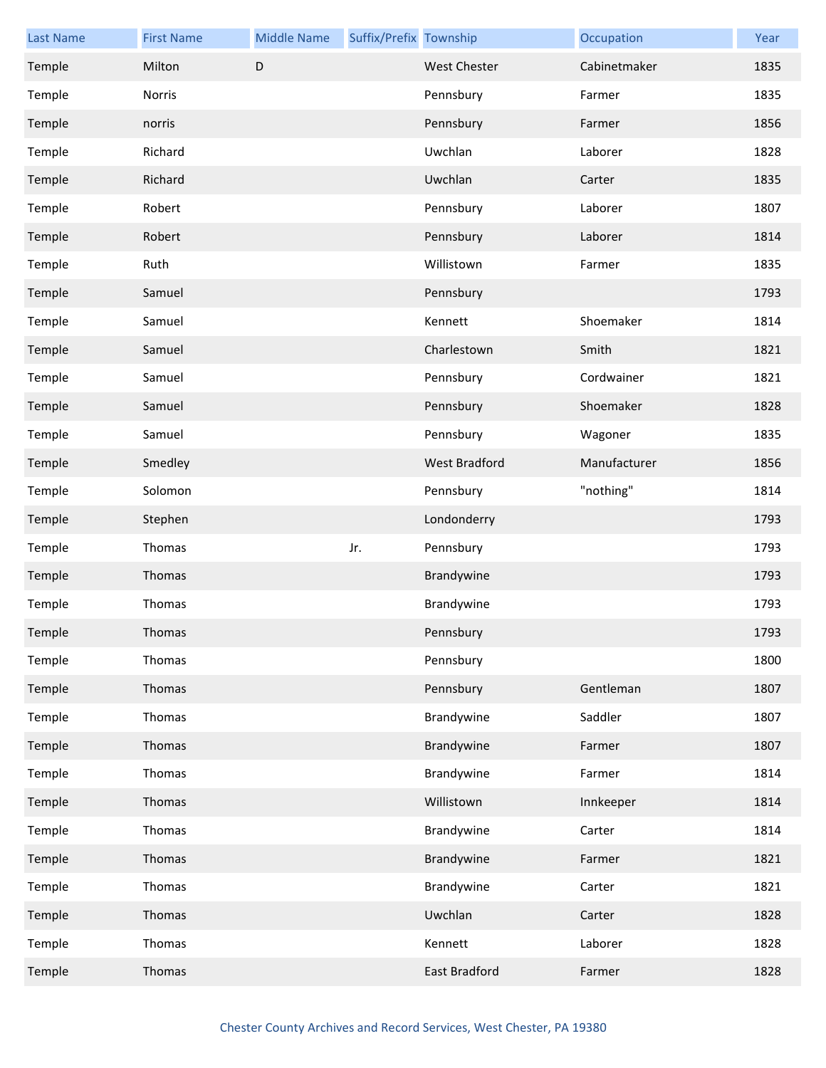| Last Name | First Name | Middle Name | Suffix/Prefix | Township | Occupation | Year |
|---|---|---|---|---|---|---|
| Temple | Milton | D | | West Chester | Cabinetmaker | 1835 |
| Temple | Norris | | | Pennsbury | Farmer | 1835 |
| Temple | norris | | | Pennsbury | Farmer | 1856 |
| Temple | Richard | | | Uwchlan | Laborer | 1828 |
| Temple | Richard | | | Uwchlan | Carter | 1835 |
| Temple | Robert | | | Pennsbury | Laborer | 1807 |
| Temple | Robert | | | Pennsbury | Laborer | 1814 |
| Temple | Ruth | | | Willistown | Farmer | 1835 |
| Temple | Samuel | | | Pennsbury | | 1793 |
| Temple | Samuel | | | Kennett | Shoemaker | 1814 |
| Temple | Samuel | | | Charlestown | Smith | 1821 |
| Temple | Samuel | | | Pennsbury | Cordwainer | 1821 |
| Temple | Samuel | | | Pennsbury | Shoemaker | 1828 |
| Temple | Samuel | | | Pennsbury | Wagoner | 1835 |
| Temple | Smedley | | | West Bradford | Manufacturer | 1856 |
| Temple | Solomon | | | Pennsbury | "nothing" | 1814 |
| Temple | Stephen | | | Londonderry | | 1793 |
| Temple | Thomas | | Jr. | Pennsbury | | 1793 |
| Temple | Thomas | | | Brandywine | | 1793 |
| Temple | Thomas | | | Brandywine | | 1793 |
| Temple | Thomas | | | Pennsbury | | 1793 |
| Temple | Thomas | | | Pennsbury | | 1800 |
| Temple | Thomas | | | Pennsbury | Gentleman | 1807 |
| Temple | Thomas | | | Brandywine | Saddler | 1807 |
| Temple | Thomas | | | Brandywine | Farmer | 1807 |
| Temple | Thomas | | | Brandywine | Farmer | 1814 |
| Temple | Thomas | | | Willistown | Innkeeper | 1814 |
| Temple | Thomas | | | Brandywine | Carter | 1814 |
| Temple | Thomas | | | Brandywine | Farmer | 1821 |
| Temple | Thomas | | | Brandywine | Carter | 1821 |
| Temple | Thomas | | | Uwchlan | Carter | 1828 |
| Temple | Thomas | | | Kennett | Laborer | 1828 |
| Temple | Thomas | | | East Bradford | Farmer | 1828 |

Chester County Archives and Record Services, West Chester, PA 19380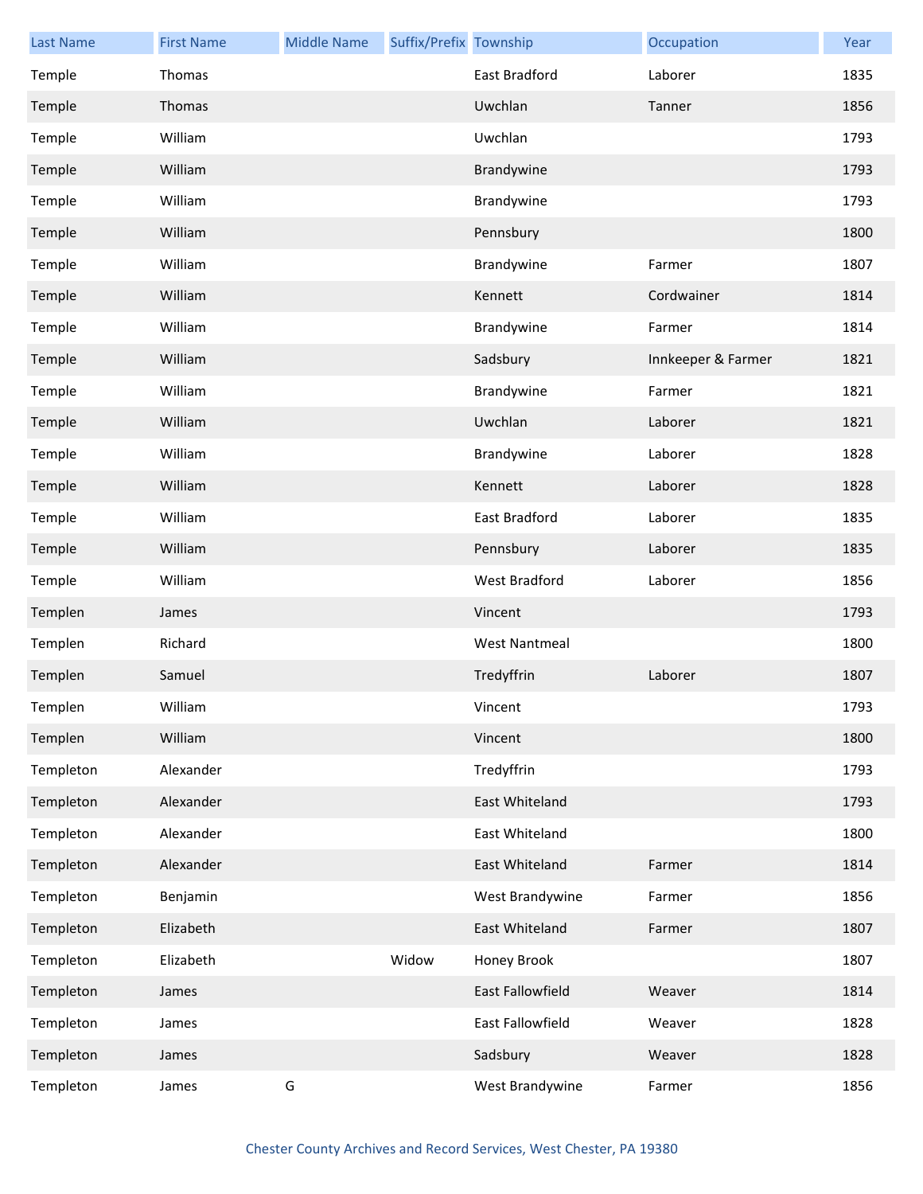| Last Name | First Name | Middle Name | Suffix/Prefix | Township | Occupation | Year |
|---|---|---|---|---|---|---|
| Temple | Thomas | | | East Bradford | Laborer | 1835 |
| Temple | Thomas | | | Uwchlan | Tanner | 1856 |
| Temple | William | | | Uwchlan | | 1793 |
| Temple | William | | | Brandywine | | 1793 |
| Temple | William | | | Brandywine | | 1793 |
| Temple | William | | | Pennsbury | | 1800 |
| Temple | William | | | Brandywine | Farmer | 1807 |
| Temple | William | | | Kennett | Cordwainer | 1814 |
| Temple | William | | | Brandywine | Farmer | 1814 |
| Temple | William | | | Sadsbury | Innkeeper & Farmer | 1821 |
| Temple | William | | | Brandywine | Farmer | 1821 |
| Temple | William | | | Uwchlan | Laborer | 1821 |
| Temple | William | | | Brandywine | Laborer | 1828 |
| Temple | William | | | Kennett | Laborer | 1828 |
| Temple | William | | | East Bradford | Laborer | 1835 |
| Temple | William | | | Pennsbury | Laborer | 1835 |
| Temple | William | | | West Bradford | Laborer | 1856 |
| Templen | James | | | Vincent | | 1793 |
| Templen | Richard | | | West Nantmeal | | 1800 |
| Templen | Samuel | | | Tredyffrin | Laborer | 1807 |
| Templen | William | | | Vincent | | 1793 |
| Templen | William | | | Vincent | | 1800 |
| Templeton | Alexander | | | Tredyffrin | | 1793 |
| Templeton | Alexander | | | East Whiteland | | 1793 |
| Templeton | Alexander | | | East Whiteland | | 1800 |
| Templeton | Alexander | | | East Whiteland | Farmer | 1814 |
| Templeton | Benjamin | | | West Brandywine | Farmer | 1856 |
| Templeton | Elizabeth | | | East Whiteland | Farmer | 1807 |
| Templeton | Elizabeth | | Widow | Honey Brook | | 1807 |
| Templeton | James | | | East Fallowfield | Weaver | 1814 |
| Templeton | James | | | East Fallowfield | Weaver | 1828 |
| Templeton | James | | | Sadsbury | Weaver | 1828 |
| Templeton | James | G | | West Brandywine | Farmer | 1856 |

Chester County Archives and Record Services, West Chester, PA 19380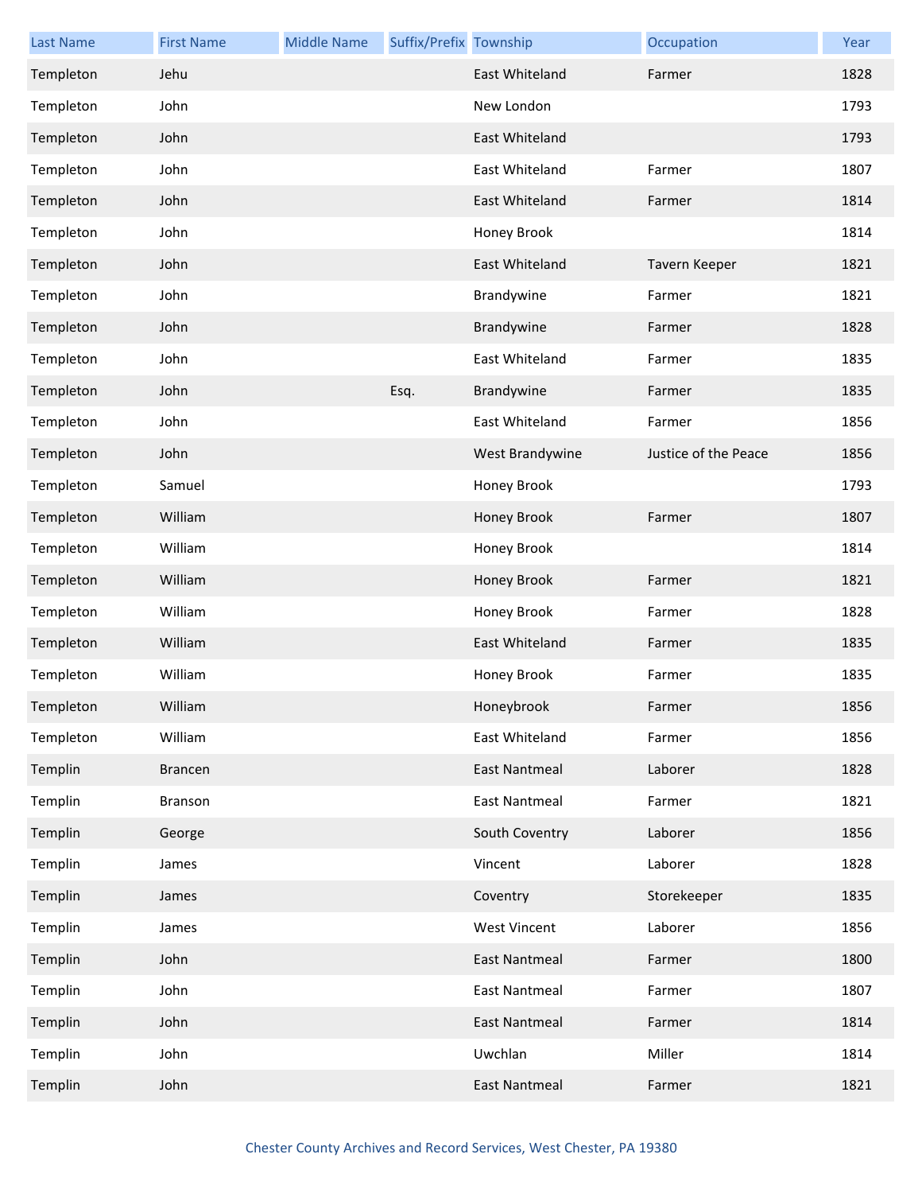| Last Name | First Name | Middle Name | Suffix/Prefix | Township | Occupation | Year |
|---|---|---|---|---|---|---|
| Templeton | Jehu | | | East Whiteland | Farmer | 1828 |
| Templeton | John | | | New London | | 1793 |
| Templeton | John | | | East Whiteland | | 1793 |
| Templeton | John | | | East Whiteland | Farmer | 1807 |
| Templeton | John | | | East Whiteland | Farmer | 1814 |
| Templeton | John | | | Honey Brook | | 1814 |
| Templeton | John | | | East Whiteland | Tavern Keeper | 1821 |
| Templeton | John | | | Brandywine | Farmer | 1821 |
| Templeton | John | | | Brandywine | Farmer | 1828 |
| Templeton | John | | | East Whiteland | Farmer | 1835 |
| Templeton | John | | Esq. | Brandywine | Farmer | 1835 |
| Templeton | John | | | East Whiteland | Farmer | 1856 |
| Templeton | John | | | West Brandywine | Justice of the Peace | 1856 |
| Templeton | Samuel | | | Honey Brook | | 1793 |
| Templeton | William | | | Honey Brook | Farmer | 1807 |
| Templeton | William | | | Honey Brook | | 1814 |
| Templeton | William | | | Honey Brook | Farmer | 1821 |
| Templeton | William | | | Honey Brook | Farmer | 1828 |
| Templeton | William | | | East Whiteland | Farmer | 1835 |
| Templeton | William | | | Honey Brook | Farmer | 1835 |
| Templeton | William | | | Honeybrook | Farmer | 1856 |
| Templeton | William | | | East Whiteland | Farmer | 1856 |
| Templin | Brancen | | | East Nantmeal | Laborer | 1828 |
| Templin | Branson | | | East Nantmeal | Farmer | 1821 |
| Templin | George | | | South Coventry | Laborer | 1856 |
| Templin | James | | | Vincent | Laborer | 1828 |
| Templin | James | | | Coventry | Storekeeper | 1835 |
| Templin | James | | | West Vincent | Laborer | 1856 |
| Templin | John | | | East Nantmeal | Farmer | 1800 |
| Templin | John | | | East Nantmeal | Farmer | 1807 |
| Templin | John | | | East Nantmeal | Farmer | 1814 |
| Templin | John | | | Uwchlan | Miller | 1814 |
| Templin | John | | | East Nantmeal | Farmer | 1821 |

Chester County Archives and Record Services, West Chester, PA 19380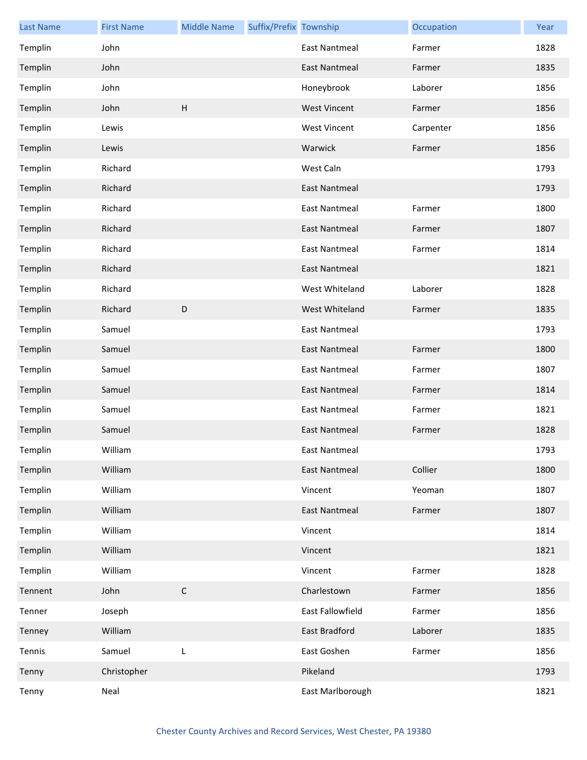| Last Name | First Name | Middle Name | Suffix/Prefix | Township | Occupation | Year |
|---|---|---|---|---|---|---|
| Templin | John | | | East Nantmeal | Farmer | 1828 |
| Templin | John | | | East Nantmeal | Farmer | 1835 |
| Templin | John | | | Honeybrook | Laborer | 1856 |
| Templin | John | H | | West Vincent | Farmer | 1856 |
| Templin | Lewis | | | West Vincent | Carpenter | 1856 |
| Templin | Lewis | | | Warwick | Farmer | 1856 |
| Templin | Richard | | | West Caln | | 1793 |
| Templin | Richard | | | East Nantmeal | | 1793 |
| Templin | Richard | | | East Nantmeal | Farmer | 1800 |
| Templin | Richard | | | East Nantmeal | Farmer | 1807 |
| Templin | Richard | | | East Nantmeal | Farmer | 1814 |
| Templin | Richard | | | East Nantmeal | | 1821 |
| Templin | Richard | | | West Whiteland | Laborer | 1828 |
| Templin | Richard | D | | West Whiteland | Farmer | 1835 |
| Templin | Samuel | | | East Nantmeal | | 1793 |
| Templin | Samuel | | | East Nantmeal | Farmer | 1800 |
| Templin | Samuel | | | East Nantmeal | Farmer | 1807 |
| Templin | Samuel | | | East Nantmeal | Farmer | 1814 |
| Templin | Samuel | | | East Nantmeal | Farmer | 1821 |
| Templin | Samuel | | | East Nantmeal | Farmer | 1828 |
| Templin | William | | | East Nantmeal | | 1793 |
| Templin | William | | | East Nantmeal | Collier | 1800 |
| Templin | William | | | Vincent | Yeoman | 1807 |
| Templin | William | | | East Nantmeal | Farmer | 1807 |
| Templin | William | | | Vincent | | 1814 |
| Templin | William | | | Vincent | | 1821 |
| Templin | William | | | Vincent | Farmer | 1828 |
| Tennent | John | C | | Charlestown | Farmer | 1856 |
| Tenner | Joseph | | | East Fallowfield | Farmer | 1856 |
| Tenney | William | | | East Bradford | Laborer | 1835 |
| Tennis | Samuel | L | | East Goshen | Farmer | 1856 |
| Tenny | Christopher | | | Pikeland | | 1793 |
| Tenny | Neal | | | East Marlborough | | 1821 |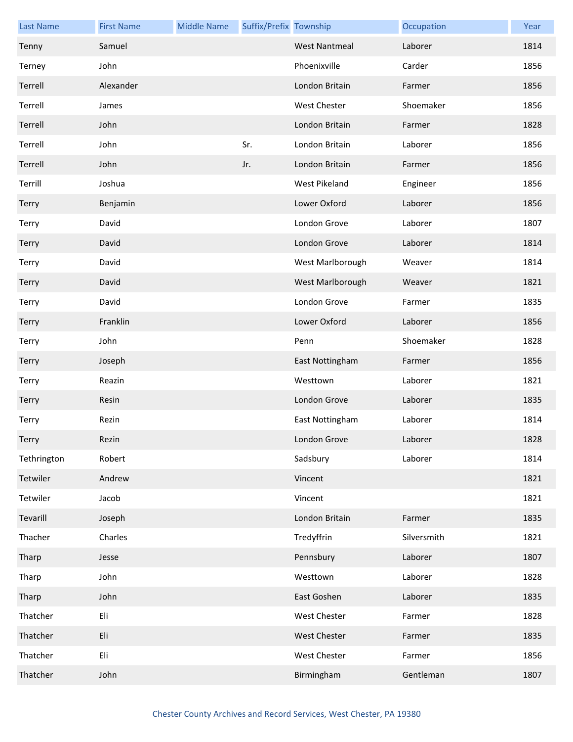| Last Name | First Name | Middle Name | Suffix/Prefix | Township | Occupation | Year |
|---|---|---|---|---|---|---|
| Tenny | Samuel | | | West Nantmeal | Laborer | 1814 |
| Terney | John | | | Phoenixville | Carder | 1856 |
| Terrell | Alexander | | | London Britain | Farmer | 1856 |
| Terrell | James | | | West Chester | Shoemaker | 1856 |
| Terrell | John | | | London Britain | Farmer | 1828 |
| Terrell | John | | Sr. | London Britain | Laborer | 1856 |
| Terrell | John | | Jr. | London Britain | Farmer | 1856 |
| Terrill | Joshua | | | West Pikeland | Engineer | 1856 |
| Terry | Benjamin | | | Lower Oxford | Laborer | 1856 |
| Terry | David | | | London Grove | Laborer | 1807 |
| Terry | David | | | London Grove | Laborer | 1814 |
| Terry | David | | | West Marlborough | Weaver | 1814 |
| Terry | David | | | West Marlborough | Weaver | 1821 |
| Terry | David | | | London Grove | Farmer | 1835 |
| Terry | Franklin | | | Lower Oxford | Laborer | 1856 |
| Terry | John | | | Penn | Shoemaker | 1828 |
| Terry | Joseph | | | East Nottingham | Farmer | 1856 |
| Terry | Reazin | | | Westtown | Laborer | 1821 |
| Terry | Resin | | | London Grove | Laborer | 1835 |
| Terry | Rezin | | | East Nottingham | Laborer | 1814 |
| Terry | Rezin | | | London Grove | Laborer | 1828 |
| Tethrington | Robert | | | Sadsbury | Laborer | 1814 |
| Tetwiler | Andrew | | | Vincent | | 1821 |
| Tetwiler | Jacob | | | Vincent | | 1821 |
| Tevarill | Joseph | | | London Britain | Farmer | 1835 |
| Thacher | Charles | | | Tredyffrin | Silversmith | 1821 |
| Tharp | Jesse | | | Pennsbury | Laborer | 1807 |
| Tharp | John | | | Westtown | Laborer | 1828 |
| Tharp | John | | | East Goshen | Laborer | 1835 |
| Thatcher | Eli | | | West Chester | Farmer | 1828 |
| Thatcher | Eli | | | West Chester | Farmer | 1835 |
| Thatcher | Eli | | | West Chester | Farmer | 1856 |
| Thatcher | John | | | Birmingham | Gentleman | 1807 |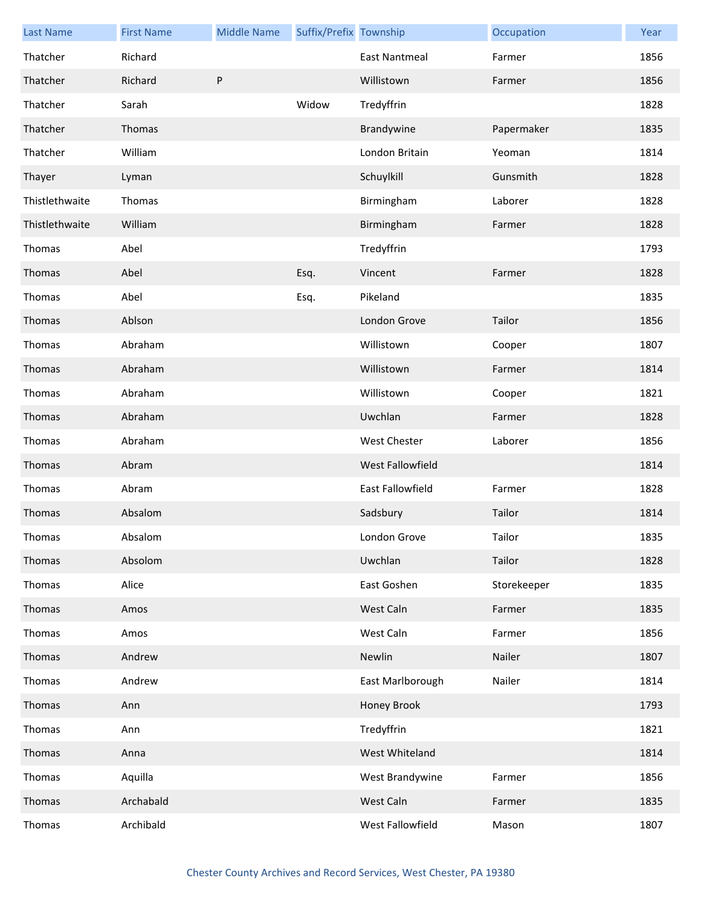| Last Name | First Name | Middle Name | Suffix/Prefix | Township | Occupation | Year |
|---|---|---|---|---|---|---|
| Thatcher | Richard | | | East Nantmeal | Farmer | 1856 |
| Thatcher | Richard | P | | Willistown | Farmer | 1856 |
| Thatcher | Sarah | | Widow | Tredyffrin | | 1828 |
| Thatcher | Thomas | | | Brandywine | Papermaker | 1835 |
| Thatcher | William | | | London Britain | Yeoman | 1814 |
| Thayer | Lyman | | | Schuylkill | Gunsmith | 1828 |
| Thistlethwaite | Thomas | | | Birmingham | Laborer | 1828 |
| Thistlethwaite | William | | | Birmingham | Farmer | 1828 |
| Thomas | Abel | | | Tredyffrin | | 1793 |
| Thomas | Abel | | Esq. | Vincent | Farmer | 1828 |
| Thomas | Abel | | Esq. | Pikeland | | 1835 |
| Thomas | Ablson | | | London Grove | Tailor | 1856 |
| Thomas | Abraham | | | Willistown | Cooper | 1807 |
| Thomas | Abraham | | | Willistown | Farmer | 1814 |
| Thomas | Abraham | | | Willistown | Cooper | 1821 |
| Thomas | Abraham | | | Uwchlan | Farmer | 1828 |
| Thomas | Abraham | | | West Chester | Laborer | 1856 |
| Thomas | Abram | | | West Fallowfield | | 1814 |
| Thomas | Abram | | | East Fallowfield | Farmer | 1828 |
| Thomas | Absalom | | | Sadsbury | Tailor | 1814 |
| Thomas | Absalom | | | London Grove | Tailor | 1835 |
| Thomas | Absolom | | | Uwchlan | Tailor | 1828 |
| Thomas | Alice | | | East Goshen | Storekeeper | 1835 |
| Thomas | Amos | | | West Caln | Farmer | 1835 |
| Thomas | Amos | | | West Caln | Farmer | 1856 |
| Thomas | Andrew | | | Newlin | Nailer | 1807 |
| Thomas | Andrew | | | East Marlborough | Nailer | 1814 |
| Thomas | Ann | | | Honey Brook | | 1793 |
| Thomas | Ann | | | Tredyffrin | | 1821 |
| Thomas | Anna | | | West Whiteland | | 1814 |
| Thomas | Aquilla | | | West Brandywine | Farmer | 1856 |
| Thomas | Archabald | | | West Caln | Farmer | 1835 |
| Thomas | Archibald | | | West Fallowfield | Mason | 1807 |

Chester County Archives and Record Services, West Chester, PA 19380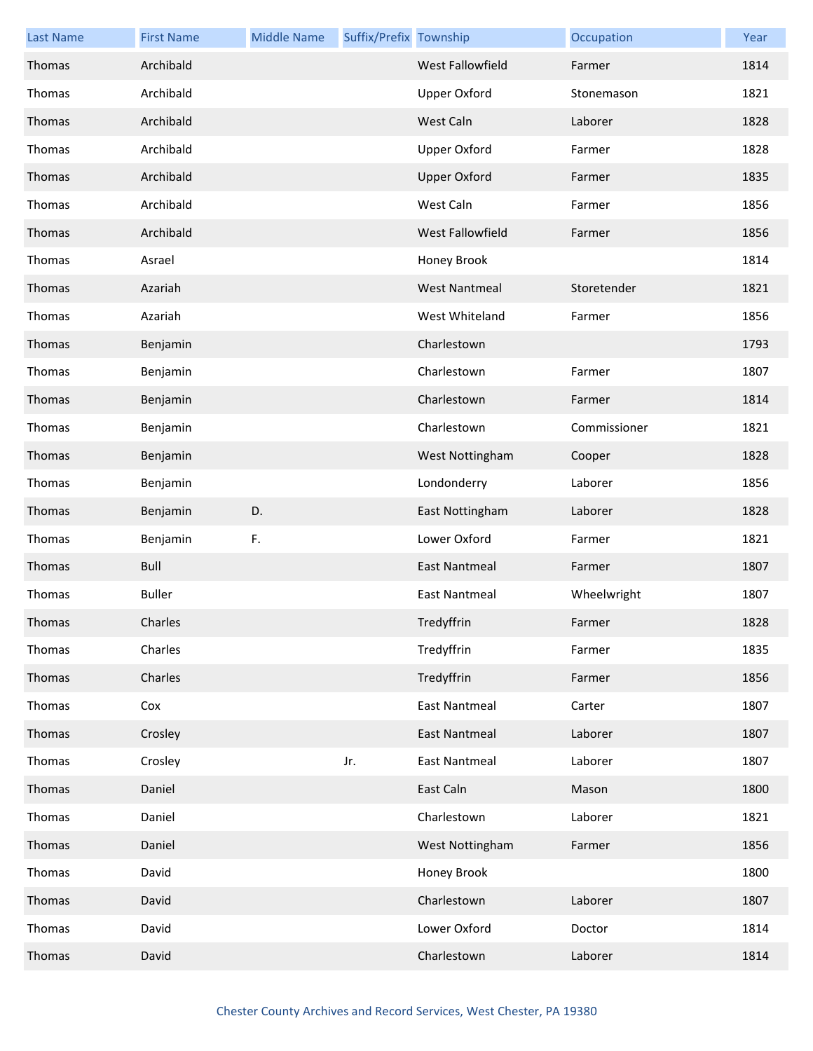| Last Name | First Name | Middle Name | Suffix/Prefix | Township | Occupation | Year |
|---|---|---|---|---|---|---|
| Thomas | Archibald | | | West Fallowfield | Farmer | 1814 |
| Thomas | Archibald | | | Upper Oxford | Stonemason | 1821 |
| Thomas | Archibald | | | West Caln | Laborer | 1828 |
| Thomas | Archibald | | | Upper Oxford | Farmer | 1828 |
| Thomas | Archibald | | | Upper Oxford | Farmer | 1835 |
| Thomas | Archibald | | | West Caln | Farmer | 1856 |
| Thomas | Archibald | | | West Fallowfield | Farmer | 1856 |
| Thomas | Asrael | | | Honey Brook | | 1814 |
| Thomas | Azariah | | | West Nantmeal | Storetender | 1821 |
| Thomas | Azariah | | | West Whiteland | Farmer | 1856 |
| Thomas | Benjamin | | | Charlestown | | 1793 |
| Thomas | Benjamin | | | Charlestown | Farmer | 1807 |
| Thomas | Benjamin | | | Charlestown | Farmer | 1814 |
| Thomas | Benjamin | | | Charlestown | Commissioner | 1821 |
| Thomas | Benjamin | | | West Nottingham | Cooper | 1828 |
| Thomas | Benjamin | | | Londonderry | Laborer | 1856 |
| Thomas | Benjamin | D. | | East Nottingham | Laborer | 1828 |
| Thomas | Benjamin | F. | | Lower Oxford | Farmer | 1821 |
| Thomas | Bull | | | East Nantmeal | Farmer | 1807 |
| Thomas | Buller | | | East Nantmeal | Wheelwright | 1807 |
| Thomas | Charles | | | Tredyffrin | Farmer | 1828 |
| Thomas | Charles | | | Tredyffrin | Farmer | 1835 |
| Thomas | Charles | | | Tredyffrin | Farmer | 1856 |
| Thomas | Cox | | | East Nantmeal | Carter | 1807 |
| Thomas | Crosley | | | East Nantmeal | Laborer | 1807 |
| Thomas | Crosley | | Jr. | East Nantmeal | Laborer | 1807 |
| Thomas | Daniel | | | East Caln | Mason | 1800 |
| Thomas | Daniel | | | Charlestown | Laborer | 1821 |
| Thomas | Daniel | | | West Nottingham | Farmer | 1856 |
| Thomas | David | | | Honey Brook | | 1800 |
| Thomas | David | | | Charlestown | Laborer | 1807 |
| Thomas | David | | | Lower Oxford | Doctor | 1814 |
| Thomas | David | | | Charlestown | Laborer | 1814 |

Chester County Archives and Record Services, West Chester, PA 19380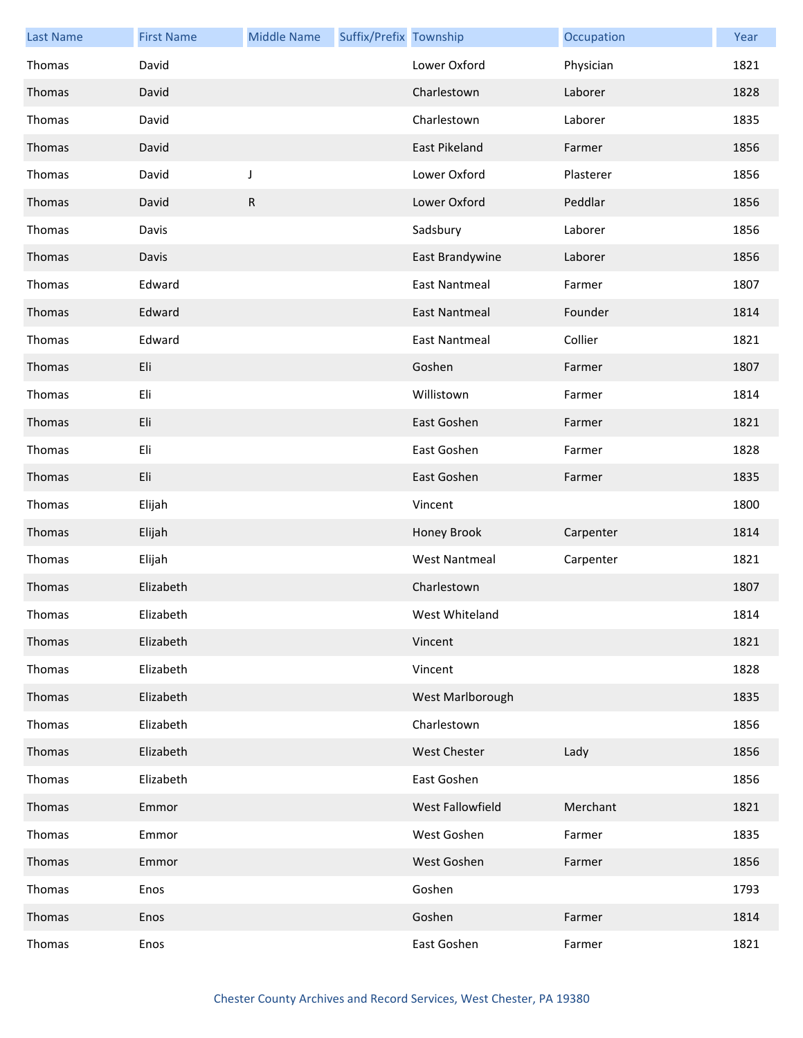| Last Name | First Name | Middle Name | Suffix/Prefix | Township | Occupation | Year |
|---|---|---|---|---|---|---|
| Thomas | David | | | Lower Oxford | Physician | 1821 |
| Thomas | David | | | Charlestown | Laborer | 1828 |
| Thomas | David | | | Charlestown | Laborer | 1835 |
| Thomas | David | | | East Pikeland | Farmer | 1856 |
| Thomas | David | J | | Lower Oxford | Plasterer | 1856 |
| Thomas | David | R | | Lower Oxford | Peddlar | 1856 |
| Thomas | Davis | | | Sadsbury | Laborer | 1856 |
| Thomas | Davis | | | East Brandywine | Laborer | 1856 |
| Thomas | Edward | | | East Nantmeal | Farmer | 1807 |
| Thomas | Edward | | | East Nantmeal | Founder | 1814 |
| Thomas | Edward | | | East Nantmeal | Collier | 1821 |
| Thomas | Eli | | | Goshen | Farmer | 1807 |
| Thomas | Eli | | | Willistown | Farmer | 1814 |
| Thomas | Eli | | | East Goshen | Farmer | 1821 |
| Thomas | Eli | | | East Goshen | Farmer | 1828 |
| Thomas | Eli | | | East Goshen | Farmer | 1835 |
| Thomas | Elijah | | | Vincent | | 1800 |
| Thomas | Elijah | | | Honey Brook | Carpenter | 1814 |
| Thomas | Elijah | | | West Nantmeal | Carpenter | 1821 |
| Thomas | Elizabeth | | | Charlestown | | 1807 |
| Thomas | Elizabeth | | | West Whiteland | | 1814 |
| Thomas | Elizabeth | | | Vincent | | 1821 |
| Thomas | Elizabeth | | | Vincent | | 1828 |
| Thomas | Elizabeth | | | West Marlborough | | 1835 |
| Thomas | Elizabeth | | | Charlestown | | 1856 |
| Thomas | Elizabeth | | | West Chester | Lady | 1856 |
| Thomas | Elizabeth | | | East Goshen | | 1856 |
| Thomas | Emmor | | | West Fallowfield | Merchant | 1821 |
| Thomas | Emmor | | | West Goshen | Farmer | 1835 |
| Thomas | Emmor | | | West Goshen | Farmer | 1856 |
| Thomas | Enos | | | Goshen | | 1793 |
| Thomas | Enos | | | Goshen | Farmer | 1814 |
| Thomas | Enos | | | East Goshen | Farmer | 1821 |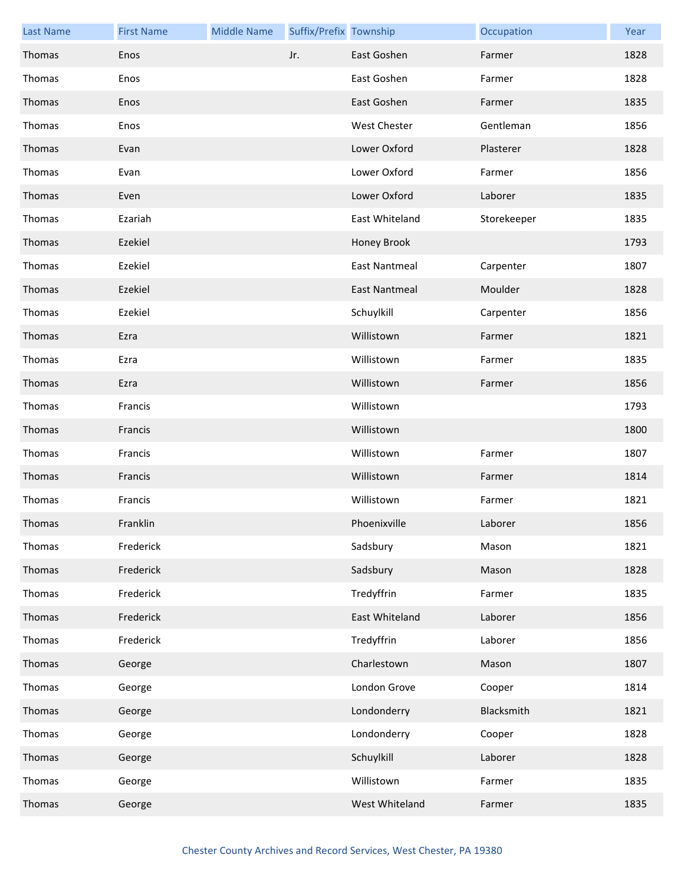| Last Name | First Name | Middle Name | Suffix/Prefix | Township | Occupation | Year |
|---|---|---|---|---|---|---|
| Thomas | Enos | | Jr. | East Goshen | Farmer | 1828 |
| Thomas | Enos | | | East Goshen | Farmer | 1828 |
| Thomas | Enos | | | East Goshen | Farmer | 1835 |
| Thomas | Enos | | | West Chester | Gentleman | 1856 |
| Thomas | Evan | | | Lower Oxford | Plasterer | 1828 |
| Thomas | Evan | | | Lower Oxford | Farmer | 1856 |
| Thomas | Even | | | Lower Oxford | Laborer | 1835 |
| Thomas | Ezariah | | | East Whiteland | Storekeeper | 1835 |
| Thomas | Ezekiel | | | Honey Brook | | 1793 |
| Thomas | Ezekiel | | | East Nantmeal | Carpenter | 1807 |
| Thomas | Ezekiel | | | East Nantmeal | Moulder | 1828 |
| Thomas | Ezekiel | | | Schuylkill | Carpenter | 1856 |
| Thomas | Ezra | | | Willistown | Farmer | 1821 |
| Thomas | Ezra | | | Willistown | Farmer | 1835 |
| Thomas | Ezra | | | Willistown | Farmer | 1856 |
| Thomas | Francis | | | Willistown | | 1793 |
| Thomas | Francis | | | Willistown | | 1800 |
| Thomas | Francis | | | Willistown | Farmer | 1807 |
| Thomas | Francis | | | Willistown | Farmer | 1814 |
| Thomas | Francis | | | Willistown | Farmer | 1821 |
| Thomas | Franklin | | | Phoenixville | Laborer | 1856 |
| Thomas | Frederick | | | Sadsbury | Mason | 1821 |
| Thomas | Frederick | | | Sadsbury | Mason | 1828 |
| Thomas | Frederick | | | Tredyffrin | Farmer | 1835 |
| Thomas | Frederick | | | East Whiteland | Laborer | 1856 |
| Thomas | Frederick | | | Tredyffrin | Laborer | 1856 |
| Thomas | George | | | Charlestown | Mason | 1807 |
| Thomas | George | | | London Grove | Cooper | 1814 |
| Thomas | George | | | Londonderry | Blacksmith | 1821 |
| Thomas | George | | | Londonderry | Cooper | 1828 |
| Thomas | George | | | Schuylkill | Laborer | 1828 |
| Thomas | George | | | Willistown | Farmer | 1835 |
| Thomas | George | | | West Whiteland | Farmer | 1835 |

Chester County Archives and Record Services, West Chester, PA 19380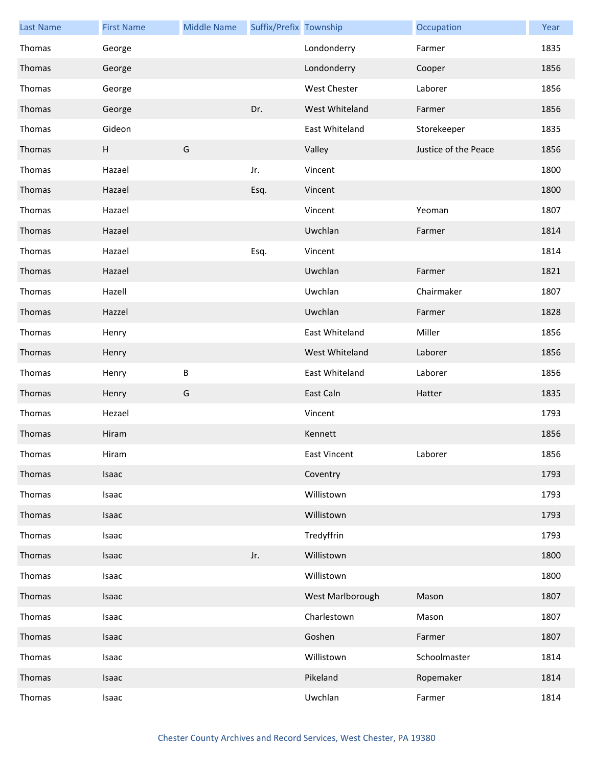| Last Name | First Name | Middle Name | Suffix/Prefix | Township | Occupation | Year |
|---|---|---|---|---|---|---|
| Thomas | George | | | Londonderry | Farmer | 1835 |
| Thomas | George | | | Londonderry | Cooper | 1856 |
| Thomas | George | | | West Chester | Laborer | 1856 |
| Thomas | George | | Dr. | West Whiteland | Farmer | 1856 |
| Thomas | Gideon | | | East Whiteland | Storekeeper | 1835 |
| Thomas | H | G | | Valley | Justice of the Peace | 1856 |
| Thomas | Hazael | | Jr. | Vincent | | 1800 |
| Thomas | Hazael | | Esq. | Vincent | | 1800 |
| Thomas | Hazael | | | Vincent | Yeoman | 1807 |
| Thomas | Hazael | | | Uwchlan | Farmer | 1814 |
| Thomas | Hazael | | Esq. | Vincent | | 1814 |
| Thomas | Hazael | | | Uwchlan | Farmer | 1821 |
| Thomas | Hazell | | | Uwchlan | Chairmaker | 1807 |
| Thomas | Hazzel | | | Uwchlan | Farmer | 1828 |
| Thomas | Henry | | | East Whiteland | Miller | 1856 |
| Thomas | Henry | | | West Whiteland | Laborer | 1856 |
| Thomas | Henry | B | | East Whiteland | Laborer | 1856 |
| Thomas | Henry | G | | East Caln | Hatter | 1835 |
| Thomas | Hezael | | | Vincent | | 1793 |
| Thomas | Hiram | | | Kennett | | 1856 |
| Thomas | Hiram | | | East Vincent | Laborer | 1856 |
| Thomas | Isaac | | | Coventry | | 1793 |
| Thomas | Isaac | | | Willistown | | 1793 |
| Thomas | Isaac | | | Willistown | | 1793 |
| Thomas | Isaac | | | Tredyffrin | | 1793 |
| Thomas | Isaac | | Jr. | Willistown | | 1800 |
| Thomas | Isaac | | | Willistown | | 1800 |
| Thomas | Isaac | | | West Marlborough | Mason | 1807 |
| Thomas | Isaac | | | Charlestown | Mason | 1807 |
| Thomas | Isaac | | | Goshen | Farmer | 1807 |
| Thomas | Isaac | | | Willistown | Schoolmaster | 1814 |
| Thomas | Isaac | | | Pikeland | Ropemaker | 1814 |
| Thomas | Isaac | | | Uwchlan | Farmer | 1814 |

Chester County Archives and Record Services, West Chester, PA 19380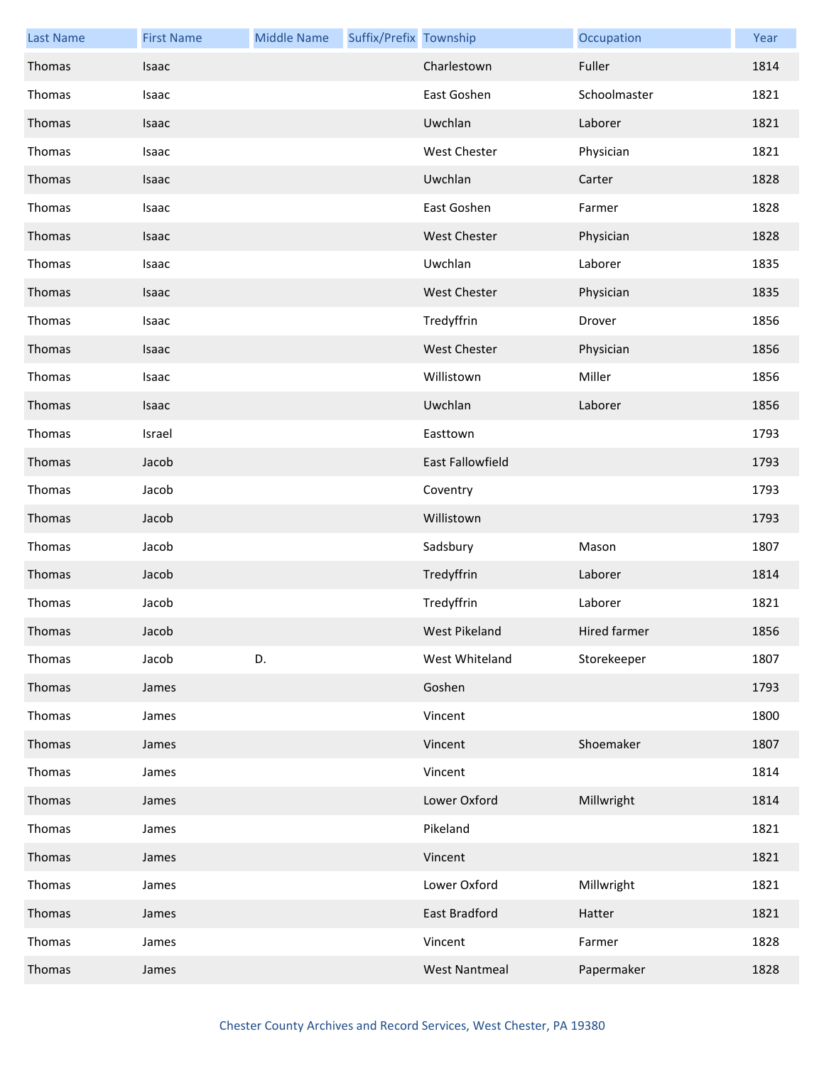| Last Name | First Name | Middle Name | Suffix/Prefix | Township | Occupation | Year |
| --- | --- | --- | --- | --- | --- | --- |
| Thomas | Isaac | | | Charlestown | Fuller | 1814 |
| Thomas | Isaac | | | East Goshen | Schoolmaster | 1821 |
| Thomas | Isaac | | | Uwchlan | Laborer | 1821 |
| Thomas | Isaac | | | West Chester | Physician | 1821 |
| Thomas | Isaac | | | Uwchlan | Carter | 1828 |
| Thomas | Isaac | | | East Goshen | Farmer | 1828 |
| Thomas | Isaac | | | West Chester | Physician | 1828 |
| Thomas | Isaac | | | Uwchlan | Laborer | 1835 |
| Thomas | Isaac | | | West Chester | Physician | 1835 |
| Thomas | Isaac | | | Tredyffrin | Drover | 1856 |
| Thomas | Isaac | | | West Chester | Physician | 1856 |
| Thomas | Isaac | | | Willistown | Miller | 1856 |
| Thomas | Isaac | | | Uwchlan | Laborer | 1856 |
| Thomas | Israel | | | Easttown | | 1793 |
| Thomas | Jacob | | | East Fallowfield | | 1793 |
| Thomas | Jacob | | | Coventry | | 1793 |
| Thomas | Jacob | | | Willistown | | 1793 |
| Thomas | Jacob | | | Sadsbury | Mason | 1807 |
| Thomas | Jacob | | | Tredyffrin | Laborer | 1814 |
| Thomas | Jacob | | | Tredyffrin | Laborer | 1821 |
| Thomas | Jacob | | | West Pikeland | Hired farmer | 1856 |
| Thomas | Jacob | D. | | West Whiteland | Storekeeper | 1807 |
| Thomas | James | | | Goshen | | 1793 |
| Thomas | James | | | Vincent | | 1800 |
| Thomas | James | | | Vincent | Shoemaker | 1807 |
| Thomas | James | | | Vincent | | 1814 |
| Thomas | James | | | Lower Oxford | Millwright | 1814 |
| Thomas | James | | | Pikeland | | 1821 |
| Thomas | James | | | Vincent | | 1821 |
| Thomas | James | | | Lower Oxford | Millwright | 1821 |
| Thomas | James | | | East Bradford | Hatter | 1821 |
| Thomas | James | | | Vincent | Farmer | 1828 |
| Thomas | James | | | West Nantmeal | Papermaker | 1828 |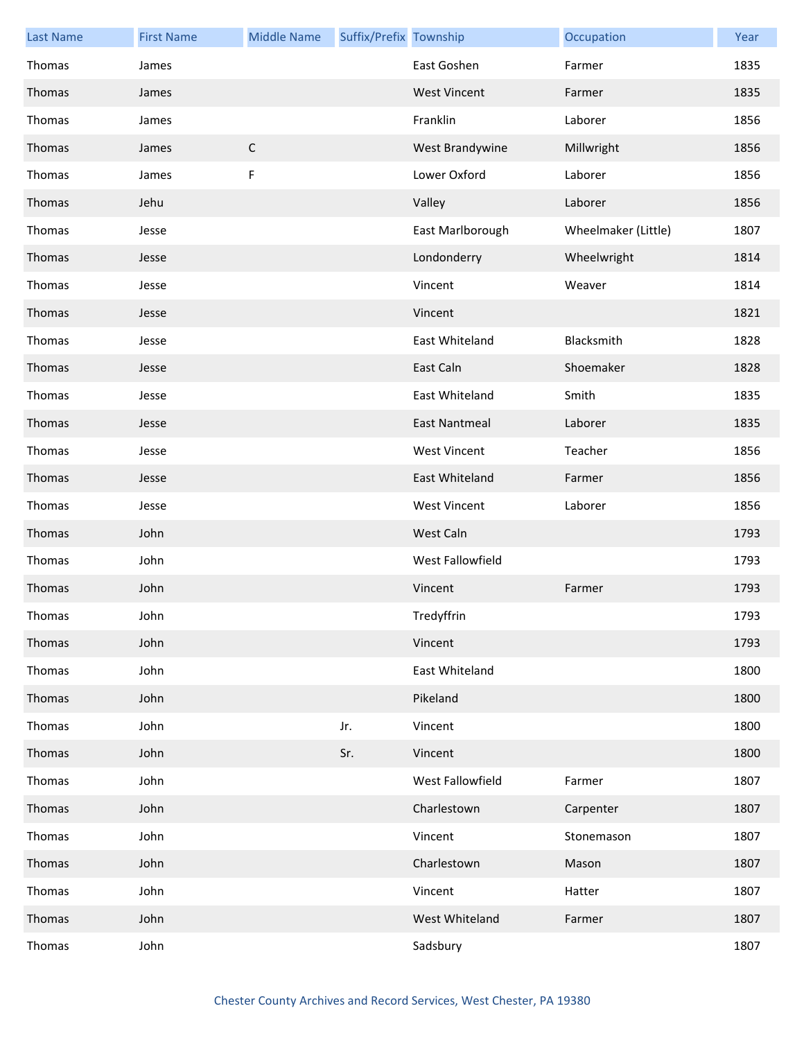| Last Name | First Name | Middle Name | Suffix/Prefix | Township | Occupation | Year |
|---|---|---|---|---|---|---|
| Thomas | James | | | East Goshen | Farmer | 1835 |
| Thomas | James | | | West Vincent | Farmer | 1835 |
| Thomas | James | | | Franklin | Laborer | 1856 |
| Thomas | James | C | | West Brandywine | Millwright | 1856 |
| Thomas | James | F | | Lower Oxford | Laborer | 1856 |
| Thomas | Jehu | | | Valley | Laborer | 1856 |
| Thomas | Jesse | | | East Marlborough | Wheelmaker (Little) | 1807 |
| Thomas | Jesse | | | Londonderry | Wheelwright | 1814 |
| Thomas | Jesse | | | Vincent | Weaver | 1814 |
| Thomas | Jesse | | | Vincent | | 1821 |
| Thomas | Jesse | | | East Whiteland | Blacksmith | 1828 |
| Thomas | Jesse | | | East Caln | Shoemaker | 1828 |
| Thomas | Jesse | | | East Whiteland | Smith | 1835 |
| Thomas | Jesse | | | East Nantmeal | Laborer | 1835 |
| Thomas | Jesse | | | West Vincent | Teacher | 1856 |
| Thomas | Jesse | | | East Whiteland | Farmer | 1856 |
| Thomas | Jesse | | | West Vincent | Laborer | 1856 |
| Thomas | John | | | West Caln | | 1793 |
| Thomas | John | | | West Fallowfield | | 1793 |
| Thomas | John | | | Vincent | Farmer | 1793 |
| Thomas | John | | | Tredyffrin | | 1793 |
| Thomas | John | | | Vincent | | 1793 |
| Thomas | John | | | East Whiteland | | 1800 |
| Thomas | John | | | Pikeland | | 1800 |
| Thomas | John | | Jr. | Vincent | | 1800 |
| Thomas | John | | Sr. | Vincent | | 1800 |
| Thomas | John | | | West Fallowfield | Farmer | 1807 |
| Thomas | John | | | Charlestown | Carpenter | 1807 |
| Thomas | John | | | Vincent | Stonemason | 1807 |
| Thomas | John | | | Charlestown | Mason | 1807 |
| Thomas | John | | | Vincent | Hatter | 1807 |
| Thomas | John | | | West Whiteland | Farmer | 1807 |
| Thomas | John | | | Sadsbury | | 1807 |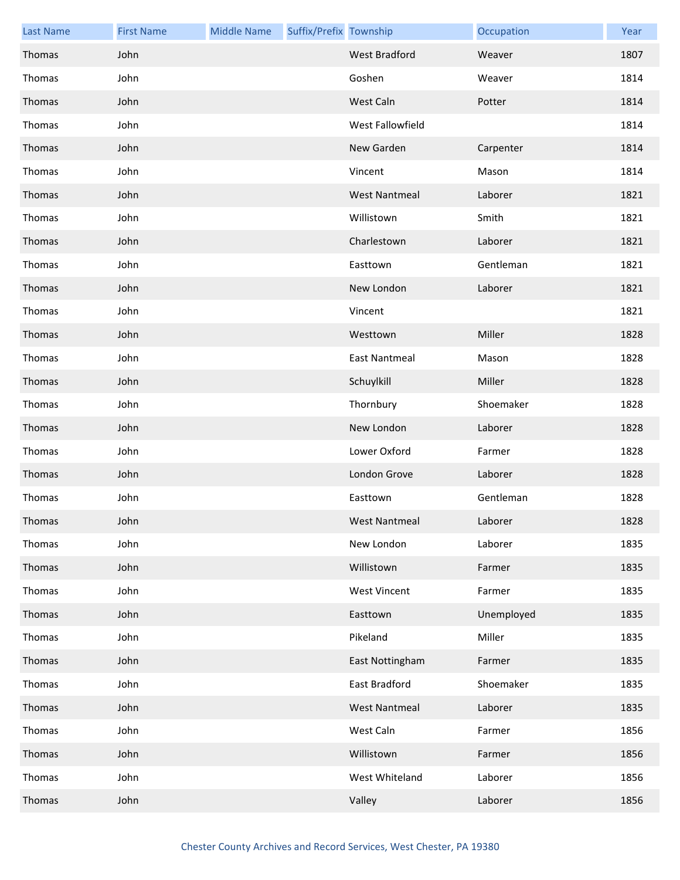| Last Name | First Name | Middle Name | Suffix/Prefix | Township | Occupation | Year |
|---|---|---|---|---|---|---|
| Thomas | John | | | West Bradford | Weaver | 1807 |
| Thomas | John | | | Goshen | Weaver | 1814 |
| Thomas | John | | | West Caln | Potter | 1814 |
| Thomas | John | | | West Fallowfield | | 1814 |
| Thomas | John | | | New Garden | Carpenter | 1814 |
| Thomas | John | | | Vincent | Mason | 1814 |
| Thomas | John | | | West Nantmeal | Laborer | 1821 |
| Thomas | John | | | Willistown | Smith | 1821 |
| Thomas | John | | | Charlestown | Laborer | 1821 |
| Thomas | John | | | Easttown | Gentleman | 1821 |
| Thomas | John | | | New London | Laborer | 1821 |
| Thomas | John | | | Vincent | | 1821 |
| Thomas | John | | | Westtown | Miller | 1828 |
| Thomas | John | | | East Nantmeal | Mason | 1828 |
| Thomas | John | | | Schuylkill | Miller | 1828 |
| Thomas | John | | | Thornbury | Shoemaker | 1828 |
| Thomas | John | | | New London | Laborer | 1828 |
| Thomas | John | | | Lower Oxford | Farmer | 1828 |
| Thomas | John | | | London Grove | Laborer | 1828 |
| Thomas | John | | | Easttown | Gentleman | 1828 |
| Thomas | John | | | West Nantmeal | Laborer | 1828 |
| Thomas | John | | | New London | Laborer | 1835 |
| Thomas | John | | | Willistown | Farmer | 1835 |
| Thomas | John | | | West Vincent | Farmer | 1835 |
| Thomas | John | | | Easttown | Unemployed | 1835 |
| Thomas | John | | | Pikeland | Miller | 1835 |
| Thomas | John | | | East Nottingham | Farmer | 1835 |
| Thomas | John | | | East Bradford | Shoemaker | 1835 |
| Thomas | John | | | West Nantmeal | Laborer | 1835 |
| Thomas | John | | | West Caln | Farmer | 1856 |
| Thomas | John | | | Willistown | Farmer | 1856 |
| Thomas | John | | | West Whiteland | Laborer | 1856 |
| Thomas | John | | | Valley | Laborer | 1856 |

Chester County Archives and Record Services, West Chester, PA 19380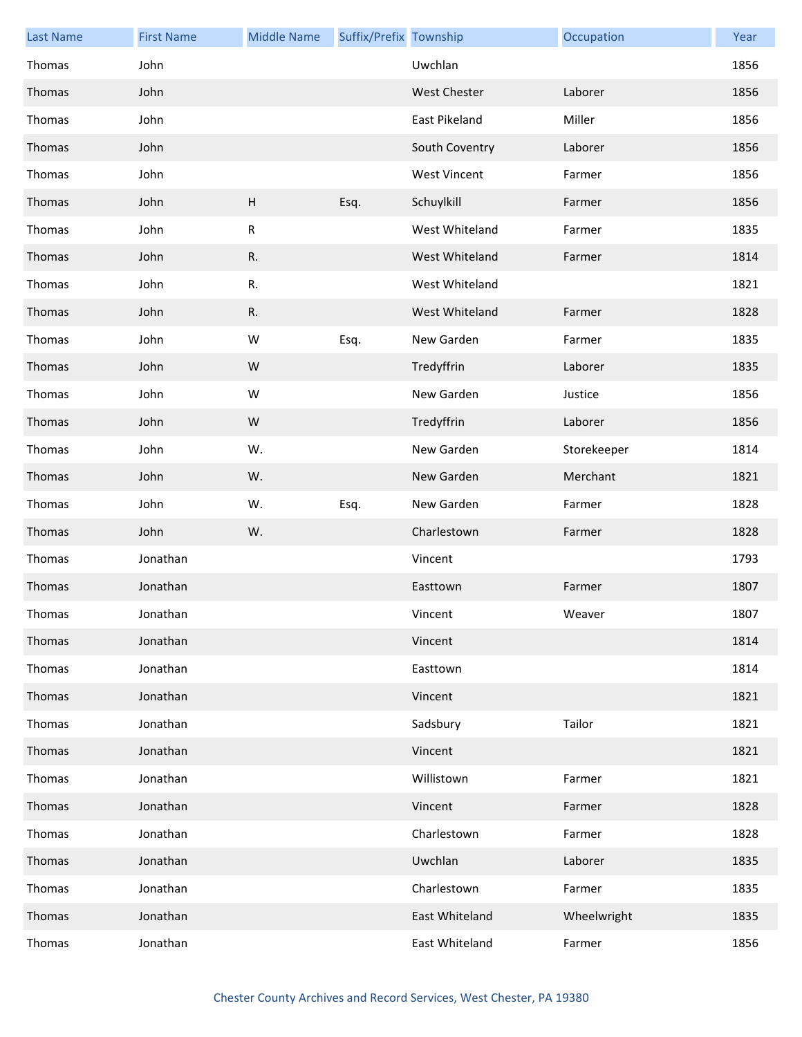| Last Name | First Name | Middle Name | Suffix/Prefix | Township | Occupation | Year |
|---|---|---|---|---|---|---|
| Thomas | John | | | Uwchlan | | 1856 |
| Thomas | John | | | West Chester | Laborer | 1856 |
| Thomas | John | | | East Pikeland | Miller | 1856 |
| Thomas | John | | | South Coventry | Laborer | 1856 |
| Thomas | John | | | West Vincent | Farmer | 1856 |
| Thomas | John | H | Esq. | Schuylkill | Farmer | 1856 |
| Thomas | John | R | | West Whiteland | Farmer | 1835 |
| Thomas | John | R. | | West Whiteland | Farmer | 1814 |
| Thomas | John | R. | | West Whiteland | | 1821 |
| Thomas | John | R. | | West Whiteland | Farmer | 1828 |
| Thomas | John | W | Esq. | New Garden | Farmer | 1835 |
| Thomas | John | W | | Tredyffrin | Laborer | 1835 |
| Thomas | John | W | | New Garden | Justice | 1856 |
| Thomas | John | W | | Tredyffrin | Laborer | 1856 |
| Thomas | John | W. | | New Garden | Storekeeper | 1814 |
| Thomas | John | W. | | New Garden | Merchant | 1821 |
| Thomas | John | W. | Esq. | New Garden | Farmer | 1828 |
| Thomas | John | W. | | Charlestown | Farmer | 1828 |
| Thomas | Jonathan | | | Vincent | | 1793 |
| Thomas | Jonathan | | | Easttown | Farmer | 1807 |
| Thomas | Jonathan | | | Vincent | Weaver | 1807 |
| Thomas | Jonathan | | | Vincent | | 1814 |
| Thomas | Jonathan | | | Easttown | | 1814 |
| Thomas | Jonathan | | | Vincent | | 1821 |
| Thomas | Jonathan | | | Sadsbury | Tailor | 1821 |
| Thomas | Jonathan | | | Vincent | | 1821 |
| Thomas | Jonathan | | | Willistown | Farmer | 1821 |
| Thomas | Jonathan | | | Vincent | Farmer | 1828 |
| Thomas | Jonathan | | | Charlestown | Farmer | 1828 |
| Thomas | Jonathan | | | Uwchlan | Laborer | 1835 |
| Thomas | Jonathan | | | Charlestown | Farmer | 1835 |
| Thomas | Jonathan | | | East Whiteland | Wheelwright | 1835 |
| Thomas | Jonathan | | | East Whiteland | Farmer | 1856 |

Chester County Archives and Record Services, West Chester, PA 19380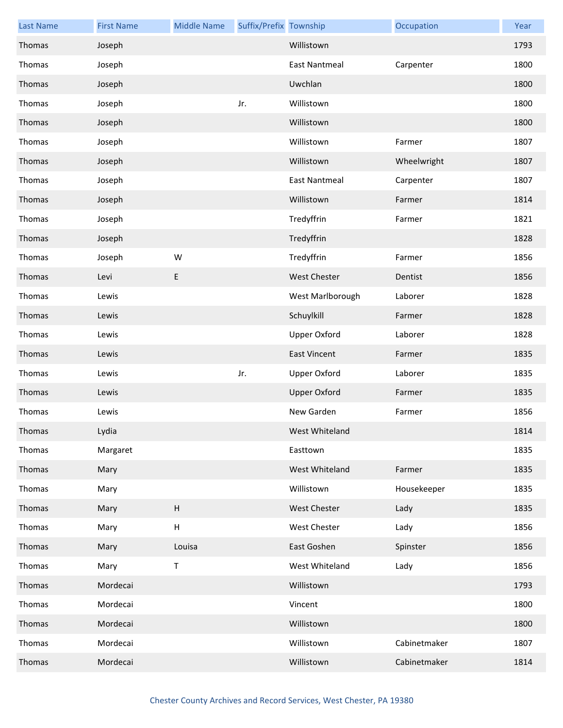| Last Name | First Name | Middle Name | Suffix/Prefix | Township | Occupation | Year |
| --- | --- | --- | --- | --- | --- | --- |
| Thomas | Joseph | | | Willistown | | 1793 |
| Thomas | Joseph | | | East Nantmeal | Carpenter | 1800 |
| Thomas | Joseph | | | Uwchlan | | 1800 |
| Thomas | Joseph | | Jr. | Willistown | | 1800 |
| Thomas | Joseph | | | Willistown | | 1800 |
| Thomas | Joseph | | | Willistown | Farmer | 1807 |
| Thomas | Joseph | | | Willistown | Wheelwright | 1807 |
| Thomas | Joseph | | | East Nantmeal | Carpenter | 1807 |
| Thomas | Joseph | | | Willistown | Farmer | 1814 |
| Thomas | Joseph | | | Tredyffrin | Farmer | 1821 |
| Thomas | Joseph | | | Tredyffrin | | 1828 |
| Thomas | Joseph | W | | Tredyffrin | Farmer | 1856 |
| Thomas | Levi | E | | West Chester | Dentist | 1856 |
| Thomas | Lewis | | | West Marlborough | Laborer | 1828 |
| Thomas | Lewis | | | Schuylkill | Farmer | 1828 |
| Thomas | Lewis | | | Upper Oxford | Laborer | 1828 |
| Thomas | Lewis | | | East Vincent | Farmer | 1835 |
| Thomas | Lewis | | Jr. | Upper Oxford | Laborer | 1835 |
| Thomas | Lewis | | | Upper Oxford | Farmer | 1835 |
| Thomas | Lewis | | | New Garden | Farmer | 1856 |
| Thomas | Lydia | | | West Whiteland | | 1814 |
| Thomas | Margaret | | | Easttown | | 1835 |
| Thomas | Mary | | | West Whiteland | Farmer | 1835 |
| Thomas | Mary | | | Willistown | Housekeeper | 1835 |
| Thomas | Mary | H | | West Chester | Lady | 1835 |
| Thomas | Mary | H | | West Chester | Lady | 1856 |
| Thomas | Mary | Louisa | | East Goshen | Spinster | 1856 |
| Thomas | Mary | T | | West Whiteland | Lady | 1856 |
| Thomas | Mordecai | | | Willistown | | 1793 |
| Thomas | Mordecai | | | Vincent | | 1800 |
| Thomas | Mordecai | | | Willistown | | 1800 |
| Thomas | Mordecai | | | Willistown | Cabinetmaker | 1807 |
| Thomas | Mordecai | | | Willistown | Cabinetmaker | 1814 |

Chester County Archives and Record Services, West Chester, PA 19380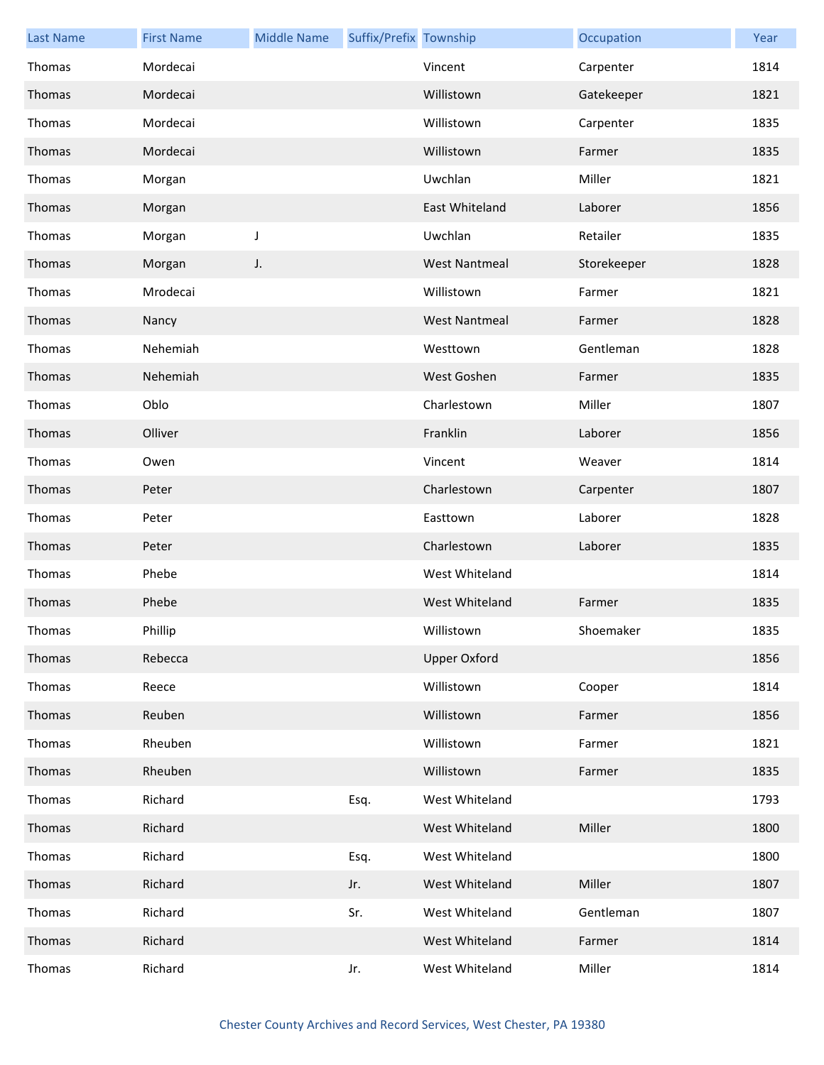| Last Name | First Name | Middle Name | Suffix/Prefix | Township | Occupation | Year |
|---|---|---|---|---|---|---|
| Thomas | Mordecai | | | Vincent | Carpenter | 1814 |
| Thomas | Mordecai | | | Willistown | Gatekeeper | 1821 |
| Thomas | Mordecai | | | Willistown | Carpenter | 1835 |
| Thomas | Mordecai | | | Willistown | Farmer | 1835 |
| Thomas | Morgan | | | Uwchlan | Miller | 1821 |
| Thomas | Morgan | | | East Whiteland | Laborer | 1856 |
| Thomas | Morgan | J | | Uwchlan | Retailer | 1835 |
| Thomas | Morgan | J. | | West Nantmeal | Storekeeper | 1828 |
| Thomas | Mrodecai | | | Willistown | Farmer | 1821 |
| Thomas | Nancy | | | West Nantmeal | Farmer | 1828 |
| Thomas | Nehemiah | | | Westtown | Gentleman | 1828 |
| Thomas | Nehemiah | | | West Goshen | Farmer | 1835 |
| Thomas | Oblo | | | Charlestown | Miller | 1807 |
| Thomas | Olliver | | | Franklin | Laborer | 1856 |
| Thomas | Owen | | | Vincent | Weaver | 1814 |
| Thomas | Peter | | | Charlestown | Carpenter | 1807 |
| Thomas | Peter | | | Easttown | Laborer | 1828 |
| Thomas | Peter | | | Charlestown | Laborer | 1835 |
| Thomas | Phebe | | | West Whiteland | | 1814 |
| Thomas | Phebe | | | West Whiteland | Farmer | 1835 |
| Thomas | Phillip | | | Willistown | Shoemaker | 1835 |
| Thomas | Rebecca | | | Upper Oxford | | 1856 |
| Thomas | Reece | | | Willistown | Cooper | 1814 |
| Thomas | Reuben | | | Willistown | Farmer | 1856 |
| Thomas | Rheuben | | | Willistown | Farmer | 1821 |
| Thomas | Rheuben | | | Willistown | Farmer | 1835 |
| Thomas | Richard | | Esq. | West Whiteland | | 1793 |
| Thomas | Richard | | | West Whiteland | Miller | 1800 |
| Thomas | Richard | | Esq. | West Whiteland | | 1800 |
| Thomas | Richard | | Jr. | West Whiteland | Miller | 1807 |
| Thomas | Richard | | Sr. | West Whiteland | Gentleman | 1807 |
| Thomas | Richard | | | West Whiteland | Farmer | 1814 |
| Thomas | Richard | | Jr. | West Whiteland | Miller | 1814 |

Chester County Archives and Record Services, West Chester, PA 19380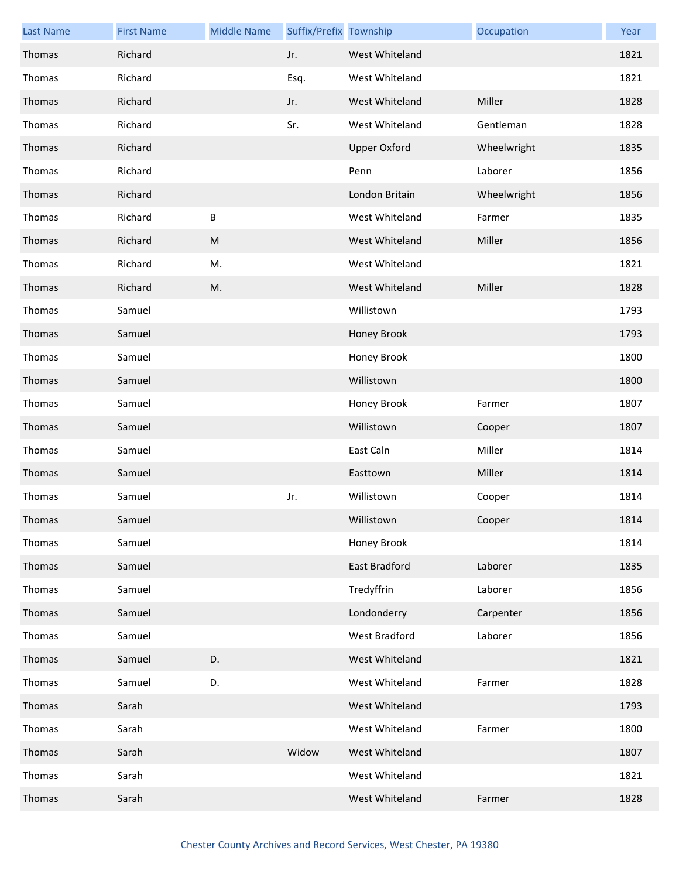| Last Name | First Name | Middle Name | Suffix/Prefix | Township | Occupation | Year |
|---|---|---|---|---|---|---|
| Thomas | Richard | | Jr. | West Whiteland | | 1821 |
| Thomas | Richard | | Esq. | West Whiteland | | 1821 |
| Thomas | Richard | | Jr. | West Whiteland | Miller | 1828 |
| Thomas | Richard | | Sr. | West Whiteland | Gentleman | 1828 |
| Thomas | Richard | | | Upper Oxford | Wheelwright | 1835 |
| Thomas | Richard | | | Penn | Laborer | 1856 |
| Thomas | Richard | | | London Britain | Wheelwright | 1856 |
| Thomas | Richard | B | | West Whiteland | Farmer | 1835 |
| Thomas | Richard | M | | West Whiteland | Miller | 1856 |
| Thomas | Richard | M. | | West Whiteland | | 1821 |
| Thomas | Richard | M. | | West Whiteland | Miller | 1828 |
| Thomas | Samuel | | | Willistown | | 1793 |
| Thomas | Samuel | | | Honey Brook | | 1793 |
| Thomas | Samuel | | | Honey Brook | | 1800 |
| Thomas | Samuel | | | Willistown | | 1800 |
| Thomas | Samuel | | | Honey Brook | Farmer | 1807 |
| Thomas | Samuel | | | Willistown | Cooper | 1807 |
| Thomas | Samuel | | | East Caln | Miller | 1814 |
| Thomas | Samuel | | | Easttown | Miller | 1814 |
| Thomas | Samuel | | Jr. | Willistown | Cooper | 1814 |
| Thomas | Samuel | | | Willistown | Cooper | 1814 |
| Thomas | Samuel | | | Honey Brook | | 1814 |
| Thomas | Samuel | | | East Bradford | Laborer | 1835 |
| Thomas | Samuel | | | Tredyffrin | Laborer | 1856 |
| Thomas | Samuel | | | Londonderry | Carpenter | 1856 |
| Thomas | Samuel | | | West Bradford | Laborer | 1856 |
| Thomas | Samuel | D. | | West Whiteland | | 1821 |
| Thomas | Samuel | D. | | West Whiteland | Farmer | 1828 |
| Thomas | Sarah | | | West Whiteland | | 1793 |
| Thomas | Sarah | | | West Whiteland | Farmer | 1800 |
| Thomas | Sarah | | Widow | West Whiteland | | 1807 |
| Thomas | Sarah | | | West Whiteland | | 1821 |
| Thomas | Sarah | | | West Whiteland | Farmer | 1828 |

Chester County Archives and Record Services, West Chester, PA 19380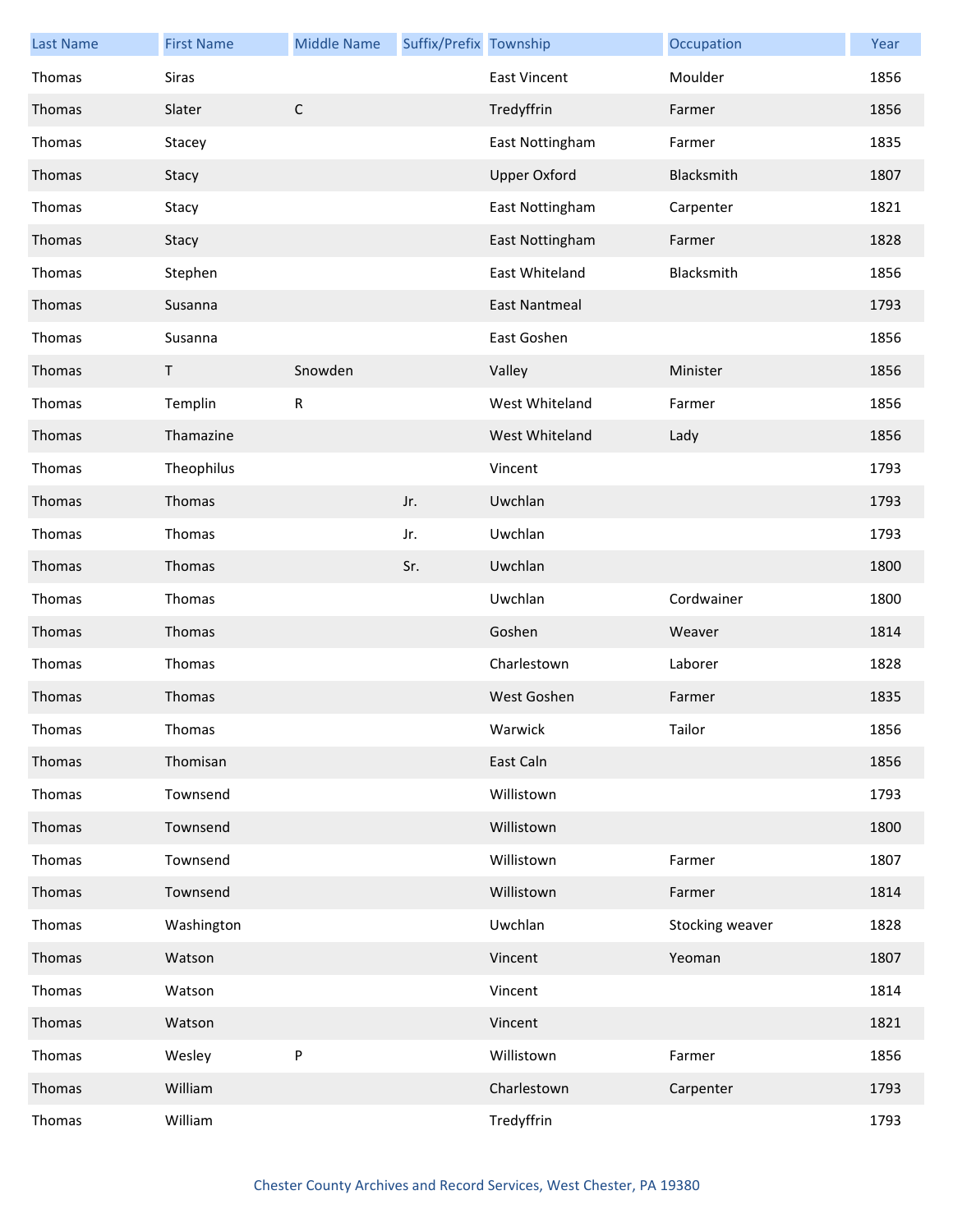| Last Name | First Name | Middle Name | Suffix/Prefix | Township | Occupation | Year |
|---|---|---|---|---|---|---|
| Thomas | Siras | | | East Vincent | Moulder | 1856 |
| Thomas | Slater | C | | Tredyffrin | Farmer | 1856 |
| Thomas | Stacey | | | East Nottingham | Farmer | 1835 |
| Thomas | Stacy | | | Upper Oxford | Blacksmith | 1807 |
| Thomas | Stacy | | | East Nottingham | Carpenter | 1821 |
| Thomas | Stacy | | | East Nottingham | Farmer | 1828 |
| Thomas | Stephen | | | East Whiteland | Blacksmith | 1856 |
| Thomas | Susanna | | | East Nantmeal | | 1793 |
| Thomas | Susanna | | | East Goshen | | 1856 |
| Thomas | T | Snowden | | Valley | Minister | 1856 |
| Thomas | Templin | R | | West Whiteland | Farmer | 1856 |
| Thomas | Thamazine | | | West Whiteland | Lady | 1856 |
| Thomas | Theophilus | | | Vincent | | 1793 |
| Thomas | Thomas | | Jr. | Uwchlan | | 1793 |
| Thomas | Thomas | | Jr. | Uwchlan | | 1793 |
| Thomas | Thomas | | Sr. | Uwchlan | | 1800 |
| Thomas | Thomas | | | Uwchlan | Cordwainer | 1800 |
| Thomas | Thomas | | | Goshen | Weaver | 1814 |
| Thomas | Thomas | | | Charlestown | Laborer | 1828 |
| Thomas | Thomas | | | West Goshen | Farmer | 1835 |
| Thomas | Thomas | | | Warwick | Tailor | 1856 |
| Thomas | Thomisan | | | East Caln | | 1856 |
| Thomas | Townsend | | | Willistown | | 1793 |
| Thomas | Townsend | | | Willistown | | 1800 |
| Thomas | Townsend | | | Willistown | Farmer | 1807 |
| Thomas | Townsend | | | Willistown | Farmer | 1814 |
| Thomas | Washington | | | Uwchlan | Stocking weaver | 1828 |
| Thomas | Watson | | | Vincent | Yeoman | 1807 |
| Thomas | Watson | | | Vincent | | 1814 |
| Thomas | Watson | | | Vincent | | 1821 |
| Thomas | Wesley | P | | Willistown | Farmer | 1856 |
| Thomas | William | | | Charlestown | Carpenter | 1793 |
| Thomas | William | | | Tredyffrin | | 1793 |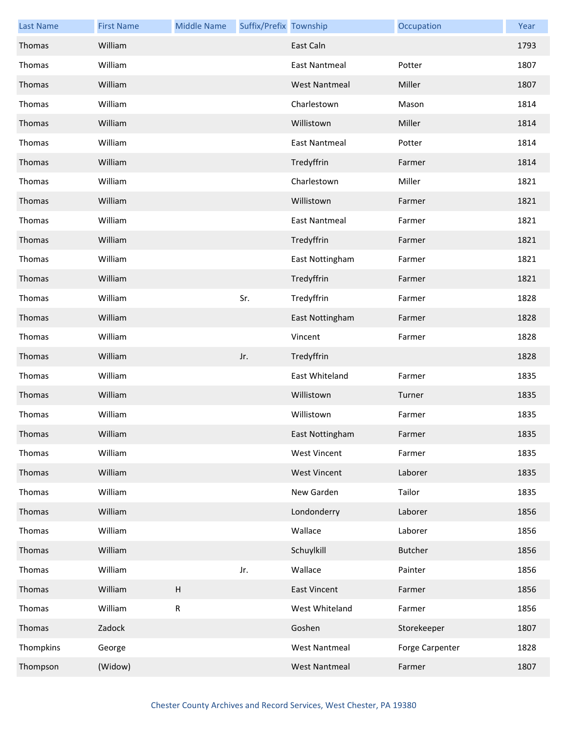| Last Name | First Name | Middle Name | Suffix/Prefix | Township | Occupation | Year |
|---|---|---|---|---|---|---|
| Thomas | William | | | East Caln | | 1793 |
| Thomas | William | | | East Nantmeal | Potter | 1807 |
| Thomas | William | | | West Nantmeal | Miller | 1807 |
| Thomas | William | | | Charlestown | Mason | 1814 |
| Thomas | William | | | Willistown | Miller | 1814 |
| Thomas | William | | | East Nantmeal | Potter | 1814 |
| Thomas | William | | | Tredyffrin | Farmer | 1814 |
| Thomas | William | | | Charlestown | Miller | 1821 |
| Thomas | William | | | Willistown | Farmer | 1821 |
| Thomas | William | | | East Nantmeal | Farmer | 1821 |
| Thomas | William | | | Tredyffrin | Farmer | 1821 |
| Thomas | William | | | East Nottingham | Farmer | 1821 |
| Thomas | William | | | Tredyffrin | Farmer | 1821 |
| Thomas | William | | Sr. | Tredyffrin | Farmer | 1828 |
| Thomas | William | | | East Nottingham | Farmer | 1828 |
| Thomas | William | | | Vincent | Farmer | 1828 |
| Thomas | William | | Jr. | Tredyffrin | | 1828 |
| Thomas | William | | | East Whiteland | Farmer | 1835 |
| Thomas | William | | | Willistown | Turner | 1835 |
| Thomas | William | | | Willistown | Farmer | 1835 |
| Thomas | William | | | East Nottingham | Farmer | 1835 |
| Thomas | William | | | West Vincent | Farmer | 1835 |
| Thomas | William | | | West Vincent | Laborer | 1835 |
| Thomas | William | | | New Garden | Tailor | 1835 |
| Thomas | William | | | Londonderry | Laborer | 1856 |
| Thomas | William | | | Wallace | Laborer | 1856 |
| Thomas | William | | | Schuylkill | Butcher | 1856 |
| Thomas | William | | Jr. | Wallace | Painter | 1856 |
| Thomas | William | H | | East Vincent | Farmer | 1856 |
| Thomas | William | R | | West Whiteland | Farmer | 1856 |
| Thomas | Zadock | | | Goshen | Storekeeper | 1807 |
| Thompkins | George | | | West Nantmeal | Forge Carpenter | 1828 |
| Thompson | (Widow) | | | West Nantmeal | Farmer | 1807 |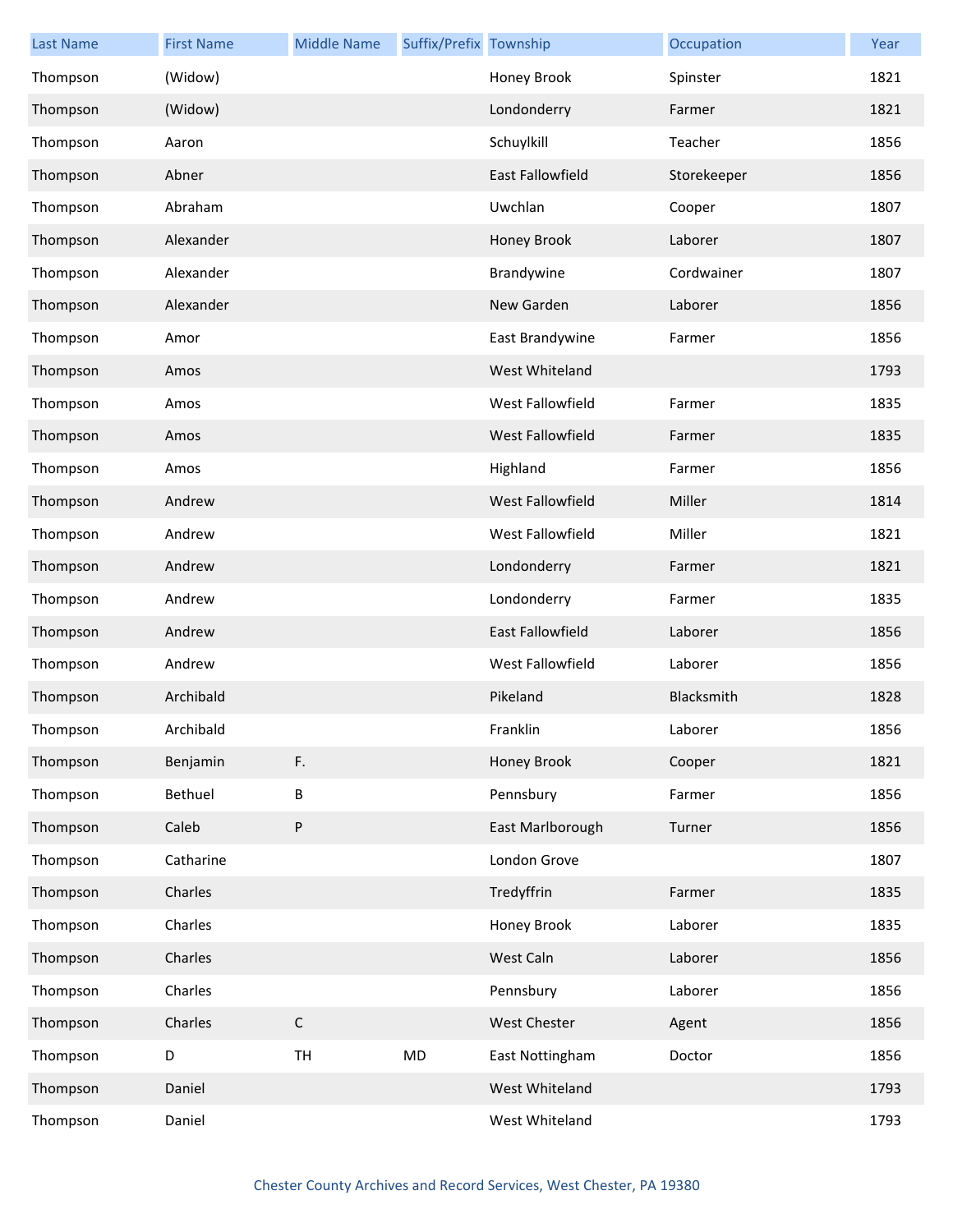| Last Name | First Name | Middle Name | Suffix/Prefix | Township | Occupation | Year |
| --- | --- | --- | --- | --- | --- | --- |
| Thompson | (Widow) | | | Honey Brook | Spinster | 1821 |
| Thompson | (Widow) | | | Londonderry | Farmer | 1821 |
| Thompson | Aaron | | | Schuylkill | Teacher | 1856 |
| Thompson | Abner | | | East Fallowfield | Storekeeper | 1856 |
| Thompson | Abraham | | | Uwchlan | Cooper | 1807 |
| Thompson | Alexander | | | Honey Brook | Laborer | 1807 |
| Thompson | Alexander | | | Brandywine | Cordwainer | 1807 |
| Thompson | Alexander | | | New Garden | Laborer | 1856 |
| Thompson | Amor | | | East Brandywine | Farmer | 1856 |
| Thompson | Amos | | | West Whiteland | | 1793 |
| Thompson | Amos | | | West Fallowfield | Farmer | 1835 |
| Thompson | Amos | | | West Fallowfield | Farmer | 1835 |
| Thompson | Amos | | | Highland | Farmer | 1856 |
| Thompson | Andrew | | | West Fallowfield | Miller | 1814 |
| Thompson | Andrew | | | West Fallowfield | Miller | 1821 |
| Thompson | Andrew | | | Londonderry | Farmer | 1821 |
| Thompson | Andrew | | | Londonderry | Farmer | 1835 |
| Thompson | Andrew | | | East Fallowfield | Laborer | 1856 |
| Thompson | Andrew | | | West Fallowfield | Laborer | 1856 |
| Thompson | Archibald | | | Pikeland | Blacksmith | 1828 |
| Thompson | Archibald | | | Franklin | Laborer | 1856 |
| Thompson | Benjamin | F. | | Honey Brook | Cooper | 1821 |
| Thompson | Bethuel | B | | Pennsbury | Farmer | 1856 |
| Thompson | Caleb | P | | East Marlborough | Turner | 1856 |
| Thompson | Catharine | | | London Grove | | 1807 |
| Thompson | Charles | | | Tredyffrin | Farmer | 1835 |
| Thompson | Charles | | | Honey Brook | Laborer | 1835 |
| Thompson | Charles | | | West Caln | Laborer | 1856 |
| Thompson | Charles | | | Pennsbury | Laborer | 1856 |
| Thompson | Charles | C | | West Chester | Agent | 1856 |
| Thompson | D | TH | MD | East Nottingham | Doctor | 1856 |
| Thompson | Daniel | | | West Whiteland | | 1793 |
| Thompson | Daniel | | | West Whiteland | | 1793 |

Chester County Archives and Record Services, West Chester, PA 19380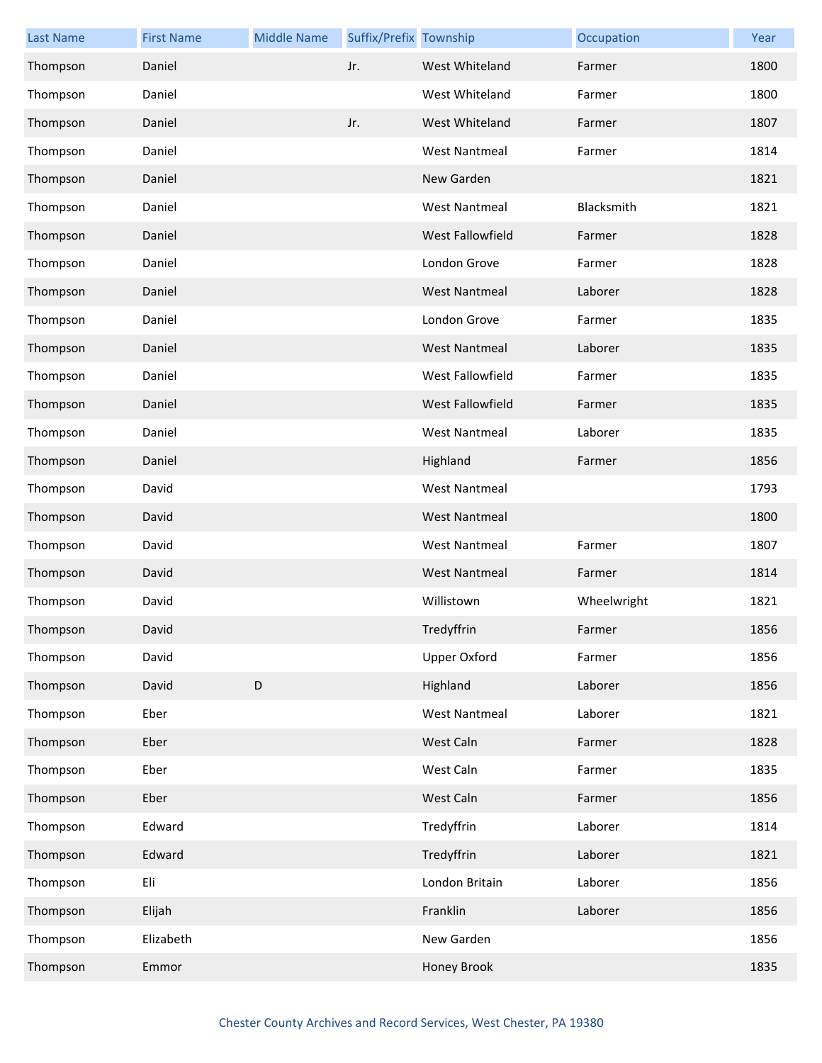| Last Name | First Name | Middle Name | Suffix/Prefix | Township | Occupation | Year |
|---|---|---|---|---|---|---|
| Thompson | Daniel | | Jr. | West Whiteland | Farmer | 1800 |
| Thompson | Daniel | | | West Whiteland | Farmer | 1800 |
| Thompson | Daniel | | Jr. | West Whiteland | Farmer | 1807 |
| Thompson | Daniel | | | West Nantmeal | Farmer | 1814 |
| Thompson | Daniel | | | New Garden | | 1821 |
| Thompson | Daniel | | | West Nantmeal | Blacksmith | 1821 |
| Thompson | Daniel | | | West Fallowfield | Farmer | 1828 |
| Thompson | Daniel | | | London Grove | Farmer | 1828 |
| Thompson | Daniel | | | West Nantmeal | Laborer | 1828 |
| Thompson | Daniel | | | London Grove | Farmer | 1835 |
| Thompson | Daniel | | | West Nantmeal | Laborer | 1835 |
| Thompson | Daniel | | | West Fallowfield | Farmer | 1835 |
| Thompson | Daniel | | | West Fallowfield | Farmer | 1835 |
| Thompson | Daniel | | | West Nantmeal | Laborer | 1835 |
| Thompson | Daniel | | | Highland | Farmer | 1856 |
| Thompson | David | | | West Nantmeal | | 1793 |
| Thompson | David | | | West Nantmeal | | 1800 |
| Thompson | David | | | West Nantmeal | Farmer | 1807 |
| Thompson | David | | | West Nantmeal | Farmer | 1814 |
| Thompson | David | | | Willistown | Wheelwright | 1821 |
| Thompson | David | | | Tredyffrin | Farmer | 1856 |
| Thompson | David | | | Upper Oxford | Farmer | 1856 |
| Thompson | David | D | | Highland | Laborer | 1856 |
| Thompson | Eber | | | West Nantmeal | Laborer | 1821 |
| Thompson | Eber | | | West Caln | Farmer | 1828 |
| Thompson | Eber | | | West Caln | Farmer | 1835 |
| Thompson | Eber | | | West Caln | Farmer | 1856 |
| Thompson | Edward | | | Tredyffrin | Laborer | 1814 |
| Thompson | Edward | | | Tredyffrin | Laborer | 1821 |
| Thompson | Eli | | | London Britain | Laborer | 1856 |
| Thompson | Elijah | | | Franklin | Laborer | 1856 |
| Thompson | Elizabeth | | | New Garden | | 1856 |
| Thompson | Emmor | | | Honey Brook | | 1835 |

Chester County Archives and Record Services, West Chester, PA 19380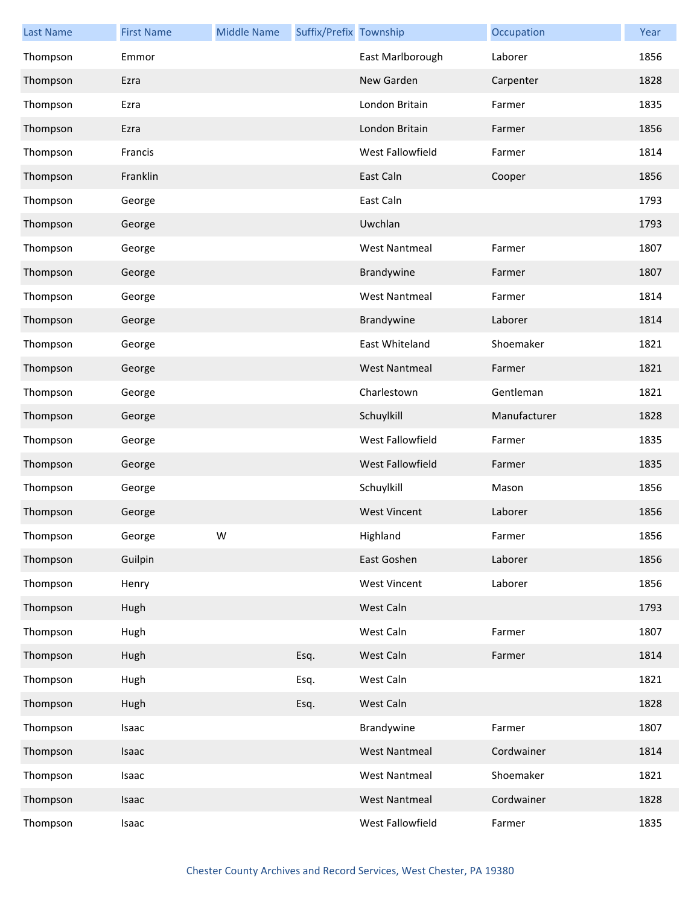| Last Name | First Name | Middle Name | Suffix/Prefix | Township | Occupation | Year |
| --- | --- | --- | --- | --- | --- | --- |
| Thompson | Emmor | | | East Marlborough | Laborer | 1856 |
| Thompson | Ezra | | | New Garden | Carpenter | 1828 |
| Thompson | Ezra | | | London Britain | Farmer | 1835 |
| Thompson | Ezra | | | London Britain | Farmer | 1856 |
| Thompson | Francis | | | West Fallowfield | Farmer | 1814 |
| Thompson | Franklin | | | East Caln | Cooper | 1856 |
| Thompson | George | | | East Caln | | 1793 |
| Thompson | George | | | Uwchlan | | 1793 |
| Thompson | George | | | West Nantmeal | Farmer | 1807 |
| Thompson | George | | | Brandywine | Farmer | 1807 |
| Thompson | George | | | West Nantmeal | Farmer | 1814 |
| Thompson | George | | | Brandywine | Laborer | 1814 |
| Thompson | George | | | East Whiteland | Shoemaker | 1821 |
| Thompson | George | | | West Nantmeal | Farmer | 1821 |
| Thompson | George | | | Charlestown | Gentleman | 1821 |
| Thompson | George | | | Schuylkill | Manufacturer | 1828 |
| Thompson | George | | | West Fallowfield | Farmer | 1835 |
| Thompson | George | | | West Fallowfield | Farmer | 1835 |
| Thompson | George | | | Schuylkill | Mason | 1856 |
| Thompson | George | | | West Vincent | Laborer | 1856 |
| Thompson | George | W | | Highland | Farmer | 1856 |
| Thompson | Guilpin | | | East Goshen | Laborer | 1856 |
| Thompson | Henry | | | West Vincent | Laborer | 1856 |
| Thompson | Hugh | | | West Caln | | 1793 |
| Thompson | Hugh | | | West Caln | Farmer | 1807 |
| Thompson | Hugh | | Esq. | West Caln | Farmer | 1814 |
| Thompson | Hugh | | Esq. | West Caln | | 1821 |
| Thompson | Hugh | | Esq. | West Caln | | 1828 |
| Thompson | Isaac | | | Brandywine | Farmer | 1807 |
| Thompson | Isaac | | | West Nantmeal | Cordwainer | 1814 |
| Thompson | Isaac | | | West Nantmeal | Shoemaker | 1821 |
| Thompson | Isaac | | | West Nantmeal | Cordwainer | 1828 |
| Thompson | Isaac | | | West Fallowfield | Farmer | 1835 |

Chester County Archives and Record Services, West Chester, PA 19380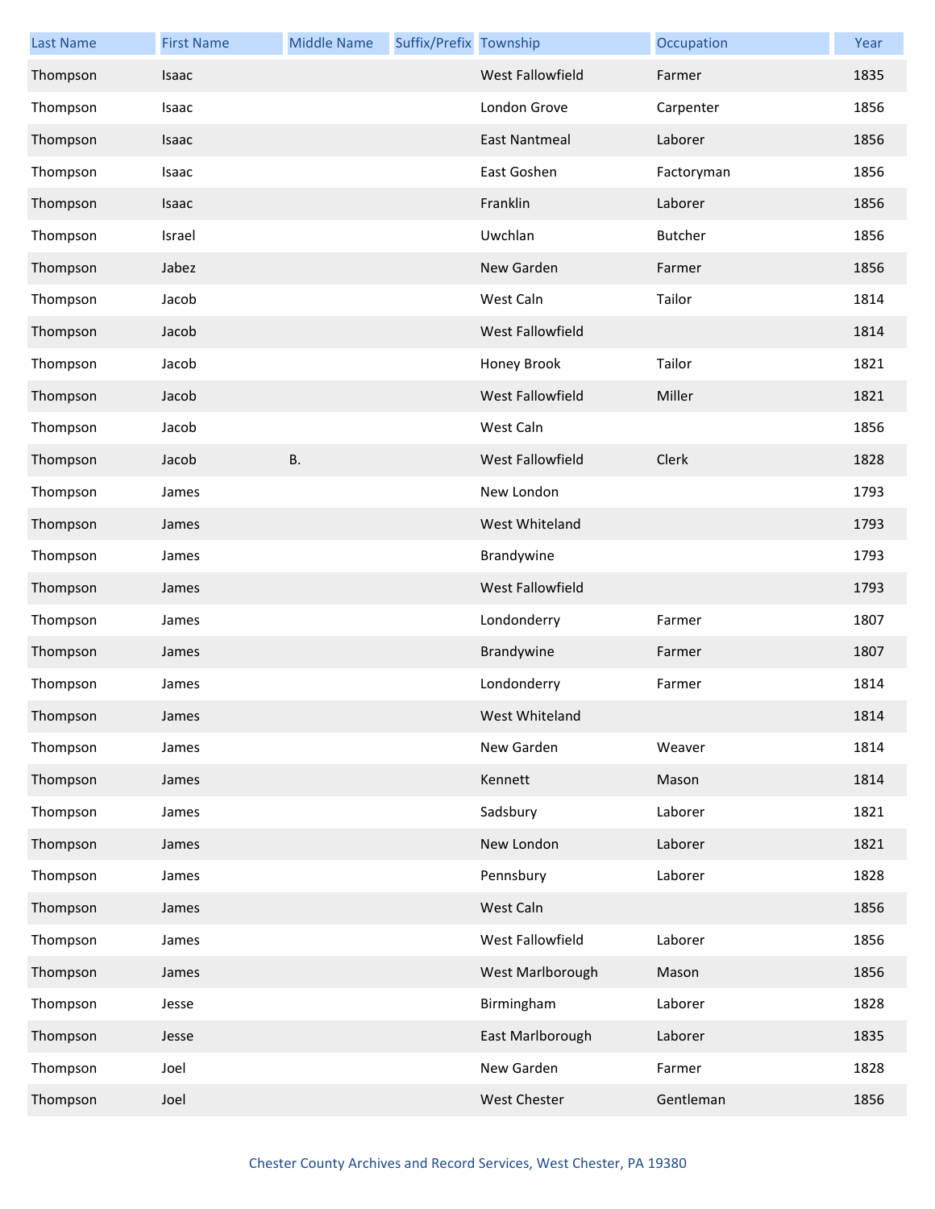| Last Name | First Name | Middle Name | Suffix/Prefix | Township | Occupation | Year |
|---|---|---|---|---|---|---|
| Thompson | Isaac | | | West Fallowfield | Farmer | 1835 |
| Thompson | Isaac | | | London Grove | Carpenter | 1856 |
| Thompson | Isaac | | | East Nantmeal | Laborer | 1856 |
| Thompson | Isaac | | | East Goshen | Factoryman | 1856 |
| Thompson | Isaac | | | Franklin | Laborer | 1856 |
| Thompson | Israel | | | Uwchlan | Butcher | 1856 |
| Thompson | Jabez | | | New Garden | Farmer | 1856 |
| Thompson | Jacob | | | West Caln | Tailor | 1814 |
| Thompson | Jacob | | | West Fallowfield | | 1814 |
| Thompson | Jacob | | | Honey Brook | Tailor | 1821 |
| Thompson | Jacob | | | West Fallowfield | Miller | 1821 |
| Thompson | Jacob | | | West Caln | | 1856 |
| Thompson | Jacob | B. | | West Fallowfield | Clerk | 1828 |
| Thompson | James | | | New London | | 1793 |
| Thompson | James | | | West Whiteland | | 1793 |
| Thompson | James | | | Brandywine | | 1793 |
| Thompson | James | | | West Fallowfield | | 1793 |
| Thompson | James | | | Londonderry | Farmer | 1807 |
| Thompson | James | | | Brandywine | Farmer | 1807 |
| Thompson | James | | | Londonderry | Farmer | 1814 |
| Thompson | James | | | West Whiteland | | 1814 |
| Thompson | James | | | New Garden | Weaver | 1814 |
| Thompson | James | | | Kennett | Mason | 1814 |
| Thompson | James | | | Sadsbury | Laborer | 1821 |
| Thompson | James | | | New London | Laborer | 1821 |
| Thompson | James | | | Pennsbury | Laborer | 1828 |
| Thompson | James | | | West Caln | | 1856 |
| Thompson | James | | | West Fallowfield | Laborer | 1856 |
| Thompson | James | | | West Marlborough | Mason | 1856 |
| Thompson | Jesse | | | Birmingham | Laborer | 1828 |
| Thompson | Jesse | | | East Marlborough | Laborer | 1835 |
| Thompson | Joel | | | New Garden | Farmer | 1828 |
| Thompson | Joel | | | West Chester | Gentleman | 1856 |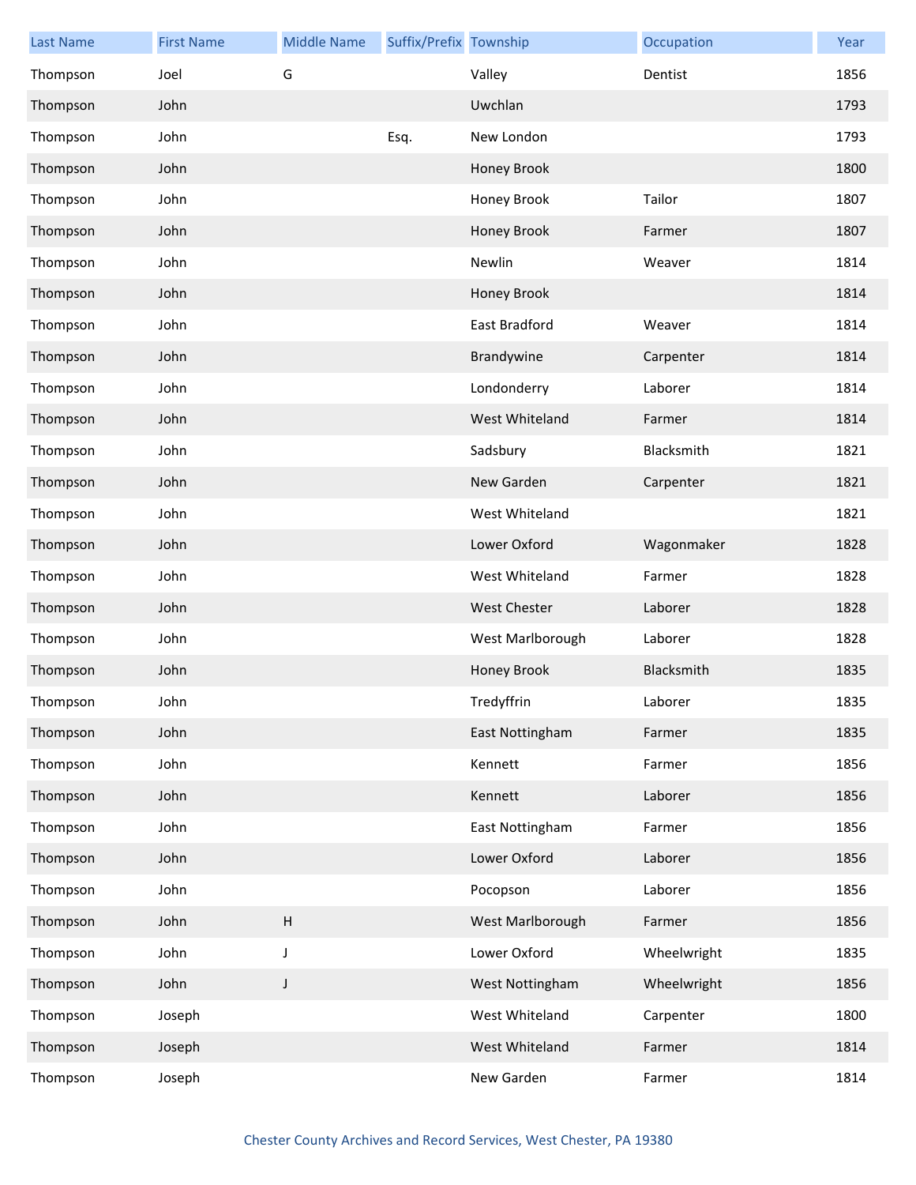| Last Name | First Name | Middle Name | Suffix/Prefix | Township | Occupation | Year |
|---|---|---|---|---|---|---|
| Thompson | Joel | G | | Valley | Dentist | 1856 |
| Thompson | John | | | Uwchlan | | 1793 |
| Thompson | John | | Esq. | New London | | 1793 |
| Thompson | John | | | Honey Brook | | 1800 |
| Thompson | John | | | Honey Brook | Tailor | 1807 |
| Thompson | John | | | Honey Brook | Farmer | 1807 |
| Thompson | John | | | Newlin | Weaver | 1814 |
| Thompson | John | | | Honey Brook | | 1814 |
| Thompson | John | | | East Bradford | Weaver | 1814 |
| Thompson | John | | | Brandywine | Carpenter | 1814 |
| Thompson | John | | | Londonderry | Laborer | 1814 |
| Thompson | John | | | West Whiteland | Farmer | 1814 |
| Thompson | John | | | Sadsbury | Blacksmith | 1821 |
| Thompson | John | | | New Garden | Carpenter | 1821 |
| Thompson | John | | | West Whiteland | | 1821 |
| Thompson | John | | | Lower Oxford | Wagonmaker | 1828 |
| Thompson | John | | | West Whiteland | Farmer | 1828 |
| Thompson | John | | | West Chester | Laborer | 1828 |
| Thompson | John | | | West Marlborough | Laborer | 1828 |
| Thompson | John | | | Honey Brook | Blacksmith | 1835 |
| Thompson | John | | | Tredyffrin | Laborer | 1835 |
| Thompson | John | | | East Nottingham | Farmer | 1835 |
| Thompson | John | | | Kennett | Farmer | 1856 |
| Thompson | John | | | Kennett | Laborer | 1856 |
| Thompson | John | | | East Nottingham | Farmer | 1856 |
| Thompson | John | | | Lower Oxford | Laborer | 1856 |
| Thompson | John | | | Pocopson | Laborer | 1856 |
| Thompson | John | H | | West Marlborough | Farmer | 1856 |
| Thompson | John | J | | Lower Oxford | Wheelwright | 1835 |
| Thompson | John | J | | West Nottingham | Wheelwright | 1856 |
| Thompson | Joseph | | | West Whiteland | Carpenter | 1800 |
| Thompson | Joseph | | | West Whiteland | Farmer | 1814 |
| Thompson | Joseph | | | New Garden | Farmer | 1814 |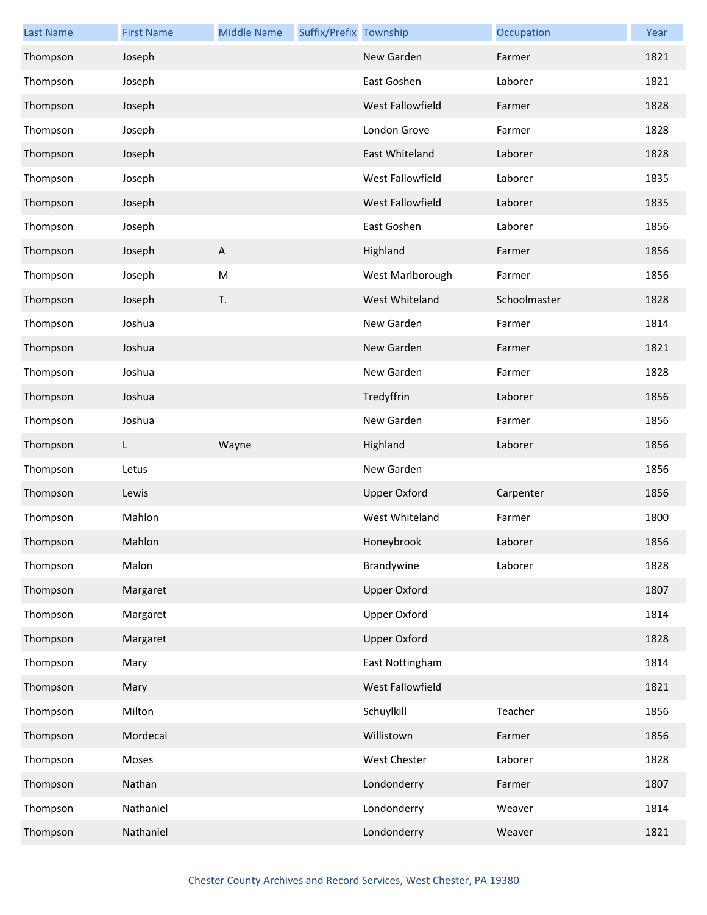| Last Name | First Name | Middle Name | Suffix/Prefix | Township | Occupation | Year |
|---|---|---|---|---|---|---|
| Thompson | Joseph | | | New Garden | Farmer | 1821 |
| Thompson | Joseph | | | East Goshen | Laborer | 1821 |
| Thompson | Joseph | | | West Fallowfield | Farmer | 1828 |
| Thompson | Joseph | | | London Grove | Farmer | 1828 |
| Thompson | Joseph | | | East Whiteland | Laborer | 1828 |
| Thompson | Joseph | | | West Fallowfield | Laborer | 1835 |
| Thompson | Joseph | | | West Fallowfield | Laborer | 1835 |
| Thompson | Joseph | | | East Goshen | Laborer | 1856 |
| Thompson | Joseph | A | | Highland | Farmer | 1856 |
| Thompson | Joseph | M | | West Marlborough | Farmer | 1856 |
| Thompson | Joseph | T. | | West Whiteland | Schoolmaster | 1828 |
| Thompson | Joshua | | | New Garden | Farmer | 1814 |
| Thompson | Joshua | | | New Garden | Farmer | 1821 |
| Thompson | Joshua | | | New Garden | Farmer | 1828 |
| Thompson | Joshua | | | Tredyffrin | Laborer | 1856 |
| Thompson | Joshua | | | New Garden | Farmer | 1856 |
| Thompson | L | Wayne | | Highland | Laborer | 1856 |
| Thompson | Letus | | | New Garden | | 1856 |
| Thompson | Lewis | | | Upper Oxford | Carpenter | 1856 |
| Thompson | Mahlon | | | West Whiteland | Farmer | 1800 |
| Thompson | Mahlon | | | Honeybrook | Laborer | 1856 |
| Thompson | Malon | | | Brandywine | Laborer | 1828 |
| Thompson | Margaret | | | Upper Oxford | | 1807 |
| Thompson | Margaret | | | Upper Oxford | | 1814 |
| Thompson | Margaret | | | Upper Oxford | | 1828 |
| Thompson | Mary | | | East Nottingham | | 1814 |
| Thompson | Mary | | | West Fallowfield | | 1821 |
| Thompson | Milton | | | Schuylkill | Teacher | 1856 |
| Thompson | Mordecai | | | Willistown | Farmer | 1856 |
| Thompson | Moses | | | West Chester | Laborer | 1828 |
| Thompson | Nathan | | | Londonderry | Farmer | 1807 |
| Thompson | Nathaniel | | | Londonderry | Weaver | 1814 |
| Thompson | Nathaniel | | | Londonderry | Weaver | 1821 |

Chester County Archives and Record Services, West Chester, PA 19380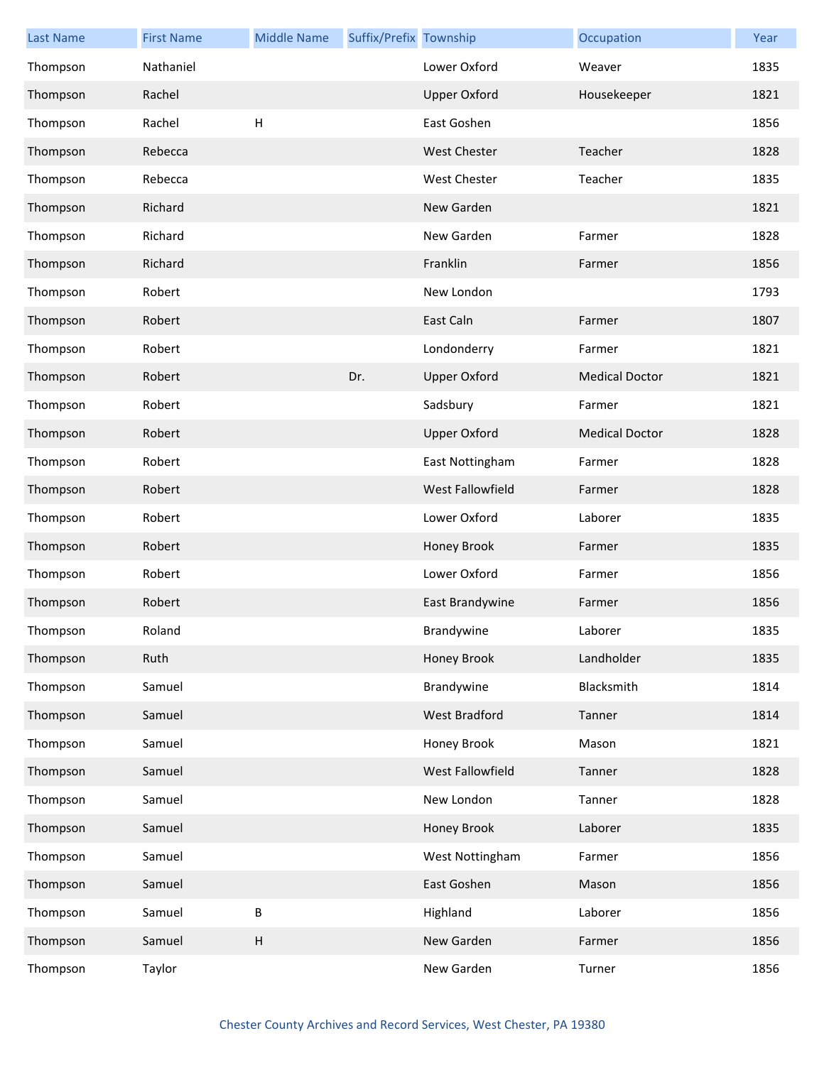| Last Name | First Name | Middle Name | Suffix/Prefix | Township | Occupation | Year |
| --- | --- | --- | --- | --- | --- | --- |
| Thompson | Nathaniel | | | Lower Oxford | Weaver | 1835 |
| Thompson | Rachel | | | Upper Oxford | Housekeeper | 1821 |
| Thompson | Rachel | H | | East Goshen | | 1856 |
| Thompson | Rebecca | | | West Chester | Teacher | 1828 |
| Thompson | Rebecca | | | West Chester | Teacher | 1835 |
| Thompson | Richard | | | New Garden | | 1821 |
| Thompson | Richard | | | New Garden | Farmer | 1828 |
| Thompson | Richard | | | Franklin | Farmer | 1856 |
| Thompson | Robert | | | New London | | 1793 |
| Thompson | Robert | | | East Caln | Farmer | 1807 |
| Thompson | Robert | | | Londonderry | Farmer | 1821 |
| Thompson | Robert | | Dr. | Upper Oxford | Medical Doctor | 1821 |
| Thompson | Robert | | | Sadsbury | Farmer | 1821 |
| Thompson | Robert | | | Upper Oxford | Medical Doctor | 1828 |
| Thompson | Robert | | | East Nottingham | Farmer | 1828 |
| Thompson | Robert | | | West Fallowfield | Farmer | 1828 |
| Thompson | Robert | | | Lower Oxford | Laborer | 1835 |
| Thompson | Robert | | | Honey Brook | Farmer | 1835 |
| Thompson | Robert | | | Lower Oxford | Farmer | 1856 |
| Thompson | Robert | | | East Brandywine | Farmer | 1856 |
| Thompson | Roland | | | Brandywine | Laborer | 1835 |
| Thompson | Ruth | | | Honey Brook | Landholder | 1835 |
| Thompson | Samuel | | | Brandywine | Blacksmith | 1814 |
| Thompson | Samuel | | | West Bradford | Tanner | 1814 |
| Thompson | Samuel | | | Honey Brook | Mason | 1821 |
| Thompson | Samuel | | | West Fallowfield | Tanner | 1828 |
| Thompson | Samuel | | | New London | Tanner | 1828 |
| Thompson | Samuel | | | Honey Brook | Laborer | 1835 |
| Thompson | Samuel | | | West Nottingham | Farmer | 1856 |
| Thompson | Samuel | | | East Goshen | Mason | 1856 |
| Thompson | Samuel | B | | Highland | Laborer | 1856 |
| Thompson | Samuel | H | | New Garden | Farmer | 1856 |
| Thompson | Taylor | | | New Garden | Turner | 1856 |

Chester County Archives and Record Services, West Chester, PA 19380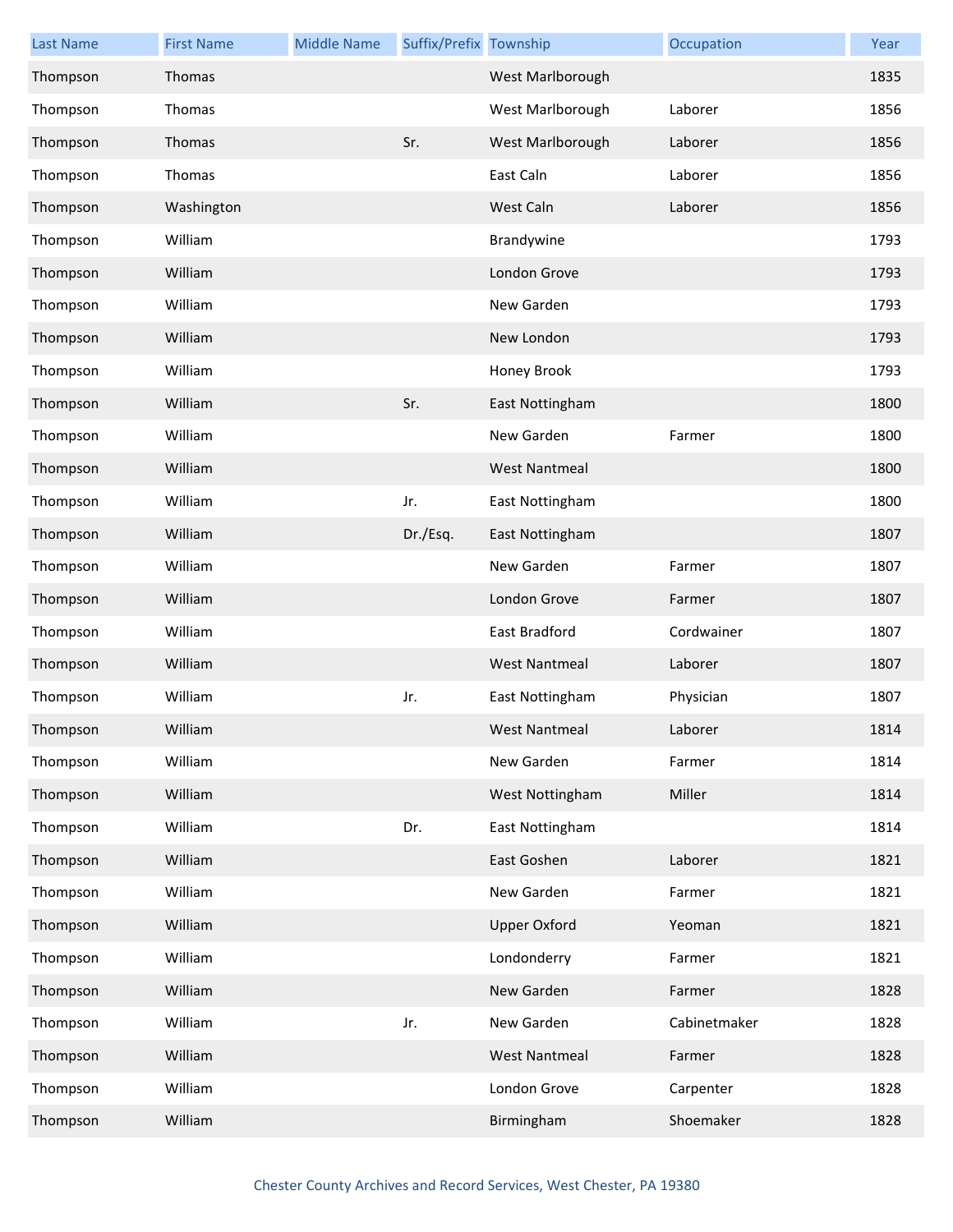| Last Name | First Name | Middle Name | Suffix/Prefix | Township | Occupation | Year |
|---|---|---|---|---|---|---|
| Thompson | Thomas | | | West Marlborough | | 1835 |
| Thompson | Thomas | | | West Marlborough | Laborer | 1856 |
| Thompson | Thomas | | Sr. | West Marlborough | Laborer | 1856 |
| Thompson | Thomas | | | East Caln | Laborer | 1856 |
| Thompson | Washington | | | West Caln | Laborer | 1856 |
| Thompson | William | | | Brandywine | | 1793 |
| Thompson | William | | | London Grove | | 1793 |
| Thompson | William | | | New Garden | | 1793 |
| Thompson | William | | | New London | | 1793 |
| Thompson | William | | | Honey Brook | | 1793 |
| Thompson | William | | Sr. | East Nottingham | | 1800 |
| Thompson | William | | | New Garden | Farmer | 1800 |
| Thompson | William | | | West Nantmeal | | 1800 |
| Thompson | William | | Jr. | East Nottingham | | 1800 |
| Thompson | William | | Dr./Esq. | East Nottingham | | 1807 |
| Thompson | William | | | New Garden | Farmer | 1807 |
| Thompson | William | | | London Grove | Farmer | 1807 |
| Thompson | William | | | East Bradford | Cordwainer | 1807 |
| Thompson | William | | | West Nantmeal | Laborer | 1807 |
| Thompson | William | | Jr. | East Nottingham | Physician | 1807 |
| Thompson | William | | | West Nantmeal | Laborer | 1814 |
| Thompson | William | | | New Garden | Farmer | 1814 |
| Thompson | William | | | West Nottingham | Miller | 1814 |
| Thompson | William | | Dr. | East Nottingham | | 1814 |
| Thompson | William | | | East Goshen | Laborer | 1821 |
| Thompson | William | | | New Garden | Farmer | 1821 |
| Thompson | William | | | Upper Oxford | Yeoman | 1821 |
| Thompson | William | | | Londonderry | Farmer | 1821 |
| Thompson | William | | | New Garden | Farmer | 1828 |
| Thompson | William | | Jr. | New Garden | Cabinetmaker | 1828 |
| Thompson | William | | | West Nantmeal | Farmer | 1828 |
| Thompson | William | | | London Grove | Carpenter | 1828 |
| Thompson | William | | | Birmingham | Shoemaker | 1828 |

Chester County Archives and Record Services, West Chester, PA 19380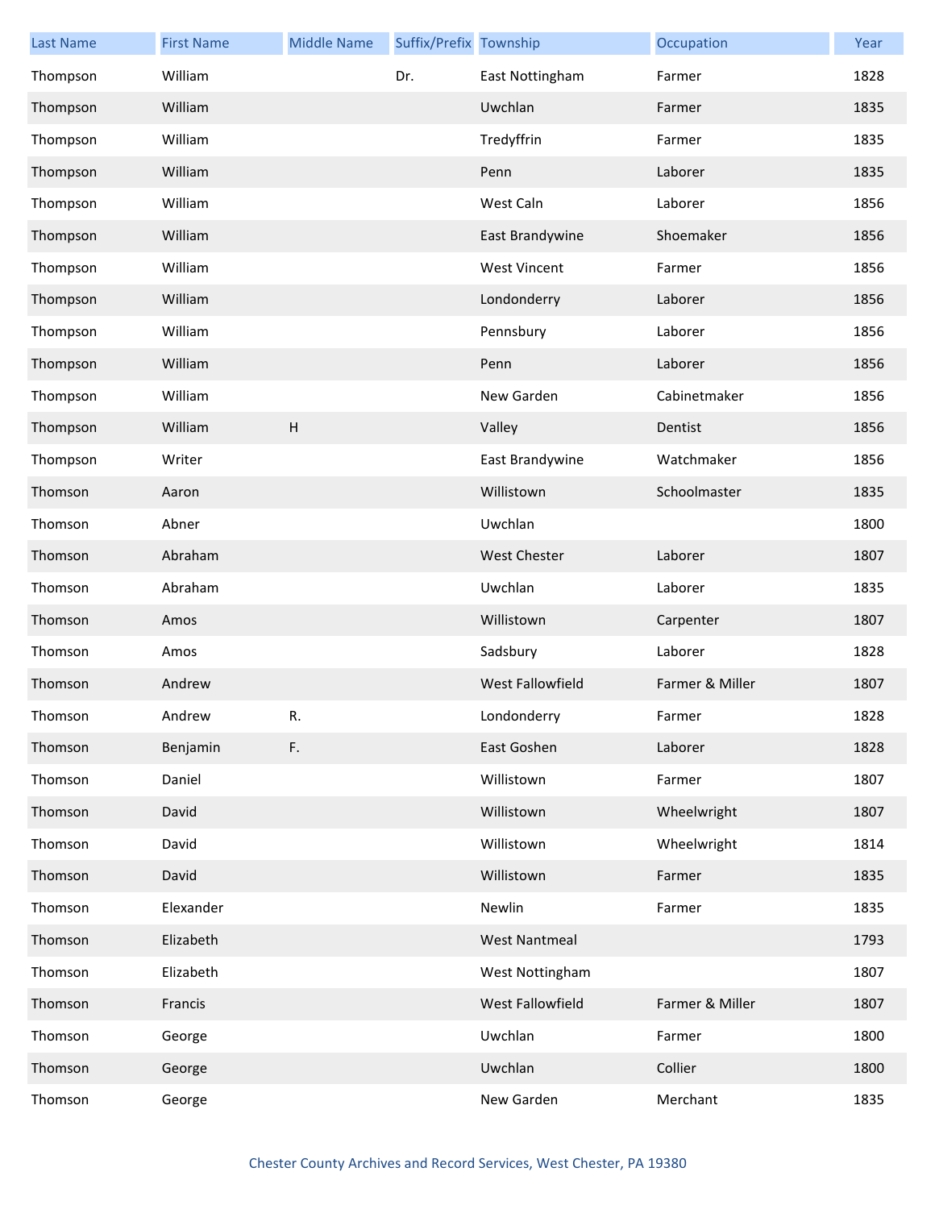| Last Name | First Name | Middle Name | Suffix/Prefix | Township | Occupation | Year |
| --- | --- | --- | --- | --- | --- | --- |
| Thompson | William | | Dr. | East Nottingham | Farmer | 1828 |
| Thompson | William | | | Uwchlan | Farmer | 1835 |
| Thompson | William | | | Tredyffrin | Farmer | 1835 |
| Thompson | William | | | Penn | Laborer | 1835 |
| Thompson | William | | | West Caln | Laborer | 1856 |
| Thompson | William | | | East Brandywine | Shoemaker | 1856 |
| Thompson | William | | | West Vincent | Farmer | 1856 |
| Thompson | William | | | Londonderry | Laborer | 1856 |
| Thompson | William | | | Pennsbury | Laborer | 1856 |
| Thompson | William | | | Penn | Laborer | 1856 |
| Thompson | William | | | New Garden | Cabinetmaker | 1856 |
| Thompson | William | H | | Valley | Dentist | 1856 |
| Thompson | Writer | | | East Brandywine | Watchmaker | 1856 |
| Thomson | Aaron | | | Willistown | Schoolmaster | 1835 |
| Thomson | Abner | | | Uwchlan | | 1800 |
| Thomson | Abraham | | | West Chester | Laborer | 1807 |
| Thomson | Abraham | | | Uwchlan | Laborer | 1835 |
| Thomson | Amos | | | Willistown | Carpenter | 1807 |
| Thomson | Amos | | | Sadsbury | Laborer | 1828 |
| Thomson | Andrew | | | West Fallowfield | Farmer & Miller | 1807 |
| Thomson | Andrew | R. | | Londonderry | Farmer | 1828 |
| Thomson | Benjamin | F. | | East Goshen | Laborer | 1828 |
| Thomson | Daniel | | | Willistown | Farmer | 1807 |
| Thomson | David | | | Willistown | Wheelwright | 1807 |
| Thomson | David | | | Willistown | Wheelwright | 1814 |
| Thomson | David | | | Willistown | Farmer | 1835 |
| Thomson | Elexander | | | Newlin | Farmer | 1835 |
| Thomson | Elizabeth | | | West Nantmeal | | 1793 |
| Thomson | Elizabeth | | | West Nottingham | | 1807 |
| Thomson | Francis | | | West Fallowfield | Farmer & Miller | 1807 |
| Thomson | George | | | Uwchlan | Farmer | 1800 |
| Thomson | George | | | Uwchlan | Collier | 1800 |
| Thomson | George | | | New Garden | Merchant | 1835 |

Chester County Archives and Record Services, West Chester, PA 19380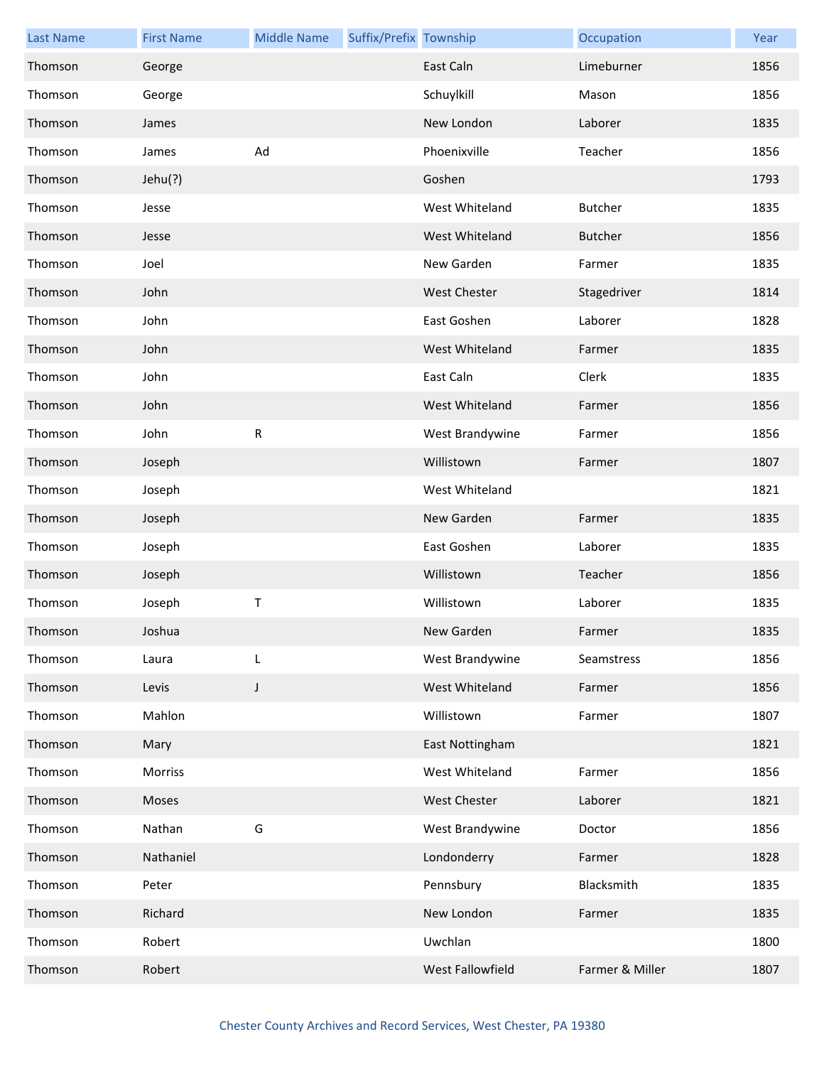| Last Name | First Name | Middle Name | Suffix/Prefix | Township | Occupation | Year |
|---|---|---|---|---|---|---|
| Thomson | George | | | East Caln | Limeburner | 1856 |
| Thomson | George | | | Schuylkill | Mason | 1856 |
| Thomson | James | | | New London | Laborer | 1835 |
| Thomson | James | Ad | | Phoenixville | Teacher | 1856 |
| Thomson | Jehu(?) | | | Goshen | | 1793 |
| Thomson | Jesse | | | West Whiteland | Butcher | 1835 |
| Thomson | Jesse | | | West Whiteland | Butcher | 1856 |
| Thomson | Joel | | | New Garden | Farmer | 1835 |
| Thomson | John | | | West Chester | Stagedriver | 1814 |
| Thomson | John | | | East Goshen | Laborer | 1828 |
| Thomson | John | | | West Whiteland | Farmer | 1835 |
| Thomson | John | | | East Caln | Clerk | 1835 |
| Thomson | John | | | West Whiteland | Farmer | 1856 |
| Thomson | John | R | | West Brandywine | Farmer | 1856 |
| Thomson | Joseph | | | Willistown | Farmer | 1807 |
| Thomson | Joseph | | | West Whiteland | | 1821 |
| Thomson | Joseph | | | New Garden | Farmer | 1835 |
| Thomson | Joseph | | | East Goshen | Laborer | 1835 |
| Thomson | Joseph | | | Willistown | Teacher | 1856 |
| Thomson | Joseph | T | | Willistown | Laborer | 1835 |
| Thomson | Joshua | | | New Garden | Farmer | 1835 |
| Thomson | Laura | L | | West Brandywine | Seamstress | 1856 |
| Thomson | Levis | J | | West Whiteland | Farmer | 1856 |
| Thomson | Mahlon | | | Willistown | Farmer | 1807 |
| Thomson | Mary | | | East Nottingham | | 1821 |
| Thomson | Morriss | | | West Whiteland | Farmer | 1856 |
| Thomson | Moses | | | West Chester | Laborer | 1821 |
| Thomson | Nathan | G | | West Brandywine | Doctor | 1856 |
| Thomson | Nathaniel | | | Londonderry | Farmer | 1828 |
| Thomson | Peter | | | Pennsbury | Blacksmith | 1835 |
| Thomson | Richard | | | New London | Farmer | 1835 |
| Thomson | Robert | | | Uwchlan | | 1800 |
| Thomson | Robert | | | West Fallowfield | Farmer & Miller | 1807 |

Chester County Archives and Record Services, West Chester, PA 19380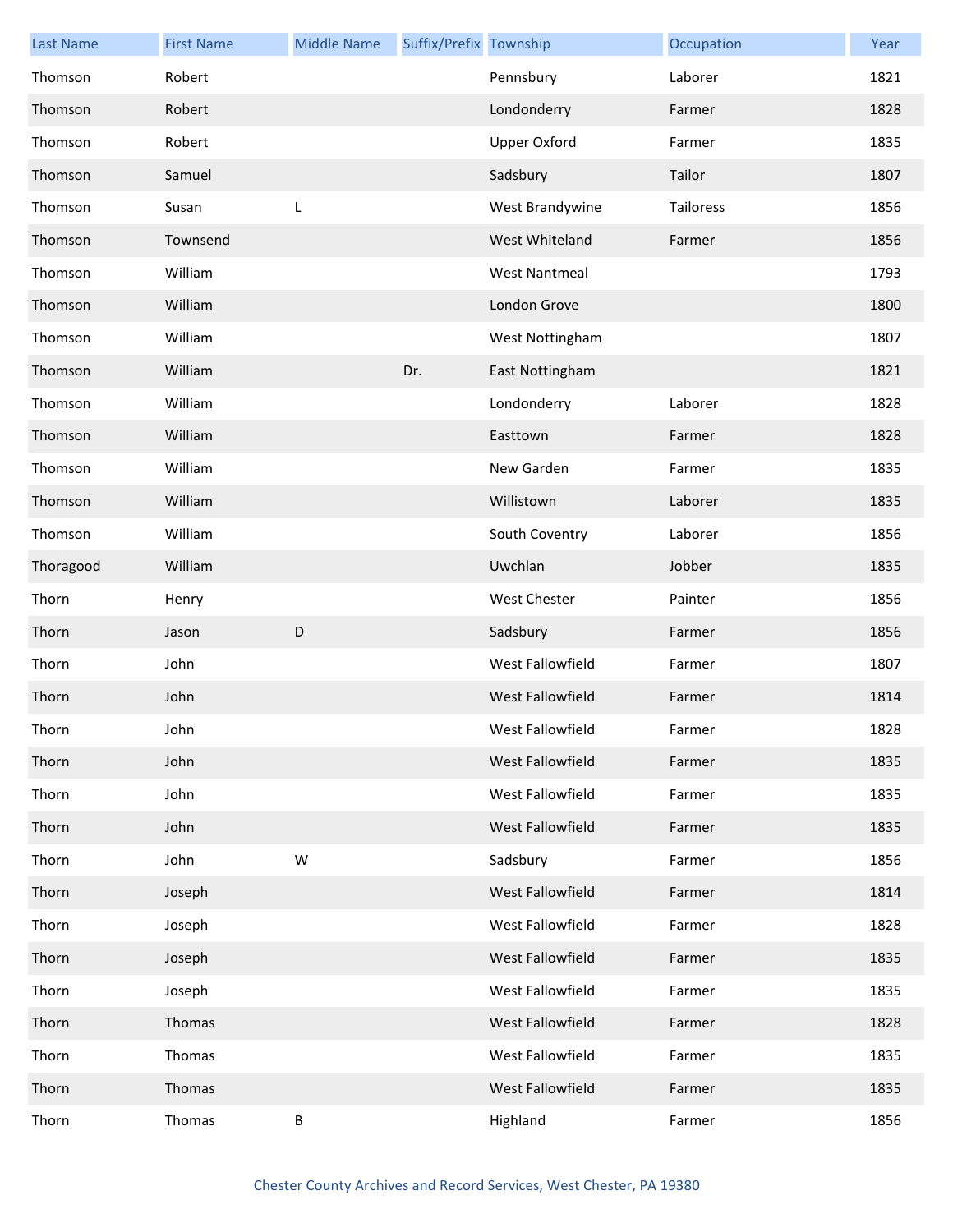| Last Name | First Name | Middle Name | Suffix/Prefix | Township | Occupation | Year |
|---|---|---|---|---|---|---|
| Thomson | Robert | | | Pennsbury | Laborer | 1821 |
| Thomson | Robert | | | Londonderry | Farmer | 1828 |
| Thomson | Robert | | | Upper Oxford | Farmer | 1835 |
| Thomson | Samuel | | | Sadsbury | Tailor | 1807 |
| Thomson | Susan | L | | West Brandywine | Tailoress | 1856 |
| Thomson | Townsend | | | West Whiteland | Farmer | 1856 |
| Thomson | William | | | West Nantmeal | | 1793 |
| Thomson | William | | | London Grove | | 1800 |
| Thomson | William | | | West Nottingham | | 1807 |
| Thomson | William | | Dr. | East Nottingham | | 1821 |
| Thomson | William | | | Londonderry | Laborer | 1828 |
| Thomson | William | | | Easttown | Farmer | 1828 |
| Thomson | William | | | New Garden | Farmer | 1835 |
| Thomson | William | | | Willistown | Laborer | 1835 |
| Thomson | William | | | South Coventry | Laborer | 1856 |
| Thoragood | William | | | Uwchlan | Jobber | 1835 |
| Thorn | Henry | | | West Chester | Painter | 1856 |
| Thorn | Jason | D | | Sadsbury | Farmer | 1856 |
| Thorn | John | | | West Fallowfield | Farmer | 1807 |
| Thorn | John | | | West Fallowfield | Farmer | 1814 |
| Thorn | John | | | West Fallowfield | Farmer | 1828 |
| Thorn | John | | | West Fallowfield | Farmer | 1835 |
| Thorn | John | | | West Fallowfield | Farmer | 1835 |
| Thorn | John | | | West Fallowfield | Farmer | 1835 |
| Thorn | John | W | | Sadsbury | Farmer | 1856 |
| Thorn | Joseph | | | West Fallowfield | Farmer | 1814 |
| Thorn | Joseph | | | West Fallowfield | Farmer | 1828 |
| Thorn | Joseph | | | West Fallowfield | Farmer | 1835 |
| Thorn | Joseph | | | West Fallowfield | Farmer | 1835 |
| Thorn | Thomas | | | West Fallowfield | Farmer | 1828 |
| Thorn | Thomas | | | West Fallowfield | Farmer | 1835 |
| Thorn | Thomas | | | West Fallowfield | Farmer | 1835 |
| Thorn | Thomas | B | | Highland | Farmer | 1856 |

Chester County Archives and Record Services, West Chester, PA 19380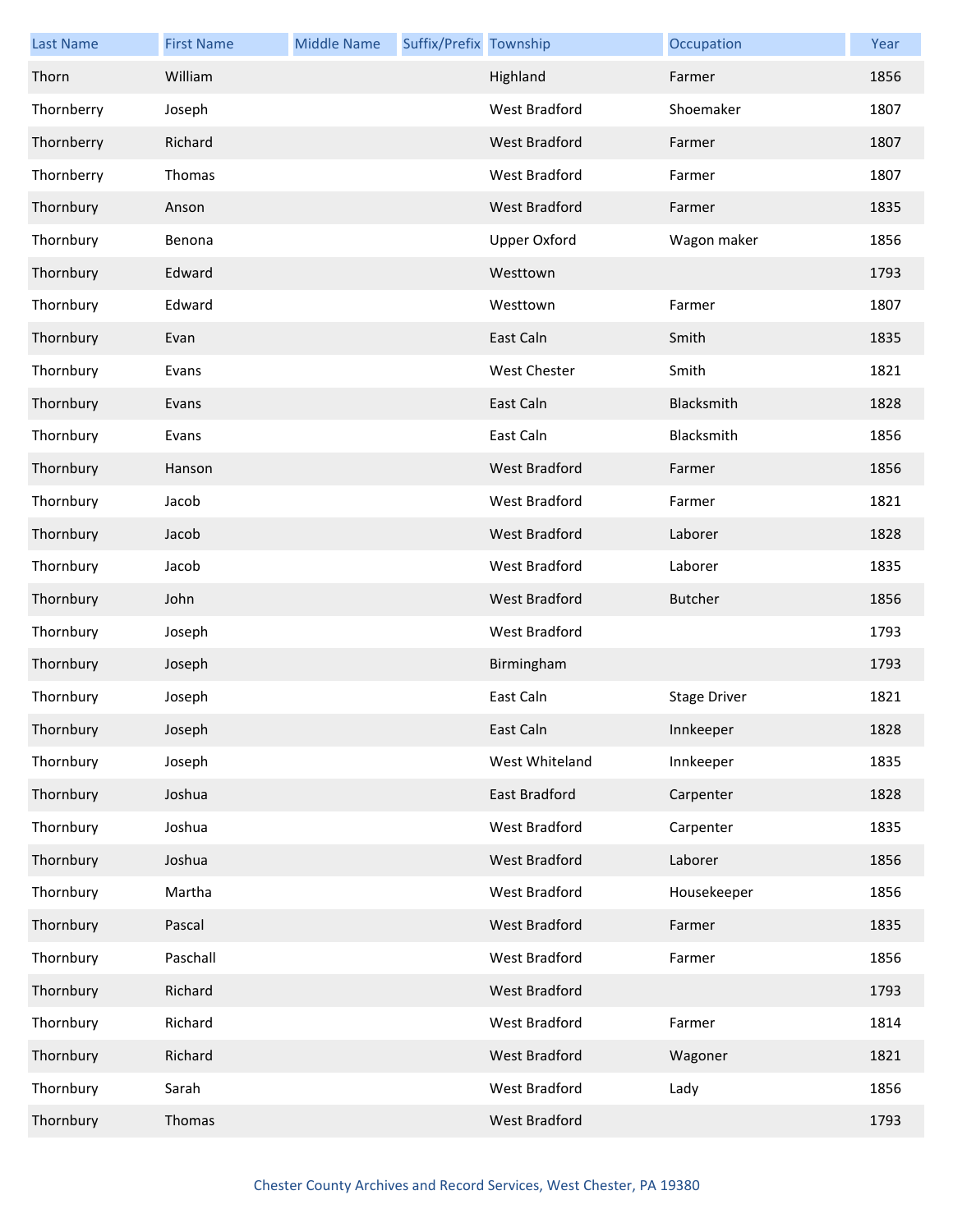| Last Name | First Name | Middle Name | Suffix/Prefix | Township | Occupation | Year |
|---|---|---|---|---|---|---|
| Thorn | William | | | Highland | Farmer | 1856 |
| Thornberry | Joseph | | | West Bradford | Shoemaker | 1807 |
| Thornberry | Richard | | | West Bradford | Farmer | 1807 |
| Thornberry | Thomas | | | West Bradford | Farmer | 1807 |
| Thornbury | Anson | | | West Bradford | Farmer | 1835 |
| Thornbury | Benona | | | Upper Oxford | Wagon maker | 1856 |
| Thornbury | Edward | | | Westtown | | 1793 |
| Thornbury | Edward | | | Westtown | Farmer | 1807 |
| Thornbury | Evan | | | East Caln | Smith | 1835 |
| Thornbury | Evans | | | West Chester | Smith | 1821 |
| Thornbury | Evans | | | East Caln | Blacksmith | 1828 |
| Thornbury | Evans | | | East Caln | Blacksmith | 1856 |
| Thornbury | Hanson | | | West Bradford | Farmer | 1856 |
| Thornbury | Jacob | | | West Bradford | Farmer | 1821 |
| Thornbury | Jacob | | | West Bradford | Laborer | 1828 |
| Thornbury | Jacob | | | West Bradford | Laborer | 1835 |
| Thornbury | John | | | West Bradford | Butcher | 1856 |
| Thornbury | Joseph | | | West Bradford | | 1793 |
| Thornbury | Joseph | | | Birmingham | | 1793 |
| Thornbury | Joseph | | | East Caln | Stage Driver | 1821 |
| Thornbury | Joseph | | | East Caln | Innkeeper | 1828 |
| Thornbury | Joseph | | | West Whiteland | Innkeeper | 1835 |
| Thornbury | Joshua | | | East Bradford | Carpenter | 1828 |
| Thornbury | Joshua | | | West Bradford | Carpenter | 1835 |
| Thornbury | Joshua | | | West Bradford | Laborer | 1856 |
| Thornbury | Martha | | | West Bradford | Housekeeper | 1856 |
| Thornbury | Pascal | | | West Bradford | Farmer | 1835 |
| Thornbury | Paschall | | | West Bradford | Farmer | 1856 |
| Thornbury | Richard | | | West Bradford | | 1793 |
| Thornbury | Richard | | | West Bradford | Farmer | 1814 |
| Thornbury | Richard | | | West Bradford | Wagoner | 1821 |
| Thornbury | Sarah | | | West Bradford | Lady | 1856 |
| Thornbury | Thomas | | | West Bradford | | 1793 |

Chester County Archives and Record Services, West Chester, PA 19380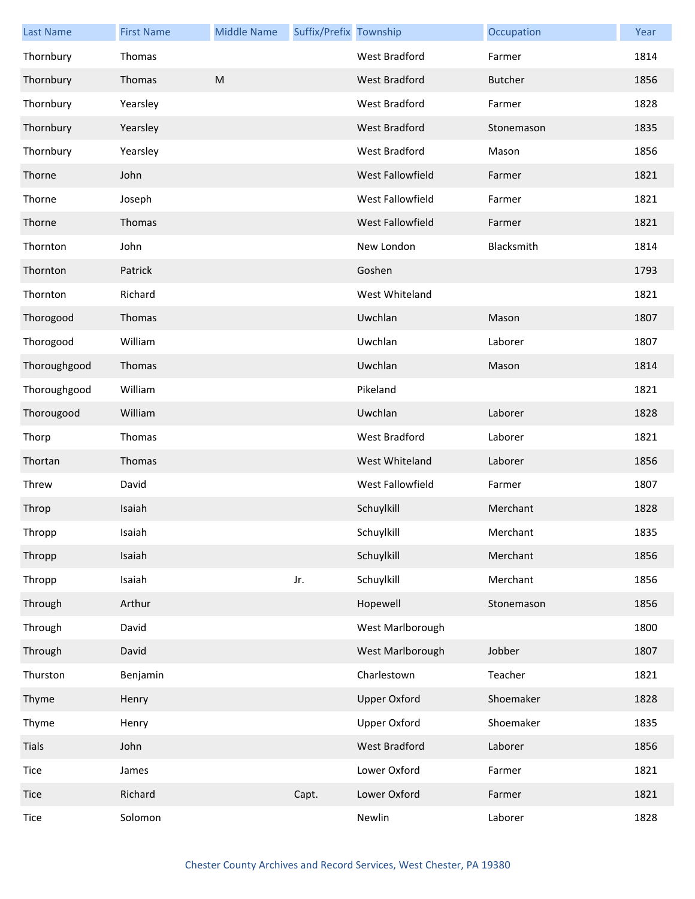| Last Name | First Name | Middle Name | Suffix/Prefix | Township | Occupation | Year |
|---|---|---|---|---|---|---|
| Thornbury | Thomas | | | West Bradford | Farmer | 1814 |
| Thornbury | Thomas | M | | West Bradford | Butcher | 1856 |
| Thornbury | Yearsley | | | West Bradford | Farmer | 1828 |
| Thornbury | Yearsley | | | West Bradford | Stonemason | 1835 |
| Thornbury | Yearsley | | | West Bradford | Mason | 1856 |
| Thorne | John | | | West Fallowfield | Farmer | 1821 |
| Thorne | Joseph | | | West Fallowfield | Farmer | 1821 |
| Thorne | Thomas | | | West Fallowfield | Farmer | 1821 |
| Thornton | John | | | New London | Blacksmith | 1814 |
| Thornton | Patrick | | | Goshen | | 1793 |
| Thornton | Richard | | | West Whiteland | | 1821 |
| Thorogood | Thomas | | | Uwchlan | Mason | 1807 |
| Thorogood | William | | | Uwchlan | Laborer | 1807 |
| Thoroughgood | Thomas | | | Uwchlan | Mason | 1814 |
| Thoroughgood | William | | | Pikeland | | 1821 |
| Thorougood | William | | | Uwchlan | Laborer | 1828 |
| Thorp | Thomas | | | West Bradford | Laborer | 1821 |
| Thortan | Thomas | | | West Whiteland | Laborer | 1856 |
| Threw | David | | | West Fallowfield | Farmer | 1807 |
| Throp | Isaiah | | | Schuylkill | Merchant | 1828 |
| Thropp | Isaiah | | | Schuylkill | Merchant | 1835 |
| Thropp | Isaiah | | | Schuylkill | Merchant | 1856 |
| Thropp | Isaiah | | Jr. | Schuylkill | Merchant | 1856 |
| Through | Arthur | | | Hopewell | Stonemason | 1856 |
| Through | David | | | West Marlborough | | 1800 |
| Through | David | | | West Marlborough | Jobber | 1807 |
| Thurston | Benjamin | | | Charlestown | Teacher | 1821 |
| Thyme | Henry | | | Upper Oxford | Shoemaker | 1828 |
| Thyme | Henry | | | Upper Oxford | Shoemaker | 1835 |
| Tials | John | | | West Bradford | Laborer | 1856 |
| Tice | James | | | Lower Oxford | Farmer | 1821 |
| Tice | Richard | | Capt. | Lower Oxford | Farmer | 1821 |
| Tice | Solomon | | | Newlin | Laborer | 1828 |

Chester County Archives and Record Services, West Chester, PA 19380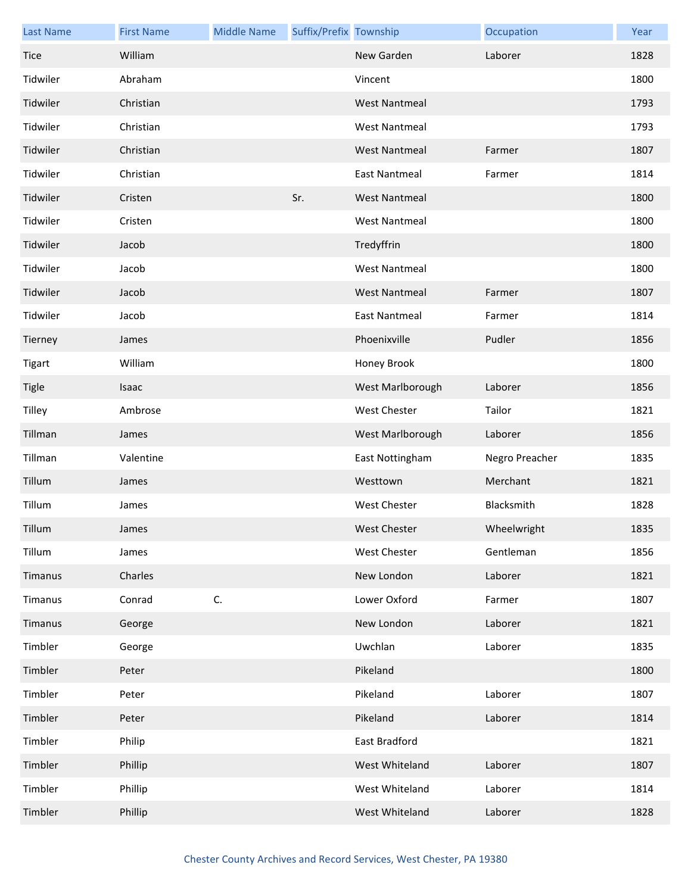| Last Name | First Name | Middle Name | Suffix/Prefix | Township | Occupation | Year |
|---|---|---|---|---|---|---|
| Tice | William | | | New Garden | Laborer | 1828 |
| Tidwiler | Abraham | | | Vincent | | 1800 |
| Tidwiler | Christian | | | West Nantmeal | | 1793 |
| Tidwiler | Christian | | | West Nantmeal | | 1793 |
| Tidwiler | Christian | | | West Nantmeal | Farmer | 1807 |
| Tidwiler | Christian | | | East Nantmeal | Farmer | 1814 |
| Tidwiler | Cristen | | Sr. | West Nantmeal | | 1800 |
| Tidwiler | Cristen | | | West Nantmeal | | 1800 |
| Tidwiler | Jacob | | | Tredyffrin | | 1800 |
| Tidwiler | Jacob | | | West Nantmeal | | 1800 |
| Tidwiler | Jacob | | | West Nantmeal | Farmer | 1807 |
| Tidwiler | Jacob | | | East Nantmeal | Farmer | 1814 |
| Tierney | James | | | Phoenixville | Pudler | 1856 |
| Tigart | William | | | Honey Brook | | 1800 |
| Tigle | Isaac | | | West Marlborough | Laborer | 1856 |
| Tilley | Ambrose | | | West Chester | Tailor | 1821 |
| Tillman | James | | | West Marlborough | Laborer | 1856 |
| Tillman | Valentine | | | East Nottingham | Negro Preacher | 1835 |
| Tillum | James | | | Westtown | Merchant | 1821 |
| Tillum | James | | | West Chester | Blacksmith | 1828 |
| Tillum | James | | | West Chester | Wheelwright | 1835 |
| Tillum | James | | | West Chester | Gentleman | 1856 |
| Timanus | Charles | | | New London | Laborer | 1821 |
| Timanus | Conrad | C. | | Lower Oxford | Farmer | 1807 |
| Timanus | George | | | New London | Laborer | 1821 |
| Timbler | George | | | Uwchlan | Laborer | 1835 |
| Timbler | Peter | | | Pikeland | | 1800 |
| Timbler | Peter | | | Pikeland | Laborer | 1807 |
| Timbler | Peter | | | Pikeland | Laborer | 1814 |
| Timbler | Philip | | | East Bradford | | 1821 |
| Timbler | Phillip | | | West Whiteland | Laborer | 1807 |
| Timbler | Phillip | | | West Whiteland | Laborer | 1814 |
| Timbler | Phillip | | | West Whiteland | Laborer | 1828 |

Chester County Archives and Record Services, West Chester, PA 19380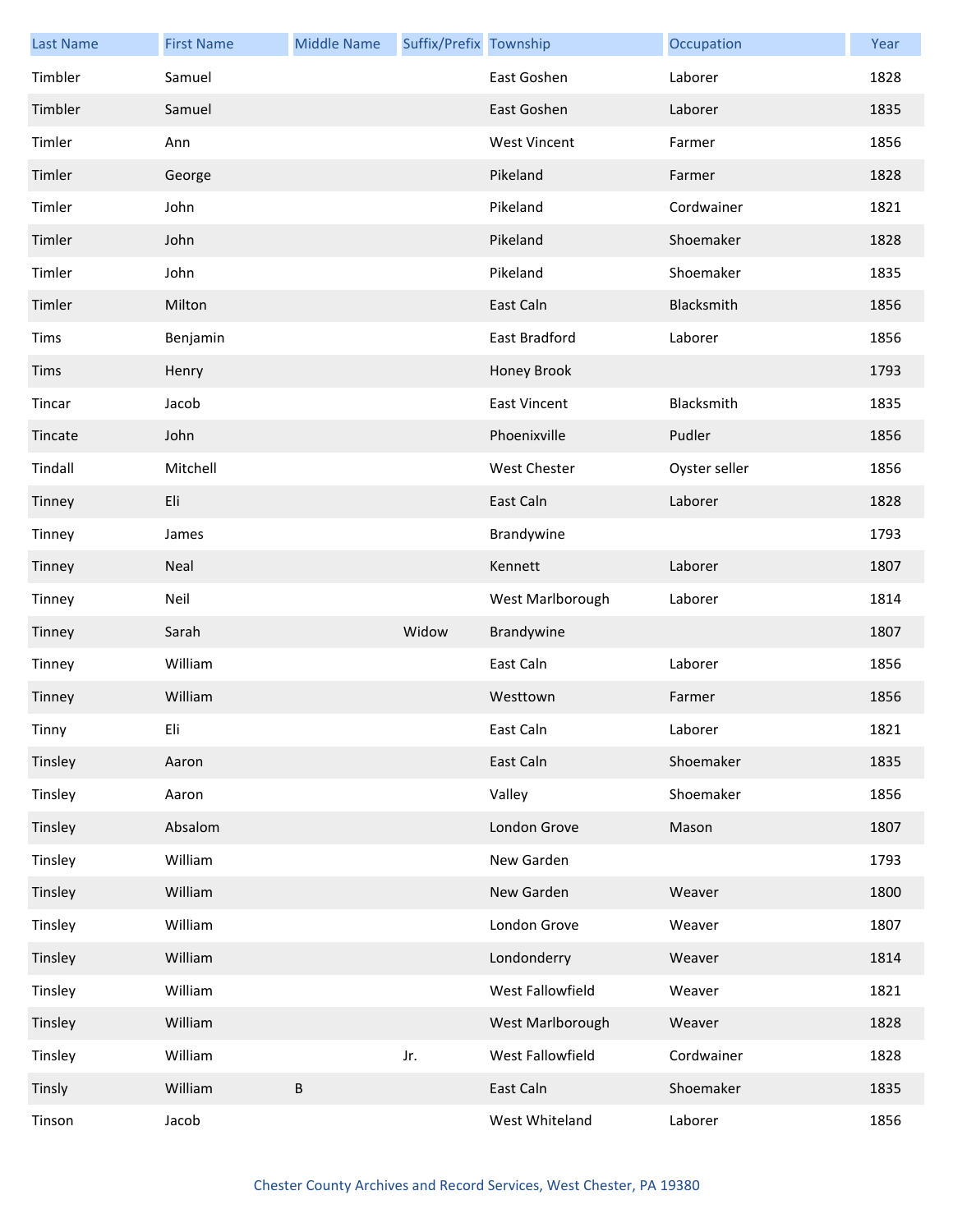| Last Name | First Name | Middle Name | Suffix/Prefix | Township | Occupation | Year |
| --- | --- | --- | --- | --- | --- | --- |
| Timbler | Samuel | | | East Goshen | Laborer | 1828 |
| Timbler | Samuel | | | East Goshen | Laborer | 1835 |
| Timler | Ann | | | West Vincent | Farmer | 1856 |
| Timler | George | | | Pikeland | Farmer | 1828 |
| Timler | John | | | Pikeland | Cordwainer | 1821 |
| Timler | John | | | Pikeland | Shoemaker | 1828 |
| Timler | John | | | Pikeland | Shoemaker | 1835 |
| Timler | Milton | | | East Caln | Blacksmith | 1856 |
| Tims | Benjamin | | | East Bradford | Laborer | 1856 |
| Tims | Henry | | | Honey Brook | | 1793 |
| Tincar | Jacob | | | East Vincent | Blacksmith | 1835 |
| Tincate | John | | | Phoenixville | Pudler | 1856 |
| Tindall | Mitchell | | | West Chester | Oyster seller | 1856 |
| Tinney | Eli | | | East Caln | Laborer | 1828 |
| Tinney | James | | | Brandywine | | 1793 |
| Tinney | Neal | | | Kennett | Laborer | 1807 |
| Tinney | Neil | | | West Marlborough | Laborer | 1814 |
| Tinney | Sarah | | Widow | Brandywine | | 1807 |
| Tinney | William | | | East Caln | Laborer | 1856 |
| Tinney | William | | | Westtown | Farmer | 1856 |
| Tinny | Eli | | | East Caln | Laborer | 1821 |
| Tinsley | Aaron | | | East Caln | Shoemaker | 1835 |
| Tinsley | Aaron | | | Valley | Shoemaker | 1856 |
| Tinsley | Absalom | | | London Grove | Mason | 1807 |
| Tinsley | William | | | New Garden | | 1793 |
| Tinsley | William | | | New Garden | Weaver | 1800 |
| Tinsley | William | | | London Grove | Weaver | 1807 |
| Tinsley | William | | | Londonderry | Weaver | 1814 |
| Tinsley | William | | | West Fallowfield | Weaver | 1821 |
| Tinsley | William | | | West Marlborough | Weaver | 1828 |
| Tinsley | William | | Jr. | West Fallowfield | Cordwainer | 1828 |
| Tinsly | William | B | | East Caln | Shoemaker | 1835 |
| Tinson | Jacob | | | West Whiteland | Laborer | 1856 |

Chester County Archives and Record Services, West Chester, PA 19380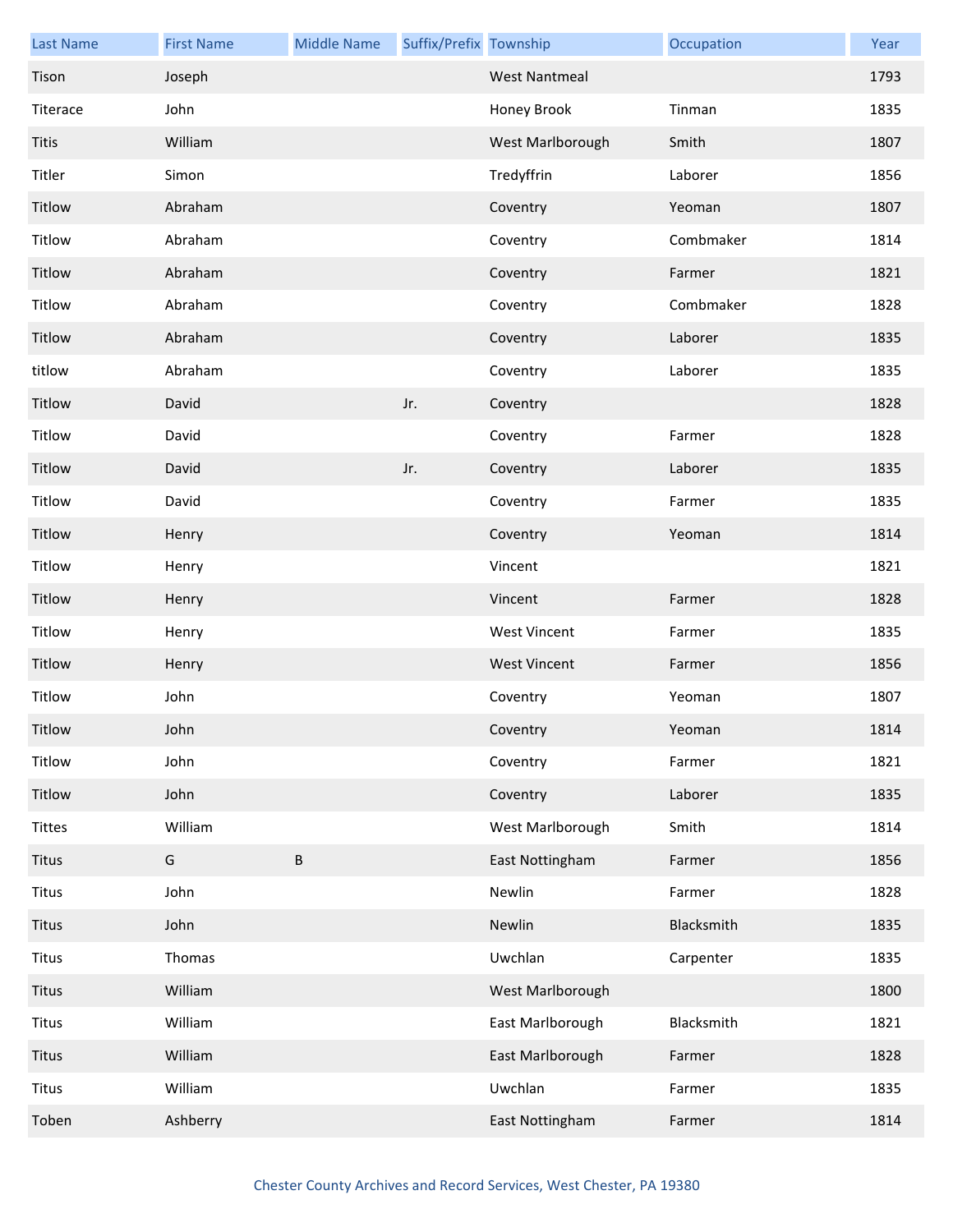| Last Name | First Name | Middle Name | Suffix/Prefix | Township | Occupation | Year |
| --- | --- | --- | --- | --- | --- | --- |
| Tison | Joseph | | | West Nantmeal | | 1793 |
| Titerace | John | | | Honey Brook | Tinman | 1835 |
| Titis | William | | | West Marlborough | Smith | 1807 |
| Titler | Simon | | | Tredyffrin | Laborer | 1856 |
| Titlow | Abraham | | | Coventry | Yeoman | 1807 |
| Titlow | Abraham | | | Coventry | Combmaker | 1814 |
| Titlow | Abraham | | | Coventry | Farmer | 1821 |
| Titlow | Abraham | | | Coventry | Combmaker | 1828 |
| Titlow | Abraham | | | Coventry | Laborer | 1835 |
| titlow | Abraham | | | Coventry | Laborer | 1835 |
| Titlow | David | | Jr. | Coventry | | 1828 |
| Titlow | David | | | Coventry | Farmer | 1828 |
| Titlow | David | | Jr. | Coventry | Laborer | 1835 |
| Titlow | David | | | Coventry | Farmer | 1835 |
| Titlow | Henry | | | Coventry | Yeoman | 1814 |
| Titlow | Henry | | | Vincent | | 1821 |
| Titlow | Henry | | | Vincent | Farmer | 1828 |
| Titlow | Henry | | | West Vincent | Farmer | 1835 |
| Titlow | Henry | | | West Vincent | Farmer | 1856 |
| Titlow | John | | | Coventry | Yeoman | 1807 |
| Titlow | John | | | Coventry | Yeoman | 1814 |
| Titlow | John | | | Coventry | Farmer | 1821 |
| Titlow | John | | | Coventry | Laborer | 1835 |
| Tittes | William | | | West Marlborough | Smith | 1814 |
| Titus | G | B | | East Nottingham | Farmer | 1856 |
| Titus | John | | | Newlin | Farmer | 1828 |
| Titus | John | | | Newlin | Blacksmith | 1835 |
| Titus | Thomas | | | Uwchlan | Carpenter | 1835 |
| Titus | William | | | West Marlborough | | 1800 |
| Titus | William | | | East Marlborough | Blacksmith | 1821 |
| Titus | William | | | East Marlborough | Farmer | 1828 |
| Titus | William | | | Uwchlan | Farmer | 1835 |
| Toben | Ashberry | | | East Nottingham | Farmer | 1814 |

Chester County Archives and Record Services, West Chester, PA 19380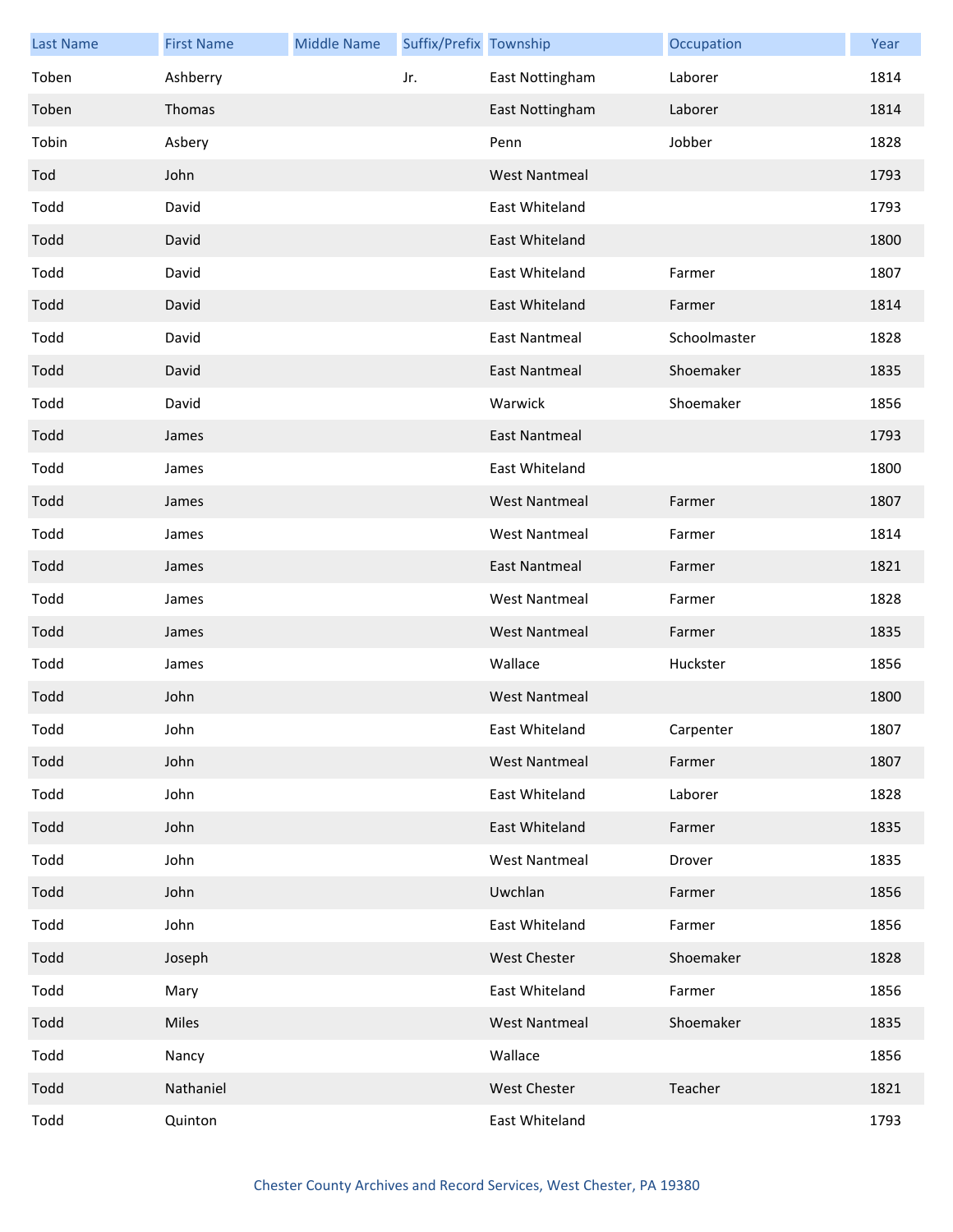| Last Name | First Name | Middle Name | Suffix/Prefix | Township | Occupation | Year |
|---|---|---|---|---|---|---|
| Toben | Ashberry | | Jr. | East Nottingham | Laborer | 1814 |
| Toben | Thomas | | | East Nottingham | Laborer | 1814 |
| Tobin | Asbery | | | Penn | Jobber | 1828 |
| Tod | John | | | West Nantmeal | | 1793 |
| Todd | David | | | East Whiteland | | 1793 |
| Todd | David | | | East Whiteland | | 1800 |
| Todd | David | | | East Whiteland | Farmer | 1807 |
| Todd | David | | | East Whiteland | Farmer | 1814 |
| Todd | David | | | East Nantmeal | Schoolmaster | 1828 |
| Todd | David | | | East Nantmeal | Shoemaker | 1835 |
| Todd | David | | | Warwick | Shoemaker | 1856 |
| Todd | James | | | East Nantmeal | | 1793 |
| Todd | James | | | East Whiteland | | 1800 |
| Todd | James | | | West Nantmeal | Farmer | 1807 |
| Todd | James | | | West Nantmeal | Farmer | 1814 |
| Todd | James | | | East Nantmeal | Farmer | 1821 |
| Todd | James | | | West Nantmeal | Farmer | 1828 |
| Todd | James | | | West Nantmeal | Farmer | 1835 |
| Todd | James | | | Wallace | Huckster | 1856 |
| Todd | John | | | West Nantmeal | | 1800 |
| Todd | John | | | East Whiteland | Carpenter | 1807 |
| Todd | John | | | West Nantmeal | Farmer | 1807 |
| Todd | John | | | East Whiteland | Laborer | 1828 |
| Todd | John | | | East Whiteland | Farmer | 1835 |
| Todd | John | | | West Nantmeal | Drover | 1835 |
| Todd | John | | | Uwchlan | Farmer | 1856 |
| Todd | John | | | East Whiteland | Farmer | 1856 |
| Todd | Joseph | | | West Chester | Shoemaker | 1828 |
| Todd | Mary | | | East Whiteland | Farmer | 1856 |
| Todd | Miles | | | West Nantmeal | Shoemaker | 1835 |
| Todd | Nancy | | | Wallace | | 1856 |
| Todd | Nathaniel | | | West Chester | Teacher | 1821 |
| Todd | Quinton | | | East Whiteland | | 1793 |

Chester County Archives and Record Services, West Chester, PA 19380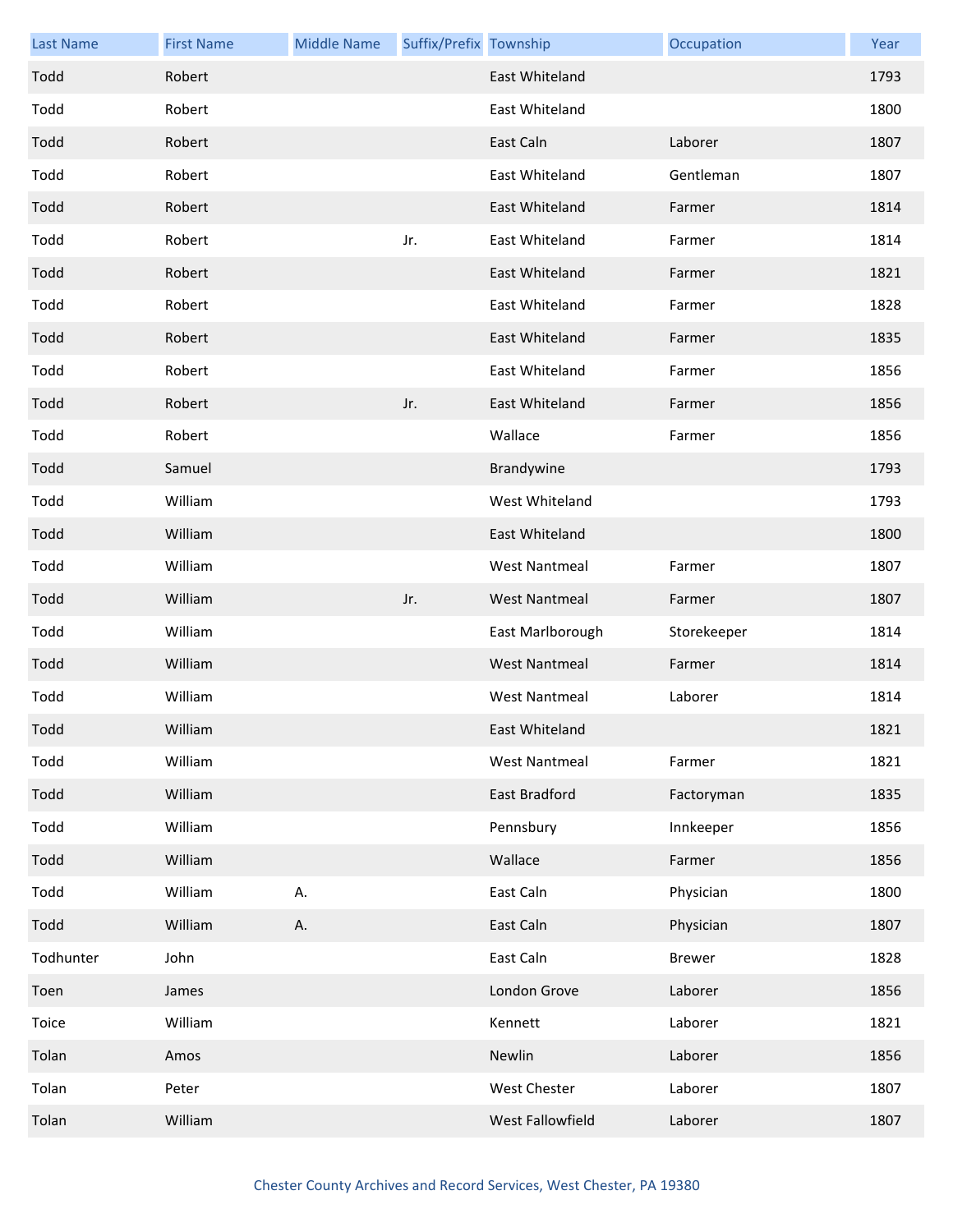| Last Name | First Name | Middle Name | Suffix/Prefix | Township | Occupation | Year |
| --- | --- | --- | --- | --- | --- | --- |
| Todd | Robert | | | East Whiteland | | 1793 |
| Todd | Robert | | | East Whiteland | | 1800 |
| Todd | Robert | | | East Caln | Laborer | 1807 |
| Todd | Robert | | | East Whiteland | Gentleman | 1807 |
| Todd | Robert | | | East Whiteland | Farmer | 1814 |
| Todd | Robert | | Jr. | East Whiteland | Farmer | 1814 |
| Todd | Robert | | | East Whiteland | Farmer | 1821 |
| Todd | Robert | | | East Whiteland | Farmer | 1828 |
| Todd | Robert | | | East Whiteland | Farmer | 1835 |
| Todd | Robert | | | East Whiteland | Farmer | 1856 |
| Todd | Robert | | Jr. | East Whiteland | Farmer | 1856 |
| Todd | Robert | | | Wallace | Farmer | 1856 |
| Todd | Samuel | | | Brandywine | | 1793 |
| Todd | William | | | West Whiteland | | 1793 |
| Todd | William | | | East Whiteland | | 1800 |
| Todd | William | | | West Nantmeal | Farmer | 1807 |
| Todd | William | | Jr. | West Nantmeal | Farmer | 1807 |
| Todd | William | | | East Marlborough | Storekeeper | 1814 |
| Todd | William | | | West Nantmeal | Farmer | 1814 |
| Todd | William | | | West Nantmeal | Laborer | 1814 |
| Todd | William | | | East Whiteland | | 1821 |
| Todd | William | | | West Nantmeal | Farmer | 1821 |
| Todd | William | | | East Bradford | Factoryman | 1835 |
| Todd | William | | | Pennsbury | Innkeeper | 1856 |
| Todd | William | | | Wallace | Farmer | 1856 |
| Todd | William | A. | | East Caln | Physician | 1800 |
| Todd | William | A. | | East Caln | Physician | 1807 |
| Todhunter | John | | | East Caln | Brewer | 1828 |
| Toen | James | | | London Grove | Laborer | 1856 |
| Toice | William | | | Kennett | Laborer | 1821 |
| Tolan | Amos | | | Newlin | Laborer | 1856 |
| Tolan | Peter | | | West Chester | Laborer | 1807 |
| Tolan | William | | | West Fallowfield | Laborer | 1807 |

Chester County Archives and Record Services, West Chester, PA 19380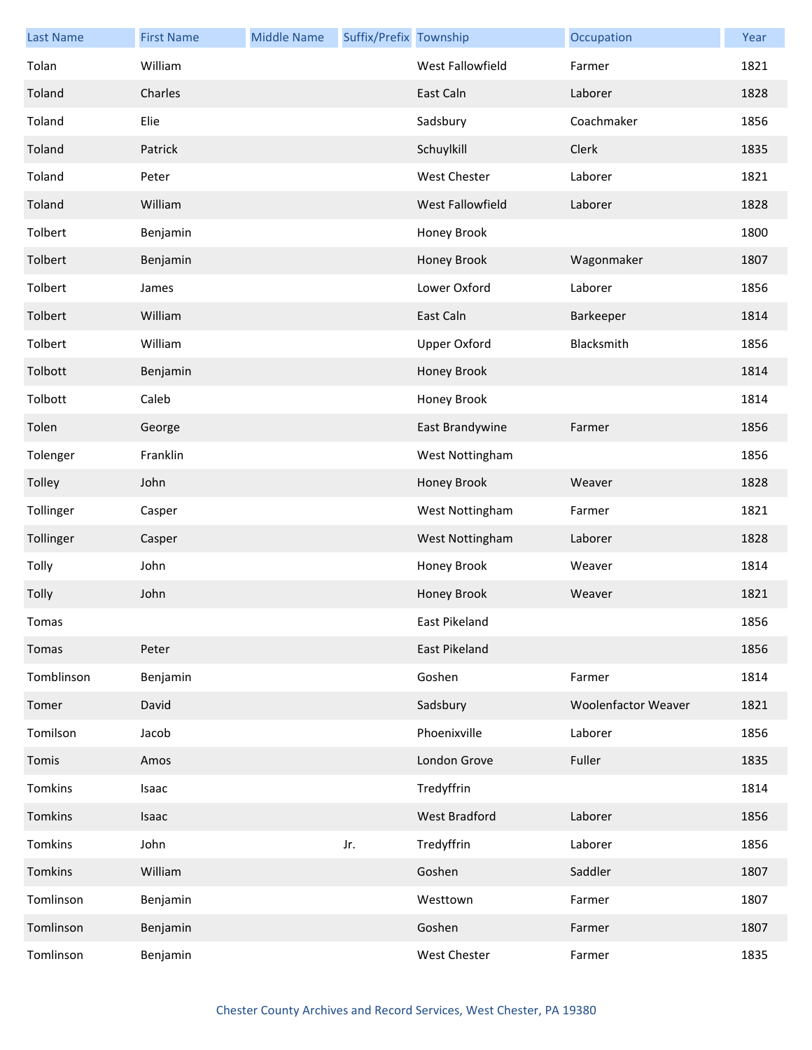| Last Name | First Name | Middle Name | Suffix/Prefix | Township | Occupation | Year |
|---|---|---|---|---|---|---|
| Tolan | William | | | West Fallowfield | Farmer | 1821 |
| Toland | Charles | | | East Caln | Laborer | 1828 |
| Toland | Elie | | | Sadsbury | Coachmaker | 1856 |
| Toland | Patrick | | | Schuylkill | Clerk | 1835 |
| Toland | Peter | | | West Chester | Laborer | 1821 |
| Toland | William | | | West Fallowfield | Laborer | 1828 |
| Tolbert | Benjamin | | | Honey Brook | | 1800 |
| Tolbert | Benjamin | | | Honey Brook | Wagonmaker | 1807 |
| Tolbert | James | | | Lower Oxford | Laborer | 1856 |
| Tolbert | William | | | East Caln | Barkeeper | 1814 |
| Tolbert | William | | | Upper Oxford | Blacksmith | 1856 |
| Tolbott | Benjamin | | | Honey Brook | | 1814 |
| Tolbott | Caleb | | | Honey Brook | | 1814 |
| Tolen | George | | | East Brandywine | Farmer | 1856 |
| Tolenger | Franklin | | | West Nottingham | | 1856 |
| Tolley | John | | | Honey Brook | Weaver | 1828 |
| Tollinger | Casper | | | West Nottingham | Farmer | 1821 |
| Tollinger | Casper | | | West Nottingham | Laborer | 1828 |
| Tolly | John | | | Honey Brook | Weaver | 1814 |
| Tolly | John | | | Honey Brook | Weaver | 1821 |
| Tomas | | | | East Pikeland | | 1856 |
| Tomas | Peter | | | East Pikeland | | 1856 |
| Tomblinson | Benjamin | | | Goshen | Farmer | 1814 |
| Tomer | David | | | Sadsbury | Woolenfactor Weaver | 1821 |
| Tomilson | Jacob | | | Phoenixville | Laborer | 1856 |
| Tomis | Amos | | | London Grove | Fuller | 1835 |
| Tomkins | Isaac | | | Tredyffrin | | 1814 |
| Tomkins | Isaac | | | West Bradford | Laborer | 1856 |
| Tomkins | John | | Jr. | Tredyffrin | Laborer | 1856 |
| Tomkins | William | | | Goshen | Saddler | 1807 |
| Tomlinson | Benjamin | | | Westtown | Farmer | 1807 |
| Tomlinson | Benjamin | | | Goshen | Farmer | 1807 |
| Tomlinson | Benjamin | | | West Chester | Farmer | 1835 |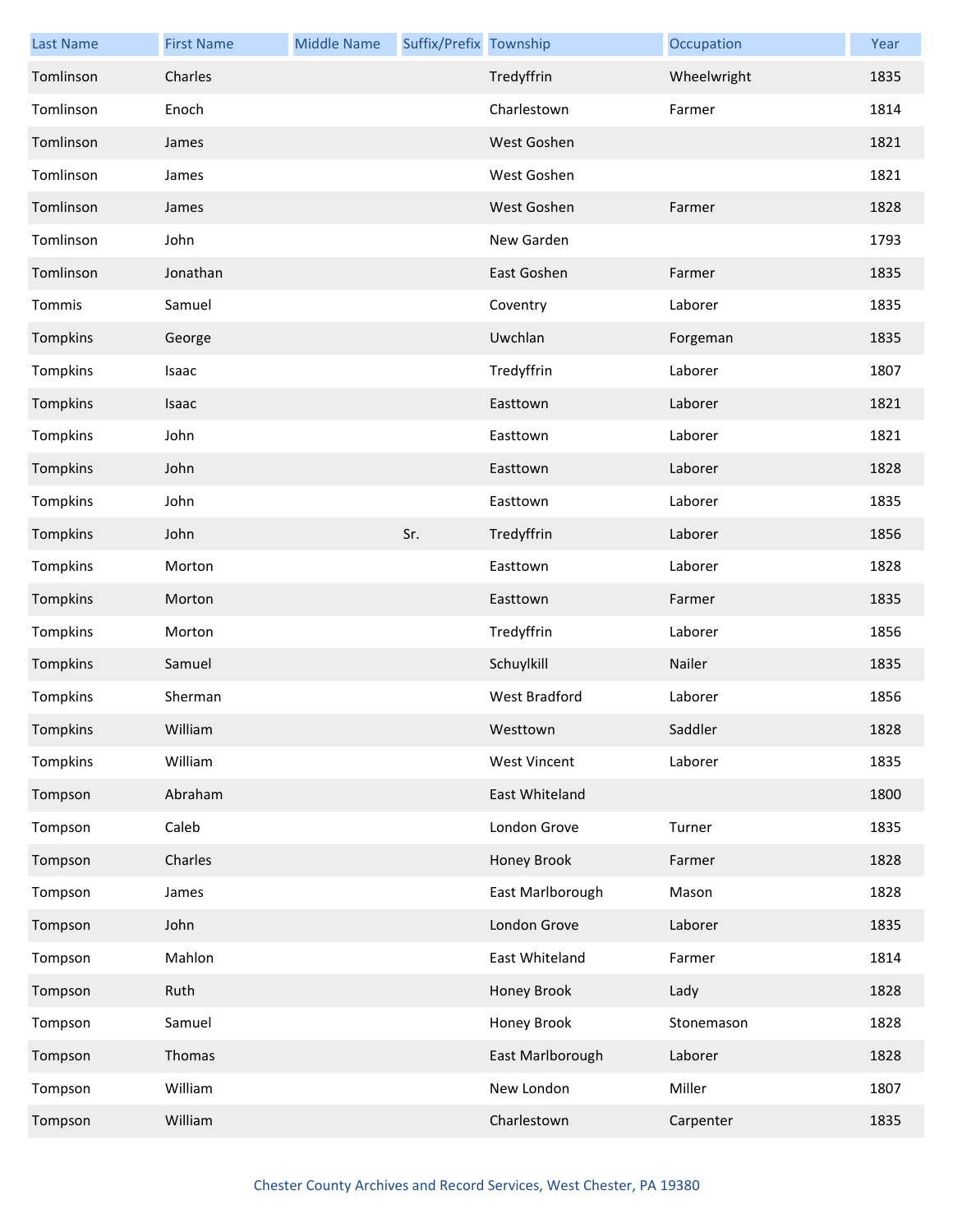| Last Name | First Name | Middle Name | Suffix/Prefix | Township | Occupation | Year |
|---|---|---|---|---|---|---|
| Tomlinson | Charles | | | Tredyffrin | Wheelwright | 1835 |
| Tomlinson | Enoch | | | Charlestown | Farmer | 1814 |
| Tomlinson | James | | | West Goshen | | 1821 |
| Tomlinson | James | | | West Goshen | | 1821 |
| Tomlinson | James | | | West Goshen | Farmer | 1828 |
| Tomlinson | John | | | New Garden | | 1793 |
| Tomlinson | Jonathan | | | East Goshen | Farmer | 1835 |
| Tommis | Samuel | | | Coventry | Laborer | 1835 |
| Tompkins | George | | | Uwchlan | Forgeman | 1835 |
| Tompkins | Isaac | | | Tredyffrin | Laborer | 1807 |
| Tompkins | Isaac | | | Easttown | Laborer | 1821 |
| Tompkins | John | | | Easttown | Laborer | 1821 |
| Tompkins | John | | | Easttown | Laborer | 1828 |
| Tompkins | John | | | Easttown | Laborer | 1835 |
| Tompkins | John | | Sr. | Tredyffrin | Laborer | 1856 |
| Tompkins | Morton | | | Easttown | Laborer | 1828 |
| Tompkins | Morton | | | Easttown | Farmer | 1835 |
| Tompkins | Morton | | | Tredyffrin | Laborer | 1856 |
| Tompkins | Samuel | | | Schuylkill | Nailer | 1835 |
| Tompkins | Sherman | | | West Bradford | Laborer | 1856 |
| Tompkins | William | | | Westtown | Saddler | 1828 |
| Tompkins | William | | | West Vincent | Laborer | 1835 |
| Tompson | Abraham | | | East Whiteland | | 1800 |
| Tompson | Caleb | | | London Grove | Turner | 1835 |
| Tompson | Charles | | | Honey Brook | Farmer | 1828 |
| Tompson | James | | | East Marlborough | Mason | 1828 |
| Tompson | John | | | London Grove | Laborer | 1835 |
| Tompson | Mahlon | | | East Whiteland | Farmer | 1814 |
| Tompson | Ruth | | | Honey Brook | Lady | 1828 |
| Tompson | Samuel | | | Honey Brook | Stonemason | 1828 |
| Tompson | Thomas | | | East Marlborough | Laborer | 1828 |
| Tompson | William | | | New London | Miller | 1807 |
| Tompson | William | | | Charlestown | Carpenter | 1835 |

Chester County Archives and Record Services, West Chester, PA 19380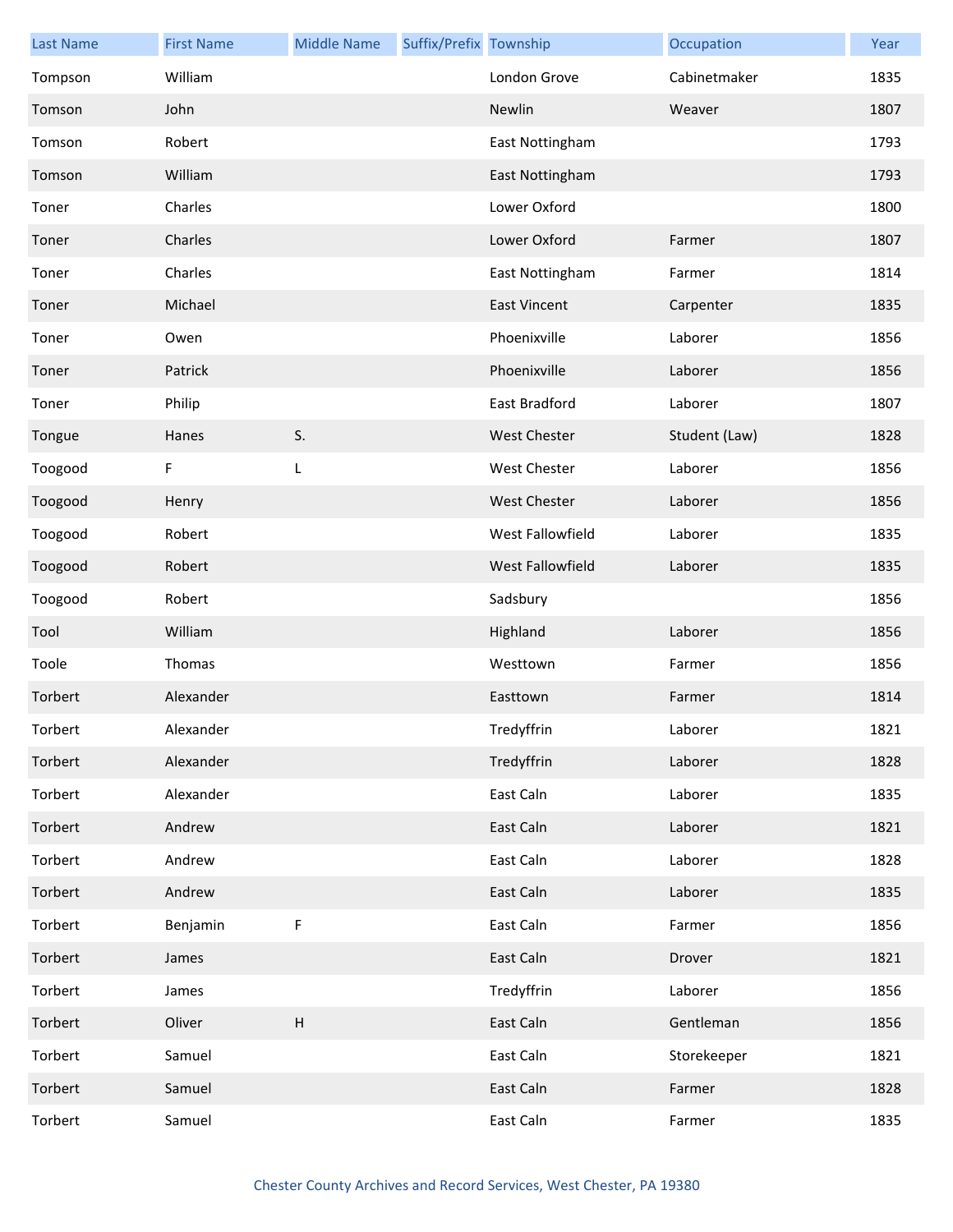| Last Name | First Name | Middle Name | Suffix/Prefix | Township | Occupation | Year |
| --- | --- | --- | --- | --- | --- | --- |
| Tompson | William | | | London Grove | Cabinetmaker | 1835 |
| Tomson | John | | | Newlin | Weaver | 1807 |
| Tomson | Robert | | | East Nottingham | | 1793 |
| Tomson | William | | | East Nottingham | | 1793 |
| Toner | Charles | | | Lower Oxford | | 1800 |
| Toner | Charles | | | Lower Oxford | Farmer | 1807 |
| Toner | Charles | | | East Nottingham | Farmer | 1814 |
| Toner | Michael | | | East Vincent | Carpenter | 1835 |
| Toner | Owen | | | Phoenixville | Laborer | 1856 |
| Toner | Patrick | | | Phoenixville | Laborer | 1856 |
| Toner | Philip | | | East Bradford | Laborer | 1807 |
| Tongue | Hanes | S. | | West Chester | Student (Law) | 1828 |
| Toogood | F | L | | West Chester | Laborer | 1856 |
| Toogood | Henry | | | West Chester | Laborer | 1856 |
| Toogood | Robert | | | West Fallowfield | Laborer | 1835 |
| Toogood | Robert | | | West Fallowfield | Laborer | 1835 |
| Toogood | Robert | | | Sadsbury | | 1856 |
| Tool | William | | | Highland | Laborer | 1856 |
| Toole | Thomas | | | Westtown | Farmer | 1856 |
| Torbert | Alexander | | | Easttown | Farmer | 1814 |
| Torbert | Alexander | | | Tredyffrin | Laborer | 1821 |
| Torbert | Alexander | | | Tredyffrin | Laborer | 1828 |
| Torbert | Alexander | | | East Caln | Laborer | 1835 |
| Torbert | Andrew | | | East Caln | Laborer | 1821 |
| Torbert | Andrew | | | East Caln | Laborer | 1828 |
| Torbert | Andrew | | | East Caln | Laborer | 1835 |
| Torbert | Benjamin | F | | East Caln | Farmer | 1856 |
| Torbert | James | | | East Caln | Drover | 1821 |
| Torbert | James | | | Tredyffrin | Laborer | 1856 |
| Torbert | Oliver | H | | East Caln | Gentleman | 1856 |
| Torbert | Samuel | | | East Caln | Storekeeper | 1821 |
| Torbert | Samuel | | | East Caln | Farmer | 1828 |
| Torbert | Samuel | | | East Caln | Farmer | 1835 |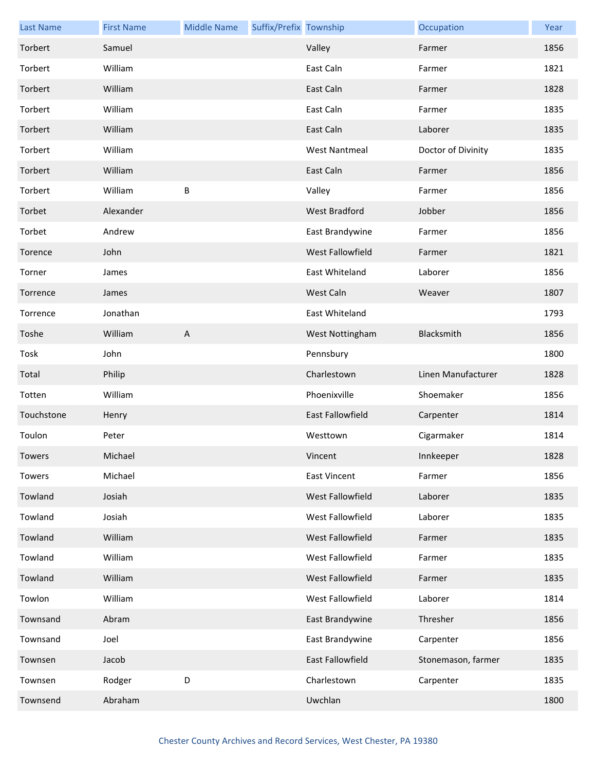| Last Name | First Name | Middle Name | Suffix/Prefix | Township | Occupation | Year |
| --- | --- | --- | --- | --- | --- | --- |
| Torbert | Samuel | | | Valley | Farmer | 1856 |
| Torbert | William | | | East Caln | Farmer | 1821 |
| Torbert | William | | | East Caln | Farmer | 1828 |
| Torbert | William | | | East Caln | Farmer | 1835 |
| Torbert | William | | | East Caln | Laborer | 1835 |
| Torbert | William | | | West Nantmeal | Doctor of Divinity | 1835 |
| Torbert | William | | | East Caln | Farmer | 1856 |
| Torbert | William | B | | Valley | Farmer | 1856 |
| Torbet | Alexander | | | West Bradford | Jobber | 1856 |
| Torbet | Andrew | | | East Brandywine | Farmer | 1856 |
| Torence | John | | | West Fallowfield | Farmer | 1821 |
| Torner | James | | | East Whiteland | Laborer | 1856 |
| Torrence | James | | | West Caln | Weaver | 1807 |
| Torrence | Jonathan | | | East Whiteland | | 1793 |
| Toshe | William | A | | West Nottingham | Blacksmith | 1856 |
| Tosk | John | | | Pennsbury | | 1800 |
| Total | Philip | | | Charlestown | Linen Manufacturer | 1828 |
| Totten | William | | | Phoenixville | Shoemaker | 1856 |
| Touchstone | Henry | | | East Fallowfield | Carpenter | 1814 |
| Toulon | Peter | | | Westtown | Cigarmaker | 1814 |
| Towers | Michael | | | Vincent | Innkeeper | 1828 |
| Towers | Michael | | | East Vincent | Farmer | 1856 |
| Towland | Josiah | | | West Fallowfield | Laborer | 1835 |
| Towland | Josiah | | | West Fallowfield | Laborer | 1835 |
| Towland | William | | | West Fallowfield | Farmer | 1835 |
| Towland | William | | | West Fallowfield | Farmer | 1835 |
| Towland | William | | | West Fallowfield | Farmer | 1835 |
| Towlon | William | | | West Fallowfield | Laborer | 1814 |
| Townsand | Abram | | | East Brandywine | Thresher | 1856 |
| Townsand | Joel | | | East Brandywine | Carpenter | 1856 |
| Townsen | Jacob | | | East Fallowfield | Stonemason, farmer | 1835 |
| Townsen | Rodger | D | | Charlestown | Carpenter | 1835 |
| Townsend | Abraham | | | Uwchlan | | 1800 |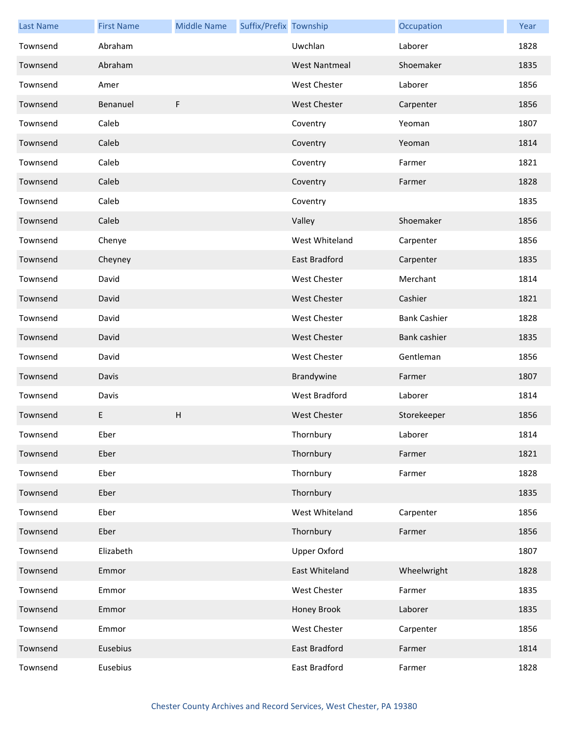| Last Name | First Name | Middle Name | Suffix/Prefix | Township | Occupation | Year |
| --- | --- | --- | --- | --- | --- | --- |
| Townsend | Abraham | | | Uwchlan | Laborer | 1828 |
| Townsend | Abraham | | | West Nantmeal | Shoemaker | 1835 |
| Townsend | Amer | | | West Chester | Laborer | 1856 |
| Townsend | Benanuel | F | | West Chester | Carpenter | 1856 |
| Townsend | Caleb | | | Coventry | Yeoman | 1807 |
| Townsend | Caleb | | | Coventry | Yeoman | 1814 |
| Townsend | Caleb | | | Coventry | Farmer | 1821 |
| Townsend | Caleb | | | Coventry | Farmer | 1828 |
| Townsend | Caleb | | | Coventry | | 1835 |
| Townsend | Caleb | | | Valley | Shoemaker | 1856 |
| Townsend | Chenye | | | West Whiteland | Carpenter | 1856 |
| Townsend | Cheyney | | | East Bradford | Carpenter | 1835 |
| Townsend | David | | | West Chester | Merchant | 1814 |
| Townsend | David | | | West Chester | Cashier | 1821 |
| Townsend | David | | | West Chester | Bank Cashier | 1828 |
| Townsend | David | | | West Chester | Bank cashier | 1835 |
| Townsend | David | | | West Chester | Gentleman | 1856 |
| Townsend | Davis | | | Brandywine | Farmer | 1807 |
| Townsend | Davis | | | West Bradford | Laborer | 1814 |
| Townsend | E | H | | West Chester | Storekeeper | 1856 |
| Townsend | Eber | | | Thornbury | Laborer | 1814 |
| Townsend | Eber | | | Thornbury | Farmer | 1821 |
| Townsend | Eber | | | Thornbury | Farmer | 1828 |
| Townsend | Eber | | | Thornbury | | 1835 |
| Townsend | Eber | | | West Whiteland | Carpenter | 1856 |
| Townsend | Eber | | | Thornbury | Farmer | 1856 |
| Townsend | Elizabeth | | | Upper Oxford | | 1807 |
| Townsend | Emmor | | | East Whiteland | Wheelwright | 1828 |
| Townsend | Emmor | | | West Chester | Farmer | 1835 |
| Townsend | Emmor | | | Honey Brook | Laborer | 1835 |
| Townsend | Emmor | | | West Chester | Carpenter | 1856 |
| Townsend | Eusebius | | | East Bradford | Farmer | 1814 |
| Townsend | Eusebius | | | East Bradford | Farmer | 1828 |

Chester County Archives and Record Services, West Chester, PA 19380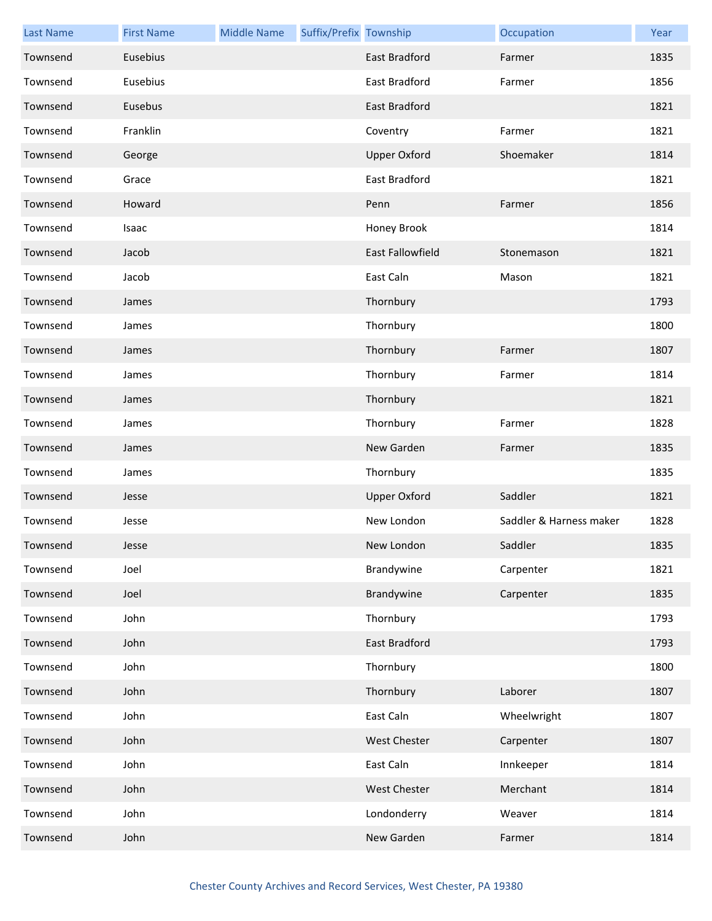| Last Name | First Name | Middle Name | Suffix/Prefix | Township | Occupation | Year |
|---|---|---|---|---|---|---|
| Townsend | Eusebius | | | East Bradford | Farmer | 1835 |
| Townsend | Eusebius | | | East Bradford | Farmer | 1856 |
| Townsend | Eusebus | | | East Bradford | | 1821 |
| Townsend | Franklin | | | Coventry | Farmer | 1821 |
| Townsend | George | | | Upper Oxford | Shoemaker | 1814 |
| Townsend | Grace | | | East Bradford | | 1821 |
| Townsend | Howard | | | Penn | Farmer | 1856 |
| Townsend | Isaac | | | Honey Brook | | 1814 |
| Townsend | Jacob | | | East Fallowfield | Stonemason | 1821 |
| Townsend | Jacob | | | East Caln | Mason | 1821 |
| Townsend | James | | | Thornbury | | 1793 |
| Townsend | James | | | Thornbury | | 1800 |
| Townsend | James | | | Thornbury | Farmer | 1807 |
| Townsend | James | | | Thornbury | Farmer | 1814 |
| Townsend | James | | | Thornbury | | 1821 |
| Townsend | James | | | Thornbury | Farmer | 1828 |
| Townsend | James | | | New Garden | Farmer | 1835 |
| Townsend | James | | | Thornbury | | 1835 |
| Townsend | Jesse | | | Upper Oxford | Saddler | 1821 |
| Townsend | Jesse | | | New London | Saddler & Harness maker | 1828 |
| Townsend | Jesse | | | New London | Saddler | 1835 |
| Townsend | Joel | | | Brandywine | Carpenter | 1821 |
| Townsend | Joel | | | Brandywine | Carpenter | 1835 |
| Townsend | John | | | Thornbury | | 1793 |
| Townsend | John | | | East Bradford | | 1793 |
| Townsend | John | | | Thornbury | | 1800 |
| Townsend | John | | | Thornbury | Laborer | 1807 |
| Townsend | John | | | East Caln | Wheelwright | 1807 |
| Townsend | John | | | West Chester | Carpenter | 1807 |
| Townsend | John | | | East Caln | Innkeeper | 1814 |
| Townsend | John | | | West Chester | Merchant | 1814 |
| Townsend | John | | | Londonderry | Weaver | 1814 |
| Townsend | John | | | New Garden | Farmer | 1814 |

Chester County Archives and Record Services, West Chester, PA 19380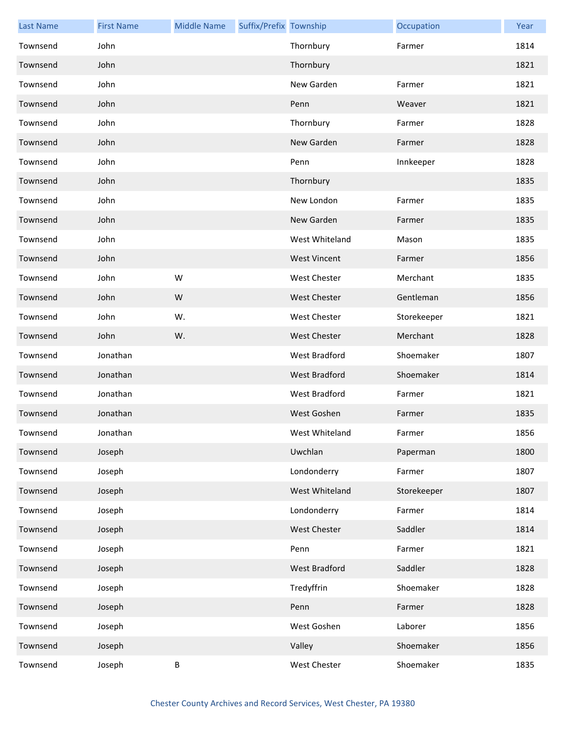| Last Name | First Name | Middle Name | Suffix/Prefix | Township | Occupation | Year |
|---|---|---|---|---|---|---|
| Townsend | John | | | Thornbury | Farmer | 1814 |
| Townsend | John | | | Thornbury | | 1821 |
| Townsend | John | | | New Garden | Farmer | 1821 |
| Townsend | John | | | Penn | Weaver | 1821 |
| Townsend | John | | | Thornbury | Farmer | 1828 |
| Townsend | John | | | New Garden | Farmer | 1828 |
| Townsend | John | | | Penn | Innkeeper | 1828 |
| Townsend | John | | | Thornbury | | 1835 |
| Townsend | John | | | New London | Farmer | 1835 |
| Townsend | John | | | New Garden | Farmer | 1835 |
| Townsend | John | | | West Whiteland | Mason | 1835 |
| Townsend | John | | | West Vincent | Farmer | 1856 |
| Townsend | John | W | | West Chester | Merchant | 1835 |
| Townsend | John | W | | West Chester | Gentleman | 1856 |
| Townsend | John | W. | | West Chester | Storekeeper | 1821 |
| Townsend | John | W. | | West Chester | Merchant | 1828 |
| Townsend | Jonathan | | | West Bradford | Shoemaker | 1807 |
| Townsend | Jonathan | | | West Bradford | Shoemaker | 1814 |
| Townsend | Jonathan | | | West Bradford | Farmer | 1821 |
| Townsend | Jonathan | | | West Goshen | Farmer | 1835 |
| Townsend | Jonathan | | | West Whiteland | Farmer | 1856 |
| Townsend | Joseph | | | Uwchlan | Paperman | 1800 |
| Townsend | Joseph | | | Londonderry | Farmer | 1807 |
| Townsend | Joseph | | | West Whiteland | Storekeeper | 1807 |
| Townsend | Joseph | | | Londonderry | Farmer | 1814 |
| Townsend | Joseph | | | West Chester | Saddler | 1814 |
| Townsend | Joseph | | | Penn | Farmer | 1821 |
| Townsend | Joseph | | | West Bradford | Saddler | 1828 |
| Townsend | Joseph | | | Tredyffrin | Shoemaker | 1828 |
| Townsend | Joseph | | | Penn | Farmer | 1828 |
| Townsend | Joseph | | | West Goshen | Laborer | 1856 |
| Townsend | Joseph | | | Valley | Shoemaker | 1856 |
| Townsend | Joseph | B | | West Chester | Shoemaker | 1835 |

Chester County Archives and Record Services, West Chester, PA 19380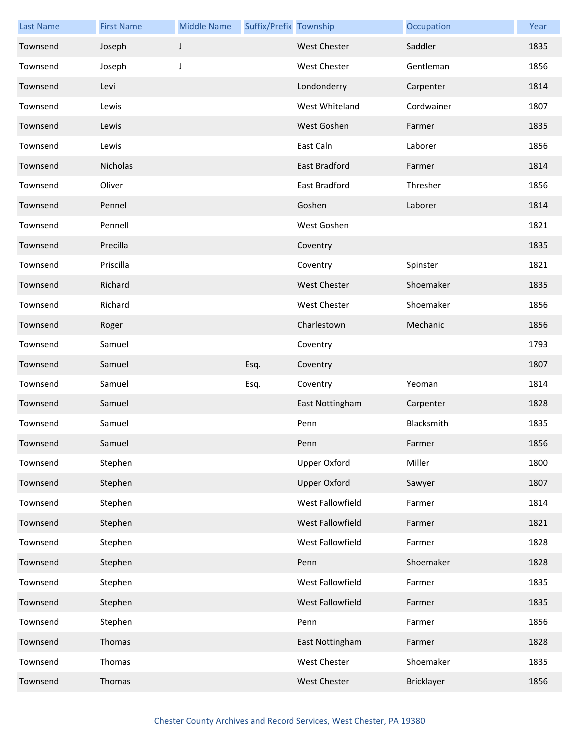| Last Name | First Name | Middle Name | Suffix/Prefix | Township | Occupation | Year |
|---|---|---|---|---|---|---|
| Townsend | Joseph | J | | West Chester | Saddler | 1835 |
| Townsend | Joseph | J | | West Chester | Gentleman | 1856 |
| Townsend | Levi | | | Londonderry | Carpenter | 1814 |
| Townsend | Lewis | | | West Whiteland | Cordwainer | 1807 |
| Townsend | Lewis | | | West Goshen | Farmer | 1835 |
| Townsend | Lewis | | | East Caln | Laborer | 1856 |
| Townsend | Nicholas | | | East Bradford | Farmer | 1814 |
| Townsend | Oliver | | | East Bradford | Thresher | 1856 |
| Townsend | Pennel | | | Goshen | Laborer | 1814 |
| Townsend | Pennell | | | West Goshen | | 1821 |
| Townsend | Precilla | | | Coventry | | 1835 |
| Townsend | Priscilla | | | Coventry | Spinster | 1821 |
| Townsend | Richard | | | West Chester | Shoemaker | 1835 |
| Townsend | Richard | | | West Chester | Shoemaker | 1856 |
| Townsend | Roger | | | Charlestown | Mechanic | 1856 |
| Townsend | Samuel | | | Coventry | | 1793 |
| Townsend | Samuel | | Esq. | Coventry | | 1807 |
| Townsend | Samuel | | Esq. | Coventry | Yeoman | 1814 |
| Townsend | Samuel | | | East Nottingham | Carpenter | 1828 |
| Townsend | Samuel | | | Penn | Blacksmith | 1835 |
| Townsend | Samuel | | | Penn | Farmer | 1856 |
| Townsend | Stephen | | | Upper Oxford | Miller | 1800 |
| Townsend | Stephen | | | Upper Oxford | Sawyer | 1807 |
| Townsend | Stephen | | | West Fallowfield | Farmer | 1814 |
| Townsend | Stephen | | | West Fallowfield | Farmer | 1821 |
| Townsend | Stephen | | | West Fallowfield | Farmer | 1828 |
| Townsend | Stephen | | | Penn | Shoemaker | 1828 |
| Townsend | Stephen | | | West Fallowfield | Farmer | 1835 |
| Townsend | Stephen | | | West Fallowfield | Farmer | 1835 |
| Townsend | Stephen | | | Penn | Farmer | 1856 |
| Townsend | Thomas | | | East Nottingham | Farmer | 1828 |
| Townsend | Thomas | | | West Chester | Shoemaker | 1835 |
| Townsend | Thomas | | | West Chester | Bricklayer | 1856 |

Chester County Archives and Record Services, West Chester, PA 19380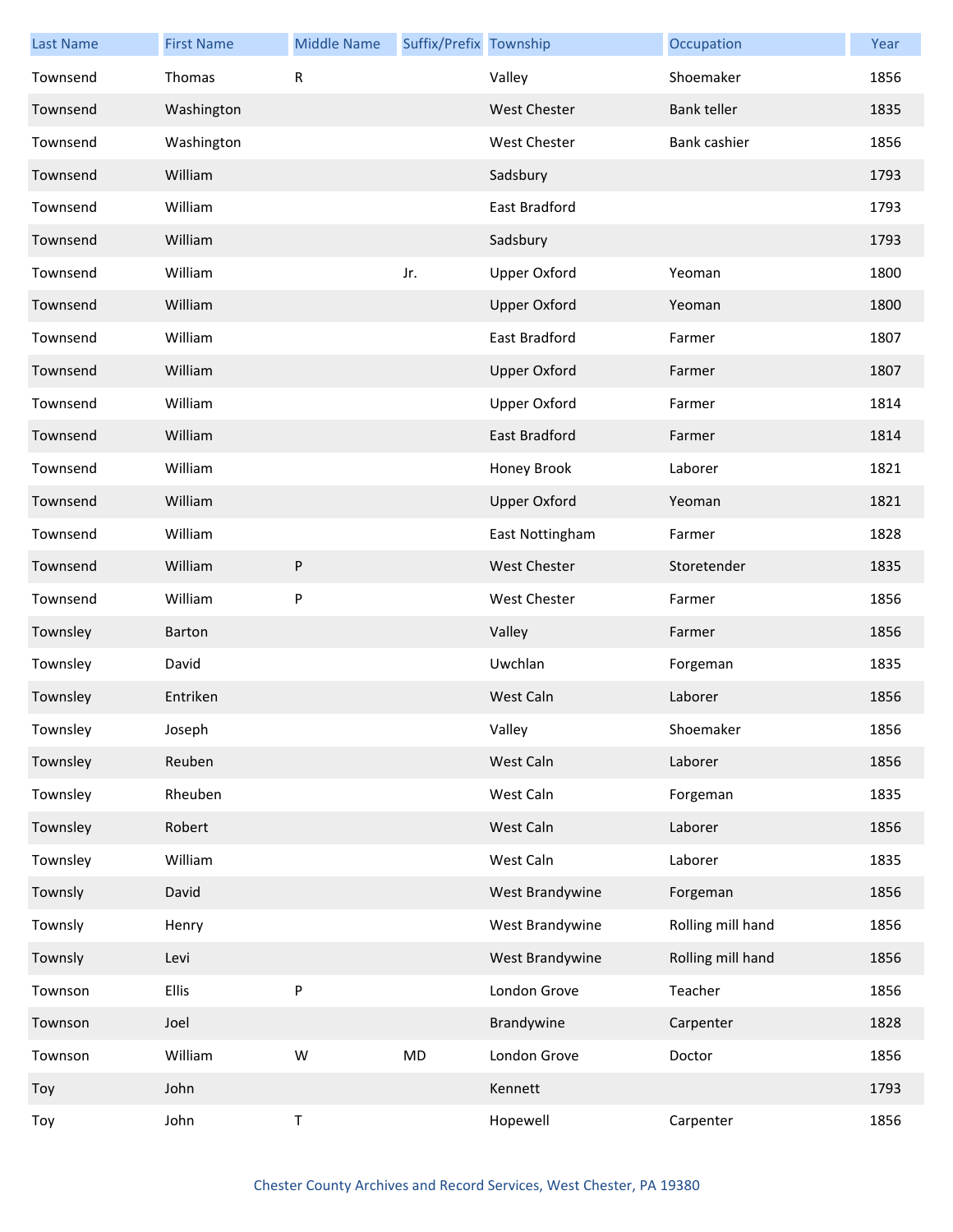| Last Name | First Name | Middle Name | Suffix/Prefix | Township | Occupation | Year |
|---|---|---|---|---|---|---|
| Townsend | Thomas | R | | Valley | Shoemaker | 1856 |
| Townsend | Washington | | | West Chester | Bank teller | 1835 |
| Townsend | Washington | | | West Chester | Bank cashier | 1856 |
| Townsend | William | | | Sadsbury | | 1793 |
| Townsend | William | | | East Bradford | | 1793 |
| Townsend | William | | | Sadsbury | | 1793 |
| Townsend | William | | Jr. | Upper Oxford | Yeoman | 1800 |
| Townsend | William | | | Upper Oxford | Yeoman | 1800 |
| Townsend | William | | | East Bradford | Farmer | 1807 |
| Townsend | William | | | Upper Oxford | Farmer | 1807 |
| Townsend | William | | | Upper Oxford | Farmer | 1814 |
| Townsend | William | | | East Bradford | Farmer | 1814 |
| Townsend | William | | | Honey Brook | Laborer | 1821 |
| Townsend | William | | | Upper Oxford | Yeoman | 1821 |
| Townsend | William | | | East Nottingham | Farmer | 1828 |
| Townsend | William | P | | West Chester | Storetender | 1835 |
| Townsend | William | P | | West Chester | Farmer | 1856 |
| Townsley | Barton | | | Valley | Farmer | 1856 |
| Townsley | David | | | Uwchlan | Forgeman | 1835 |
| Townsley | Entriken | | | West Caln | Laborer | 1856 |
| Townsley | Joseph | | | Valley | Shoemaker | 1856 |
| Townsley | Reuben | | | West Caln | Laborer | 1856 |
| Townsley | Rheuben | | | West Caln | Forgeman | 1835 |
| Townsley | Robert | | | West Caln | Laborer | 1856 |
| Townsley | William | | | West Caln | Laborer | 1835 |
| Townsly | David | | | West Brandywine | Forgeman | 1856 |
| Townsly | Henry | | | West Brandywine | Rolling mill hand | 1856 |
| Townsly | Levi | | | West Brandywine | Rolling mill hand | 1856 |
| Townson | Ellis | P | | London Grove | Teacher | 1856 |
| Townson | Joel | | | Brandywine | Carpenter | 1828 |
| Townson | William | W | MD | London Grove | Doctor | 1856 |
| Toy | John | | | Kennett | | 1793 |
| Toy | John | T | | Hopewell | Carpenter | 1856 |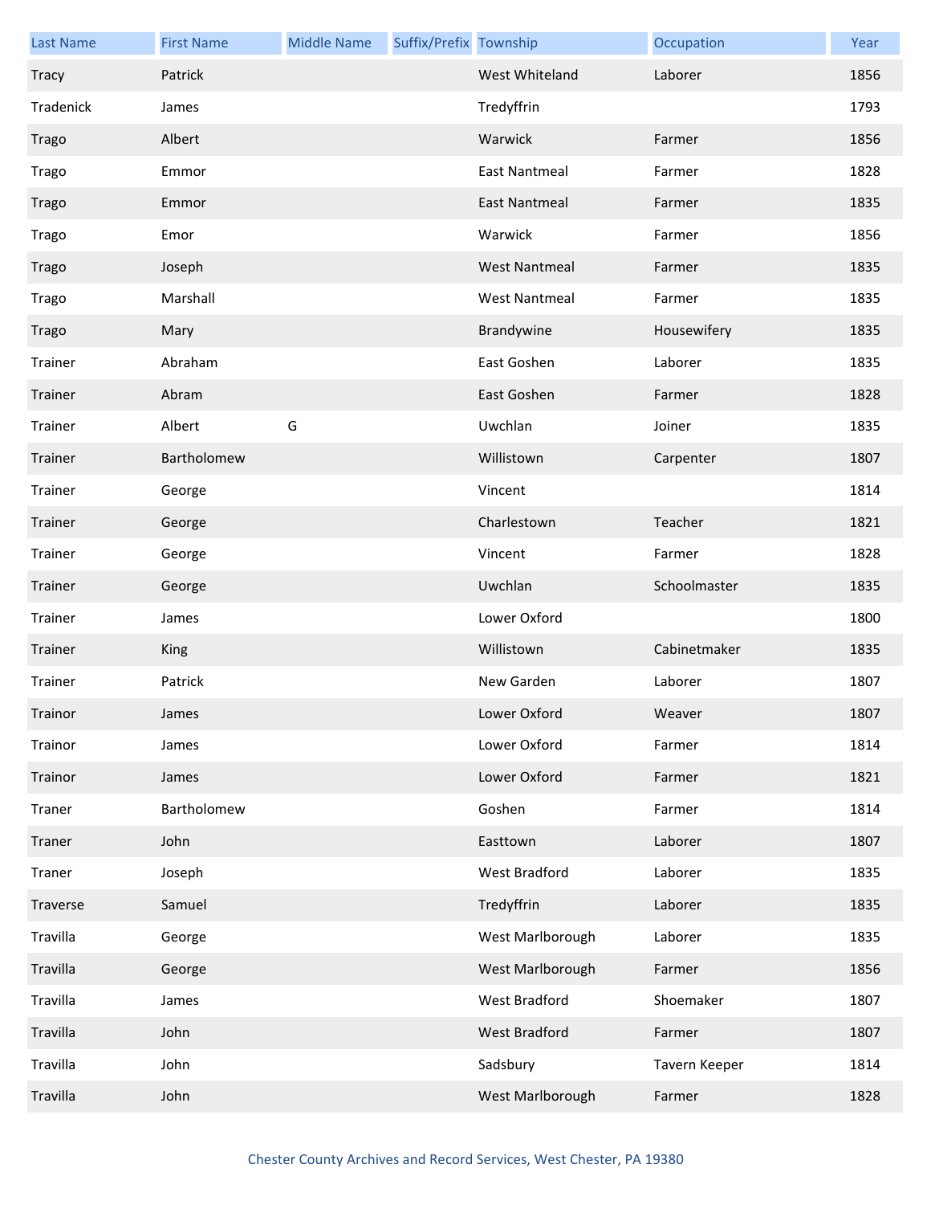| Last Name | First Name | Middle Name | Suffix/Prefix | Township | Occupation | Year |
| --- | --- | --- | --- | --- | --- | --- |
| Tracy | Patrick | | | West Whiteland | Laborer | 1856 |
| Tradenick | James | | | Tredyffrin | | 1793 |
| Trago | Albert | | | Warwick | Farmer | 1856 |
| Trago | Emmor | | | East Nantmeal | Farmer | 1828 |
| Trago | Emmor | | | East Nantmeal | Farmer | 1835 |
| Trago | Emor | | | Warwick | Farmer | 1856 |
| Trago | Joseph | | | West Nantmeal | Farmer | 1835 |
| Trago | Marshall | | | West Nantmeal | Farmer | 1835 |
| Trago | Mary | | | Brandywine | Housewifery | 1835 |
| Trainer | Abraham | | | East Goshen | Laborer | 1835 |
| Trainer | Abram | | | East Goshen | Farmer | 1828 |
| Trainer | Albert | G | | Uwchlan | Joiner | 1835 |
| Trainer | Bartholomew | | | Willistown | Carpenter | 1807 |
| Trainer | George | | | Vincent | | 1814 |
| Trainer | George | | | Charlestown | Teacher | 1821 |
| Trainer | George | | | Vincent | Farmer | 1828 |
| Trainer | George | | | Uwchlan | Schoolmaster | 1835 |
| Trainer | James | | | Lower Oxford | | 1800 |
| Trainer | King | | | Willistown | Cabinetmaker | 1835 |
| Trainer | Patrick | | | New Garden | Laborer | 1807 |
| Trainor | James | | | Lower Oxford | Weaver | 1807 |
| Trainor | James | | | Lower Oxford | Farmer | 1814 |
| Trainor | James | | | Lower Oxford | Farmer | 1821 |
| Traner | Bartholomew | | | Goshen | Farmer | 1814 |
| Traner | John | | | Easttown | Laborer | 1807 |
| Traner | Joseph | | | West Bradford | Laborer | 1835 |
| Traverse | Samuel | | | Tredyffrin | Laborer | 1835 |
| Travilla | George | | | West Marlborough | Laborer | 1835 |
| Travilla | George | | | West Marlborough | Farmer | 1856 |
| Travilla | James | | | West Bradford | Shoemaker | 1807 |
| Travilla | John | | | West Bradford | Farmer | 1807 |
| Travilla | John | | | Sadsbury | Tavern Keeper | 1814 |
| Travilla | John | | | West Marlborough | Farmer | 1828 |

Chester County Archives and Record Services, West Chester, PA 19380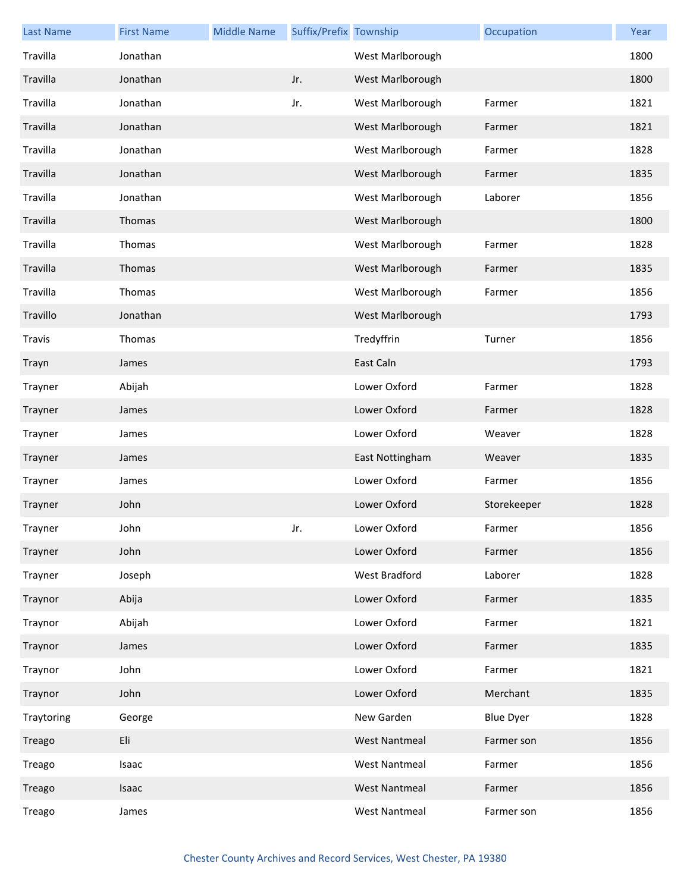| Last Name | First Name | Middle Name | Suffix/Prefix | Township | Occupation | Year |
| --- | --- | --- | --- | --- | --- | --- |
| Travilla | Jonathan | | | West Marlborough | | 1800 |
| Travilla | Jonathan | | Jr. | West Marlborough | | 1800 |
| Travilla | Jonathan | | Jr. | West Marlborough | Farmer | 1821 |
| Travilla | Jonathan | | | West Marlborough | Farmer | 1821 |
| Travilla | Jonathan | | | West Marlborough | Farmer | 1828 |
| Travilla | Jonathan | | | West Marlborough | Farmer | 1835 |
| Travilla | Jonathan | | | West Marlborough | Laborer | 1856 |
| Travilla | Thomas | | | West Marlborough | | 1800 |
| Travilla | Thomas | | | West Marlborough | Farmer | 1828 |
| Travilla | Thomas | | | West Marlborough | Farmer | 1835 |
| Travilla | Thomas | | | West Marlborough | Farmer | 1856 |
| Travillo | Jonathan | | | West Marlborough | | 1793 |
| Travis | Thomas | | | Tredyffrin | Turner | 1856 |
| Trayn | James | | | East Caln | | 1793 |
| Trayner | Abijah | | | Lower Oxford | Farmer | 1828 |
| Trayner | James | | | Lower Oxford | Farmer | 1828 |
| Trayner | James | | | Lower Oxford | Weaver | 1828 |
| Trayner | James | | | East Nottingham | Weaver | 1835 |
| Trayner | James | | | Lower Oxford | Farmer | 1856 |
| Trayner | John | | | Lower Oxford | Storekeeper | 1828 |
| Trayner | John | | Jr. | Lower Oxford | Farmer | 1856 |
| Trayner | John | | | Lower Oxford | Farmer | 1856 |
| Trayner | Joseph | | | West Bradford | Laborer | 1828 |
| Traynor | Abija | | | Lower Oxford | Farmer | 1835 |
| Traynor | Abijah | | | Lower Oxford | Farmer | 1821 |
| Traynor | James | | | Lower Oxford | Farmer | 1835 |
| Traynor | John | | | Lower Oxford | Farmer | 1821 |
| Traynor | John | | | Lower Oxford | Merchant | 1835 |
| Traytoring | George | | | New Garden | Blue Dyer | 1828 |
| Treago | Eli | | | West Nantmeal | Farmer son | 1856 |
| Treago | Isaac | | | West Nantmeal | Farmer | 1856 |
| Treago | Isaac | | | West Nantmeal | Farmer | 1856 |
| Treago | James | | | West Nantmeal | Farmer son | 1856 |

Chester County Archives and Record Services, West Chester, PA 19380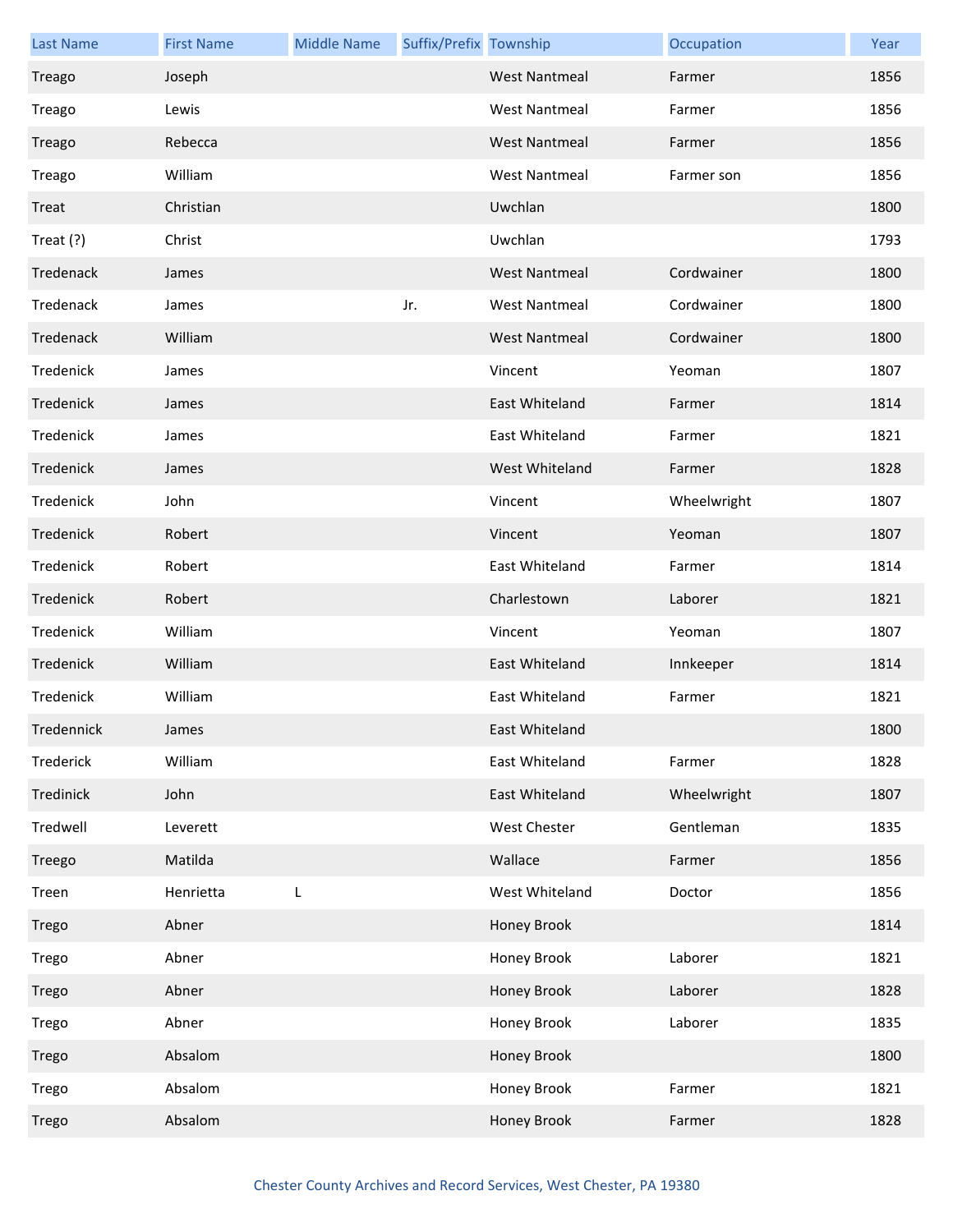| Last Name | First Name | Middle Name | Suffix/Prefix | Township | Occupation | Year |
| --- | --- | --- | --- | --- | --- | --- |
| Treago | Joseph | | | West Nantmeal | Farmer | 1856 |
| Treago | Lewis | | | West Nantmeal | Farmer | 1856 |
| Treago | Rebecca | | | West Nantmeal | Farmer | 1856 |
| Treago | William | | | West Nantmeal | Farmer son | 1856 |
| Treat | Christian | | | Uwchlan | | 1800 |
| Treat (?) | Christ | | | Uwchlan | | 1793 |
| Tredenack | James | | | West Nantmeal | Cordwainer | 1800 |
| Tredenack | James | | Jr. | West Nantmeal | Cordwainer | 1800 |
| Tredenack | William | | | West Nantmeal | Cordwainer | 1800 |
| Tredenick | James | | | Vincent | Yeoman | 1807 |
| Tredenick | James | | | East Whiteland | Farmer | 1814 |
| Tredenick | James | | | East Whiteland | Farmer | 1821 |
| Tredenick | James | | | West Whiteland | Farmer | 1828 |
| Tredenick | John | | | Vincent | Wheelwright | 1807 |
| Tredenick | Robert | | | Vincent | Yeoman | 1807 |
| Tredenick | Robert | | | East Whiteland | Farmer | 1814 |
| Tredenick | Robert | | | Charlestown | Laborer | 1821 |
| Tredenick | William | | | Vincent | Yeoman | 1807 |
| Tredenick | William | | | East Whiteland | Innkeeper | 1814 |
| Tredenick | William | | | East Whiteland | Farmer | 1821 |
| Tredennick | James | | | East Whiteland | | 1800 |
| Trederick | William | | | East Whiteland | Farmer | 1828 |
| Tredinick | John | | | East Whiteland | Wheelwright | 1807 |
| Tredwell | Leverett | | | West Chester | Gentleman | 1835 |
| Treego | Matilda | | | Wallace | Farmer | 1856 |
| Treen | Henrietta | L | | West Whiteland | Doctor | 1856 |
| Trego | Abner | | | Honey Brook | | 1814 |
| Trego | Abner | | | Honey Brook | Laborer | 1821 |
| Trego | Abner | | | Honey Brook | Laborer | 1828 |
| Trego | Abner | | | Honey Brook | Laborer | 1835 |
| Trego | Absalom | | | Honey Brook | | 1800 |
| Trego | Absalom | | | Honey Brook | Farmer | 1821 |
| Trego | Absalom | | | Honey Brook | Farmer | 1828 |

Chester County Archives and Record Services, West Chester, PA 19380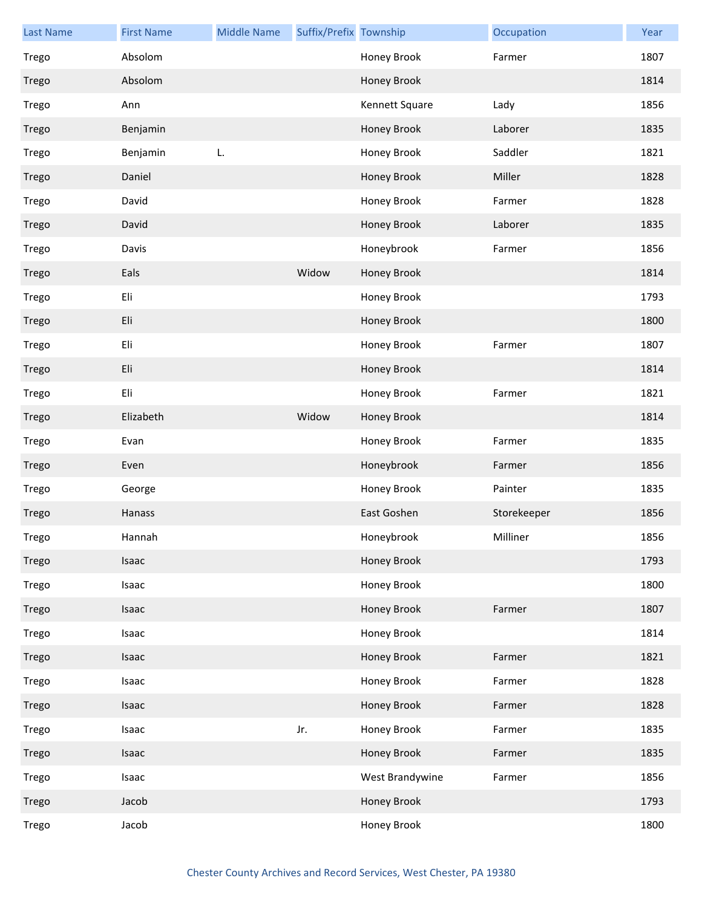| Last Name | First Name | Middle Name | Suffix/Prefix | Township | Occupation | Year |
| --- | --- | --- | --- | --- | --- | --- |
| Trego | Absolom | | | Honey Brook | Farmer | 1807 |
| Trego | Absolom | | | Honey Brook | | 1814 |
| Trego | Ann | | | Kennett Square | Lady | 1856 |
| Trego | Benjamin | | | Honey Brook | Laborer | 1835 |
| Trego | Benjamin | L. | | Honey Brook | Saddler | 1821 |
| Trego | Daniel | | | Honey Brook | Miller | 1828 |
| Trego | David | | | Honey Brook | Farmer | 1828 |
| Trego | David | | | Honey Brook | Laborer | 1835 |
| Trego | Davis | | | Honeybrook | Farmer | 1856 |
| Trego | Eals | | Widow | Honey Brook | | 1814 |
| Trego | Eli | | | Honey Brook | | 1793 |
| Trego | Eli | | | Honey Brook | | 1800 |
| Trego | Eli | | | Honey Brook | Farmer | 1807 |
| Trego | Eli | | | Honey Brook | | 1814 |
| Trego | Eli | | | Honey Brook | Farmer | 1821 |
| Trego | Elizabeth | | Widow | Honey Brook | | 1814 |
| Trego | Evan | | | Honey Brook | Farmer | 1835 |
| Trego | Even | | | Honeybrook | Farmer | 1856 |
| Trego | George | | | Honey Brook | Painter | 1835 |
| Trego | Hanass | | | East Goshen | Storekeeper | 1856 |
| Trego | Hannah | | | Honeybrook | Milliner | 1856 |
| Trego | Isaac | | | Honey Brook | | 1793 |
| Trego | Isaac | | | Honey Brook | | 1800 |
| Trego | Isaac | | | Honey Brook | Farmer | 1807 |
| Trego | Isaac | | | Honey Brook | | 1814 |
| Trego | Isaac | | | Honey Brook | Farmer | 1821 |
| Trego | Isaac | | | Honey Brook | Farmer | 1828 |
| Trego | Isaac | | | Honey Brook | Farmer | 1828 |
| Trego | Isaac | | Jr. | Honey Brook | Farmer | 1835 |
| Trego | Isaac | | | Honey Brook | Farmer | 1835 |
| Trego | Isaac | | | West Brandywine | Farmer | 1856 |
| Trego | Jacob | | | Honey Brook | | 1793 |
| Trego | Jacob | | | Honey Brook | | 1800 |

Chester County Archives and Record Services, West Chester, PA 19380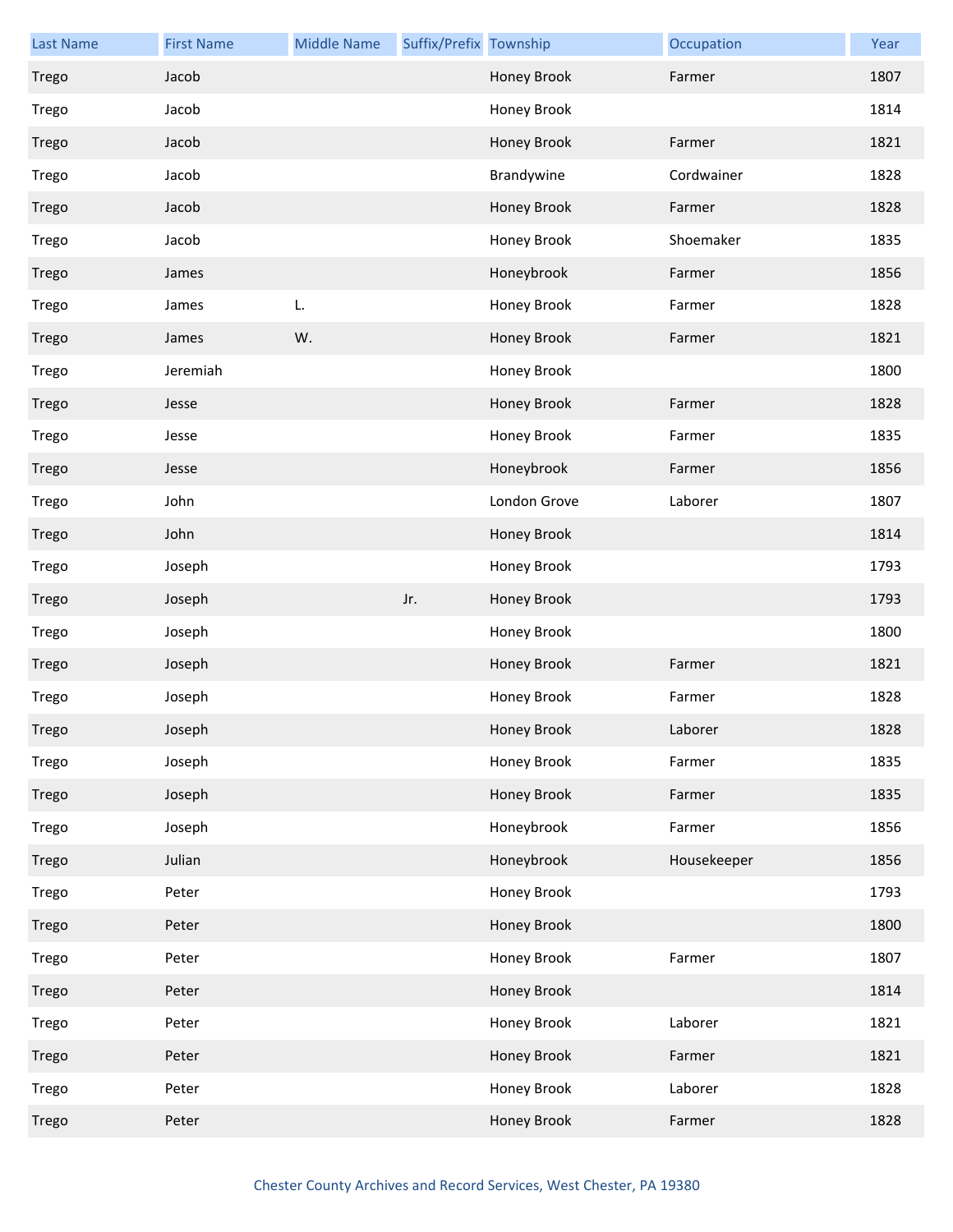| Last Name | First Name | Middle Name | Suffix/Prefix | Township | Occupation | Year |
| --- | --- | --- | --- | --- | --- | --- |
| Trego | Jacob | | | Honey Brook | Farmer | 1807 |
| Trego | Jacob | | | Honey Brook | | 1814 |
| Trego | Jacob | | | Honey Brook | Farmer | 1821 |
| Trego | Jacob | | | Brandywine | Cordwainer | 1828 |
| Trego | Jacob | | | Honey Brook | Farmer | 1828 |
| Trego | Jacob | | | Honey Brook | Shoemaker | 1835 |
| Trego | James | | | Honeybrook | Farmer | 1856 |
| Trego | James | L. | | Honey Brook | Farmer | 1828 |
| Trego | James | W. | | Honey Brook | Farmer | 1821 |
| Trego | Jeremiah | | | Honey Brook | | 1800 |
| Trego | Jesse | | | Honey Brook | Farmer | 1828 |
| Trego | Jesse | | | Honey Brook | Farmer | 1835 |
| Trego | Jesse | | | Honeybrook | Farmer | 1856 |
| Trego | John | | | London Grove | Laborer | 1807 |
| Trego | John | | | Honey Brook | | 1814 |
| Trego | Joseph | | | Honey Brook | | 1793 |
| Trego | Joseph | | Jr. | Honey Brook | | 1793 |
| Trego | Joseph | | | Honey Brook | | 1800 |
| Trego | Joseph | | | Honey Brook | Farmer | 1821 |
| Trego | Joseph | | | Honey Brook | Farmer | 1828 |
| Trego | Joseph | | | Honey Brook | Laborer | 1828 |
| Trego | Joseph | | | Honey Brook | Farmer | 1835 |
| Trego | Joseph | | | Honey Brook | Farmer | 1835 |
| Trego | Joseph | | | Honeybrook | Farmer | 1856 |
| Trego | Julian | | | Honeybrook | Housekeeper | 1856 |
| Trego | Peter | | | Honey Brook | | 1793 |
| Trego | Peter | | | Honey Brook | | 1800 |
| Trego | Peter | | | Honey Brook | Farmer | 1807 |
| Trego | Peter | | | Honey Brook | | 1814 |
| Trego | Peter | | | Honey Brook | Laborer | 1821 |
| Trego | Peter | | | Honey Brook | Farmer | 1821 |
| Trego | Peter | | | Honey Brook | Laborer | 1828 |
| Trego | Peter | | | Honey Brook | Farmer | 1828 |

Chester County Archives and Record Services, West Chester, PA 19380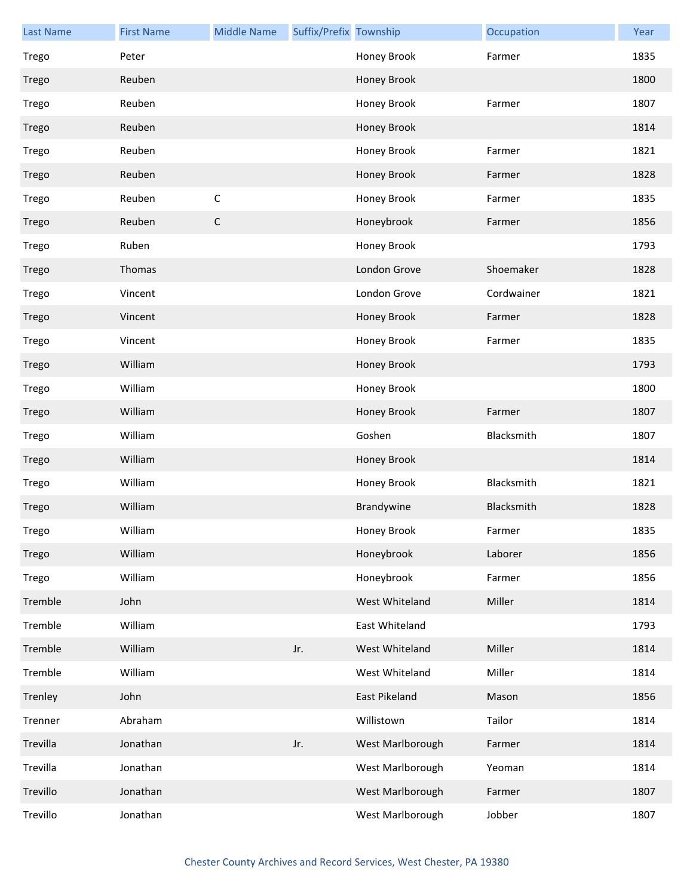| Last Name | First Name | Middle Name | Suffix/Prefix | Township | Occupation | Year |
|---|---|---|---|---|---|---|
| Trego | Peter | | | Honey Brook | Farmer | 1835 |
| Trego | Reuben | | | Honey Brook | | 1800 |
| Trego | Reuben | | | Honey Brook | Farmer | 1807 |
| Trego | Reuben | | | Honey Brook | | 1814 |
| Trego | Reuben | | | Honey Brook | Farmer | 1821 |
| Trego | Reuben | | | Honey Brook | Farmer | 1828 |
| Trego | Reuben | C | | Honey Brook | Farmer | 1835 |
| Trego | Reuben | C | | Honeybrook | Farmer | 1856 |
| Trego | Ruben | | | Honey Brook | | 1793 |
| Trego | Thomas | | | London Grove | Shoemaker | 1828 |
| Trego | Vincent | | | London Grove | Cordwainer | 1821 |
| Trego | Vincent | | | Honey Brook | Farmer | 1828 |
| Trego | Vincent | | | Honey Brook | Farmer | 1835 |
| Trego | William | | | Honey Brook | | 1793 |
| Trego | William | | | Honey Brook | | 1800 |
| Trego | William | | | Honey Brook | Farmer | 1807 |
| Trego | William | | | Goshen | Blacksmith | 1807 |
| Trego | William | | | Honey Brook | | 1814 |
| Trego | William | | | Honey Brook | Blacksmith | 1821 |
| Trego | William | | | Brandywine | Blacksmith | 1828 |
| Trego | William | | | Honey Brook | Farmer | 1835 |
| Trego | William | | | Honeybrook | Laborer | 1856 |
| Trego | William | | | Honeybrook | Farmer | 1856 |
| Tremble | John | | | West Whiteland | Miller | 1814 |
| Tremble | William | | | East Whiteland | | 1793 |
| Tremble | William | | Jr. | West Whiteland | Miller | 1814 |
| Tremble | William | | | West Whiteland | Miller | 1814 |
| Trenley | John | | | East Pikeland | Mason | 1856 |
| Trenner | Abraham | | | Willistown | Tailor | 1814 |
| Trevilla | Jonathan | | Jr. | West Marlborough | Farmer | 1814 |
| Trevilla | Jonathan | | | West Marlborough | Yeoman | 1814 |
| Trevillo | Jonathan | | | West Marlborough | Farmer | 1807 |
| Trevillo | Jonathan | | | West Marlborough | Jobber | 1807 |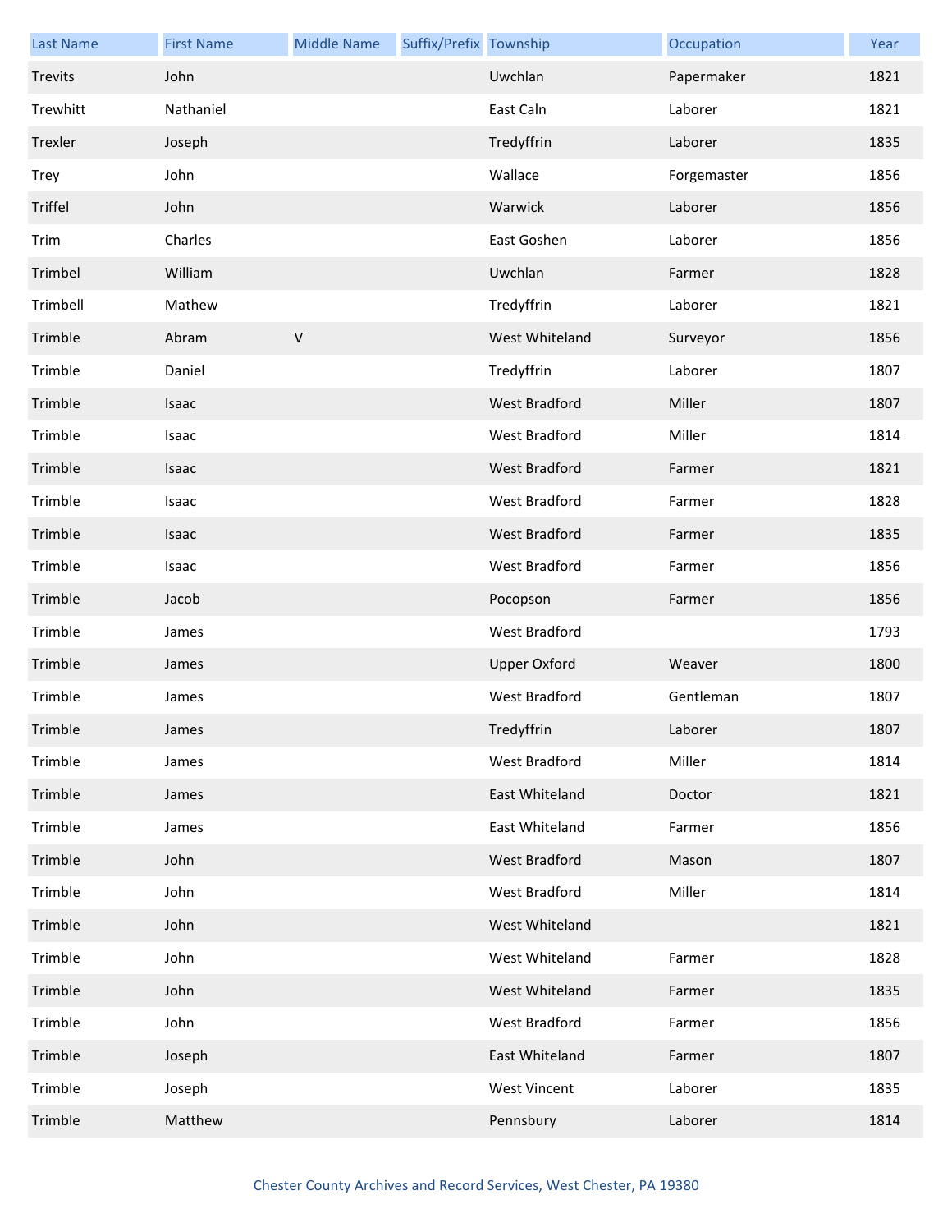| Last Name | First Name | Middle Name | Suffix/Prefix | Township | Occupation | Year |
| --- | --- | --- | --- | --- | --- | --- |
| Trevits | John | | | Uwchlan | Papermaker | 1821 |
| Trewhitt | Nathaniel | | | East Caln | Laborer | 1821 |
| Trexler | Joseph | | | Tredyffrin | Laborer | 1835 |
| Trey | John | | | Wallace | Forgemaster | 1856 |
| Triffel | John | | | Warwick | Laborer | 1856 |
| Trim | Charles | | | East Goshen | Laborer | 1856 |
| Trimbel | William | | | Uwchlan | Farmer | 1828 |
| Trimbell | Mathew | | | Tredyffrin | Laborer | 1821 |
| Trimble | Abram | V | | West Whiteland | Surveyor | 1856 |
| Trimble | Daniel | | | Tredyffrin | Laborer | 1807 |
| Trimble | Isaac | | | West Bradford | Miller | 1807 |
| Trimble | Isaac | | | West Bradford | Miller | 1814 |
| Trimble | Isaac | | | West Bradford | Farmer | 1821 |
| Trimble | Isaac | | | West Bradford | Farmer | 1828 |
| Trimble | Isaac | | | West Bradford | Farmer | 1835 |
| Trimble | Isaac | | | West Bradford | Farmer | 1856 |
| Trimble | Jacob | | | Pocopson | Farmer | 1856 |
| Trimble | James | | | West Bradford | | 1793 |
| Trimble | James | | | Upper Oxford | Weaver | 1800 |
| Trimble | James | | | West Bradford | Gentleman | 1807 |
| Trimble | James | | | Tredyffrin | Laborer | 1807 |
| Trimble | James | | | West Bradford | Miller | 1814 |
| Trimble | James | | | East Whiteland | Doctor | 1821 |
| Trimble | James | | | East Whiteland | Farmer | 1856 |
| Trimble | John | | | West Bradford | Mason | 1807 |
| Trimble | John | | | West Bradford | Miller | 1814 |
| Trimble | John | | | West Whiteland | | 1821 |
| Trimble | John | | | West Whiteland | Farmer | 1828 |
| Trimble | John | | | West Whiteland | Farmer | 1835 |
| Trimble | John | | | West Bradford | Farmer | 1856 |
| Trimble | Joseph | | | East Whiteland | Farmer | 1807 |
| Trimble | Joseph | | | West Vincent | Laborer | 1835 |
| Trimble | Matthew | | | Pennsbury | Laborer | 1814 |

Chester County Archives and Record Services, West Chester, PA 19380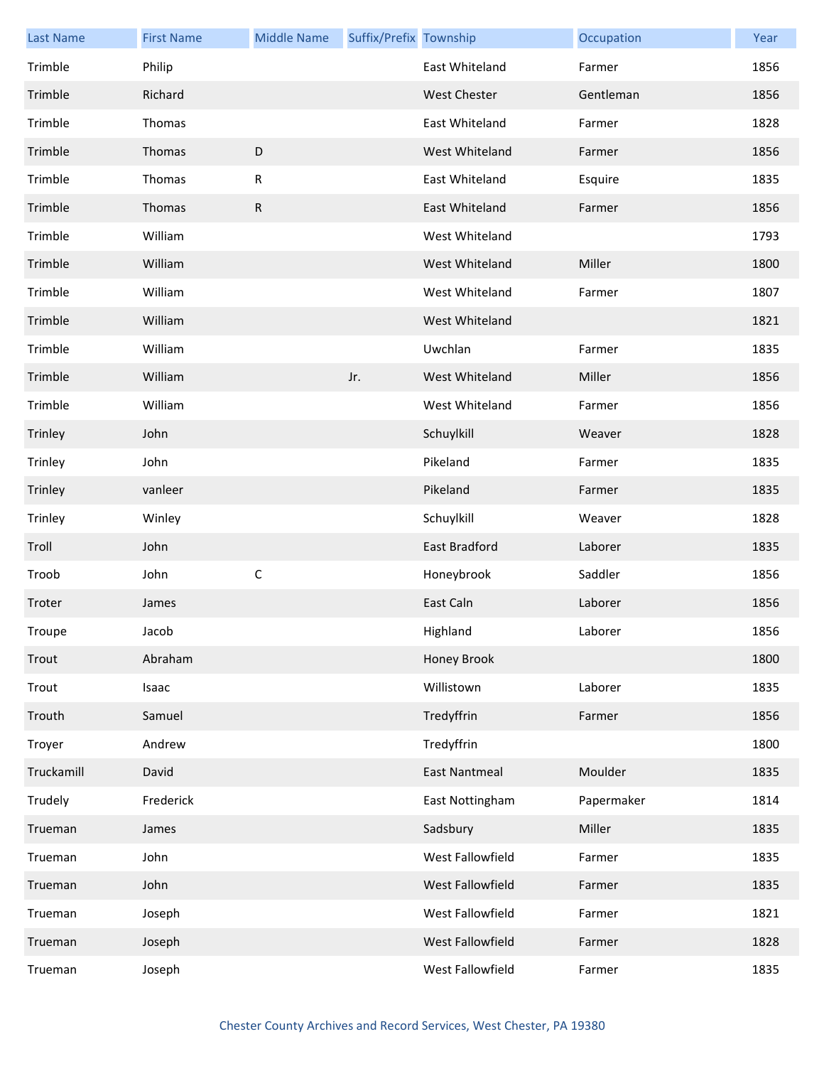| Last Name | First Name | Middle Name | Suffix/Prefix | Township | Occupation | Year |
| --- | --- | --- | --- | --- | --- | --- |
| Trimble | Philip | | | East Whiteland | Farmer | 1856 |
| Trimble | Richard | | | West Chester | Gentleman | 1856 |
| Trimble | Thomas | | | East Whiteland | Farmer | 1828 |
| Trimble | Thomas | D | | West Whiteland | Farmer | 1856 |
| Trimble | Thomas | R | | East Whiteland | Esquire | 1835 |
| Trimble | Thomas | R | | East Whiteland | Farmer | 1856 |
| Trimble | William | | | West Whiteland | | 1793 |
| Trimble | William | | | West Whiteland | Miller | 1800 |
| Trimble | William | | | West Whiteland | Farmer | 1807 |
| Trimble | William | | | West Whiteland | | 1821 |
| Trimble | William | | | Uwchlan | Farmer | 1835 |
| Trimble | William | | Jr. | West Whiteland | Miller | 1856 |
| Trimble | William | | | West Whiteland | Farmer | 1856 |
| Trinley | John | | | Schuylkill | Weaver | 1828 |
| Trinley | John | | | Pikeland | Farmer | 1835 |
| Trinley | vanleer | | | Pikeland | Farmer | 1835 |
| Trinley | Winley | | | Schuylkill | Weaver | 1828 |
| Troll | John | | | East Bradford | Laborer | 1835 |
| Troob | John | C | | Honeybrook | Saddler | 1856 |
| Troter | James | | | East Caln | Laborer | 1856 |
| Troupe | Jacob | | | Highland | Laborer | 1856 |
| Trout | Abraham | | | Honey Brook | | 1800 |
| Trout | Isaac | | | Willistown | Laborer | 1835 |
| Trouth | Samuel | | | Tredyffrin | Farmer | 1856 |
| Troyer | Andrew | | | Tredyffrin | | 1800 |
| Truckamill | David | | | East Nantmeal | Moulder | 1835 |
| Trudely | Frederick | | | East Nottingham | Papermaker | 1814 |
| Trueman | James | | | Sadsbury | Miller | 1835 |
| Trueman | John | | | West Fallowfield | Farmer | 1835 |
| Trueman | John | | | West Fallowfield | Farmer | 1835 |
| Trueman | Joseph | | | West Fallowfield | Farmer | 1821 |
| Trueman | Joseph | | | West Fallowfield | Farmer | 1828 |
| Trueman | Joseph | | | West Fallowfield | Farmer | 1835 |

Chester County Archives and Record Services, West Chester, PA 19380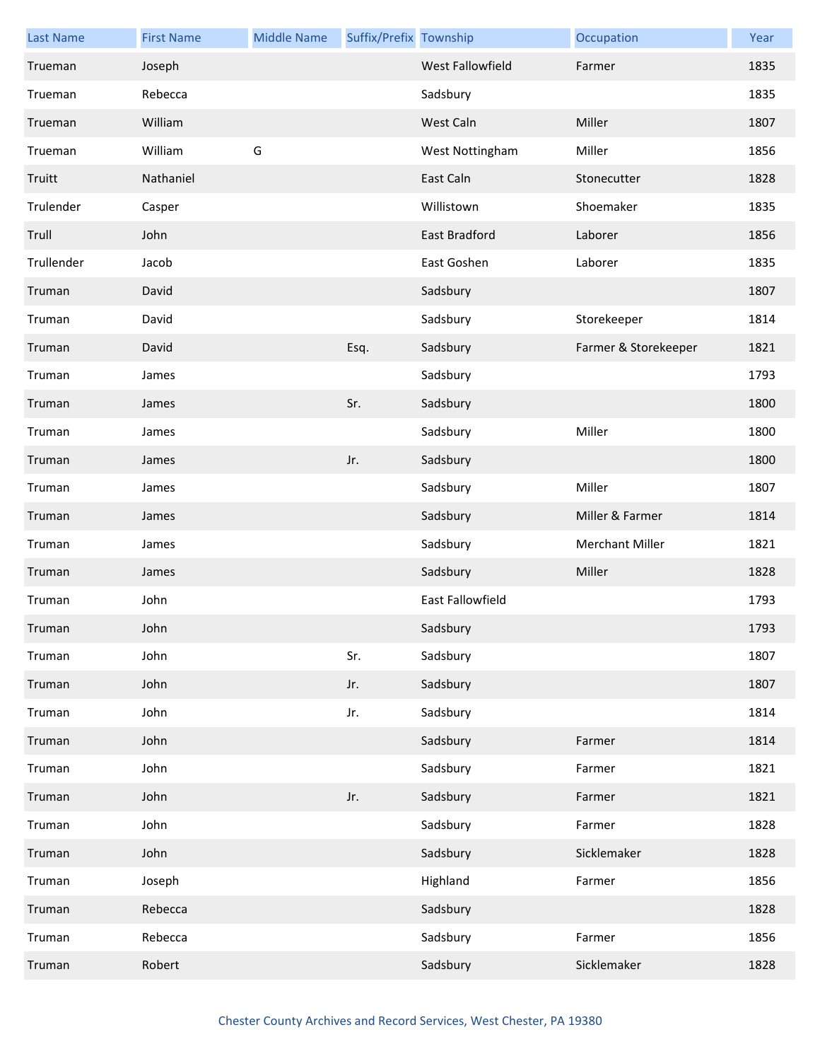| Last Name | First Name | Middle Name | Suffix/Prefix | Township | Occupation | Year |
|---|---|---|---|---|---|---|
| Trueman | Joseph | | | West Fallowfield | Farmer | 1835 |
| Trueman | Rebecca | | | Sadsbury | | 1835 |
| Trueman | William | | | West Caln | Miller | 1807 |
| Trueman | William | G | | West Nottingham | Miller | 1856 |
| Truitt | Nathaniel | | | East Caln | Stonecutter | 1828 |
| Trulender | Casper | | | Willistown | Shoemaker | 1835 |
| Trull | John | | | East Bradford | Laborer | 1856 |
| Trullender | Jacob | | | East Goshen | Laborer | 1835 |
| Truman | David | | | Sadsbury | | 1807 |
| Truman | David | | | Sadsbury | Storekeeper | 1814 |
| Truman | David | | Esq. | Sadsbury | Farmer & Storekeeper | 1821 |
| Truman | James | | | Sadsbury | | 1793 |
| Truman | James | | Sr. | Sadsbury | | 1800 |
| Truman | James | | | Sadsbury | Miller | 1800 |
| Truman | James | | Jr. | Sadsbury | | 1800 |
| Truman | James | | | Sadsbury | Miller | 1807 |
| Truman | James | | | Sadsbury | Miller & Farmer | 1814 |
| Truman | James | | | Sadsbury | Merchant Miller | 1821 |
| Truman | James | | | Sadsbury | Miller | 1828 |
| Truman | John | | | East Fallowfield | | 1793 |
| Truman | John | | | Sadsbury | | 1793 |
| Truman | John | | Sr. | Sadsbury | | 1807 |
| Truman | John | | Jr. | Sadsbury | | 1807 |
| Truman | John | | Jr. | Sadsbury | | 1814 |
| Truman | John | | | Sadsbury | Farmer | 1814 |
| Truman | John | | | Sadsbury | Farmer | 1821 |
| Truman | John | | Jr. | Sadsbury | Farmer | 1821 |
| Truman | John | | | Sadsbury | Farmer | 1828 |
| Truman | John | | | Sadsbury | Sicklemaker | 1828 |
| Truman | Joseph | | | Highland | Farmer | 1856 |
| Truman | Rebecca | | | Sadsbury | | 1828 |
| Truman | Rebecca | | | Sadsbury | Farmer | 1856 |
| Truman | Robert | | | Sadsbury | Sicklemaker | 1828 |

Chester County Archives and Record Services, West Chester, PA 19380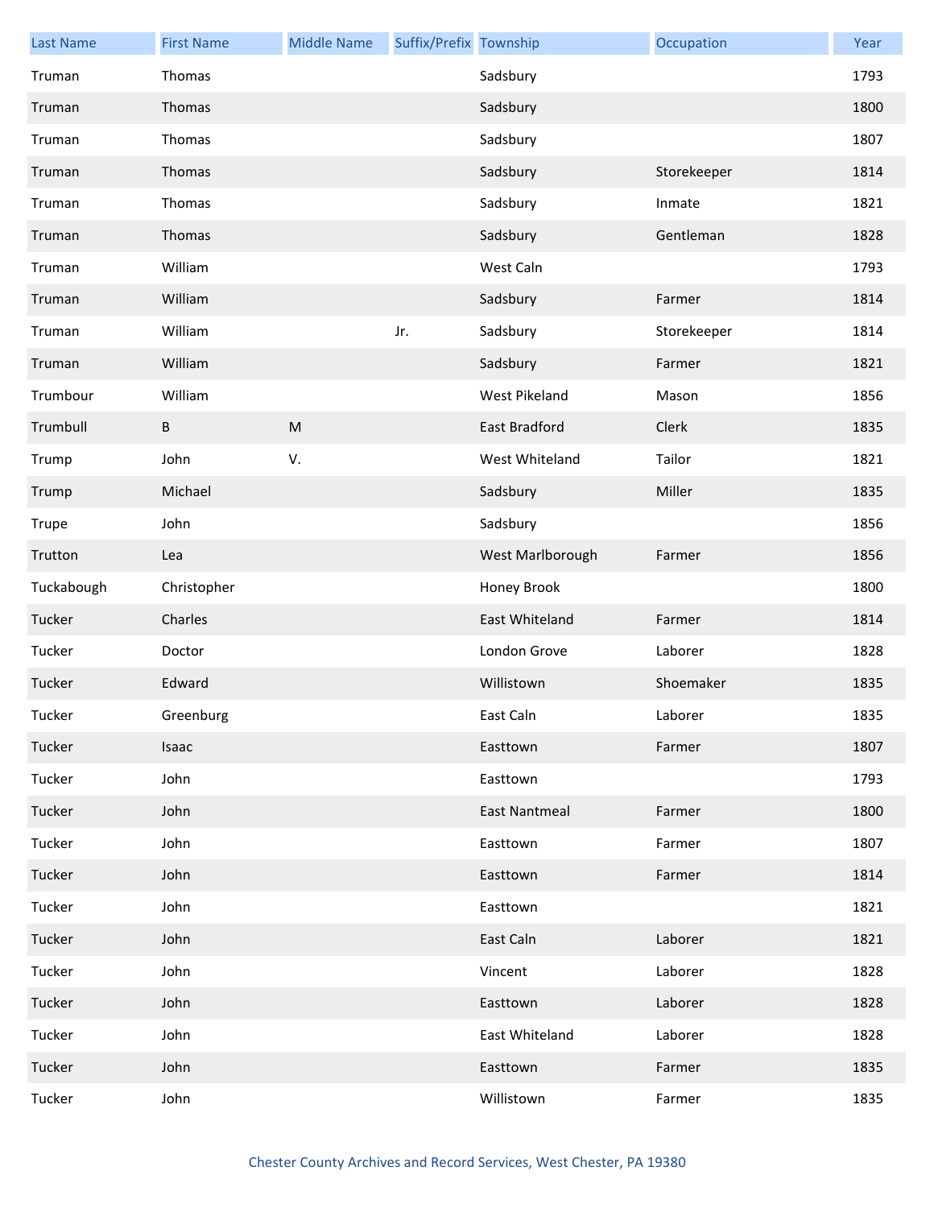| Last Name | First Name | Middle Name | Suffix/Prefix | Township | Occupation | Year |
| --- | --- | --- | --- | --- | --- | --- |
| Truman | Thomas | | | Sadsbury | | 1793 |
| Truman | Thomas | | | Sadsbury | | 1800 |
| Truman | Thomas | | | Sadsbury | | 1807 |
| Truman | Thomas | | | Sadsbury | Storekeeper | 1814 |
| Truman | Thomas | | | Sadsbury | Inmate | 1821 |
| Truman | Thomas | | | Sadsbury | Gentleman | 1828 |
| Truman | William | | | West Caln | | 1793 |
| Truman | William | | | Sadsbury | Farmer | 1814 |
| Truman | William | | Jr. | Sadsbury | Storekeeper | 1814 |
| Truman | William | | | Sadsbury | Farmer | 1821 |
| Trumbour | William | | | West Pikeland | Mason | 1856 |
| Trumbull | B | M | | East Bradford | Clerk | 1835 |
| Trump | John | V. | | West Whiteland | Tailor | 1821 |
| Trump | Michael | | | Sadsbury | Miller | 1835 |
| Trupe | John | | | Sadsbury | | 1856 |
| Trutton | Lea | | | West Marlborough | Farmer | 1856 |
| Tuckabough | Christopher | | | Honey Brook | | 1800 |
| Tucker | Charles | | | East Whiteland | Farmer | 1814 |
| Tucker | Doctor | | | London Grove | Laborer | 1828 |
| Tucker | Edward | | | Willistown | Shoemaker | 1835 |
| Tucker | Greenburg | | | East Caln | Laborer | 1835 |
| Tucker | Isaac | | | Easttown | Farmer | 1807 |
| Tucker | John | | | Easttown | | 1793 |
| Tucker | John | | | East Nantmeal | Farmer | 1800 |
| Tucker | John | | | Easttown | Farmer | 1807 |
| Tucker | John | | | Easttown | Farmer | 1814 |
| Tucker | John | | | Easttown | | 1821 |
| Tucker | John | | | East Caln | Laborer | 1821 |
| Tucker | John | | | Vincent | Laborer | 1828 |
| Tucker | John | | | Easttown | Laborer | 1828 |
| Tucker | John | | | East Whiteland | Laborer | 1828 |
| Tucker | John | | | Easttown | Farmer | 1835 |
| Tucker | John | | | Willistown | Farmer | 1835 |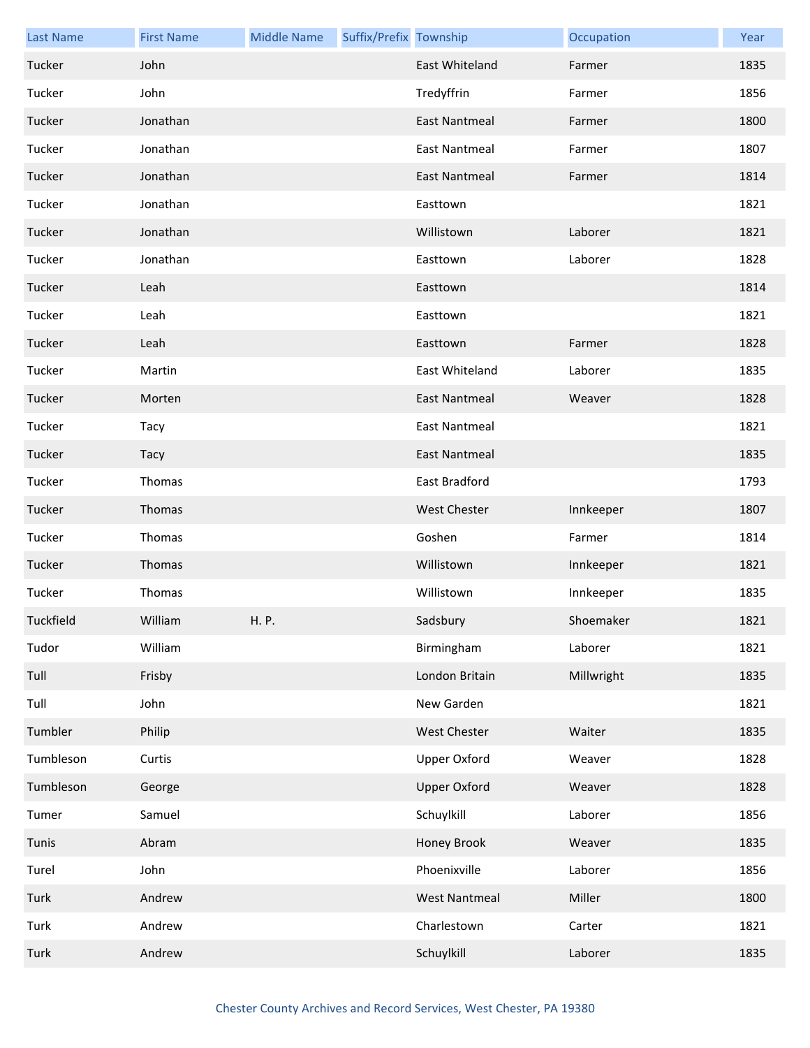| Last Name | First Name | Middle Name | Suffix/Prefix | Township | Occupation | Year |
|---|---|---|---|---|---|---|
| Tucker | John | | | East Whiteland | Farmer | 1835 |
| Tucker | John | | | Tredyffrin | Farmer | 1856 |
| Tucker | Jonathan | | | East Nantmeal | Farmer | 1800 |
| Tucker | Jonathan | | | East Nantmeal | Farmer | 1807 |
| Tucker | Jonathan | | | East Nantmeal | Farmer | 1814 |
| Tucker | Jonathan | | | Easttown | | 1821 |
| Tucker | Jonathan | | | Willistown | Laborer | 1821 |
| Tucker | Jonathan | | | Easttown | Laborer | 1828 |
| Tucker | Leah | | | Easttown | | 1814 |
| Tucker | Leah | | | Easttown | | 1821 |
| Tucker | Leah | | | Easttown | Farmer | 1828 |
| Tucker | Martin | | | East Whiteland | Laborer | 1835 |
| Tucker | Morten | | | East Nantmeal | Weaver | 1828 |
| Tucker | Tacy | | | East Nantmeal | | 1821 |
| Tucker | Tacy | | | East Nantmeal | | 1835 |
| Tucker | Thomas | | | East Bradford | | 1793 |
| Tucker | Thomas | | | West Chester | Innkeeper | 1807 |
| Tucker | Thomas | | | Goshen | Farmer | 1814 |
| Tucker | Thomas | | | Willistown | Innkeeper | 1821 |
| Tucker | Thomas | | | Willistown | Innkeeper | 1835 |
| Tuckfield | William | H. P. | | Sadsbury | Shoemaker | 1821 |
| Tudor | William | | | Birmingham | Laborer | 1821 |
| Tull | Frisby | | | London Britain | Millwright | 1835 |
| Tull | John | | | New Garden | | 1821 |
| Tumbler | Philip | | | West Chester | Waiter | 1835 |
| Tumbleson | Curtis | | | Upper Oxford | Weaver | 1828 |
| Tumbleson | George | | | Upper Oxford | Weaver | 1828 |
| Tumer | Samuel | | | Schuylkill | Laborer | 1856 |
| Tunis | Abram | | | Honey Brook | Weaver | 1835 |
| Turel | John | | | Phoenixville | Laborer | 1856 |
| Turk | Andrew | | | West Nantmeal | Miller | 1800 |
| Turk | Andrew | | | Charlestown | Carter | 1821 |
| Turk | Andrew | | | Schuylkill | Laborer | 1835 |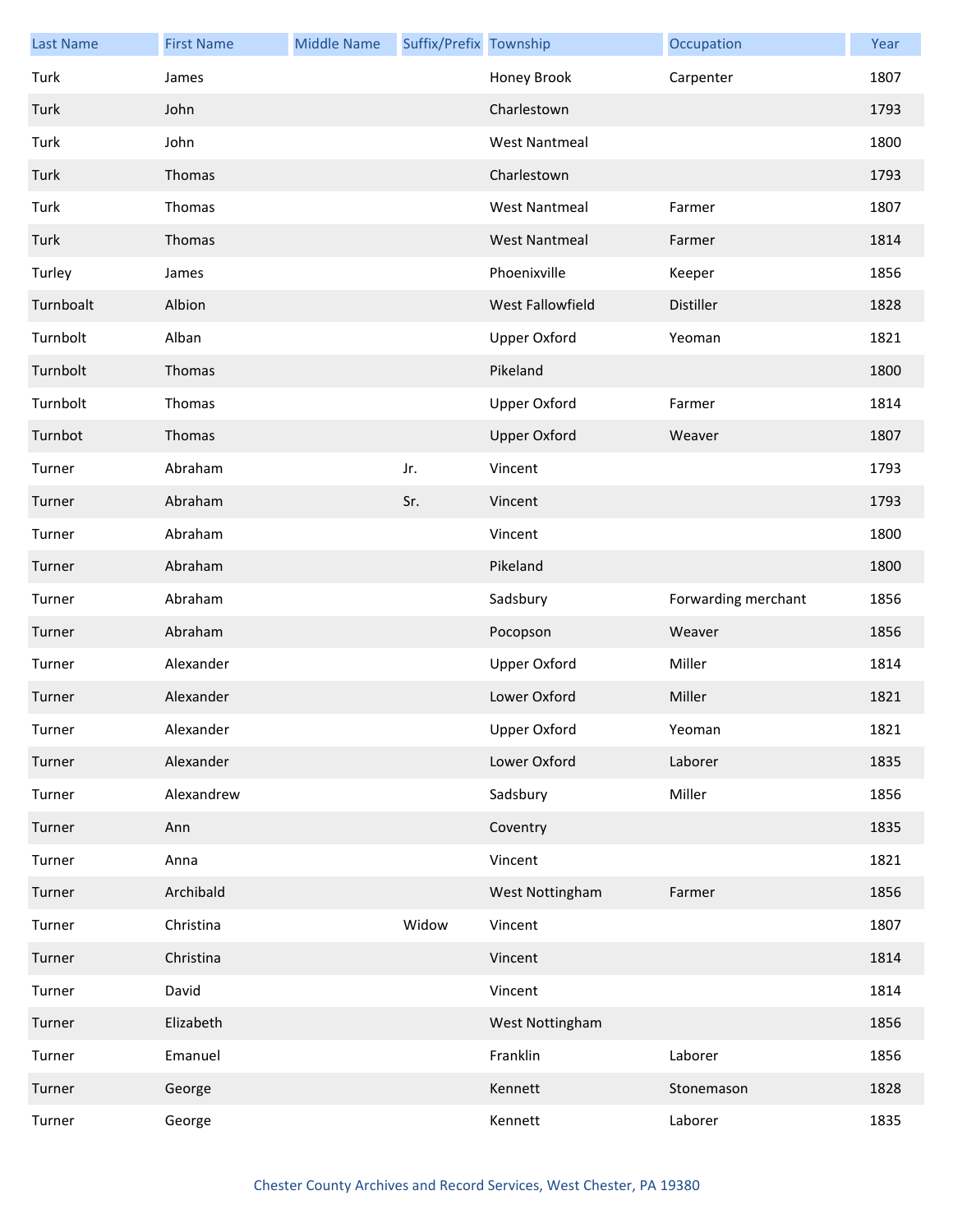| Last Name | First Name | Middle Name | Suffix/Prefix | Township | Occupation | Year |
|---|---|---|---|---|---|---|
| Turk | James | | | Honey Brook | Carpenter | 1807 |
| Turk | John | | | Charlestown | | 1793 |
| Turk | John | | | West Nantmeal | | 1800 |
| Turk | Thomas | | | Charlestown | | 1793 |
| Turk | Thomas | | | West Nantmeal | Farmer | 1807 |
| Turk | Thomas | | | West Nantmeal | Farmer | 1814 |
| Turley | James | | | Phoenixville | Keeper | 1856 |
| Turnboalt | Albion | | | West Fallowfield | Distiller | 1828 |
| Turnbolt | Alban | | | Upper Oxford | Yeoman | 1821 |
| Turnbolt | Thomas | | | Pikeland | | 1800 |
| Turnbolt | Thomas | | | Upper Oxford | Farmer | 1814 |
| Turnbot | Thomas | | | Upper Oxford | Weaver | 1807 |
| Turner | Abraham | | Jr. | Vincent | | 1793 |
| Turner | Abraham | | Sr. | Vincent | | 1793 |
| Turner | Abraham | | | Vincent | | 1800 |
| Turner | Abraham | | | Pikeland | | 1800 |
| Turner | Abraham | | | Sadsbury | Forwarding merchant | 1856 |
| Turner | Abraham | | | Pocopson | Weaver | 1856 |
| Turner | Alexander | | | Upper Oxford | Miller | 1814 |
| Turner | Alexander | | | Lower Oxford | Miller | 1821 |
| Turner | Alexander | | | Upper Oxford | Yeoman | 1821 |
| Turner | Alexander | | | Lower Oxford | Laborer | 1835 |
| Turner | Alexandrew | | | Sadsbury | Miller | 1856 |
| Turner | Ann | | | Coventry | | 1835 |
| Turner | Anna | | | Vincent | | 1821 |
| Turner | Archibald | | | West Nottingham | Farmer | 1856 |
| Turner | Christina | | Widow | Vincent | | 1807 |
| Turner | Christina | | | Vincent | | 1814 |
| Turner | David | | | Vincent | | 1814 |
| Turner | Elizabeth | | | West Nottingham | | 1856 |
| Turner | Emanuel | | | Franklin | Laborer | 1856 |
| Turner | George | | | Kennett | Stonemason | 1828 |
| Turner | George | | | Kennett | Laborer | 1835 |

Chester County Archives and Record Services, West Chester, PA 19380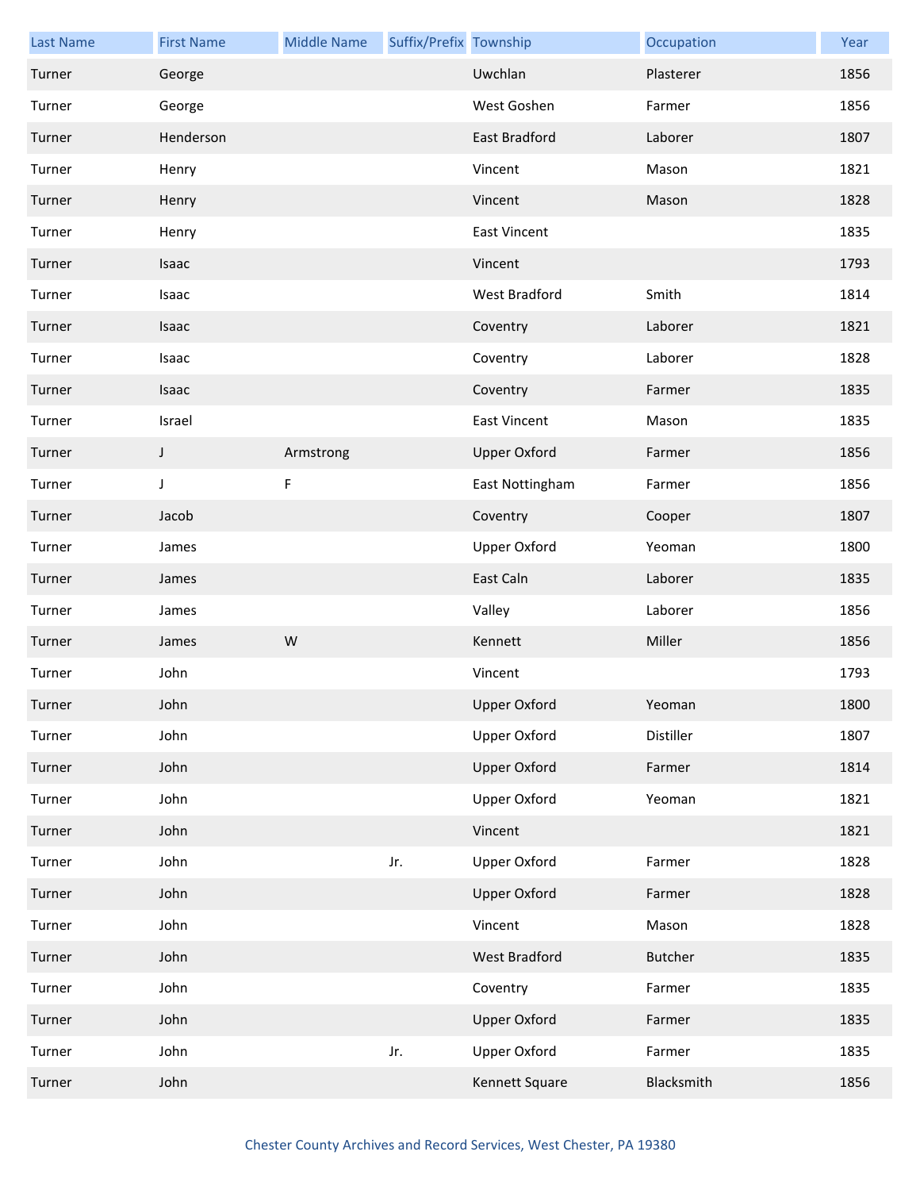| Last Name | First Name | Middle Name | Suffix/Prefix | Township | Occupation | Year |
|---|---|---|---|---|---|---|
| Turner | George | | | Uwchlan | Plasterer | 1856 |
| Turner | George | | | West Goshen | Farmer | 1856 |
| Turner | Henderson | | | East Bradford | Laborer | 1807 |
| Turner | Henry | | | Vincent | Mason | 1821 |
| Turner | Henry | | | Vincent | Mason | 1828 |
| Turner | Henry | | | East Vincent | | 1835 |
| Turner | Isaac | | | Vincent | | 1793 |
| Turner | Isaac | | | West Bradford | Smith | 1814 |
| Turner | Isaac | | | Coventry | Laborer | 1821 |
| Turner | Isaac | | | Coventry | Laborer | 1828 |
| Turner | Isaac | | | Coventry | Farmer | 1835 |
| Turner | Israel | | | East Vincent | Mason | 1835 |
| Turner | J | Armstrong | | Upper Oxford | Farmer | 1856 |
| Turner | J | F | | East Nottingham | Farmer | 1856 |
| Turner | Jacob | | | Coventry | Cooper | 1807 |
| Turner | James | | | Upper Oxford | Yeoman | 1800 |
| Turner | James | | | East Caln | Laborer | 1835 |
| Turner | James | | | Valley | Laborer | 1856 |
| Turner | James | W | | Kennett | Miller | 1856 |
| Turner | John | | | Vincent | | 1793 |
| Turner | John | | | Upper Oxford | Yeoman | 1800 |
| Turner | John | | | Upper Oxford | Distiller | 1807 |
| Turner | John | | | Upper Oxford | Farmer | 1814 |
| Turner | John | | | Upper Oxford | Yeoman | 1821 |
| Turner | John | | | Vincent | | 1821 |
| Turner | John | | Jr. | Upper Oxford | Farmer | 1828 |
| Turner | John | | | Upper Oxford | Farmer | 1828 |
| Turner | John | | | Vincent | Mason | 1828 |
| Turner | John | | | West Bradford | Butcher | 1835 |
| Turner | John | | | Coventry | Farmer | 1835 |
| Turner | John | | | Upper Oxford | Farmer | 1835 |
| Turner | John | | Jr. | Upper Oxford | Farmer | 1835 |
| Turner | John | | | Kennett Square | Blacksmith | 1856 |

Chester County Archives and Record Services, West Chester, PA 19380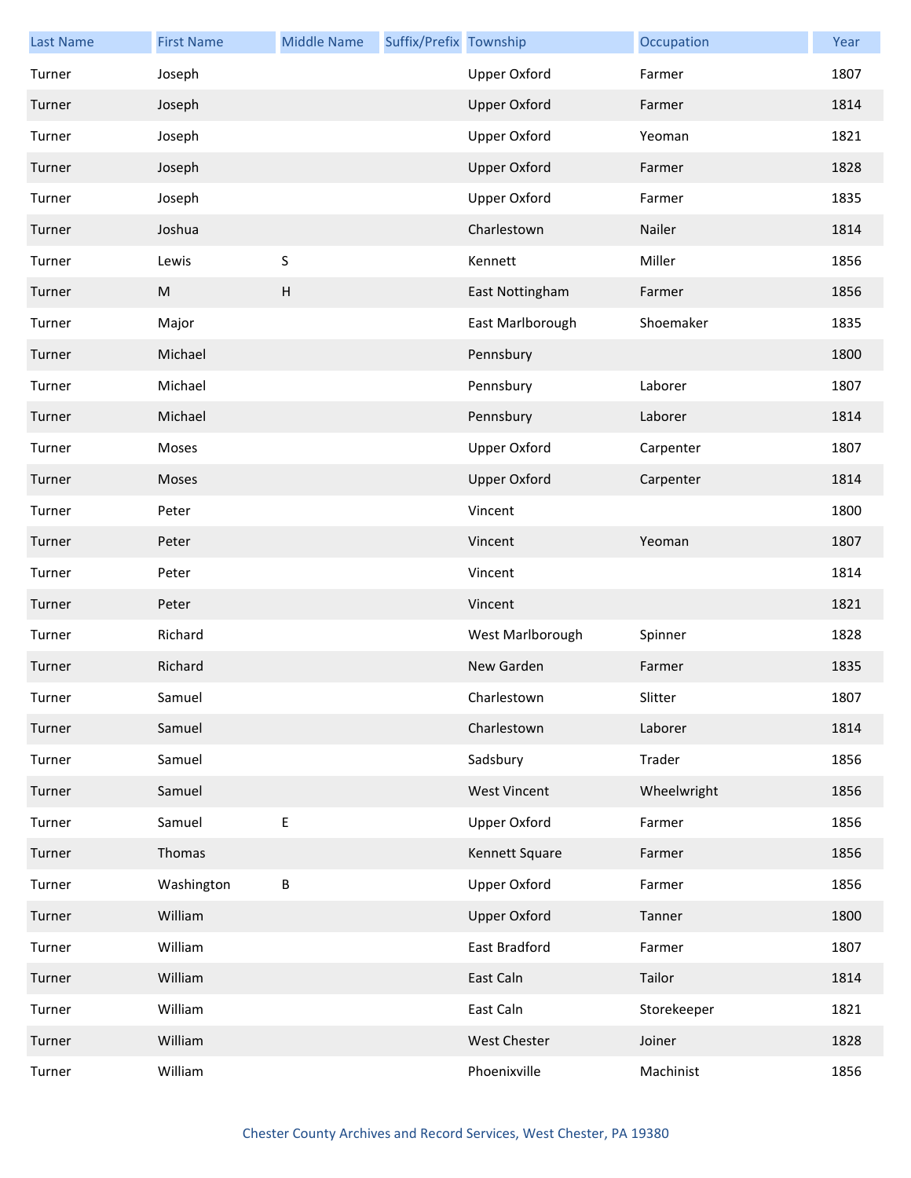| Last Name | First Name | Middle Name | Suffix/Prefix | Township | Occupation | Year |
|---|---|---|---|---|---|---|
| Turner | Joseph | | | Upper Oxford | Farmer | 1807 |
| Turner | Joseph | | | Upper Oxford | Farmer | 1814 |
| Turner | Joseph | | | Upper Oxford | Yeoman | 1821 |
| Turner | Joseph | | | Upper Oxford | Farmer | 1828 |
| Turner | Joseph | | | Upper Oxford | Farmer | 1835 |
| Turner | Joshua | | | Charlestown | Nailer | 1814 |
| Turner | Lewis | S | | Kennett | Miller | 1856 |
| Turner | M | H | | East Nottingham | Farmer | 1856 |
| Turner | Major | | | East Marlborough | Shoemaker | 1835 |
| Turner | Michael | | | Pennsbury | | 1800 |
| Turner | Michael | | | Pennsbury | Laborer | 1807 |
| Turner | Michael | | | Pennsbury | Laborer | 1814 |
| Turner | Moses | | | Upper Oxford | Carpenter | 1807 |
| Turner | Moses | | | Upper Oxford | Carpenter | 1814 |
| Turner | Peter | | | Vincent | | 1800 |
| Turner | Peter | | | Vincent | Yeoman | 1807 |
| Turner | Peter | | | Vincent | | 1814 |
| Turner | Peter | | | Vincent | | 1821 |
| Turner | Richard | | | West Marlborough | Spinner | 1828 |
| Turner | Richard | | | New Garden | Farmer | 1835 |
| Turner | Samuel | | | Charlestown | Slitter | 1807 |
| Turner | Samuel | | | Charlestown | Laborer | 1814 |
| Turner | Samuel | | | Sadsbury | Trader | 1856 |
| Turner | Samuel | | | West Vincent | Wheelwright | 1856 |
| Turner | Samuel | E | | Upper Oxford | Farmer | 1856 |
| Turner | Thomas | | | Kennett Square | Farmer | 1856 |
| Turner | Washington | B | | Upper Oxford | Farmer | 1856 |
| Turner | William | | | Upper Oxford | Tanner | 1800 |
| Turner | William | | | East Bradford | Farmer | 1807 |
| Turner | William | | | East Caln | Tailor | 1814 |
| Turner | William | | | East Caln | Storekeeper | 1821 |
| Turner | William | | | West Chester | Joiner | 1828 |
| Turner | William | | | Phoenixville | Machinist | 1856 |

Chester County Archives and Record Services, West Chester, PA 19380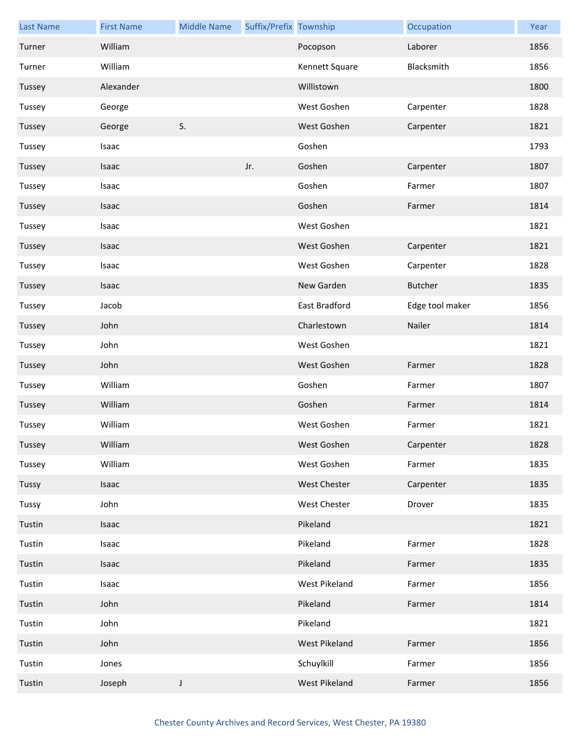| Last Name | First Name | Middle Name | Suffix/Prefix | Township | Occupation | Year |
| --- | --- | --- | --- | --- | --- | --- |
| Turner | William | | | Pocopson | Laborer | 1856 |
| Turner | William | | | Kennett Square | Blacksmith | 1856 |
| Tussey | Alexander | | | Willistown | | 1800 |
| Tussey | George | | | West Goshen | Carpenter | 1828 |
| Tussey | George | S. | | West Goshen | Carpenter | 1821 |
| Tussey | Isaac | | | Goshen | | 1793 |
| Tussey | Isaac | | Jr. | Goshen | Carpenter | 1807 |
| Tussey | Isaac | | | Goshen | Farmer | 1807 |
| Tussey | Isaac | | | Goshen | Farmer | 1814 |
| Tussey | Isaac | | | West Goshen | | 1821 |
| Tussey | Isaac | | | West Goshen | Carpenter | 1821 |
| Tussey | Isaac | | | West Goshen | Carpenter | 1828 |
| Tussey | Isaac | | | New Garden | Butcher | 1835 |
| Tussey | Jacob | | | East Bradford | Edge tool maker | 1856 |
| Tussey | John | | | Charlestown | Nailer | 1814 |
| Tussey | John | | | West Goshen | | 1821 |
| Tussey | John | | | West Goshen | Farmer | 1828 |
| Tussey | William | | | Goshen | Farmer | 1807 |
| Tussey | William | | | Goshen | Farmer | 1814 |
| Tussey | William | | | West Goshen | Farmer | 1821 |
| Tussey | William | | | West Goshen | Carpenter | 1828 |
| Tussey | William | | | West Goshen | Farmer | 1835 |
| Tussy | Isaac | | | West Chester | Carpenter | 1835 |
| Tussy | John | | | West Chester | Drover | 1835 |
| Tustin | Isaac | | | Pikeland | | 1821 |
| Tustin | Isaac | | | Pikeland | Farmer | 1828 |
| Tustin | Isaac | | | Pikeland | Farmer | 1835 |
| Tustin | Isaac | | | West Pikeland | Farmer | 1856 |
| Tustin | John | | | Pikeland | Farmer | 1814 |
| Tustin | John | | | Pikeland | | 1821 |
| Tustin | John | | | West Pikeland | Farmer | 1856 |
| Tustin | Jones | | | Schuylkill | Farmer | 1856 |
| Tustin | Joseph | J | | West Pikeland | Farmer | 1856 |

Chester County Archives and Record Services, West Chester, PA 19380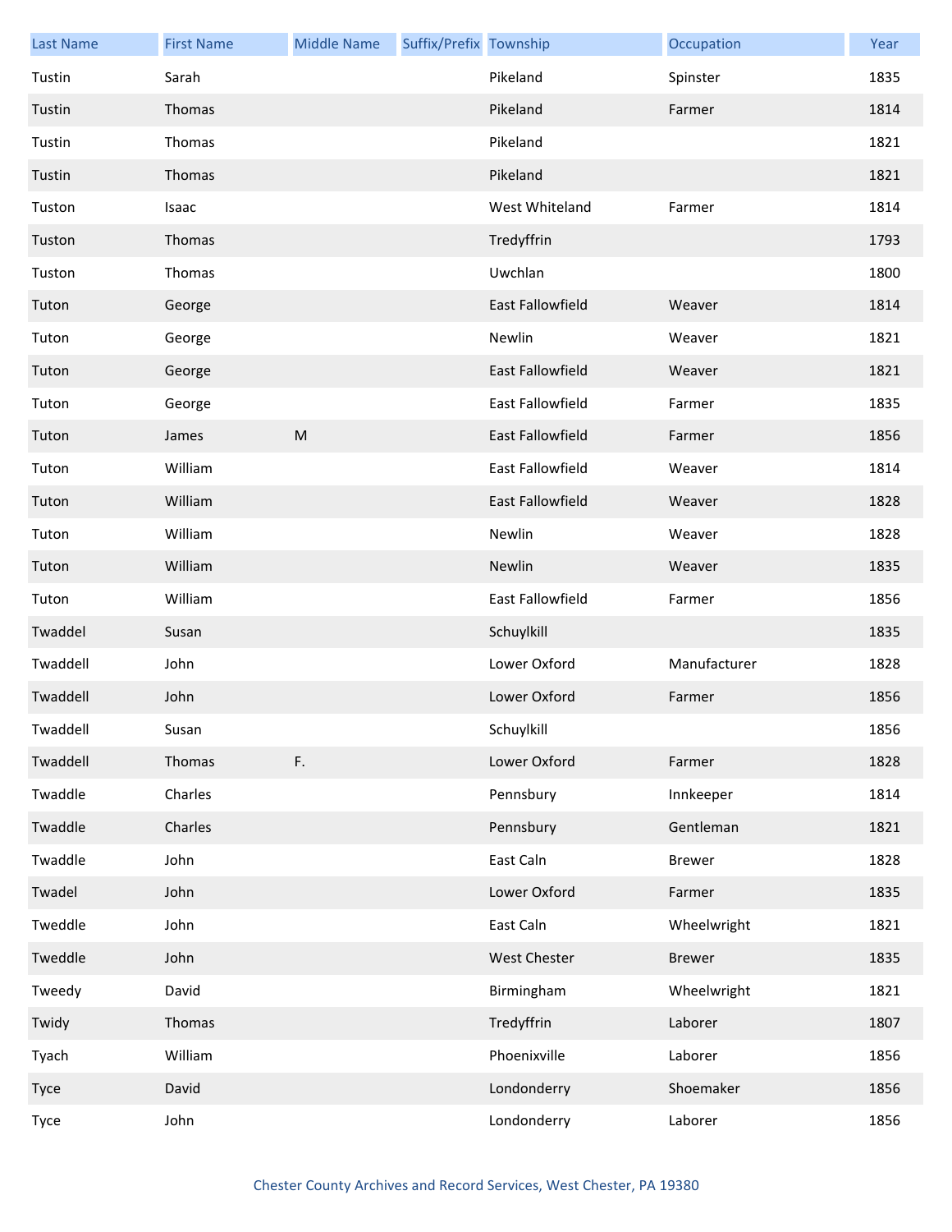| Last Name | First Name | Middle Name | Suffix/Prefix | Township | Occupation | Year |
| --- | --- | --- | --- | --- | --- | --- |
| Tustin | Sarah | | | Pikeland | Spinster | 1835 |
| Tustin | Thomas | | | Pikeland | Farmer | 1814 |
| Tustin | Thomas | | | Pikeland | | 1821 |
| Tustin | Thomas | | | Pikeland | | 1821 |
| Tuston | Isaac | | | West Whiteland | Farmer | 1814 |
| Tuston | Thomas | | | Tredyffrin | | 1793 |
| Tuston | Thomas | | | Uwchlan | | 1800 |
| Tuton | George | | | East Fallowfield | Weaver | 1814 |
| Tuton | George | | | Newlin | Weaver | 1821 |
| Tuton | George | | | East Fallowfield | Weaver | 1821 |
| Tuton | George | | | East Fallowfield | Farmer | 1835 |
| Tuton | James | M | | East Fallowfield | Farmer | 1856 |
| Tuton | William | | | East Fallowfield | Weaver | 1814 |
| Tuton | William | | | East Fallowfield | Weaver | 1828 |
| Tuton | William | | | Newlin | Weaver | 1828 |
| Tuton | William | | | Newlin | Weaver | 1835 |
| Tuton | William | | | East Fallowfield | Farmer | 1856 |
| Twaddel | Susan | | | Schuylkill | | 1835 |
| Twaddell | John | | | Lower Oxford | Manufacturer | 1828 |
| Twaddell | John | | | Lower Oxford | Farmer | 1856 |
| Twaddell | Susan | | | Schuylkill | | 1856 |
| Twaddell | Thomas | F. | | Lower Oxford | Farmer | 1828 |
| Twaddle | Charles | | | Pennsbury | Innkeeper | 1814 |
| Twaddle | Charles | | | Pennsbury | Gentleman | 1821 |
| Twaddle | John | | | East Caln | Brewer | 1828 |
| Twadel | John | | | Lower Oxford | Farmer | 1835 |
| Tweddle | John | | | East Caln | Wheelwright | 1821 |
| Tweddle | John | | | West Chester | Brewer | 1835 |
| Tweedy | David | | | Birmingham | Wheelwright | 1821 |
| Twidy | Thomas | | | Tredyffrin | Laborer | 1807 |
| Tyach | William | | | Phoenixville | Laborer | 1856 |
| Tyce | David | | | Londonderry | Shoemaker | 1856 |
| Tyce | John | | | Londonderry | Laborer | 1856 |

Chester County Archives and Record Services, West Chester, PA 19380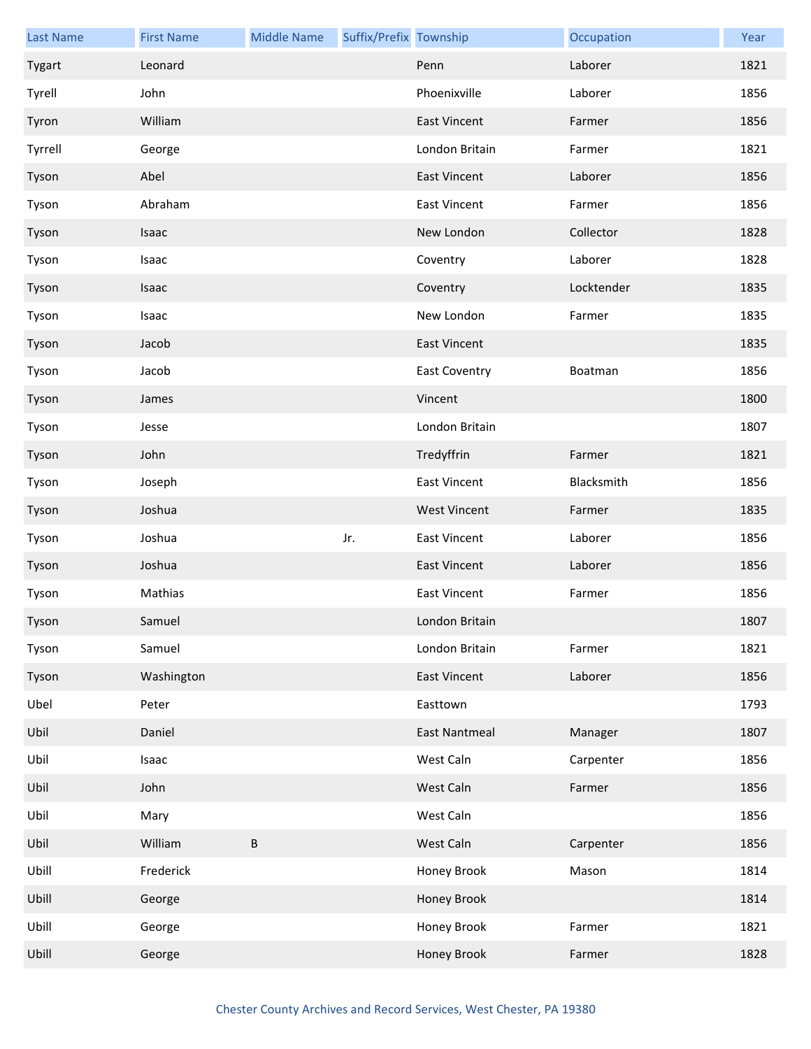| Last Name | First Name | Middle Name | Suffix/Prefix | Township | Occupation | Year |
| --- | --- | --- | --- | --- | --- | --- |
| Tygart | Leonard | | | Penn | Laborer | 1821 |
| Tyrell | John | | | Phoenixville | Laborer | 1856 |
| Tyron | William | | | East Vincent | Farmer | 1856 |
| Tyrrell | George | | | London Britain | Farmer | 1821 |
| Tyson | Abel | | | East Vincent | Laborer | 1856 |
| Tyson | Abraham | | | East Vincent | Farmer | 1856 |
| Tyson | Isaac | | | New London | Collector | 1828 |
| Tyson | Isaac | | | Coventry | Laborer | 1828 |
| Tyson | Isaac | | | Coventry | Locktender | 1835 |
| Tyson | Isaac | | | New London | Farmer | 1835 |
| Tyson | Jacob | | | East Vincent | | 1835 |
| Tyson | Jacob | | | East Coventry | Boatman | 1856 |
| Tyson | James | | | Vincent | | 1800 |
| Tyson | Jesse | | | London Britain | | 1807 |
| Tyson | John | | | Tredyffrin | Farmer | 1821 |
| Tyson | Joseph | | | East Vincent | Blacksmith | 1856 |
| Tyson | Joshua | | | West Vincent | Farmer | 1835 |
| Tyson | Joshua | | Jr. | East Vincent | Laborer | 1856 |
| Tyson | Joshua | | | East Vincent | Laborer | 1856 |
| Tyson | Mathias | | | East Vincent | Farmer | 1856 |
| Tyson | Samuel | | | London Britain | | 1807 |
| Tyson | Samuel | | | London Britain | Farmer | 1821 |
| Tyson | Washington | | | East Vincent | Laborer | 1856 |
| Ubel | Peter | | | Easttown | | 1793 |
| Ubil | Daniel | | | East Nantmeal | Manager | 1807 |
| Ubil | Isaac | | | West Caln | Carpenter | 1856 |
| Ubil | John | | | West Caln | Farmer | 1856 |
| Ubil | Mary | | | West Caln | | 1856 |
| Ubil | William | B | | West Caln | Carpenter | 1856 |
| Ubill | Frederick | | | Honey Brook | Mason | 1814 |
| Ubill | George | | | Honey Brook | | 1814 |
| Ubill | George | | | Honey Brook | Farmer | 1821 |
| Ubill | George | | | Honey Brook | Farmer | 1828 |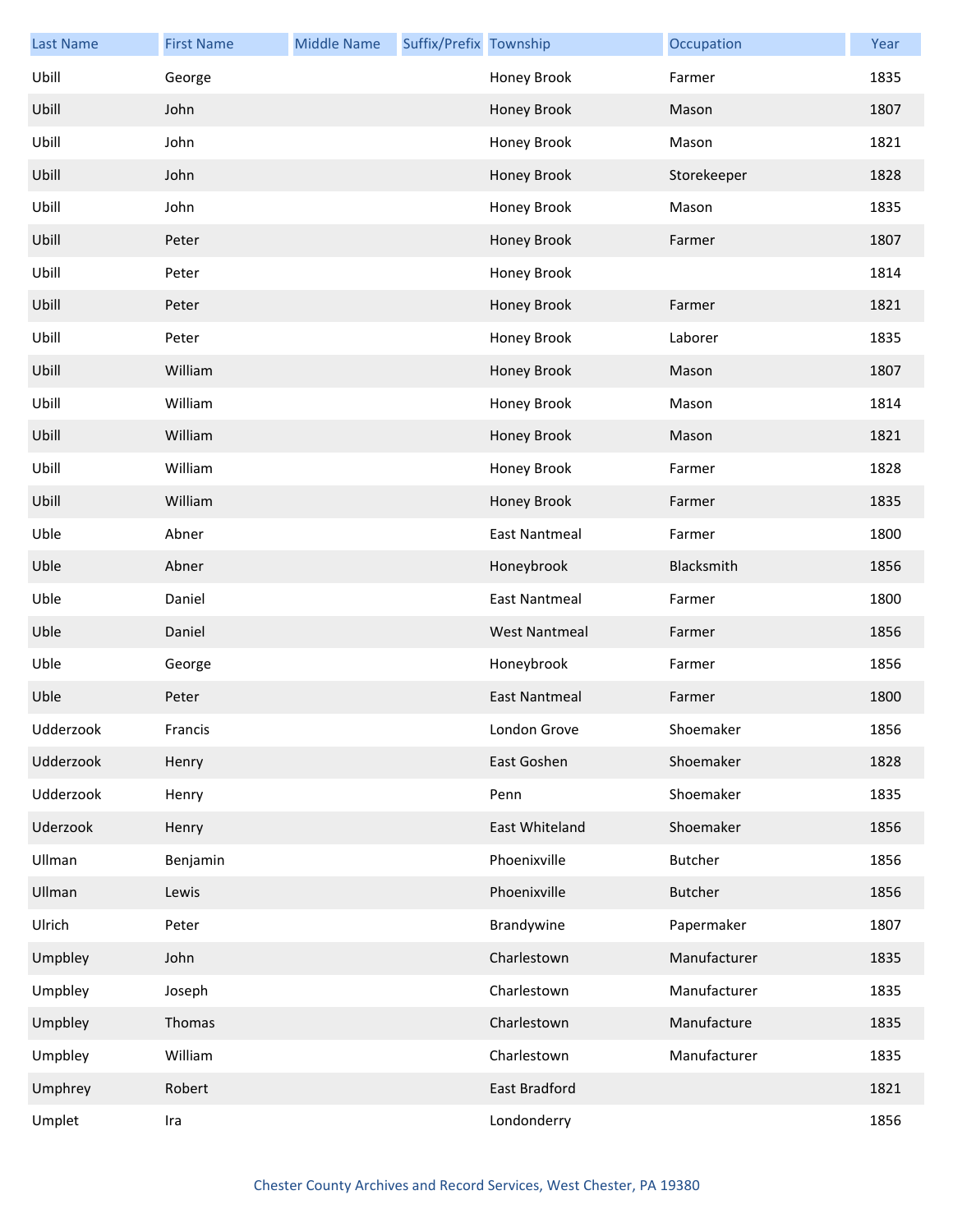| Last Name | First Name | Middle Name | Suffix/Prefix | Township | Occupation | Year |
|---|---|---|---|---|---|---|
| Ubill | George | | | Honey Brook | Farmer | 1835 |
| Ubill | John | | | Honey Brook | Mason | 1807 |
| Ubill | John | | | Honey Brook | Mason | 1821 |
| Ubill | John | | | Honey Brook | Storekeeper | 1828 |
| Ubill | John | | | Honey Brook | Mason | 1835 |
| Ubill | Peter | | | Honey Brook | Farmer | 1807 |
| Ubill | Peter | | | Honey Brook | | 1814 |
| Ubill | Peter | | | Honey Brook | Farmer | 1821 |
| Ubill | Peter | | | Honey Brook | Laborer | 1835 |
| Ubill | William | | | Honey Brook | Mason | 1807 |
| Ubill | William | | | Honey Brook | Mason | 1814 |
| Ubill | William | | | Honey Brook | Mason | 1821 |
| Ubill | William | | | Honey Brook | Farmer | 1828 |
| Ubill | William | | | Honey Brook | Farmer | 1835 |
| Uble | Abner | | | East Nantmeal | Farmer | 1800 |
| Uble | Abner | | | Honeybrook | Blacksmith | 1856 |
| Uble | Daniel | | | East Nantmeal | Farmer | 1800 |
| Uble | Daniel | | | West Nantmeal | Farmer | 1856 |
| Uble | George | | | Honeybrook | Farmer | 1856 |
| Uble | Peter | | | East Nantmeal | Farmer | 1800 |
| Udderzook | Francis | | | London Grove | Shoemaker | 1856 |
| Udderzook | Henry | | | East Goshen | Shoemaker | 1828 |
| Udderzook | Henry | | | Penn | Shoemaker | 1835 |
| Uderzook | Henry | | | East Whiteland | Shoemaker | 1856 |
| Ullman | Benjamin | | | Phoenixville | Butcher | 1856 |
| Ullman | Lewis | | | Phoenixville | Butcher | 1856 |
| Ulrich | Peter | | | Brandywine | Papermaker | 1807 |
| Umpbley | John | | | Charlestown | Manufacturer | 1835 |
| Umpbley | Joseph | | | Charlestown | Manufacturer | 1835 |
| Umpbley | Thomas | | | Charlestown | Manufacture | 1835 |
| Umpbley | William | | | Charlestown | Manufacturer | 1835 |
| Umphrey | Robert | | | East Bradford | | 1821 |
| Umplet | Ira | | | Londonderry | | 1856 |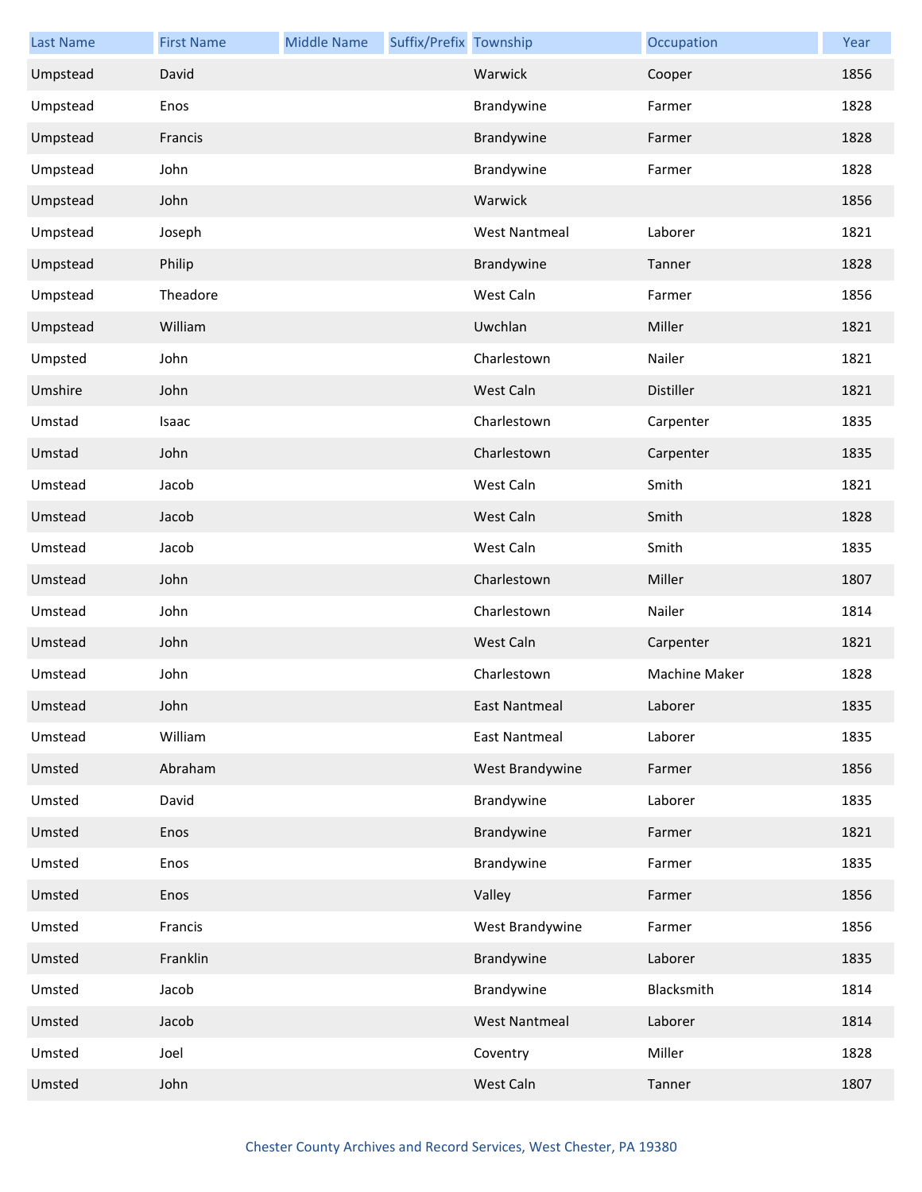| Last Name | First Name | Middle Name | Suffix/Prefix | Township | Occupation | Year |
|---|---|---|---|---|---|---|
| Umpstead | David | | | Warwick | Cooper | 1856 |
| Umpstead | Enos | | | Brandywine | Farmer | 1828 |
| Umpstead | Francis | | | Brandywine | Farmer | 1828 |
| Umpstead | John | | | Brandywine | Farmer | 1828 |
| Umpstead | John | | | Warwick | | 1856 |
| Umpstead | Joseph | | | West Nantmeal | Laborer | 1821 |
| Umpstead | Philip | | | Brandywine | Tanner | 1828 |
| Umpstead | Theadore | | | West Caln | Farmer | 1856 |
| Umpstead | William | | | Uwchlan | Miller | 1821 |
| Umpsted | John | | | Charlestown | Nailer | 1821 |
| Umshire | John | | | West Caln | Distiller | 1821 |
| Umstad | Isaac | | | Charlestown | Carpenter | 1835 |
| Umstad | John | | | Charlestown | Carpenter | 1835 |
| Umstead | Jacob | | | West Caln | Smith | 1821 |
| Umstead | Jacob | | | West Caln | Smith | 1828 |
| Umstead | Jacob | | | West Caln | Smith | 1835 |
| Umstead | John | | | Charlestown | Miller | 1807 |
| Umstead | John | | | Charlestown | Nailer | 1814 |
| Umstead | John | | | West Caln | Carpenter | 1821 |
| Umstead | John | | | Charlestown | Machine Maker | 1828 |
| Umstead | John | | | East Nantmeal | Laborer | 1835 |
| Umstead | William | | | East Nantmeal | Laborer | 1835 |
| Umsted | Abraham | | | West Brandywine | Farmer | 1856 |
| Umsted | David | | | Brandywine | Laborer | 1835 |
| Umsted | Enos | | | Brandywine | Farmer | 1821 |
| Umsted | Enos | | | Brandywine | Farmer | 1835 |
| Umsted | Enos | | | Valley | Farmer | 1856 |
| Umsted | Francis | | | West Brandywine | Farmer | 1856 |
| Umsted | Franklin | | | Brandywine | Laborer | 1835 |
| Umsted | Jacob | | | Brandywine | Blacksmith | 1814 |
| Umsted | Jacob | | | West Nantmeal | Laborer | 1814 |
| Umsted | Joel | | | Coventry | Miller | 1828 |
| Umsted | John | | | West Caln | Tanner | 1807 |

Chester County Archives and Record Services, West Chester, PA 19380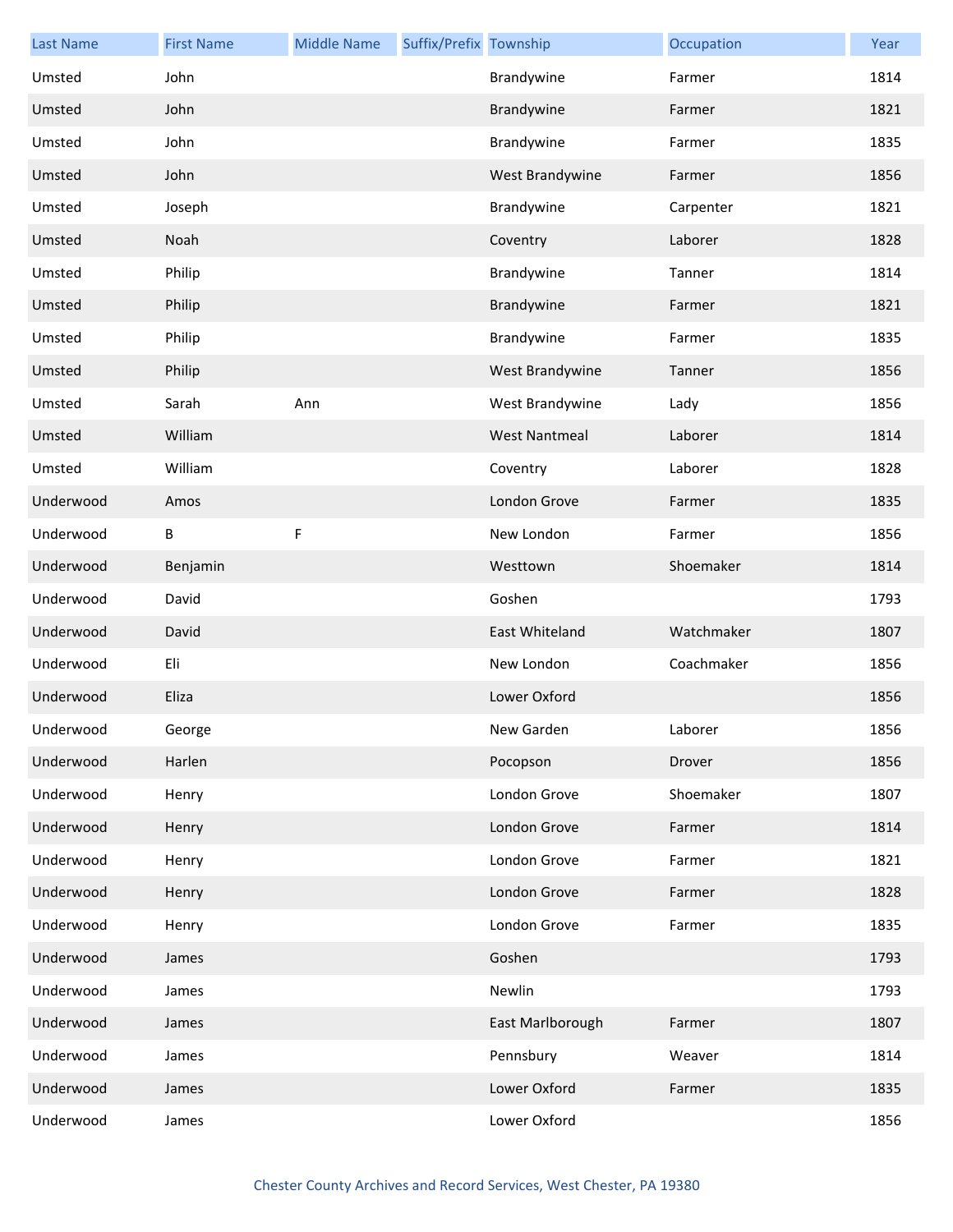| Last Name | First Name | Middle Name | Suffix/Prefix | Township | Occupation | Year |
|---|---|---|---|---|---|---|
| Umsted | John | | | Brandywine | Farmer | 1814 |
| Umsted | John | | | Brandywine | Farmer | 1821 |
| Umsted | John | | | Brandywine | Farmer | 1835 |
| Umsted | John | | | West Brandywine | Farmer | 1856 |
| Umsted | Joseph | | | Brandywine | Carpenter | 1821 |
| Umsted | Noah | | | Coventry | Laborer | 1828 |
| Umsted | Philip | | | Brandywine | Tanner | 1814 |
| Umsted | Philip | | | Brandywine | Farmer | 1821 |
| Umsted | Philip | | | Brandywine | Farmer | 1835 |
| Umsted | Philip | | | West Brandywine | Tanner | 1856 |
| Umsted | Sarah | Ann | | West Brandywine | Lady | 1856 |
| Umsted | William | | | West Nantmeal | Laborer | 1814 |
| Umsted | William | | | Coventry | Laborer | 1828 |
| Underwood | Amos | | | London Grove | Farmer | 1835 |
| Underwood | B | F | | New London | Farmer | 1856 |
| Underwood | Benjamin | | | Westtown | Shoemaker | 1814 |
| Underwood | David | | | Goshen | | 1793 |
| Underwood | David | | | East Whiteland | Watchmaker | 1807 |
| Underwood | Eli | | | New London | Coachmaker | 1856 |
| Underwood | Eliza | | | Lower Oxford | | 1856 |
| Underwood | George | | | New Garden | Laborer | 1856 |
| Underwood | Harlen | | | Pocopson | Drover | 1856 |
| Underwood | Henry | | | London Grove | Shoemaker | 1807 |
| Underwood | Henry | | | London Grove | Farmer | 1814 |
| Underwood | Henry | | | London Grove | Farmer | 1821 |
| Underwood | Henry | | | London Grove | Farmer | 1828 |
| Underwood | Henry | | | London Grove | Farmer | 1835 |
| Underwood | James | | | Goshen | | 1793 |
| Underwood | James | | | Newlin | | 1793 |
| Underwood | James | | | East Marlborough | Farmer | 1807 |
| Underwood | James | | | Pennsbury | Weaver | 1814 |
| Underwood | James | | | Lower Oxford | Farmer | 1835 |
| Underwood | James | | | Lower Oxford | | 1856 |

Chester County Archives and Record Services, West Chester, PA 19380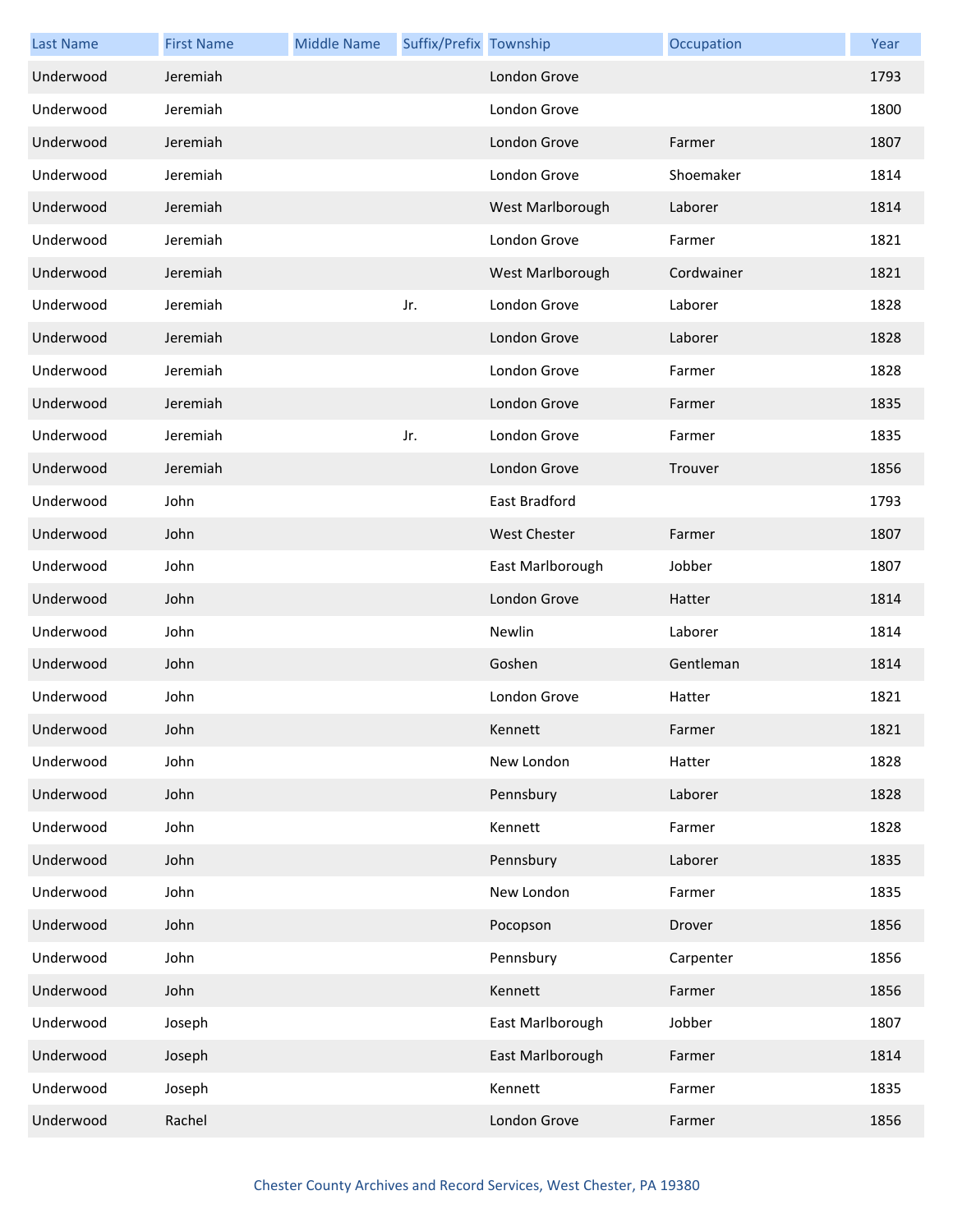| Last Name | First Name | Middle Name | Suffix/Prefix | Township | Occupation | Year |
|---|---|---|---|---|---|---|
| Underwood | Jeremiah | | | London Grove | | 1793 |
| Underwood | Jeremiah | | | London Grove | | 1800 |
| Underwood | Jeremiah | | | London Grove | Farmer | 1807 |
| Underwood | Jeremiah | | | London Grove | Shoemaker | 1814 |
| Underwood | Jeremiah | | | West Marlborough | Laborer | 1814 |
| Underwood | Jeremiah | | | London Grove | Farmer | 1821 |
| Underwood | Jeremiah | | | West Marlborough | Cordwainer | 1821 |
| Underwood | Jeremiah | | Jr. | London Grove | Laborer | 1828 |
| Underwood | Jeremiah | | | London Grove | Laborer | 1828 |
| Underwood | Jeremiah | | | London Grove | Farmer | 1828 |
| Underwood | Jeremiah | | | London Grove | Farmer | 1835 |
| Underwood | Jeremiah | | Jr. | London Grove | Farmer | 1835 |
| Underwood | Jeremiah | | | London Grove | Trouver | 1856 |
| Underwood | John | | | East Bradford | | 1793 |
| Underwood | John | | | West Chester | Farmer | 1807 |
| Underwood | John | | | East Marlborough | Jobber | 1807 |
| Underwood | John | | | London Grove | Hatter | 1814 |
| Underwood | John | | | Newlin | Laborer | 1814 |
| Underwood | John | | | Goshen | Gentleman | 1814 |
| Underwood | John | | | London Grove | Hatter | 1821 |
| Underwood | John | | | Kennett | Farmer | 1821 |
| Underwood | John | | | New London | Hatter | 1828 |
| Underwood | John | | | Pennsbury | Laborer | 1828 |
| Underwood | John | | | Kennett | Farmer | 1828 |
| Underwood | John | | | Pennsbury | Laborer | 1835 |
| Underwood | John | | | New London | Farmer | 1835 |
| Underwood | John | | | Pocopson | Drover | 1856 |
| Underwood | John | | | Pennsbury | Carpenter | 1856 |
| Underwood | John | | | Kennett | Farmer | 1856 |
| Underwood | Joseph | | | East Marlborough | Jobber | 1807 |
| Underwood | Joseph | | | East Marlborough | Farmer | 1814 |
| Underwood | Joseph | | | Kennett | Farmer | 1835 |
| Underwood | Rachel | | | London Grove | Farmer | 1856 |

Chester County Archives and Record Services, West Chester, PA 19380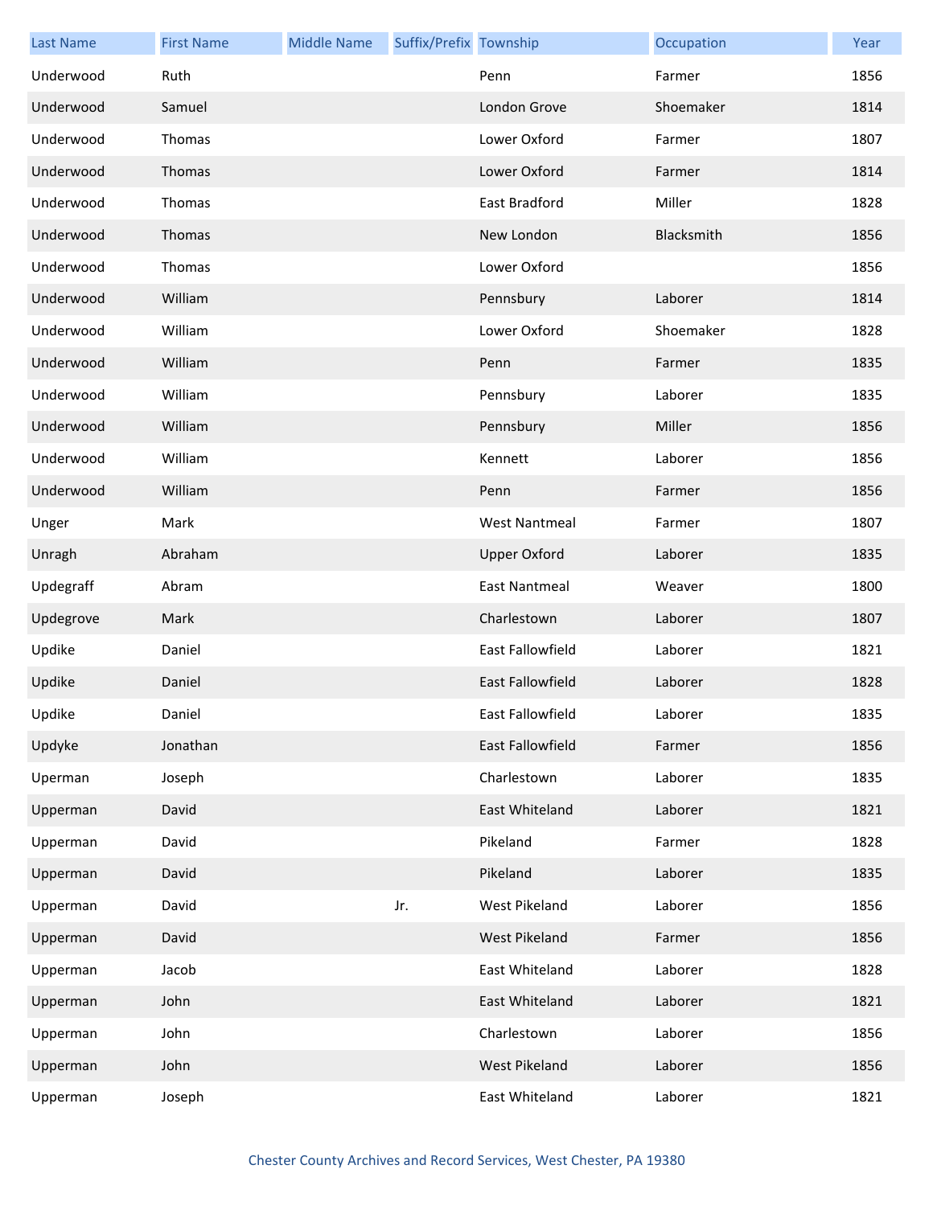| Last Name | First Name | Middle Name | Suffix/Prefix | Township | Occupation | Year |
|---|---|---|---|---|---|---|
| Underwood | Ruth | | | Penn | Farmer | 1856 |
| Underwood | Samuel | | | London Grove | Shoemaker | 1814 |
| Underwood | Thomas | | | Lower Oxford | Farmer | 1807 |
| Underwood | Thomas | | | Lower Oxford | Farmer | 1814 |
| Underwood | Thomas | | | East Bradford | Miller | 1828 |
| Underwood | Thomas | | | New London | Blacksmith | 1856 |
| Underwood | Thomas | | | Lower Oxford | | 1856 |
| Underwood | William | | | Pennsbury | Laborer | 1814 |
| Underwood | William | | | Lower Oxford | Shoemaker | 1828 |
| Underwood | William | | | Penn | Farmer | 1835 |
| Underwood | William | | | Pennsbury | Laborer | 1835 |
| Underwood | William | | | Pennsbury | Miller | 1856 |
| Underwood | William | | | Kennett | Laborer | 1856 |
| Underwood | William | | | Penn | Farmer | 1856 |
| Unger | Mark | | | West Nantmeal | Farmer | 1807 |
| Unragh | Abraham | | | Upper Oxford | Laborer | 1835 |
| Updegraff | Abram | | | East Nantmeal | Weaver | 1800 |
| Updegrove | Mark | | | Charlestown | Laborer | 1807 |
| Updike | Daniel | | | East Fallowfield | Laborer | 1821 |
| Updike | Daniel | | | East Fallowfield | Laborer | 1828 |
| Updike | Daniel | | | East Fallowfield | Laborer | 1835 |
| Updyke | Jonathan | | | East Fallowfield | Farmer | 1856 |
| Uperman | Joseph | | | Charlestown | Laborer | 1835 |
| Upperman | David | | | East Whiteland | Laborer | 1821 |
| Upperman | David | | | Pikeland | Farmer | 1828 |
| Upperman | David | | | Pikeland | Laborer | 1835 |
| Upperman | David | | Jr. | West Pikeland | Laborer | 1856 |
| Upperman | David | | | West Pikeland | Farmer | 1856 |
| Upperman | Jacob | | | East Whiteland | Laborer | 1828 |
| Upperman | John | | | East Whiteland | Laborer | 1821 |
| Upperman | John | | | Charlestown | Laborer | 1856 |
| Upperman | John | | | West Pikeland | Laborer | 1856 |
| Upperman | Joseph | | | East Whiteland | Laborer | 1821 |

Chester County Archives and Record Services, West Chester, PA 19380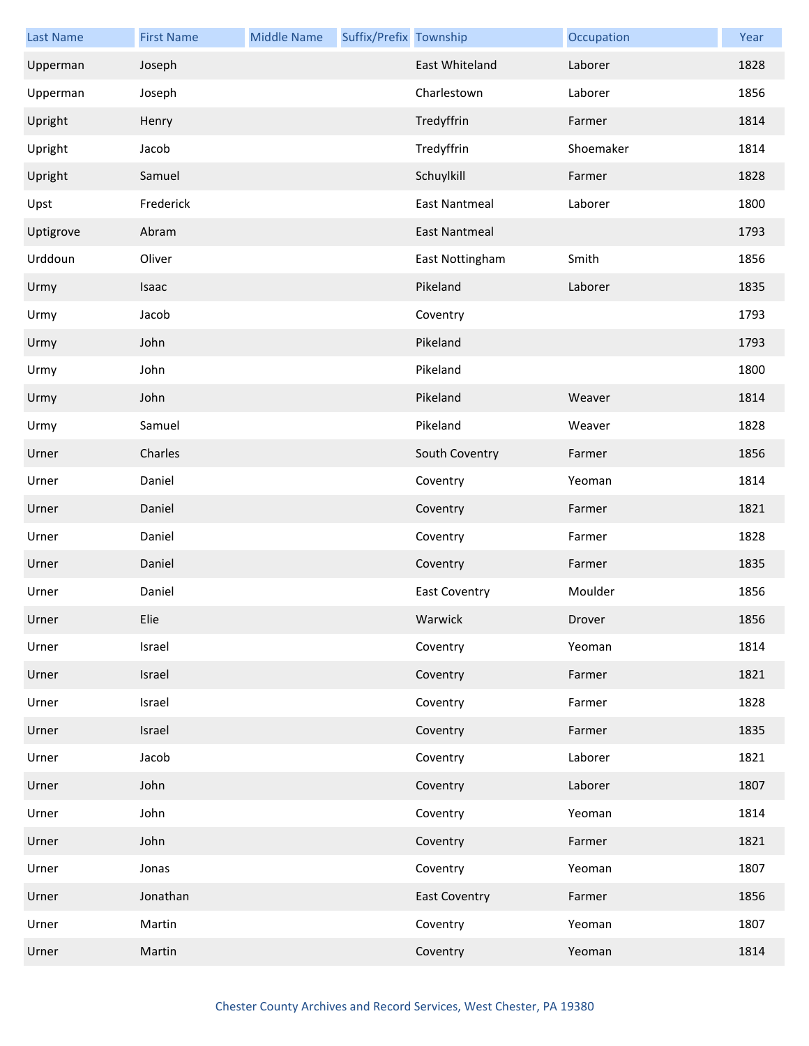| Last Name | First Name | Middle Name | Suffix/Prefix | Township | Occupation | Year |
|---|---|---|---|---|---|---|
| Upperman | Joseph | | | East Whiteland | Laborer | 1828 |
| Upperman | Joseph | | | Charlestown | Laborer | 1856 |
| Upright | Henry | | | Tredyffrin | Farmer | 1814 |
| Upright | Jacob | | | Tredyffrin | Shoemaker | 1814 |
| Upright | Samuel | | | Schuylkill | Farmer | 1828 |
| Upst | Frederick | | | East Nantmeal | Laborer | 1800 |
| Uptigrove | Abram | | | East Nantmeal | | 1793 |
| Urddoun | Oliver | | | East Nottingham | Smith | 1856 |
| Urmy | Isaac | | | Pikeland | Laborer | 1835 |
| Urmy | Jacob | | | Coventry | | 1793 |
| Urmy | John | | | Pikeland | | 1793 |
| Urmy | John | | | Pikeland | | 1800 |
| Urmy | John | | | Pikeland | Weaver | 1814 |
| Urmy | Samuel | | | Pikeland | Weaver | 1828 |
| Urner | Charles | | | South Coventry | Farmer | 1856 |
| Urner | Daniel | | | Coventry | Yeoman | 1814 |
| Urner | Daniel | | | Coventry | Farmer | 1821 |
| Urner | Daniel | | | Coventry | Farmer | 1828 |
| Urner | Daniel | | | Coventry | Farmer | 1835 |
| Urner | Daniel | | | East Coventry | Moulder | 1856 |
| Urner | Elie | | | Warwick | Drover | 1856 |
| Urner | Israel | | | Coventry | Yeoman | 1814 |
| Urner | Israel | | | Coventry | Farmer | 1821 |
| Urner | Israel | | | Coventry | Farmer | 1828 |
| Urner | Israel | | | Coventry | Farmer | 1835 |
| Urner | Jacob | | | Coventry | Laborer | 1821 |
| Urner | John | | | Coventry | Laborer | 1807 |
| Urner | John | | | Coventry | Yeoman | 1814 |
| Urner | John | | | Coventry | Farmer | 1821 |
| Urner | Jonas | | | Coventry | Yeoman | 1807 |
| Urner | Jonathan | | | East Coventry | Farmer | 1856 |
| Urner | Martin | | | Coventry | Yeoman | 1807 |
| Urner | Martin | | | Coventry | Yeoman | 1814 |

Chester County Archives and Record Services, West Chester, PA 19380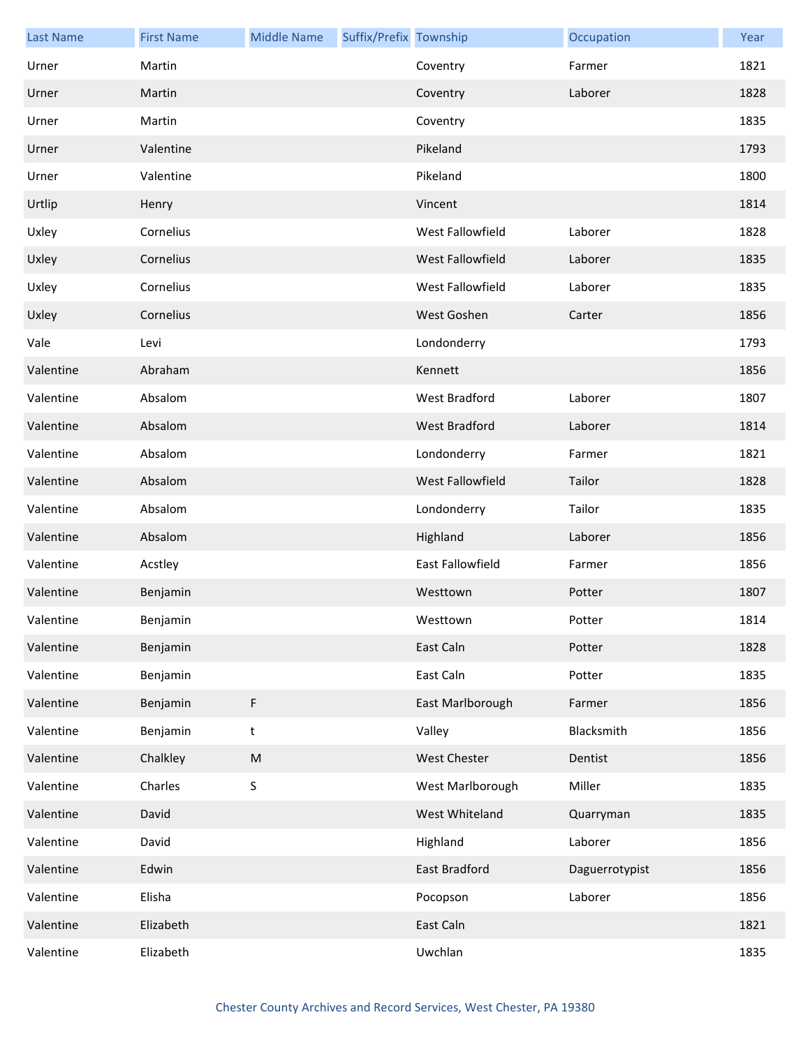| Last Name | First Name | Middle Name | Suffix/Prefix | Township | Occupation | Year |
|---|---|---|---|---|---|---|
| Urner | Martin | | | Coventry | Farmer | 1821 |
| Urner | Martin | | | Coventry | Laborer | 1828 |
| Urner | Martin | | | Coventry | | 1835 |
| Urner | Valentine | | | Pikeland | | 1793 |
| Urner | Valentine | | | Pikeland | | 1800 |
| Urtlip | Henry | | | Vincent | | 1814 |
| Uxley | Cornelius | | | West Fallowfield | Laborer | 1828 |
| Uxley | Cornelius | | | West Fallowfield | Laborer | 1835 |
| Uxley | Cornelius | | | West Fallowfield | Laborer | 1835 |
| Uxley | Cornelius | | | West Goshen | Carter | 1856 |
| Vale | Levi | | | Londonderry | | 1793 |
| Valentine | Abraham | | | Kennett | | 1856 |
| Valentine | Absalom | | | West Bradford | Laborer | 1807 |
| Valentine | Absalom | | | West Bradford | Laborer | 1814 |
| Valentine | Absalom | | | Londonderry | Farmer | 1821 |
| Valentine | Absalom | | | West Fallowfield | Tailor | 1828 |
| Valentine | Absalom | | | Londonderry | Tailor | 1835 |
| Valentine | Absalom | | | Highland | Laborer | 1856 |
| Valentine | Acstley | | | East Fallowfield | Farmer | 1856 |
| Valentine | Benjamin | | | Westtown | Potter | 1807 |
| Valentine | Benjamin | | | Westtown | Potter | 1814 |
| Valentine | Benjamin | | | East Caln | Potter | 1828 |
| Valentine | Benjamin | | | East Caln | Potter | 1835 |
| Valentine | Benjamin | F | | East Marlborough | Farmer | 1856 |
| Valentine | Benjamin | t | | Valley | Blacksmith | 1856 |
| Valentine | Chalkley | M | | West Chester | Dentist | 1856 |
| Valentine | Charles | S | | West Marlborough | Miller | 1835 |
| Valentine | David | | | West Whiteland | Quarryman | 1835 |
| Valentine | David | | | Highland | Laborer | 1856 |
| Valentine | Edwin | | | East Bradford | Daguerrotypist | 1856 |
| Valentine | Elisha | | | Pocopson | Laborer | 1856 |
| Valentine | Elizabeth | | | East Caln | | 1821 |
| Valentine | Elizabeth | | | Uwchlan | | 1835 |

Chester County Archives and Record Services, West Chester, PA 19380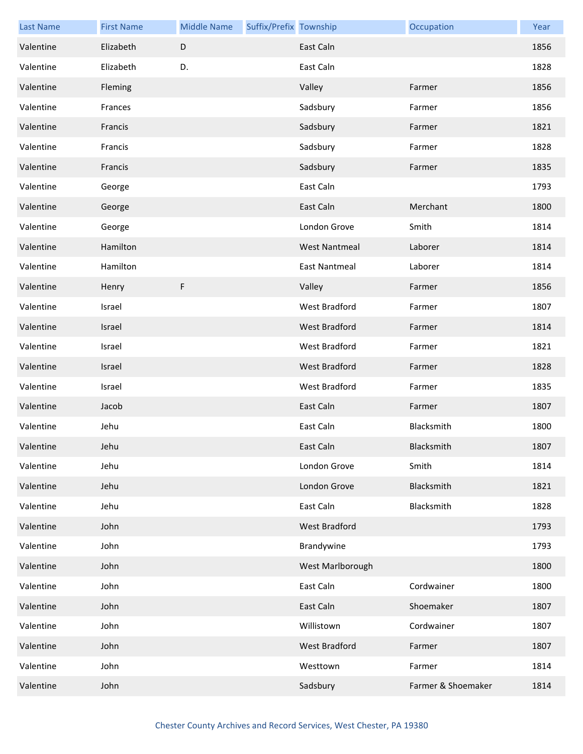| Last Name | First Name | Middle Name | Suffix/Prefix | Township | Occupation | Year |
|---|---|---|---|---|---|---|
| Valentine | Elizabeth | D | | East Caln | | 1856 |
| Valentine | Elizabeth | D. | | East Caln | | 1828 |
| Valentine | Fleming | | | Valley | Farmer | 1856 |
| Valentine | Frances | | | Sadsbury | Farmer | 1856 |
| Valentine | Francis | | | Sadsbury | Farmer | 1821 |
| Valentine | Francis | | | Sadsbury | Farmer | 1828 |
| Valentine | Francis | | | Sadsbury | Farmer | 1835 |
| Valentine | George | | | East Caln | | 1793 |
| Valentine | George | | | East Caln | Merchant | 1800 |
| Valentine | George | | | London Grove | Smith | 1814 |
| Valentine | Hamilton | | | West Nantmeal | Laborer | 1814 |
| Valentine | Hamilton | | | East Nantmeal | Laborer | 1814 |
| Valentine | Henry | F | | Valley | Farmer | 1856 |
| Valentine | Israel | | | West Bradford | Farmer | 1807 |
| Valentine | Israel | | | West Bradford | Farmer | 1814 |
| Valentine | Israel | | | West Bradford | Farmer | 1821 |
| Valentine | Israel | | | West Bradford | Farmer | 1828 |
| Valentine | Israel | | | West Bradford | Farmer | 1835 |
| Valentine | Jacob | | | East Caln | Farmer | 1807 |
| Valentine | Jehu | | | East Caln | Blacksmith | 1800 |
| Valentine | Jehu | | | East Caln | Blacksmith | 1807 |
| Valentine | Jehu | | | London Grove | Smith | 1814 |
| Valentine | Jehu | | | London Grove | Blacksmith | 1821 |
| Valentine | Jehu | | | East Caln | Blacksmith | 1828 |
| Valentine | John | | | West Bradford | | 1793 |
| Valentine | John | | | Brandywine | | 1793 |
| Valentine | John | | | West Marlborough | | 1800 |
| Valentine | John | | | East Caln | Cordwainer | 1800 |
| Valentine | John | | | East Caln | Shoemaker | 1807 |
| Valentine | John | | | Willistown | Cordwainer | 1807 |
| Valentine | John | | | West Bradford | Farmer | 1807 |
| Valentine | John | | | Westtown | Farmer | 1814 |
| Valentine | John | | | Sadsbury | Farmer & Shoemaker | 1814 |

Chester County Archives and Record Services, West Chester, PA 19380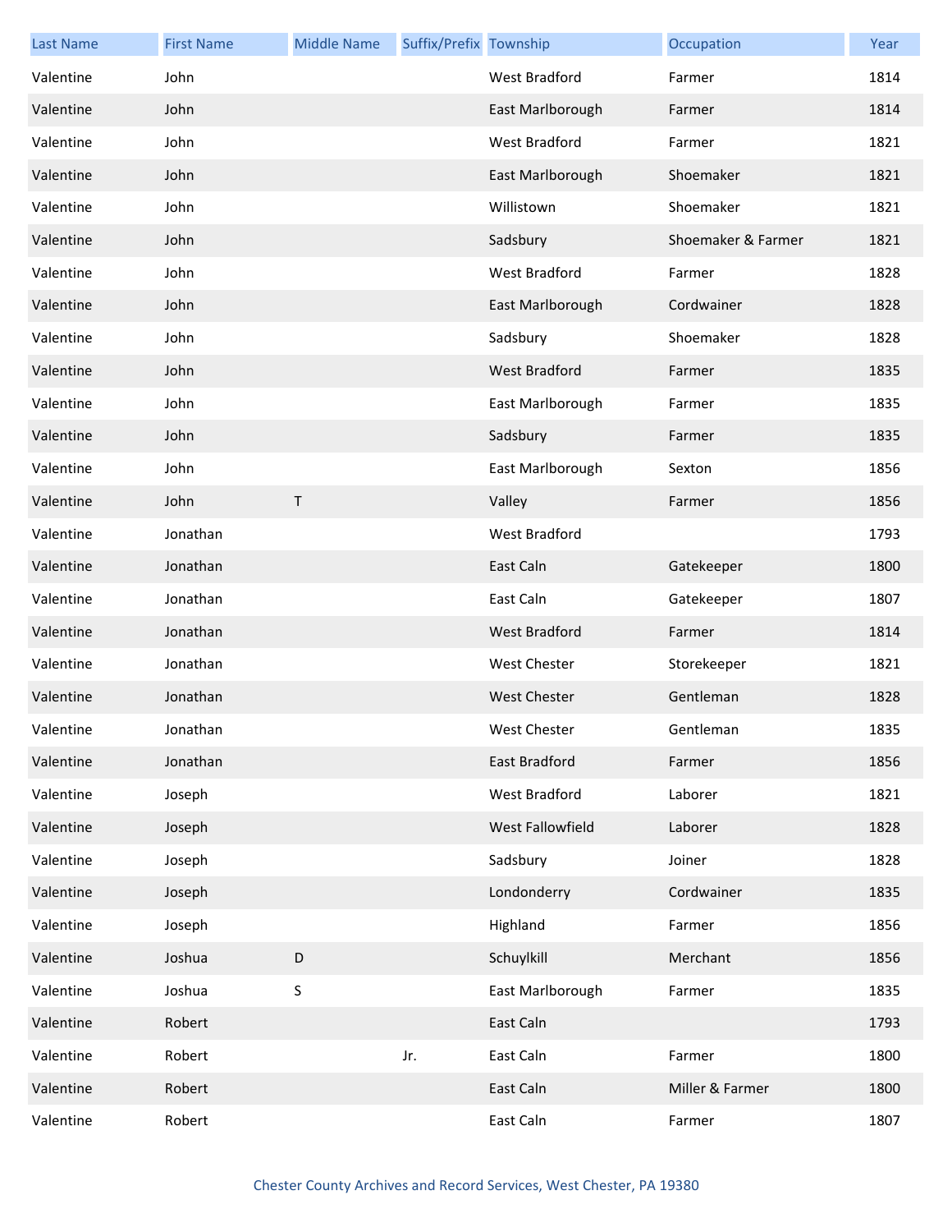| Last Name | First Name | Middle Name | Suffix/Prefix | Township | Occupation | Year |
| --- | --- | --- | --- | --- | --- | --- |
| Valentine | John | | | West Bradford | Farmer | 1814 |
| Valentine | John | | | East Marlborough | Farmer | 1814 |
| Valentine | John | | | West Bradford | Farmer | 1821 |
| Valentine | John | | | East Marlborough | Shoemaker | 1821 |
| Valentine | John | | | Willistown | Shoemaker | 1821 |
| Valentine | John | | | Sadsbury | Shoemaker & Farmer | 1821 |
| Valentine | John | | | West Bradford | Farmer | 1828 |
| Valentine | John | | | East Marlborough | Cordwainer | 1828 |
| Valentine | John | | | Sadsbury | Shoemaker | 1828 |
| Valentine | John | | | West Bradford | Farmer | 1835 |
| Valentine | John | | | East Marlborough | Farmer | 1835 |
| Valentine | John | | | Sadsbury | Farmer | 1835 |
| Valentine | John | | | East Marlborough | Sexton | 1856 |
| Valentine | John | T | | Valley | Farmer | 1856 |
| Valentine | Jonathan | | | West Bradford | | 1793 |
| Valentine | Jonathan | | | East Caln | Gatekeeper | 1800 |
| Valentine | Jonathan | | | East Caln | Gatekeeper | 1807 |
| Valentine | Jonathan | | | West Bradford | Farmer | 1814 |
| Valentine | Jonathan | | | West Chester | Storekeeper | 1821 |
| Valentine | Jonathan | | | West Chester | Gentleman | 1828 |
| Valentine | Jonathan | | | West Chester | Gentleman | 1835 |
| Valentine | Jonathan | | | East Bradford | Farmer | 1856 |
| Valentine | Joseph | | | West Bradford | Laborer | 1821 |
| Valentine | Joseph | | | West Fallowfield | Laborer | 1828 |
| Valentine | Joseph | | | Sadsbury | Joiner | 1828 |
| Valentine | Joseph | | | Londonderry | Cordwainer | 1835 |
| Valentine | Joseph | | | Highland | Farmer | 1856 |
| Valentine | Joshua | D | | Schuylkill | Merchant | 1856 |
| Valentine | Joshua | S | | East Marlborough | Farmer | 1835 |
| Valentine | Robert | | | East Caln | | 1793 |
| Valentine | Robert | | Jr. | East Caln | Farmer | 1800 |
| Valentine | Robert | | | East Caln | Miller & Farmer | 1800 |
| Valentine | Robert | | | East Caln | Farmer | 1807 |

Chester County Archives and Record Services, West Chester, PA 19380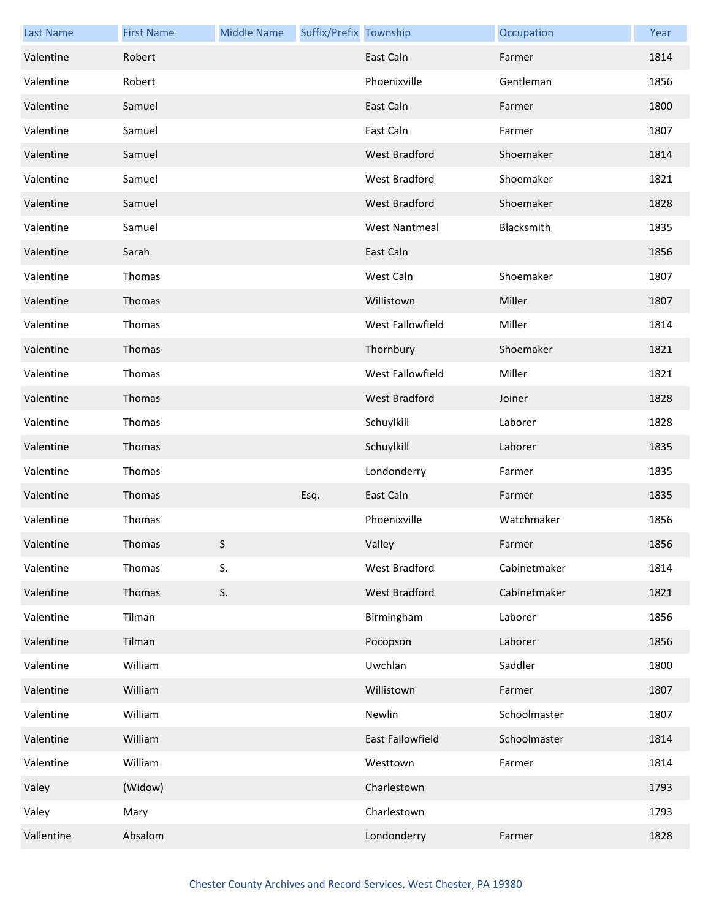| Last Name | First Name | Middle Name | Suffix/Prefix | Township | Occupation | Year |
| --- | --- | --- | --- | --- | --- | --- |
| Valentine | Robert | | | East Caln | Farmer | 1814 |
| Valentine | Robert | | | Phoenixville | Gentleman | 1856 |
| Valentine | Samuel | | | East Caln | Farmer | 1800 |
| Valentine | Samuel | | | East Caln | Farmer | 1807 |
| Valentine | Samuel | | | West Bradford | Shoemaker | 1814 |
| Valentine | Samuel | | | West Bradford | Shoemaker | 1821 |
| Valentine | Samuel | | | West Bradford | Shoemaker | 1828 |
| Valentine | Samuel | | | West Nantmeal | Blacksmith | 1835 |
| Valentine | Sarah | | | East Caln | | 1856 |
| Valentine | Thomas | | | West Caln | Shoemaker | 1807 |
| Valentine | Thomas | | | Willistown | Miller | 1807 |
| Valentine | Thomas | | | West Fallowfield | Miller | 1814 |
| Valentine | Thomas | | | Thornbury | Shoemaker | 1821 |
| Valentine | Thomas | | | West Fallowfield | Miller | 1821 |
| Valentine | Thomas | | | West Bradford | Joiner | 1828 |
| Valentine | Thomas | | | Schuylkill | Laborer | 1828 |
| Valentine | Thomas | | | Schuylkill | Laborer | 1835 |
| Valentine | Thomas | | | Londonderry | Farmer | 1835 |
| Valentine | Thomas | | Esq. | East Caln | Farmer | 1835 |
| Valentine | Thomas | | | Phoenixville | Watchmaker | 1856 |
| Valentine | Thomas | S | | Valley | Farmer | 1856 |
| Valentine | Thomas | S. | | West Bradford | Cabinetmaker | 1814 |
| Valentine | Thomas | S. | | West Bradford | Cabinetmaker | 1821 |
| Valentine | Tilman | | | Birmingham | Laborer | 1856 |
| Valentine | Tilman | | | Pocopson | Laborer | 1856 |
| Valentine | William | | | Uwchlan | Saddler | 1800 |
| Valentine | William | | | Willistown | Farmer | 1807 |
| Valentine | William | | | Newlin | Schoolmaster | 1807 |
| Valentine | William | | | East Fallowfield | Schoolmaster | 1814 |
| Valentine | William | | | Westtown | Farmer | 1814 |
| Valey | (Widow) | | | Charlestown | | 1793 |
| Valey | Mary | | | Charlestown | | 1793 |
| Vallentine | Absalom | | | Londonderry | Farmer | 1828 |

Chester County Archives and Record Services, West Chester, PA 19380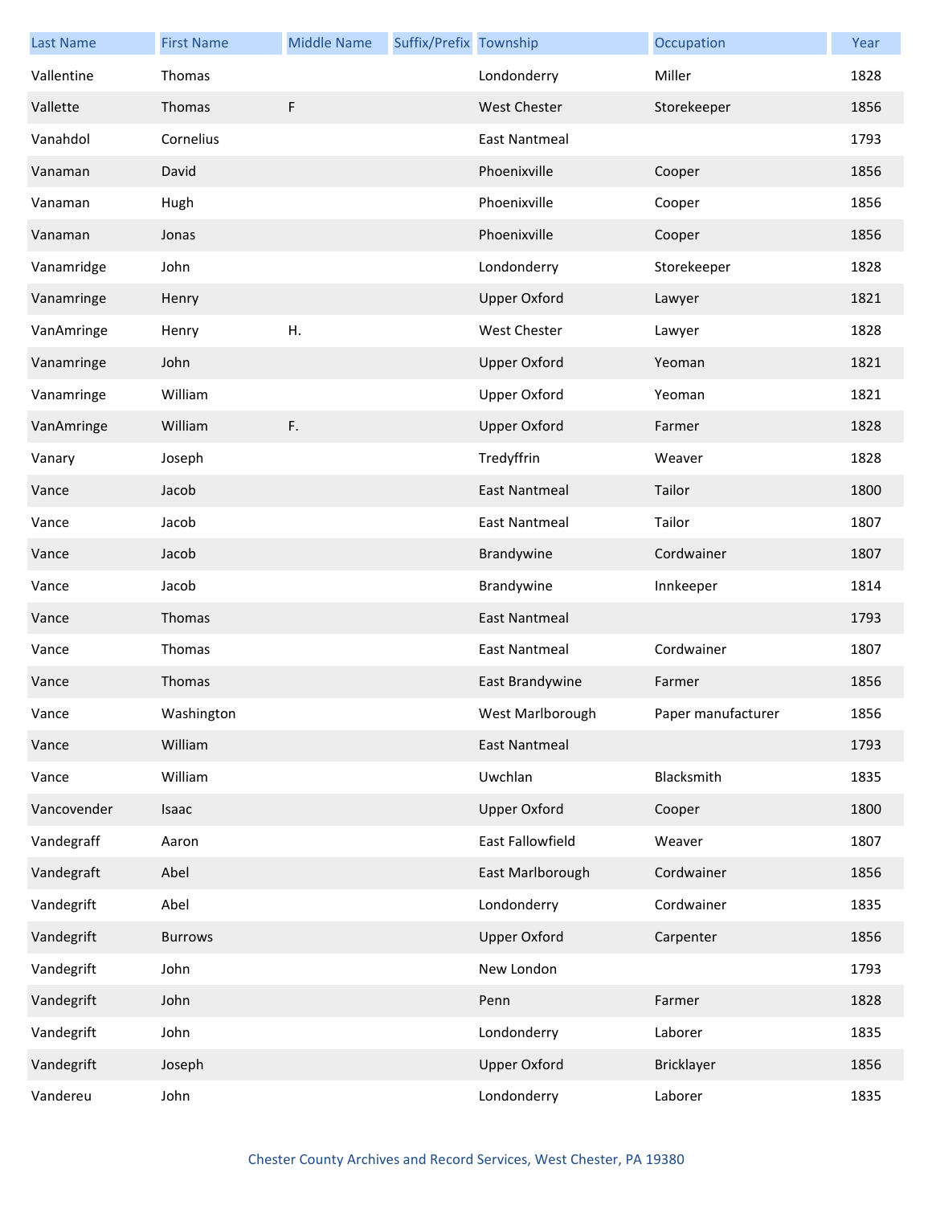| Last Name | First Name | Middle Name | Suffix/Prefix | Township | Occupation | Year |
|---|---|---|---|---|---|---|
| Vallentine | Thomas | | | Londonderry | Miller | 1828 |
| Vallette | Thomas | F | | West Chester | Storekeeper | 1856 |
| Vanahdol | Cornelius | | | East Nantmeal | | 1793 |
| Vanaman | David | | | Phoenixville | Cooper | 1856 |
| Vanaman | Hugh | | | Phoenixville | Cooper | 1856 |
| Vanaman | Jonas | | | Phoenixville | Cooper | 1856 |
| Vanamridge | John | | | Londonderry | Storekeeper | 1828 |
| Vanamringe | Henry | | | Upper Oxford | Lawyer | 1821 |
| VanAmringe | Henry | H. | | West Chester | Lawyer | 1828 |
| Vanamringe | John | | | Upper Oxford | Yeoman | 1821 |
| Vanamringe | William | | | Upper Oxford | Yeoman | 1821 |
| VanAmringe | William | F. | | Upper Oxford | Farmer | 1828 |
| Vanary | Joseph | | | Tredyffrin | Weaver | 1828 |
| Vance | Jacob | | | East Nantmeal | Tailor | 1800 |
| Vance | Jacob | | | East Nantmeal | Tailor | 1807 |
| Vance | Jacob | | | Brandywine | Cordwainer | 1807 |
| Vance | Jacob | | | Brandywine | Innkeeper | 1814 |
| Vance | Thomas | | | East Nantmeal | | 1793 |
| Vance | Thomas | | | East Nantmeal | Cordwainer | 1807 |
| Vance | Thomas | | | East Brandywine | Farmer | 1856 |
| Vance | Washington | | | West Marlborough | Paper manufacturer | 1856 |
| Vance | William | | | East Nantmeal | | 1793 |
| Vance | William | | | Uwchlan | Blacksmith | 1835 |
| Vancovender | Isaac | | | Upper Oxford | Cooper | 1800 |
| Vandegraff | Aaron | | | East Fallowfield | Weaver | 1807 |
| Vandegraft | Abel | | | East Marlborough | Cordwainer | 1856 |
| Vandegrift | Abel | | | Londonderry | Cordwainer | 1835 |
| Vandegrift | Burrows | | | Upper Oxford | Carpenter | 1856 |
| Vandegrift | John | | | New London | | 1793 |
| Vandegrift | John | | | Penn | Farmer | 1828 |
| Vandegrift | John | | | Londonderry | Laborer | 1835 |
| Vandegrift | Joseph | | | Upper Oxford | Bricklayer | 1856 |
| Vandereu | John | | | Londonderry | Laborer | 1835 |

Chester County Archives and Record Services, West Chester, PA 19380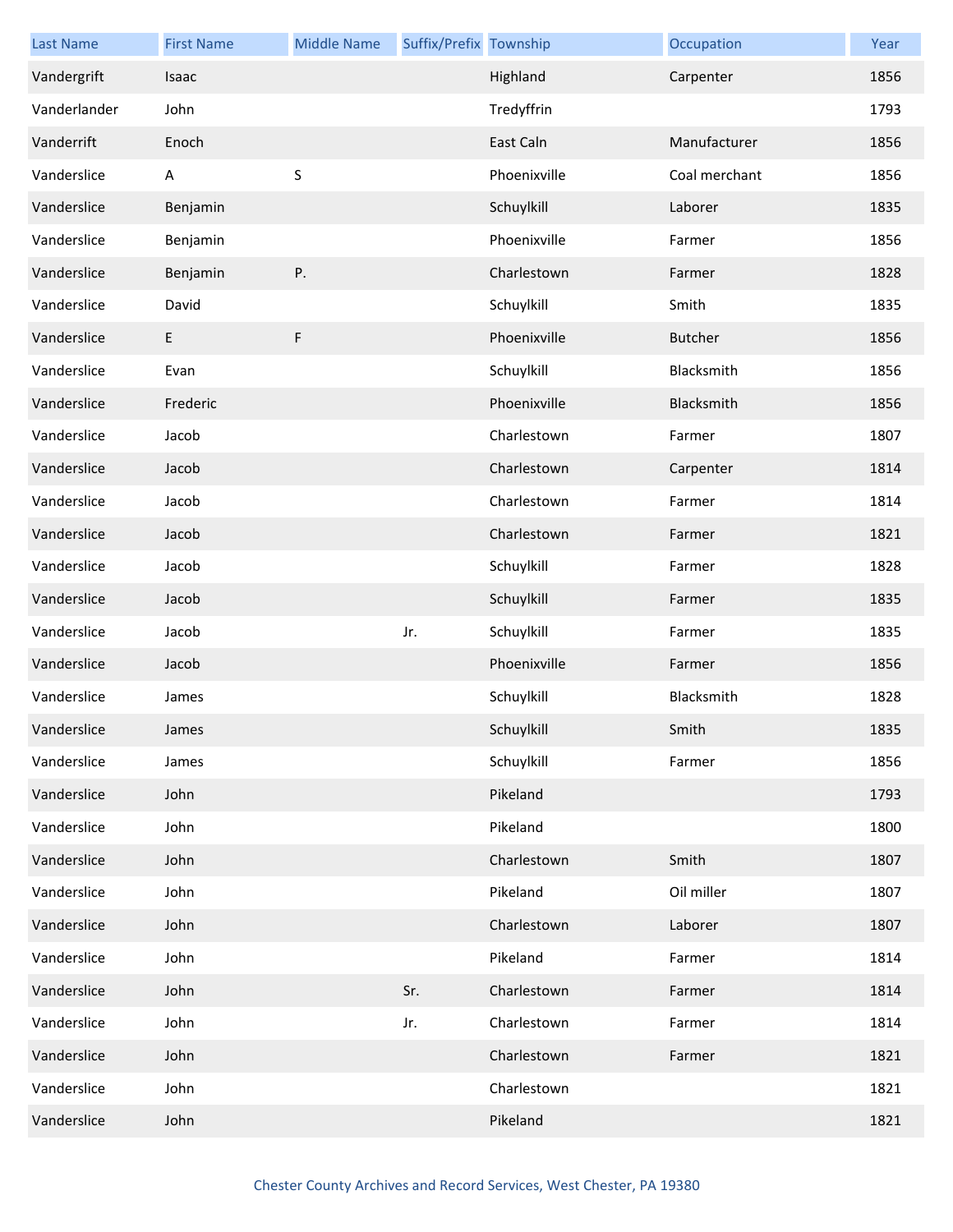| Last Name | First Name | Middle Name | Suffix/Prefix | Township | Occupation | Year |
|---|---|---|---|---|---|---|
| Vandergrift | Isaac | | | Highland | Carpenter | 1856 |
| Vanderlander | John | | | Tredyffrin | | 1793 |
| Vanderrift | Enoch | | | East Caln | Manufacturer | 1856 |
| Vanderslice | A | S | | Phoenixville | Coal merchant | 1856 |
| Vanderslice | Benjamin | | | Schuylkill | Laborer | 1835 |
| Vanderslice | Benjamin | | | Phoenixville | Farmer | 1856 |
| Vanderslice | Benjamin | P. | | Charlestown | Farmer | 1828 |
| Vanderslice | David | | | Schuylkill | Smith | 1835 |
| Vanderslice | E | F | | Phoenixville | Butcher | 1856 |
| Vanderslice | Evan | | | Schuylkill | Blacksmith | 1856 |
| Vanderslice | Frederic | | | Phoenixville | Blacksmith | 1856 |
| Vanderslice | Jacob | | | Charlestown | Farmer | 1807 |
| Vanderslice | Jacob | | | Charlestown | Carpenter | 1814 |
| Vanderslice | Jacob | | | Charlestown | Farmer | 1814 |
| Vanderslice | Jacob | | | Charlestown | Farmer | 1821 |
| Vanderslice | Jacob | | | Schuylkill | Farmer | 1828 |
| Vanderslice | Jacob | | | Schuylkill | Farmer | 1835 |
| Vanderslice | Jacob | | Jr. | Schuylkill | Farmer | 1835 |
| Vanderslice | Jacob | | | Phoenixville | Farmer | 1856 |
| Vanderslice | James | | | Schuylkill | Blacksmith | 1828 |
| Vanderslice | James | | | Schuylkill | Smith | 1835 |
| Vanderslice | James | | | Schuylkill | Farmer | 1856 |
| Vanderslice | John | | | Pikeland | | 1793 |
| Vanderslice | John | | | Pikeland | | 1800 |
| Vanderslice | John | | | Charlestown | Smith | 1807 |
| Vanderslice | John | | | Pikeland | Oil miller | 1807 |
| Vanderslice | John | | | Charlestown | Laborer | 1807 |
| Vanderslice | John | | | Pikeland | Farmer | 1814 |
| Vanderslice | John | | Sr. | Charlestown | Farmer | 1814 |
| Vanderslice | John | | Jr. | Charlestown | Farmer | 1814 |
| Vanderslice | John | | | Charlestown | Farmer | 1821 |
| Vanderslice | John | | | Charlestown | | 1821 |
| Vanderslice | John | | | Pikeland | | 1821 |

Chester County Archives and Record Services, West Chester, PA 19380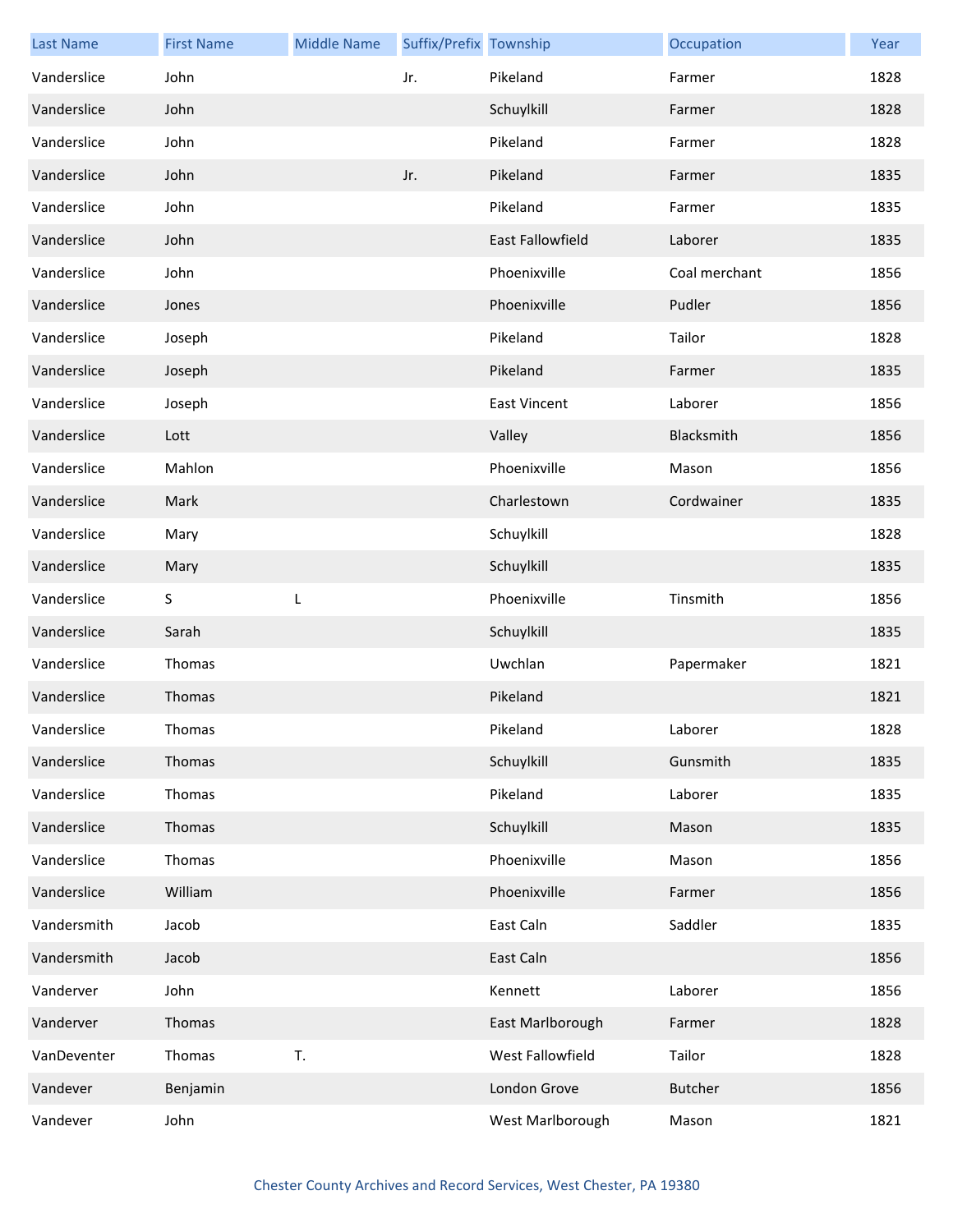| Last Name | First Name | Middle Name | Suffix/Prefix | Township | Occupation | Year |
|---|---|---|---|---|---|---|
| Vanderslice | John | | Jr. | Pikeland | Farmer | 1828 |
| Vanderslice | John | | | Schuylkill | Farmer | 1828 |
| Vanderslice | John | | | Pikeland | Farmer | 1828 |
| Vanderslice | John | | Jr. | Pikeland | Farmer | 1835 |
| Vanderslice | John | | | Pikeland | Farmer | 1835 |
| Vanderslice | John | | | East Fallowfield | Laborer | 1835 |
| Vanderslice | John | | | Phoenixville | Coal merchant | 1856 |
| Vanderslice | Jones | | | Phoenixville | Pudler | 1856 |
| Vanderslice | Joseph | | | Pikeland | Tailor | 1828 |
| Vanderslice | Joseph | | | Pikeland | Farmer | 1835 |
| Vanderslice | Joseph | | | East Vincent | Laborer | 1856 |
| Vanderslice | Lott | | | Valley | Blacksmith | 1856 |
| Vanderslice | Mahlon | | | Phoenixville | Mason | 1856 |
| Vanderslice | Mark | | | Charlestown | Cordwainer | 1835 |
| Vanderslice | Mary | | | Schuylkill | | 1828 |
| Vanderslice | Mary | | | Schuylkill | | 1835 |
| Vanderslice | S | L | | Phoenixville | Tinsmith | 1856 |
| Vanderslice | Sarah | | | Schuylkill | | 1835 |
| Vanderslice | Thomas | | | Uwchlan | Papermaker | 1821 |
| Vanderslice | Thomas | | | Pikeland | | 1821 |
| Vanderslice | Thomas | | | Pikeland | Laborer | 1828 |
| Vanderslice | Thomas | | | Schuylkill | Gunsmith | 1835 |
| Vanderslice | Thomas | | | Pikeland | Laborer | 1835 |
| Vanderslice | Thomas | | | Schuylkill | Mason | 1835 |
| Vanderslice | Thomas | | | Phoenixville | Mason | 1856 |
| Vanderslice | William | | | Phoenixville | Farmer | 1856 |
| Vandersmith | Jacob | | | East Caln | Saddler | 1835 |
| Vandersmith | Jacob | | | East Caln | | 1856 |
| Vanderver | John | | | Kennett | Laborer | 1856 |
| Vanderver | Thomas | | | East Marlborough | Farmer | 1828 |
| VanDeventer | Thomas | T. | | West Fallowfield | Tailor | 1828 |
| Vandever | Benjamin | | | London Grove | Butcher | 1856 |
| Vandever | John | | | West Marlborough | Mason | 1821 |

Chester County Archives and Record Services, West Chester, PA 19380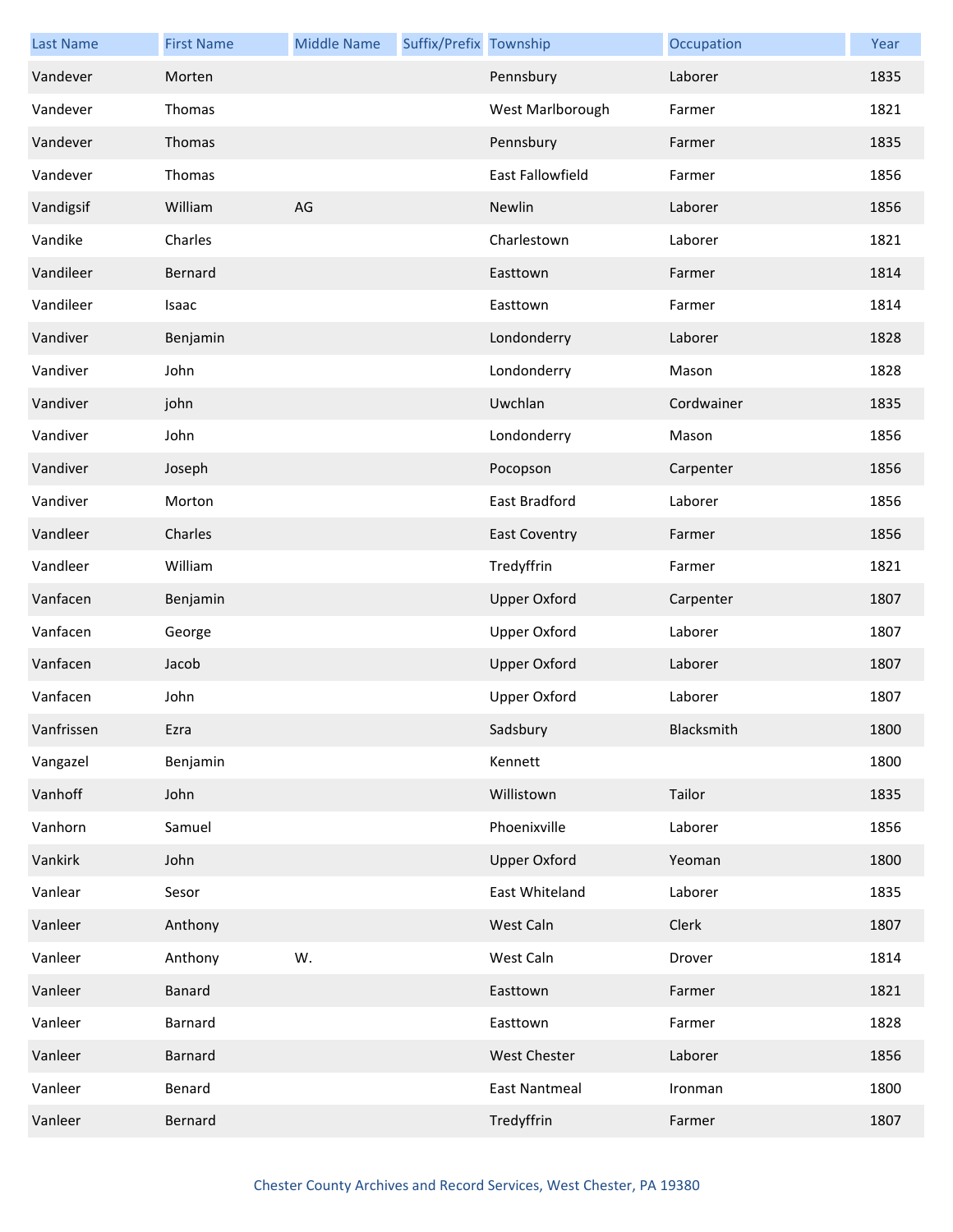| Last Name | First Name | Middle Name | Suffix/Prefix | Township | Occupation | Year |
|---|---|---|---|---|---|---|
| Vandever | Morten | | | Pennsbury | Laborer | 1835 |
| Vandever | Thomas | | | West Marlborough | Farmer | 1821 |
| Vandever | Thomas | | | Pennsbury | Farmer | 1835 |
| Vandever | Thomas | | | East Fallowfield | Farmer | 1856 |
| Vandigsif | William | AG | | Newlin | Laborer | 1856 |
| Vandike | Charles | | | Charlestown | Laborer | 1821 |
| Vandileer | Bernard | | | Easttown | Farmer | 1814 |
| Vandileer | Isaac | | | Easttown | Farmer | 1814 |
| Vandiver | Benjamin | | | Londonderry | Laborer | 1828 |
| Vandiver | John | | | Londonderry | Mason | 1828 |
| Vandiver | john | | | Uwchlan | Cordwainer | 1835 |
| Vandiver | John | | | Londonderry | Mason | 1856 |
| Vandiver | Joseph | | | Pocopson | Carpenter | 1856 |
| Vandiver | Morton | | | East Bradford | Laborer | 1856 |
| Vandleer | Charles | | | East Coventry | Farmer | 1856 |
| Vandleer | William | | | Tredyffrin | Farmer | 1821 |
| Vanfacen | Benjamin | | | Upper Oxford | Carpenter | 1807 |
| Vanfacen | George | | | Upper Oxford | Laborer | 1807 |
| Vanfacen | Jacob | | | Upper Oxford | Laborer | 1807 |
| Vanfacen | John | | | Upper Oxford | Laborer | 1807 |
| Vanfrissen | Ezra | | | Sadsbury | Blacksmith | 1800 |
| Vangazel | Benjamin | | | Kennett | | 1800 |
| Vanhoff | John | | | Willistown | Tailor | 1835 |
| Vanhorn | Samuel | | | Phoenixville | Laborer | 1856 |
| Vankirk | John | | | Upper Oxford | Yeoman | 1800 |
| Vanlear | Sesor | | | East Whiteland | Laborer | 1835 |
| Vanleer | Anthony | | | West Caln | Clerk | 1807 |
| Vanleer | Anthony | W. | | West Caln | Drover | 1814 |
| Vanleer | Banard | | | Easttown | Farmer | 1821 |
| Vanleer | Barnard | | | Easttown | Farmer | 1828 |
| Vanleer | Barnard | | | West Chester | Laborer | 1856 |
| Vanleer | Benard | | | East Nantmeal | Ironman | 1800 |
| Vanleer | Bernard | | | Tredyffrin | Farmer | 1807 |

Chester County Archives and Record Services, West Chester, PA 19380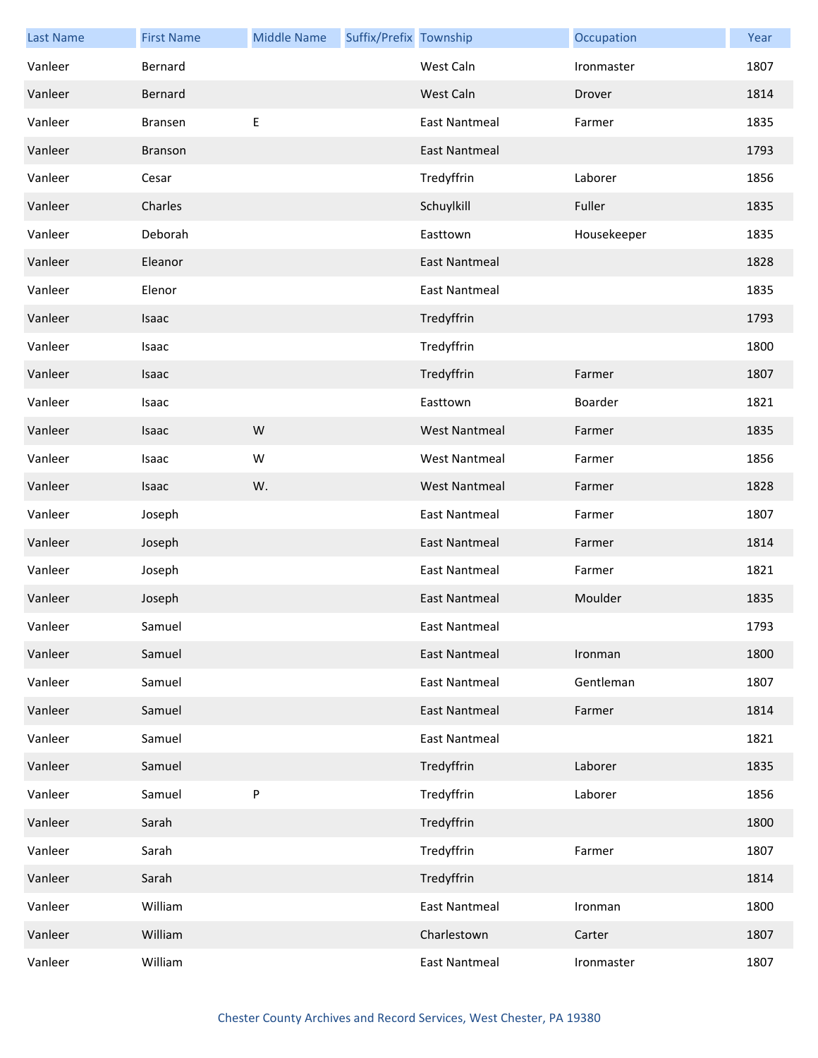| Last Name | First Name | Middle Name | Suffix/Prefix | Township | Occupation | Year |
|---|---|---|---|---|---|---|
| Vanleer | Bernard | | | West Caln | Ironmaster | 1807 |
| Vanleer | Bernard | | | West Caln | Drover | 1814 |
| Vanleer | Bransen | E | | East Nantmeal | Farmer | 1835 |
| Vanleer | Branson | | | East Nantmeal | | 1793 |
| Vanleer | Cesar | | | Tredyffrin | Laborer | 1856 |
| Vanleer | Charles | | | Schuylkill | Fuller | 1835 |
| Vanleer | Deborah | | | Easttown | Housekeeper | 1835 |
| Vanleer | Eleanor | | | East Nantmeal | | 1828 |
| Vanleer | Elenor | | | East Nantmeal | | 1835 |
| Vanleer | Isaac | | | Tredyffrin | | 1793 |
| Vanleer | Isaac | | | Tredyffrin | | 1800 |
| Vanleer | Isaac | | | Tredyffrin | Farmer | 1807 |
| Vanleer | Isaac | | | Easttown | Boarder | 1821 |
| Vanleer | Isaac | W | | West Nantmeal | Farmer | 1835 |
| Vanleer | Isaac | W | | West Nantmeal | Farmer | 1856 |
| Vanleer | Isaac | W. | | West Nantmeal | Farmer | 1828 |
| Vanleer | Joseph | | | East Nantmeal | Farmer | 1807 |
| Vanleer | Joseph | | | East Nantmeal | Farmer | 1814 |
| Vanleer | Joseph | | | East Nantmeal | Farmer | 1821 |
| Vanleer | Joseph | | | East Nantmeal | Moulder | 1835 |
| Vanleer | Samuel | | | East Nantmeal | | 1793 |
| Vanleer | Samuel | | | East Nantmeal | Ironman | 1800 |
| Vanleer | Samuel | | | East Nantmeal | Gentleman | 1807 |
| Vanleer | Samuel | | | East Nantmeal | Farmer | 1814 |
| Vanleer | Samuel | | | East Nantmeal | | 1821 |
| Vanleer | Samuel | | | Tredyffrin | Laborer | 1835 |
| Vanleer | Samuel | P | | Tredyffrin | Laborer | 1856 |
| Vanleer | Sarah | | | Tredyffrin | | 1800 |
| Vanleer | Sarah | | | Tredyffrin | Farmer | 1807 |
| Vanleer | Sarah | | | Tredyffrin | | 1814 |
| Vanleer | William | | | East Nantmeal | Ironman | 1800 |
| Vanleer | William | | | Charlestown | Carter | 1807 |
| Vanleer | William | | | East Nantmeal | Ironmaster | 1807 |

Chester County Archives and Record Services, West Chester, PA 19380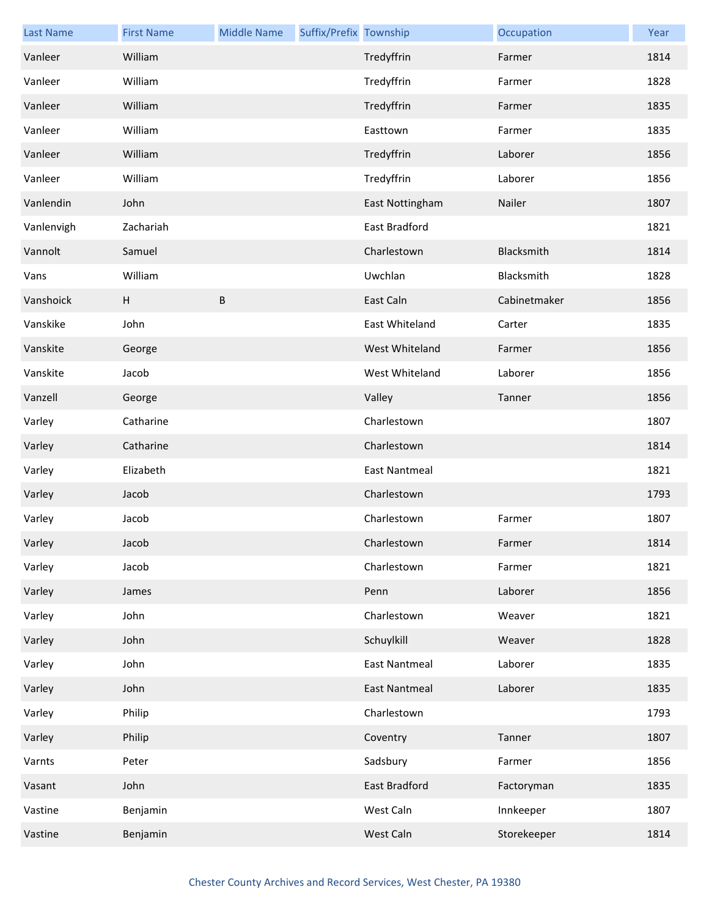| Last Name | First Name | Middle Name | Suffix/Prefix | Township | Occupation | Year |
| --- | --- | --- | --- | --- | --- | --- |
| Vanleer | William | | | Tredyffrin | Farmer | 1814 |
| Vanleer | William | | | Tredyffrin | Farmer | 1828 |
| Vanleer | William | | | Tredyffrin | Farmer | 1835 |
| Vanleer | William | | | Easttown | Farmer | 1835 |
| Vanleer | William | | | Tredyffrin | Laborer | 1856 |
| Vanleer | William | | | Tredyffrin | Laborer | 1856 |
| Vanlendin | John | | | East Nottingham | Nailer | 1807 |
| Vanlenvigh | Zachariah | | | East Bradford | | 1821 |
| Vannolt | Samuel | | | Charlestown | Blacksmith | 1814 |
| Vans | William | | | Uwchlan | Blacksmith | 1828 |
| Vanshoick | H | B | | East Caln | Cabinetmaker | 1856 |
| Vanskike | John | | | East Whiteland | Carter | 1835 |
| Vanskite | George | | | West Whiteland | Farmer | 1856 |
| Vanskite | Jacob | | | West Whiteland | Laborer | 1856 |
| Vanzell | George | | | Valley | Tanner | 1856 |
| Varley | Catharine | | | Charlestown | | 1807 |
| Varley | Catharine | | | Charlestown | | 1814 |
| Varley | Elizabeth | | | East Nantmeal | | 1821 |
| Varley | Jacob | | | Charlestown | | 1793 |
| Varley | Jacob | | | Charlestown | Farmer | 1807 |
| Varley | Jacob | | | Charlestown | Farmer | 1814 |
| Varley | Jacob | | | Charlestown | Farmer | 1821 |
| Varley | James | | | Penn | Laborer | 1856 |
| Varley | John | | | Charlestown | Weaver | 1821 |
| Varley | John | | | Schuylkill | Weaver | 1828 |
| Varley | John | | | East Nantmeal | Laborer | 1835 |
| Varley | John | | | East Nantmeal | Laborer | 1835 |
| Varley | Philip | | | Charlestown | | 1793 |
| Varley | Philip | | | Coventry | Tanner | 1807 |
| Varnts | Peter | | | Sadsbury | Farmer | 1856 |
| Vasant | John | | | East Bradford | Factoryman | 1835 |
| Vastine | Benjamin | | | West Caln | Innkeeper | 1807 |
| Vastine | Benjamin | | | West Caln | Storekeeper | 1814 |

Chester County Archives and Record Services, West Chester, PA 19380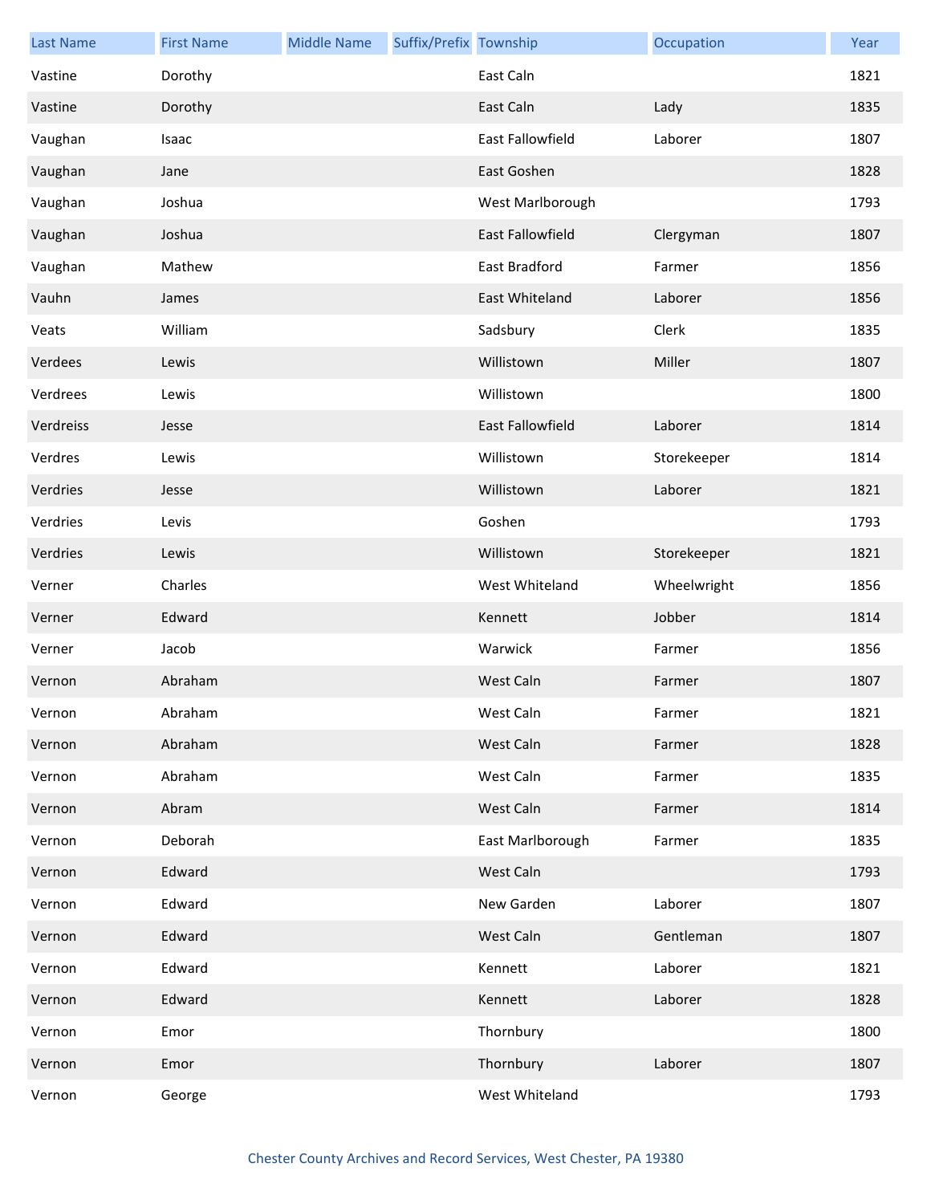| Last Name | First Name | Middle Name | Suffix/Prefix | Township | Occupation | Year |
|---|---|---|---|---|---|---|
| Vastine | Dorothy | | | East Caln | | 1821 |
| Vastine | Dorothy | | | East Caln | Lady | 1835 |
| Vaughan | Isaac | | | East Fallowfield | Laborer | 1807 |
| Vaughan | Jane | | | East Goshen | | 1828 |
| Vaughan | Joshua | | | West Marlborough | | 1793 |
| Vaughan | Joshua | | | East Fallowfield | Clergyman | 1807 |
| Vaughan | Mathew | | | East Bradford | Farmer | 1856 |
| Vauhn | James | | | East Whiteland | Laborer | 1856 |
| Veats | William | | | Sadsbury | Clerk | 1835 |
| Verdees | Lewis | | | Willistown | Miller | 1807 |
| Verdrees | Lewis | | | Willistown | | 1800 |
| Verdreiss | Jesse | | | East Fallowfield | Laborer | 1814 |
| Verdres | Lewis | | | Willistown | Storekeeper | 1814 |
| Verdries | Jesse | | | Willistown | Laborer | 1821 |
| Verdries | Levis | | | Goshen | | 1793 |
| Verdries | Lewis | | | Willistown | Storekeeper | 1821 |
| Verner | Charles | | | West Whiteland | Wheelwright | 1856 |
| Verner | Edward | | | Kennett | Jobber | 1814 |
| Verner | Jacob | | | Warwick | Farmer | 1856 |
| Vernon | Abraham | | | West Caln | Farmer | 1807 |
| Vernon | Abraham | | | West Caln | Farmer | 1821 |
| Vernon | Abraham | | | West Caln | Farmer | 1828 |
| Vernon | Abraham | | | West Caln | Farmer | 1835 |
| Vernon | Abram | | | West Caln | Farmer | 1814 |
| Vernon | Deborah | | | East Marlborough | Farmer | 1835 |
| Vernon | Edward | | | West Caln | | 1793 |
| Vernon | Edward | | | New Garden | Laborer | 1807 |
| Vernon | Edward | | | West Caln | Gentleman | 1807 |
| Vernon | Edward | | | Kennett | Laborer | 1821 |
| Vernon | Edward | | | Kennett | Laborer | 1828 |
| Vernon | Emor | | | Thornbury | | 1800 |
| Vernon | Emor | | | Thornbury | Laborer | 1807 |
| Vernon | George | | | West Whiteland | | 1793 |

Chester County Archives and Record Services, West Chester, PA 19380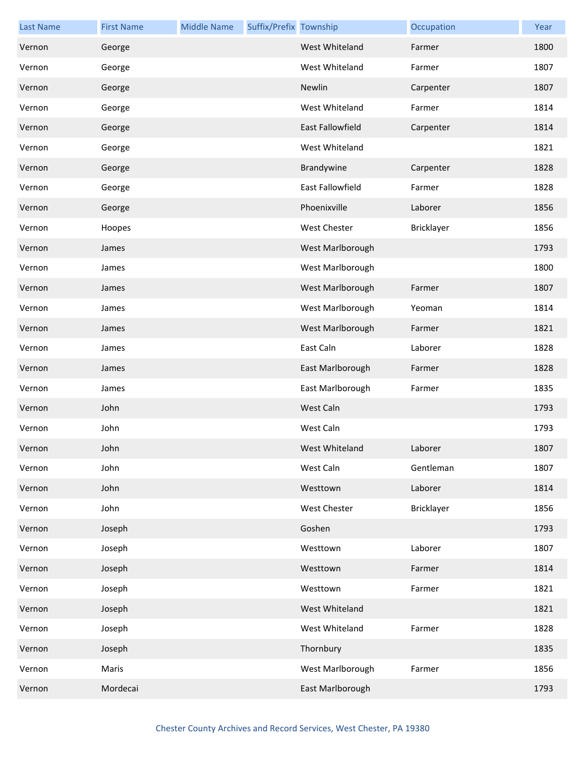| Last Name | First Name | Middle Name | Suffix/Prefix | Township | Occupation | Year |
| --- | --- | --- | --- | --- | --- | --- |
| Vernon | George | | | West Whiteland | Farmer | 1800 |
| Vernon | George | | | West Whiteland | Farmer | 1807 |
| Vernon | George | | | Newlin | Carpenter | 1807 |
| Vernon | George | | | West Whiteland | Farmer | 1814 |
| Vernon | George | | | East Fallowfield | Carpenter | 1814 |
| Vernon | George | | | West Whiteland | | 1821 |
| Vernon | George | | | Brandywine | Carpenter | 1828 |
| Vernon | George | | | East Fallowfield | Farmer | 1828 |
| Vernon | George | | | Phoenixville | Laborer | 1856 |
| Vernon | Hoopes | | | West Chester | Bricklayer | 1856 |
| Vernon | James | | | West Marlborough | | 1793 |
| Vernon | James | | | West Marlborough | | 1800 |
| Vernon | James | | | West Marlborough | Farmer | 1807 |
| Vernon | James | | | West Marlborough | Yeoman | 1814 |
| Vernon | James | | | West Marlborough | Farmer | 1821 |
| Vernon | James | | | East Caln | Laborer | 1828 |
| Vernon | James | | | East Marlborough | Farmer | 1828 |
| Vernon | James | | | East Marlborough | Farmer | 1835 |
| Vernon | John | | | West Caln | | 1793 |
| Vernon | John | | | West Caln | | 1793 |
| Vernon | John | | | West Whiteland | Laborer | 1807 |
| Vernon | John | | | West Caln | Gentleman | 1807 |
| Vernon | John | | | Westtown | Laborer | 1814 |
| Vernon | John | | | West Chester | Bricklayer | 1856 |
| Vernon | Joseph | | | Goshen | | 1793 |
| Vernon | Joseph | | | Westtown | Laborer | 1807 |
| Vernon | Joseph | | | Westtown | Farmer | 1814 |
| Vernon | Joseph | | | Westtown | Farmer | 1821 |
| Vernon | Joseph | | | West Whiteland | | 1821 |
| Vernon | Joseph | | | West Whiteland | Farmer | 1828 |
| Vernon | Joseph | | | Thornbury | | 1835 |
| Vernon | Maris | | | West Marlborough | Farmer | 1856 |
| Vernon | Mordecai | | | East Marlborough | | 1793 |

Chester County Archives and Record Services, West Chester, PA 19380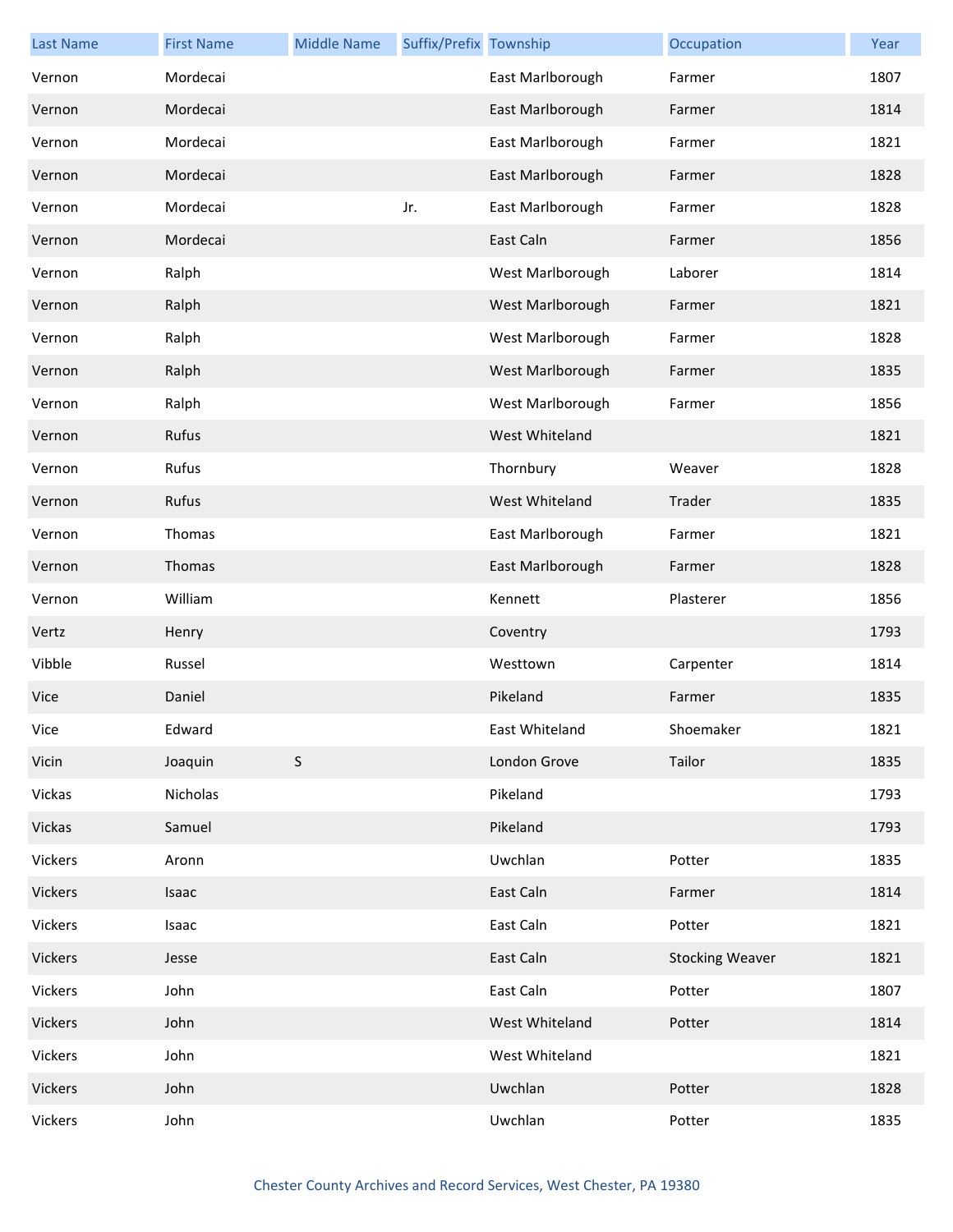| Last Name | First Name | Middle Name | Suffix/Prefix | Township | Occupation | Year |
| --- | --- | --- | --- | --- | --- | --- |
| Vernon | Mordecai | | | East Marlborough | Farmer | 1807 |
| Vernon | Mordecai | | | East Marlborough | Farmer | 1814 |
| Vernon | Mordecai | | | East Marlborough | Farmer | 1821 |
| Vernon | Mordecai | | | East Marlborough | Farmer | 1828 |
| Vernon | Mordecai | | Jr. | East Marlborough | Farmer | 1828 |
| Vernon | Mordecai | | | East Caln | Farmer | 1856 |
| Vernon | Ralph | | | West Marlborough | Laborer | 1814 |
| Vernon | Ralph | | | West Marlborough | Farmer | 1821 |
| Vernon | Ralph | | | West Marlborough | Farmer | 1828 |
| Vernon | Ralph | | | West Marlborough | Farmer | 1835 |
| Vernon | Ralph | | | West Marlborough | Farmer | 1856 |
| Vernon | Rufus | | | West Whiteland | | 1821 |
| Vernon | Rufus | | | Thornbury | Weaver | 1828 |
| Vernon | Rufus | | | West Whiteland | Trader | 1835 |
| Vernon | Thomas | | | East Marlborough | Farmer | 1821 |
| Vernon | Thomas | | | East Marlborough | Farmer | 1828 |
| Vernon | William | | | Kennett | Plasterer | 1856 |
| Vertz | Henry | | | Coventry | | 1793 |
| Vibble | Russel | | | Westtown | Carpenter | 1814 |
| Vice | Daniel | | | Pikeland | Farmer | 1835 |
| Vice | Edward | | | East Whiteland | Shoemaker | 1821 |
| Vicin | Joaquin | S | | London Grove | Tailor | 1835 |
| Vickas | Nicholas | | | Pikeland | | 1793 |
| Vickas | Samuel | | | Pikeland | | 1793 |
| Vickers | Aronn | | | Uwchlan | Potter | 1835 |
| Vickers | Isaac | | | East Caln | Farmer | 1814 |
| Vickers | Isaac | | | East Caln | Potter | 1821 |
| Vickers | Jesse | | | East Caln | Stocking Weaver | 1821 |
| Vickers | John | | | East Caln | Potter | 1807 |
| Vickers | John | | | West Whiteland | Potter | 1814 |
| Vickers | John | | | West Whiteland | | 1821 |
| Vickers | John | | | Uwchlan | Potter | 1828 |
| Vickers | John | | | Uwchlan | Potter | 1835 |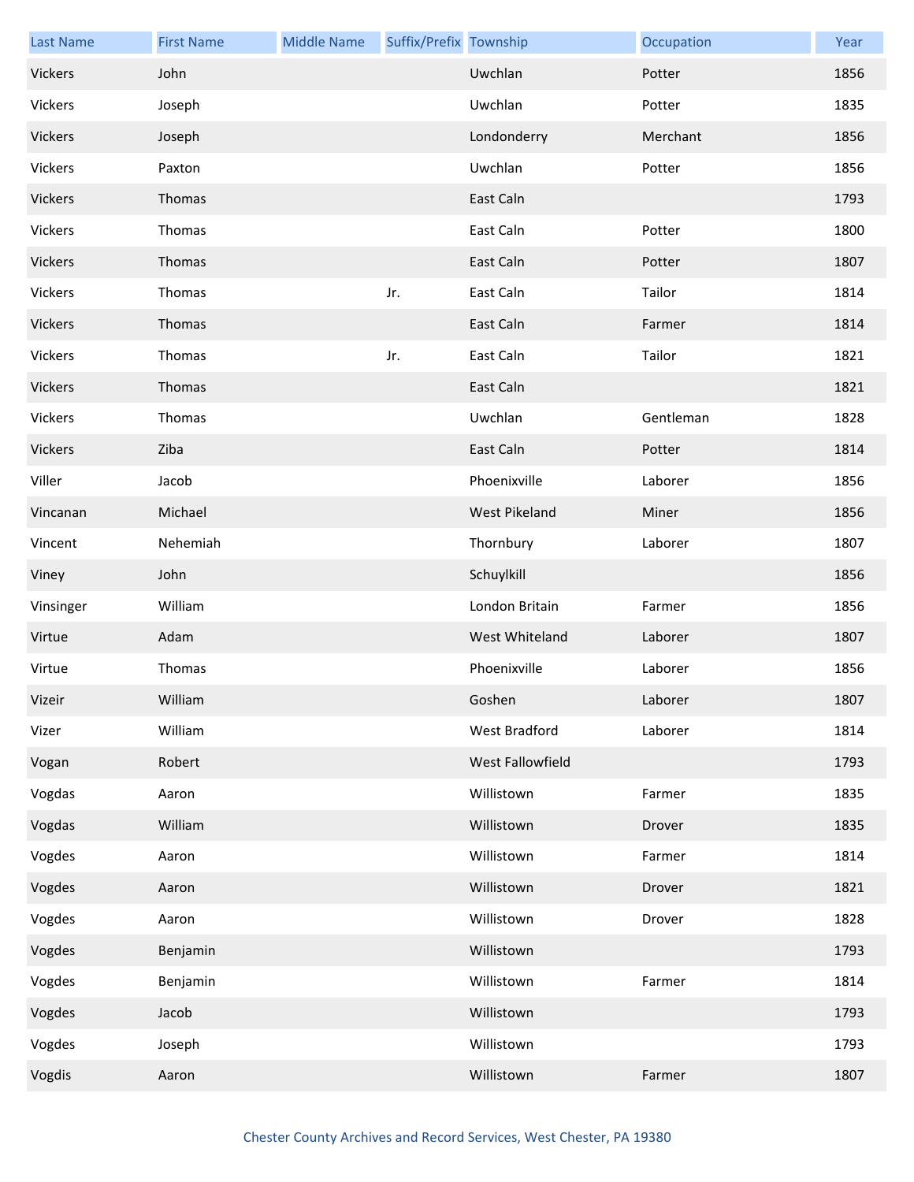| Last Name | First Name | Middle Name | Suffix/Prefix | Township | Occupation | Year |
| --- | --- | --- | --- | --- | --- | --- |
| Vickers | John | | | Uwchlan | Potter | 1856 |
| Vickers | Joseph | | | Uwchlan | Potter | 1835 |
| Vickers | Joseph | | | Londonderry | Merchant | 1856 |
| Vickers | Paxton | | | Uwchlan | Potter | 1856 |
| Vickers | Thomas | | | East Caln | | 1793 |
| Vickers | Thomas | | | East Caln | Potter | 1800 |
| Vickers | Thomas | | | East Caln | Potter | 1807 |
| Vickers | Thomas | | Jr. | East Caln | Tailor | 1814 |
| Vickers | Thomas | | | East Caln | Farmer | 1814 |
| Vickers | Thomas | | Jr. | East Caln | Tailor | 1821 |
| Vickers | Thomas | | | East Caln | | 1821 |
| Vickers | Thomas | | | Uwchlan | Gentleman | 1828 |
| Vickers | Ziba | | | East Caln | Potter | 1814 |
| Viller | Jacob | | | Phoenixville | Laborer | 1856 |
| Vincanan | Michael | | | West Pikeland | Miner | 1856 |
| Vincent | Nehemiah | | | Thornbury | Laborer | 1807 |
| Viney | John | | | Schuylkill | | 1856 |
| Vinsinger | William | | | London Britain | Farmer | 1856 |
| Virtue | Adam | | | West Whiteland | Laborer | 1807 |
| Virtue | Thomas | | | Phoenixville | Laborer | 1856 |
| Vizeir | William | | | Goshen | Laborer | 1807 |
| Vizer | William | | | West Bradford | Laborer | 1814 |
| Vogan | Robert | | | West Fallowfield | | 1793 |
| Vogdas | Aaron | | | Willistown | Farmer | 1835 |
| Vogdas | William | | | Willistown | Drover | 1835 |
| Vogdes | Aaron | | | Willistown | Farmer | 1814 |
| Vogdes | Aaron | | | Willistown | Drover | 1821 |
| Vogdes | Aaron | | | Willistown | Drover | 1828 |
| Vogdes | Benjamin | | | Willistown | | 1793 |
| Vogdes | Benjamin | | | Willistown | Farmer | 1814 |
| Vogdes | Jacob | | | Willistown | | 1793 |
| Vogdes | Joseph | | | Willistown | | 1793 |
| Vogdis | Aaron | | | Willistown | Farmer | 1807 |

Chester County Archives and Record Services, West Chester, PA 19380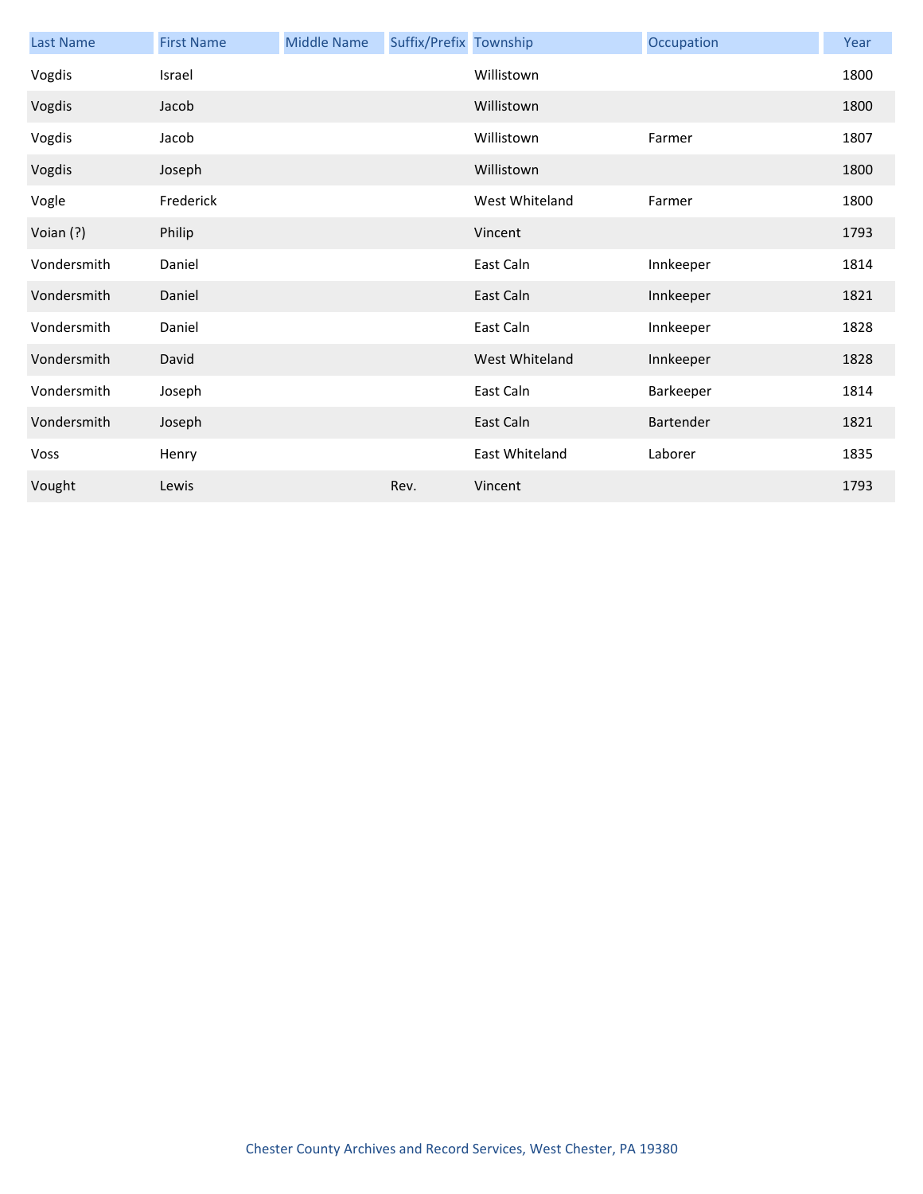| Last Name | First Name | Middle Name | Suffix/Prefix | Township | Occupation | Year |
|---|---|---|---|---|---|---|
| Vogdis | Israel | | | Willistown | | 1800 |
| Vogdis | Jacob | | | Willistown | | 1800 |
| Vogdis | Jacob | | | Willistown | Farmer | 1807 |
| Vogdis | Joseph | | | Willistown | | 1800 |
| Vogle | Frederick | | | West Whiteland | Farmer | 1800 |
| Voian (?) | Philip | | | Vincent | | 1793 |
| Vondersmith | Daniel | | | East Caln | Innkeeper | 1814 |
| Vondersmith | Daniel | | | East Caln | Innkeeper | 1821 |
| Vondersmith | Daniel | | | East Caln | Innkeeper | 1828 |
| Vondersmith | David | | | West Whiteland | Innkeeper | 1828 |
| Vondersmith | Joseph | | | East Caln | Barkeeper | 1814 |
| Vondersmith | Joseph | | | East Caln | Bartender | 1821 |
| Voss | Henry | | | East Whiteland | Laborer | 1835 |
| Vought | Lewis | | Rev. | Vincent | | 1793 |